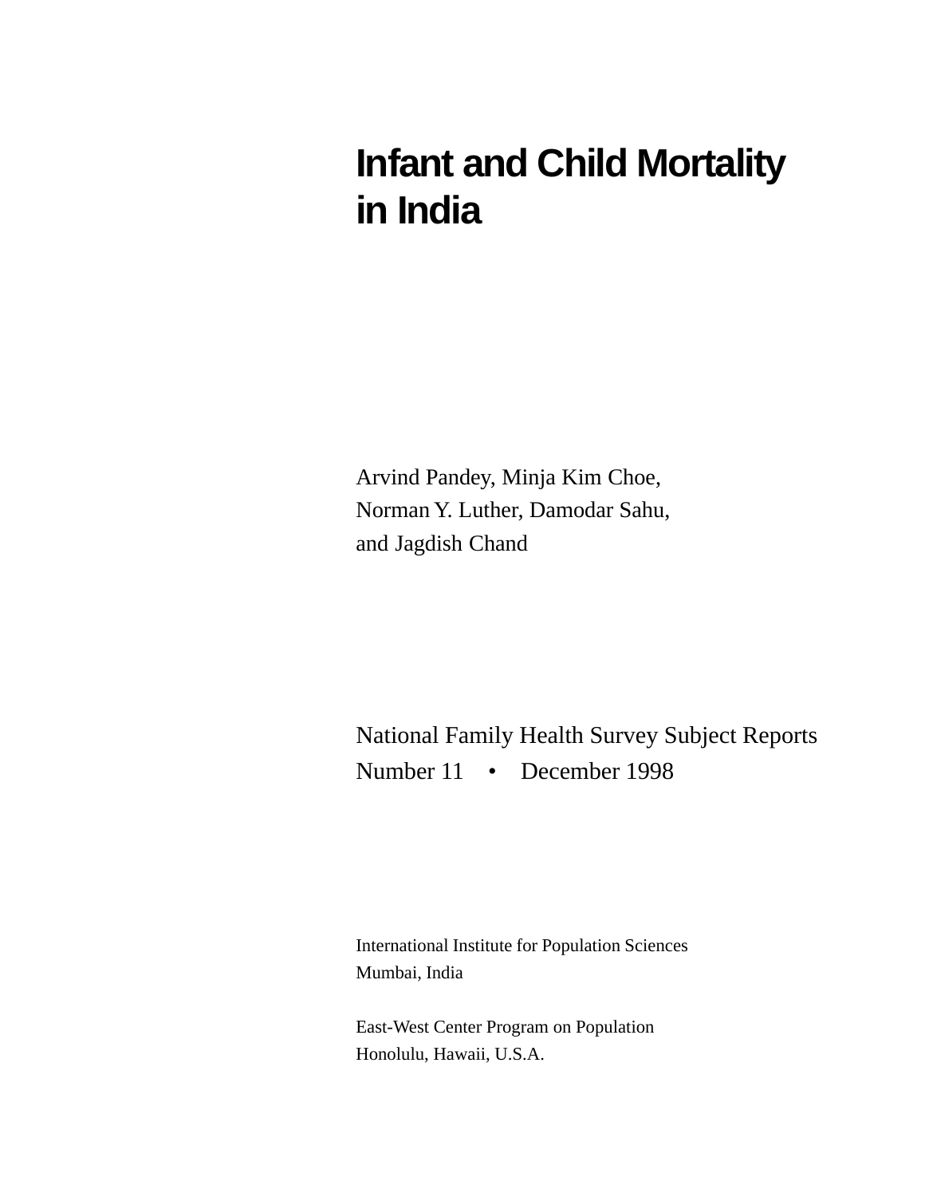# Infant and Child Mortality in India

Arvind Pandey, Minja Kim Choe,
Norman Y. Luther, Damodar Sahu,
and Jagdish Chand

National Family Health Survey Subject Reports
Number 11 • December 1998

International Institute for Population Sciences
Mumbai, India

East-West Center Program on Population
Honolulu, Hawaii, U.S.A.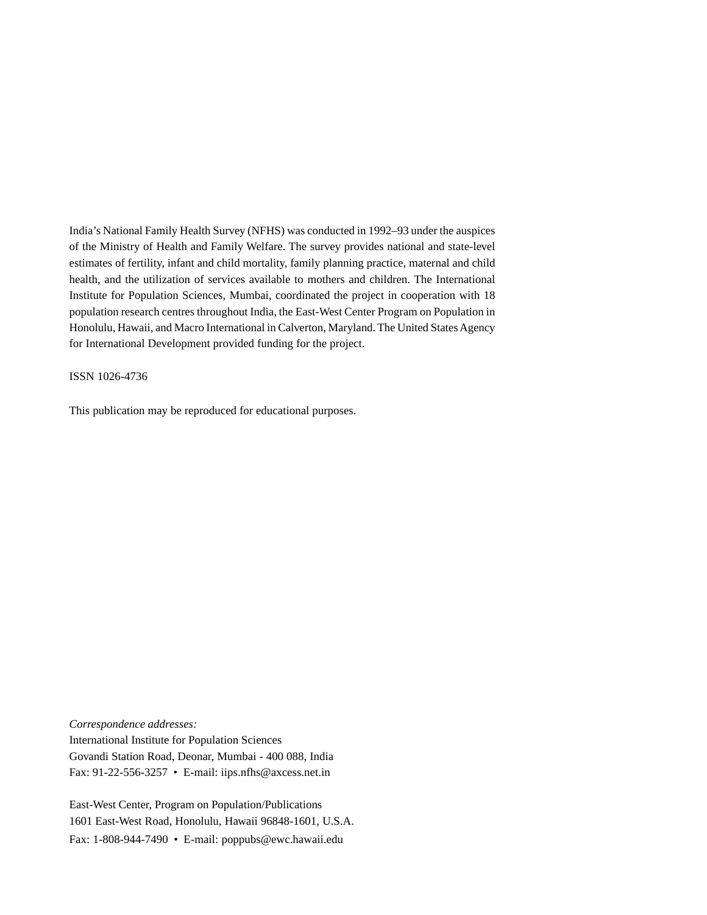India's National Family Health Survey (NFHS) was conducted in 1992–93 under the auspices of the Ministry of Health and Family Welfare. The survey provides national and state-level estimates of fertility, infant and child mortality, family planning practice, maternal and child health, and the utilization of services available to mothers and children. The International Institute for Population Sciences, Mumbai, coordinated the project in cooperation with 18 population research centres throughout India, the East-West Center Program on Population in Honolulu, Hawaii, and Macro International in Calverton, Maryland. The United States Agency for International Development provided funding for the project.

ISSN 1026-4736

This publication may be reproduced for educational purposes.

*Correspondence addresses:*
International Institute for Population Sciences
Govandi Station Road, Deonar, Mumbai - 400 088, India
Fax: 91-22-556-3257 • E-mail: iips.nfhs@axcess.net.in

East-West Center, Program on Population/Publications
1601 East-West Road, Honolulu, Hawaii 96848-1601, U.S.A.
Fax: 1-808-944-7490 • E-mail: poppubs@ewc.hawaii.edu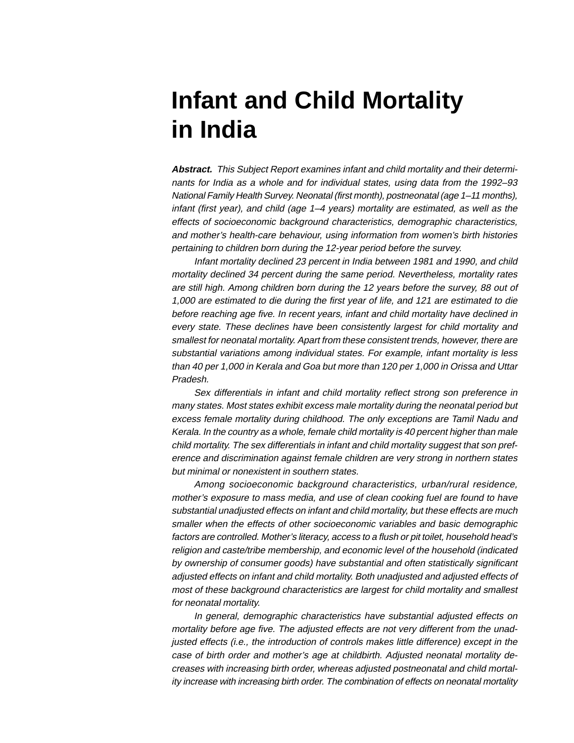# Infant and Child Mortality in India

***Abstract.*** *This Subject Report examines infant and child mortality and their determinants for India as a whole and for individual states, using data from the 1992–93 National Family Health Survey. Neonatal (first month), postneonatal (age 1–11 months), infant (first year), and child (age 1–4 years) mortality are estimated, as well as the effects of socioeconomic background characteristics, demographic characteristics, and mother's health-care behaviour, using information from women's birth histories pertaining to children born during the 12-year period before the survey.*

*Infant mortality declined 23 percent in India between 1981 and 1990, and child mortality declined 34 percent during the same period. Nevertheless, mortality rates are still high. Among children born during the 12 years before the survey, 88 out of 1,000 are estimated to die during the first year of life, and 121 are estimated to die before reaching age five. In recent years, infant and child mortality have declined in every state. These declines have been consistently largest for child mortality and smallest for neonatal mortality. Apart from these consistent trends, however, there are substantial variations among individual states. For example, infant mortality is less than 40 per 1,000 in Kerala and Goa but more than 120 per 1,000 in Orissa and Uttar Pradesh.*

*Sex differentials in infant and child mortality reflect strong son preference in many states. Most states exhibit excess male mortality during the neonatal period but excess female mortality during childhood. The only exceptions are Tamil Nadu and Kerala. In the country as a whole, female child mortality is 40 percent higher than male child mortality. The sex differentials in infant and child mortality suggest that son preference and discrimination against female children are very strong in northern states but minimal or nonexistent in southern states.*

*Among socioeconomic background characteristics, urban/rural residence, mother's exposure to mass media, and use of clean cooking fuel are found to have substantial unadjusted effects on infant and child mortality, but these effects are much smaller when the effects of other socioeconomic variables and basic demographic factors are controlled. Mother's literacy, access to a flush or pit toilet, household head's religion and caste/tribe membership, and economic level of the household (indicated by ownership of consumer goods) have substantial and often statistically significant adjusted effects on infant and child mortality. Both unadjusted and adjusted effects of most of these background characteristics are largest for child mortality and smallest for neonatal mortality.*

*In general, demographic characteristics have substantial adjusted effects on mortality before age five. The adjusted effects are not very different from the unadjusted effects (i.e., the introduction of controls makes little difference) except in the case of birth order and mother's age at childbirth. Adjusted neonatal mortality decreases with increasing birth order, whereas adjusted postneonatal and child mortality increase with increasing birth order. The combination of effects on neonatal mortality*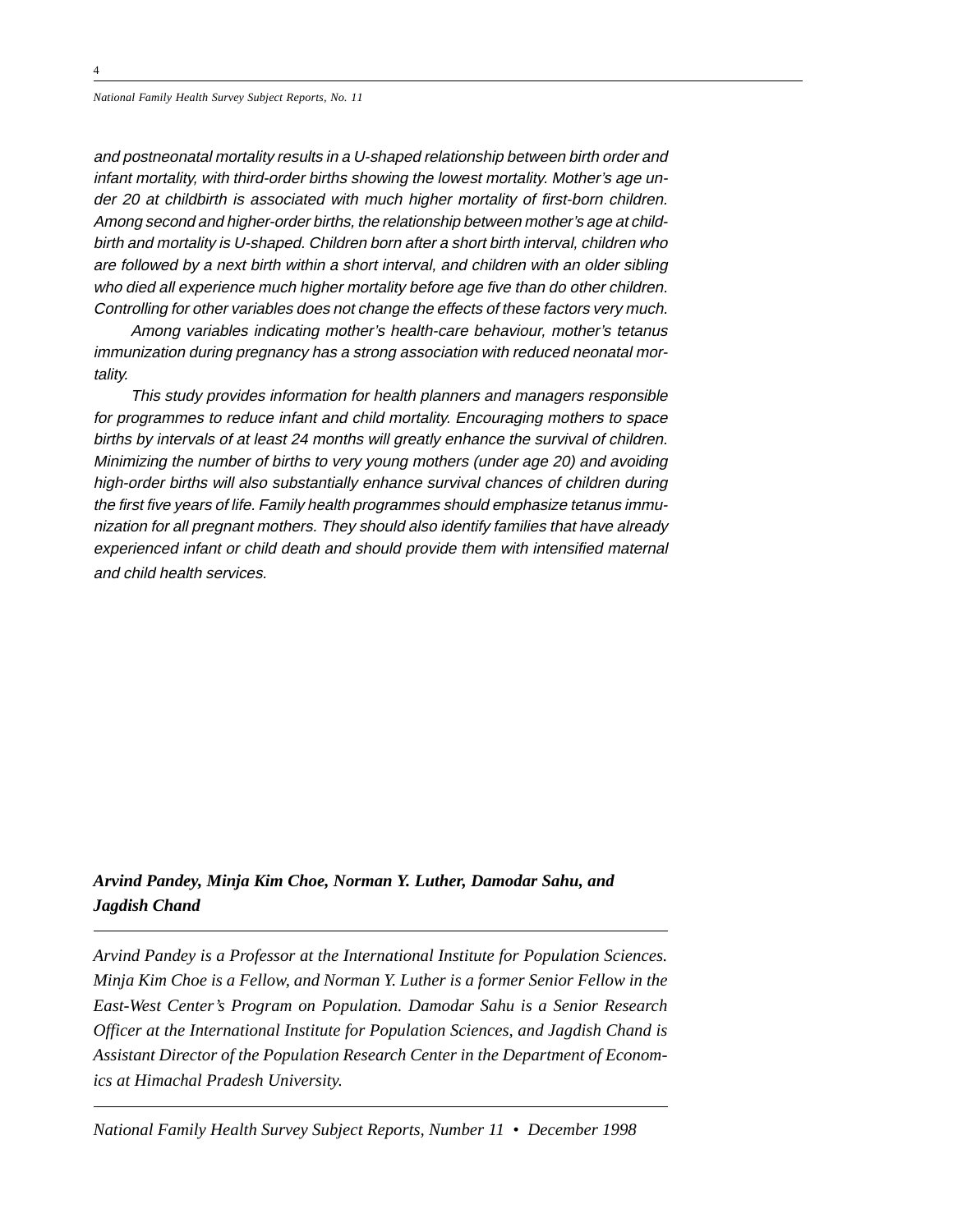*and postneonatal mortality results in a U-shaped relationship between birth order and infant mortality, with third-order births showing the lowest mortality. Mother's age under 20 at childbirth is associated with much higher mortality of first-born children. Among second and higher-order births, the relationship between mother's age at childbirth and mortality is U-shaped. Children born after a short birth interval, children who are followed by a next birth within a short interval, and children with an older sibling who died all experience much higher mortality before age five than do other children. Controlling for other variables does not change the effects of these factors very much.*

*Among variables indicating mother's health-care behaviour, mother's tetanus immunization during pregnancy has a strong association with reduced neonatal mortality.*

*This study provides information for health planners and managers responsible for programmes to reduce infant and child mortality. Encouraging mothers to space births by intervals of at least 24 months will greatly enhance the survival of children. Minimizing the number of births to very young mothers (under age 20) and avoiding high-order births will also substantially enhance survival chances of children during the first five years of life. Family health programmes should emphasize tetanus immunization for all pregnant mothers. They should also identify families that have already experienced infant or child death and should provide them with intensified maternal and child health services.*

***Arvind Pandey, Minja Kim Choe, Norman Y. Luther, Damodar Sahu, and Jagdish Chand***

---

*Arvind Pandey is a Professor at the International Institute for Population Sciences. Minja Kim Choe is a Fellow, and Norman Y. Luther is a former Senior Fellow in the East-West Center's Program on Population. Damodar Sahu is a Senior Research Officer at the International Institute for Population Sciences, and Jagdish Chand is Assistant Director of the Population Research Center in the Department of Economics at Himachal Pradesh University.*

---

*National Family Health Survey Subject Reports, Number 11 • December 1998*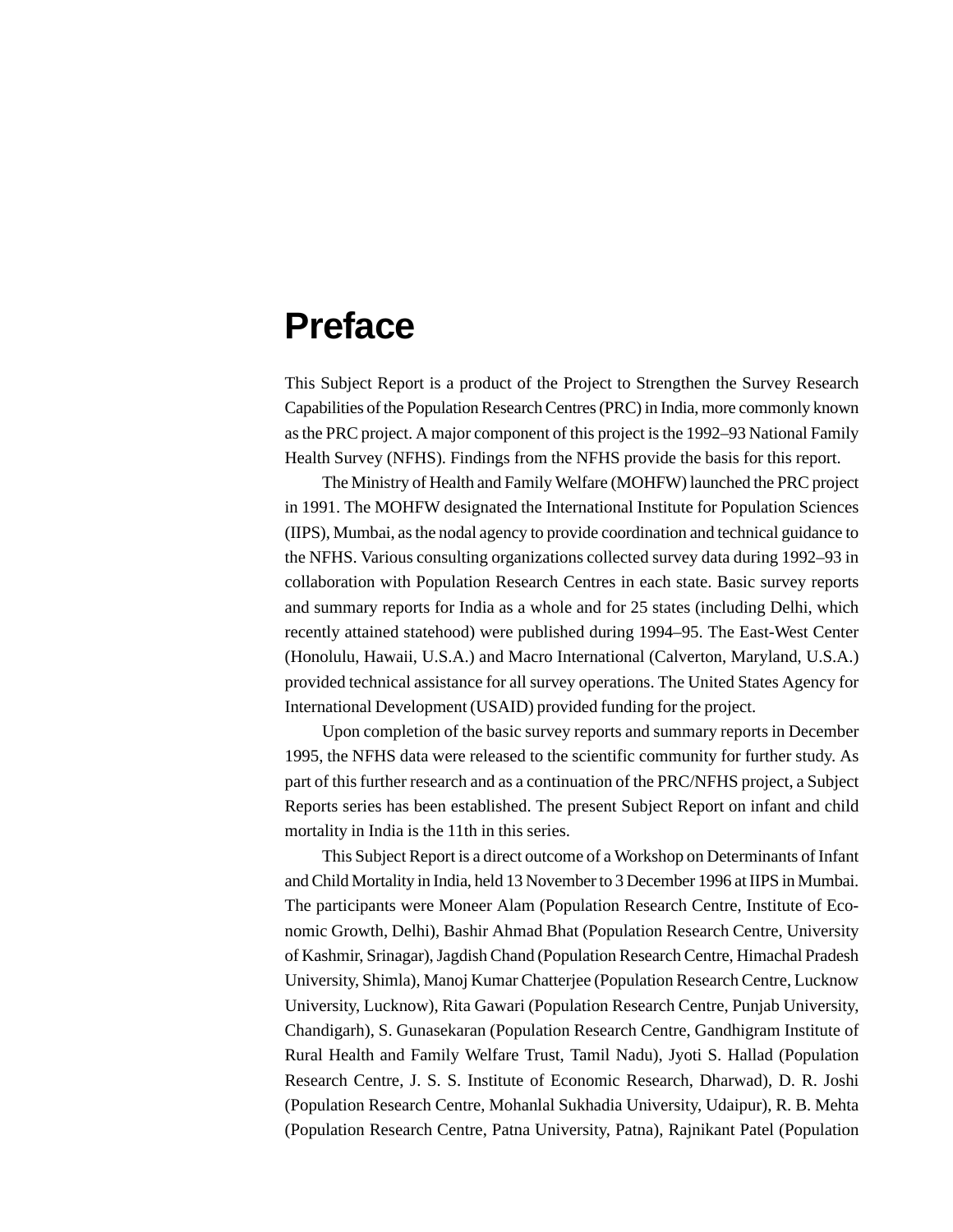# Preface

This Subject Report is a product of the Project to Strengthen the Survey Research Capabilities of the Population Research Centres (PRC) in India, more commonly known as the PRC project. A major component of this project is the 1992–93 National Family Health Survey (NFHS). Findings from the NFHS provide the basis for this report.

The Ministry of Health and Family Welfare (MOHFW) launched the PRC project in 1991. The MOHFW designated the International Institute for Population Sciences (IIPS), Mumbai, as the nodal agency to provide coordination and technical guidance to the NFHS. Various consulting organizations collected survey data during 1992–93 in collaboration with Population Research Centres in each state. Basic survey reports and summary reports for India as a whole and for 25 states (including Delhi, which recently attained statehood) were published during 1994–95. The East-West Center (Honolulu, Hawaii, U.S.A.) and Macro International (Calverton, Maryland, U.S.A.) provided technical assistance for all survey operations. The United States Agency for International Development (USAID) provided funding for the project.

Upon completion of the basic survey reports and summary reports in December 1995, the NFHS data were released to the scientific community for further study. As part of this further research and as a continuation of the PRC/NFHS project, a Subject Reports series has been established. The present Subject Report on infant and child mortality in India is the 11th in this series.

This Subject Report is a direct outcome of a Workshop on Determinants of Infant and Child Mortality in India, held 13 November to 3 December 1996 at IIPS in Mumbai. The participants were Moneer Alam (Population Research Centre, Institute of Economic Growth, Delhi), Bashir Ahmad Bhat (Population Research Centre, University of Kashmir, Srinagar), Jagdish Chand (Population Research Centre, Himachal Pradesh University, Shimla), Manoj Kumar Chatterjee (Population Research Centre, Lucknow University, Lucknow), Rita Gawari (Population Research Centre, Punjab University, Chandigarh), S. Gunasekaran (Population Research Centre, Gandhigram Institute of Rural Health and Family Welfare Trust, Tamil Nadu), Jyoti S. Hallad (Population Research Centre, J. S. S. Institute of Economic Research, Dharwad), D. R. Joshi (Population Research Centre, Mohanlal Sukhadia University, Udaipur), R. B. Mehta (Population Research Centre, Patna University, Patna), Rajnikant Patel (Population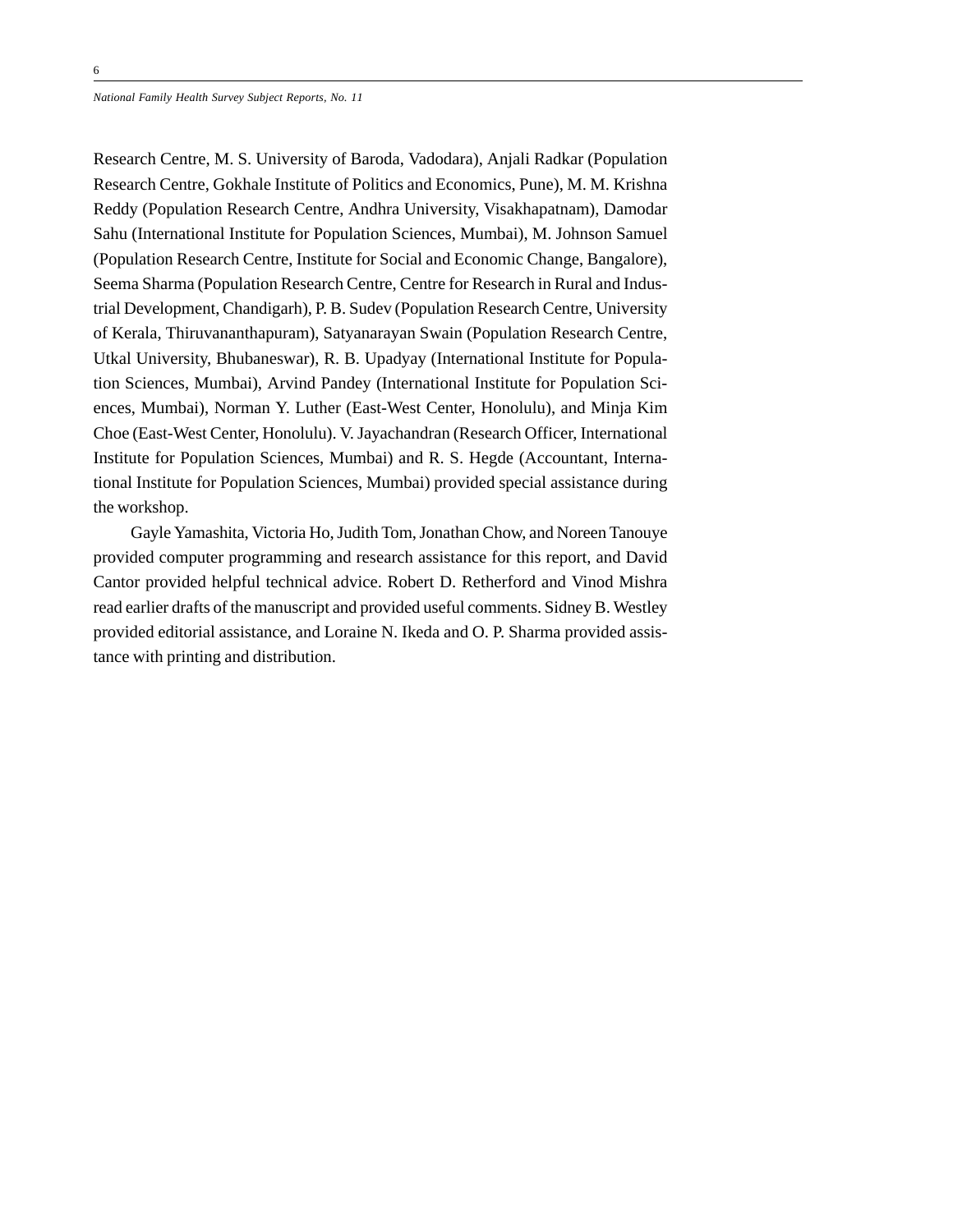Research Centre, M. S. University of Baroda, Vadodara), Anjali Radkar (Population Research Centre, Gokhale Institute of Politics and Economics, Pune), M. M. Krishna Reddy (Population Research Centre, Andhra University, Visakhapatnam), Damodar Sahu (International Institute for Population Sciences, Mumbai), M. Johnson Samuel (Population Research Centre, Institute for Social and Economic Change, Bangalore), Seema Sharma (Population Research Centre, Centre for Research in Rural and Industrial Development, Chandigarh), P. B. Sudev (Population Research Centre, University of Kerala, Thiruvananthapuram), Satyanarayan Swain (Population Research Centre, Utkal University, Bhubaneswar), R. B. Upadyay (International Institute for Population Sciences, Mumbai), Arvind Pandey (International Institute for Population Sciences, Mumbai), Norman Y. Luther (East-West Center, Honolulu), and Minja Kim Choe (East-West Center, Honolulu). V. Jayachandran (Research Officer, International Institute for Population Sciences, Mumbai) and R. S. Hegde (Accountant, International Institute for Population Sciences, Mumbai) provided special assistance during the workshop.

Gayle Yamashita, Victoria Ho, Judith Tom, Jonathan Chow, and Noreen Tanouye provided computer programming and research assistance for this report, and David Cantor provided helpful technical advice. Robert D. Retherford and Vinod Mishra read earlier drafts of the manuscript and provided useful comments. Sidney B. Westley provided editorial assistance, and Loraine N. Ikeda and O. P. Sharma provided assistance with printing and distribution.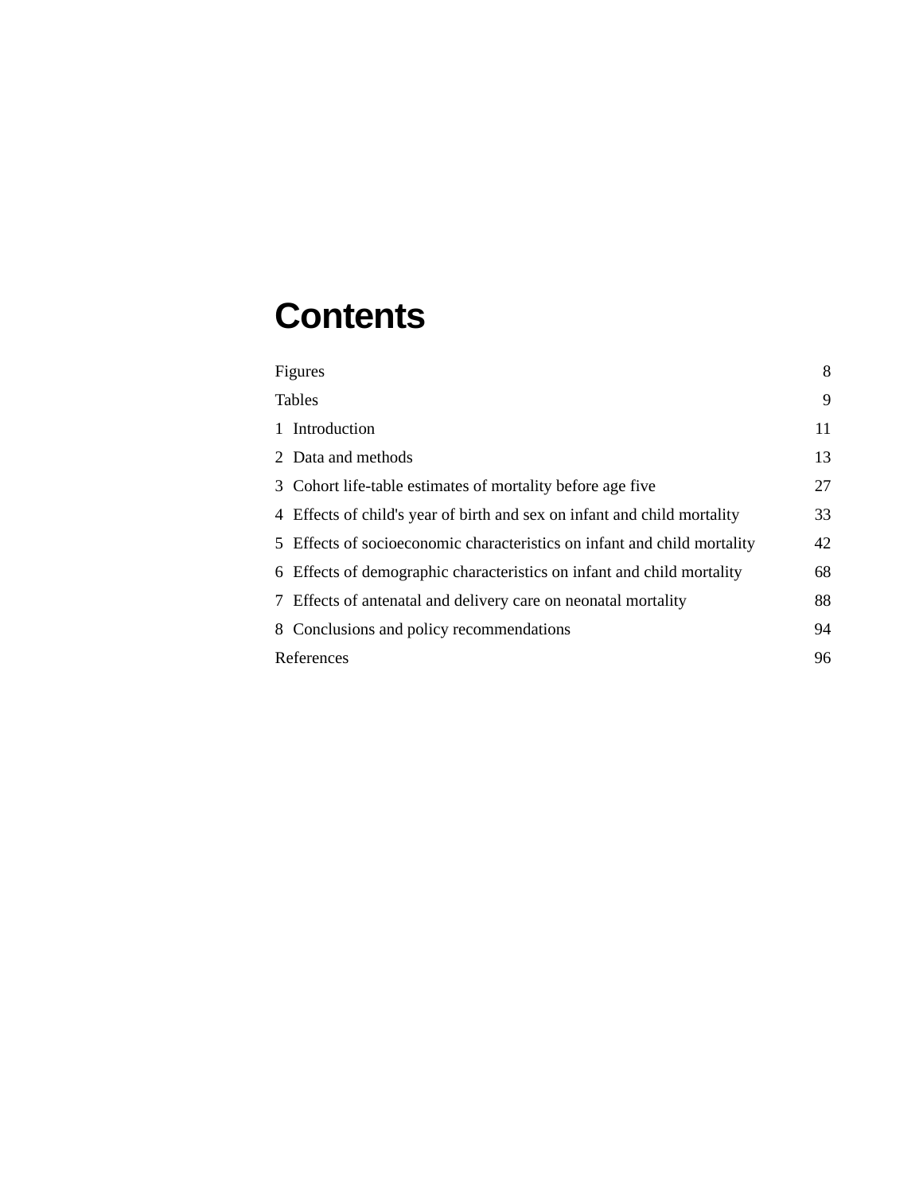# Contents

| | |
|---|---|
| Figures | 8 |
| Tables | 9 |
| 1 Introduction | 11 |
| 2 Data and methods | 13 |
| 3 Cohort life-table estimates of mortality before age five | 27 |
| 4 Effects of child's year of birth and sex on infant and child mortality | 33 |
| 5 Effects of socioeconomic characteristics on infant and child mortality | 42 |
| 6 Effects of demographic characteristics on infant and child mortality | 68 |
| 7 Effects of antenatal and delivery care on neonatal mortality | 88 |
| 8 Conclusions and policy recommendations | 94 |
| References | 96 |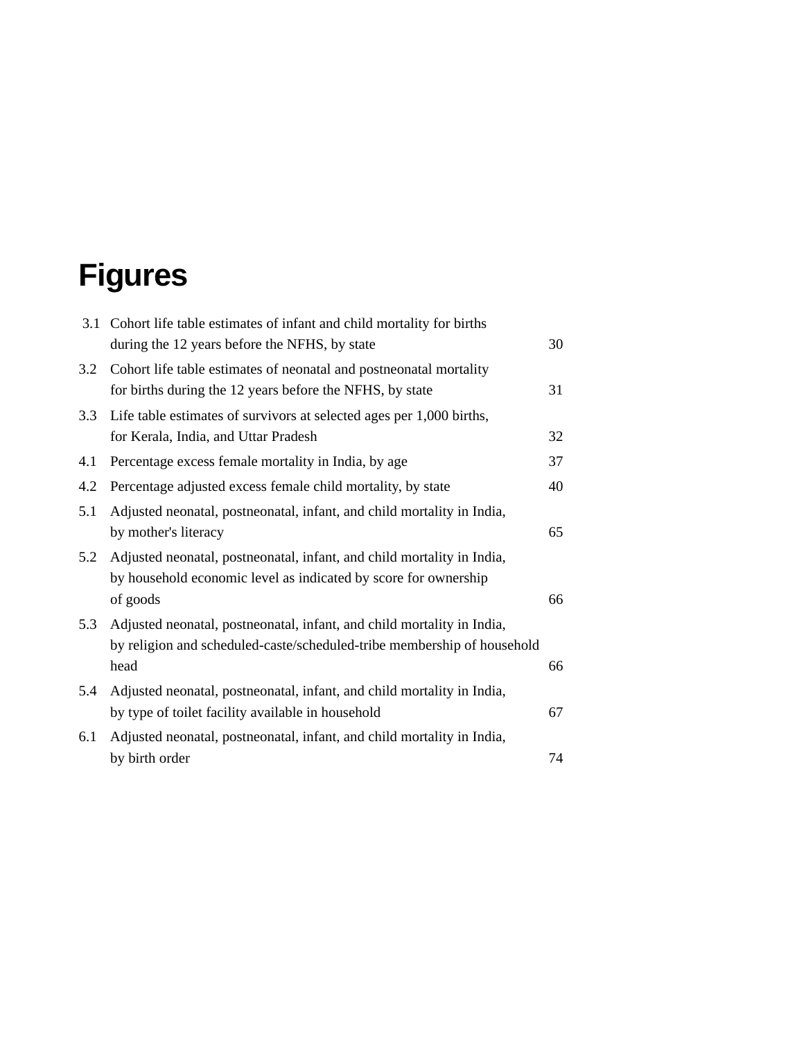# Figures

| | | |
|---|---|---|
| 3.1 | Cohort life table estimates of infant and child mortality for births during the 12 years before the NFHS, by state | 30 |
| 3.2 | Cohort life table estimates of neonatal and postneonatal mortality for births during the 12 years before the NFHS, by state | 31 |
| 3.3 | Life table estimates of survivors at selected ages per 1,000 births, for Kerala, India, and Uttar Pradesh | 32 |
| 4.1 | Percentage excess female mortality in India, by age | 37 |
| 4.2 | Percentage adjusted excess female child mortality, by state | 40 |
| 5.1 | Adjusted neonatal, postneonatal, infant, and child mortality in India, by mother's literacy | 65 |
| 5.2 | Adjusted neonatal, postneonatal, infant, and child mortality in India, by household economic level as indicated by score for ownership of goods | 66 |
| 5.3 | Adjusted neonatal, postneonatal, infant, and child mortality in India, by religion and scheduled-caste/scheduled-tribe membership of household head | 66 |
| 5.4 | Adjusted neonatal, postneonatal, infant, and child mortality in India, by type of toilet facility available in household | 67 |
| 6.1 | Adjusted neonatal, postneonatal, infant, and child mortality in India, by birth order | 74 |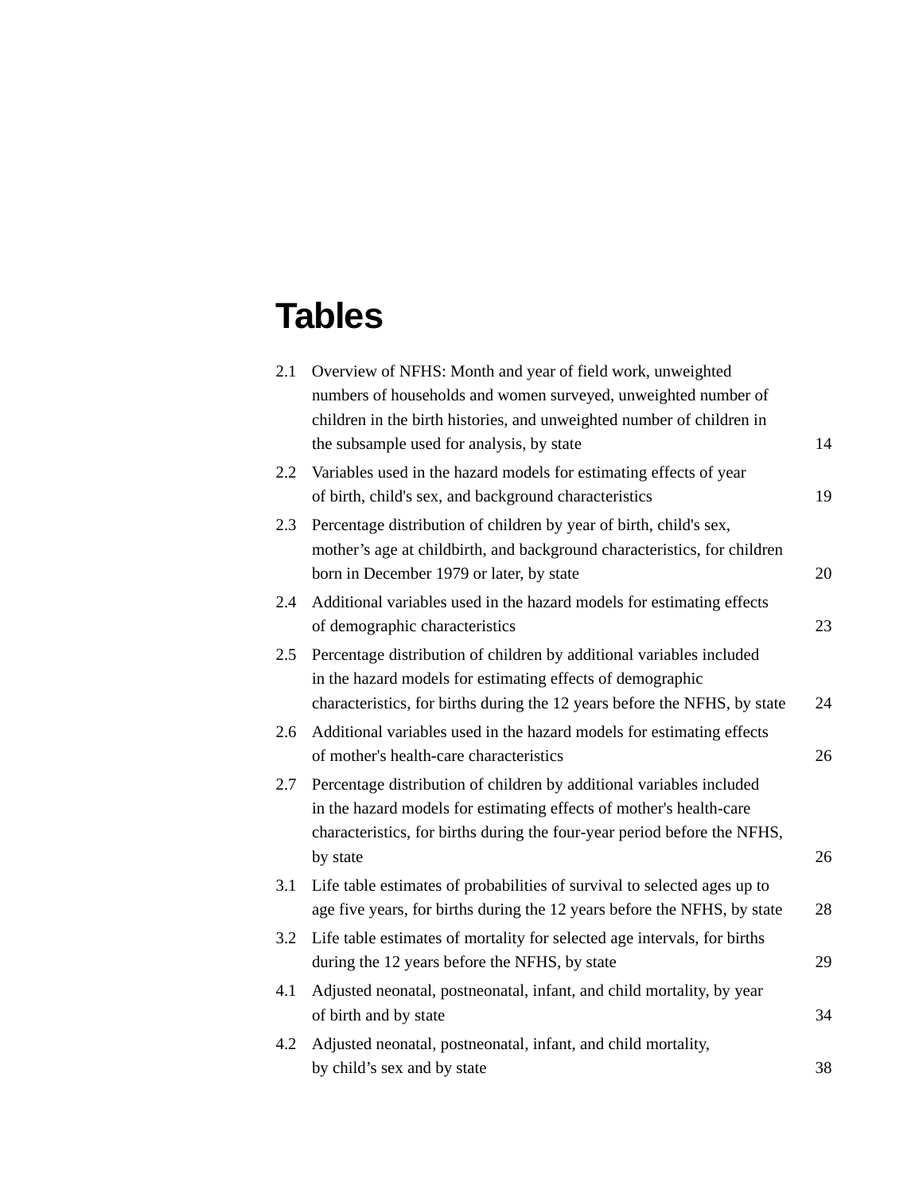# Tables

| | | |
|---|---|---|
| 2.1 | Overview of NFHS: Month and year of field work, unweighted numbers of households and women surveyed, unweighted number of children in the birth histories, and unweighted number of children in the subsample used for analysis, by state | 14 |
| 2.2 | Variables used in the hazard models for estimating effects of year of birth, child's sex, and background characteristics | 19 |
| 2.3 | Percentage distribution of children by year of birth, child's sex, mother's age at childbirth, and background characteristics, for children born in December 1979 or later, by state | 20 |
| 2.4 | Additional variables used in the hazard models for estimating effects of demographic characteristics | 23 |
| 2.5 | Percentage distribution of children by additional variables included in the hazard models for estimating effects of demographic characteristics, for births during the 12 years before the NFHS, by state | 24 |
| 2.6 | Additional variables used in the hazard models for estimating effects of mother's health-care characteristics | 26 |
| 2.7 | Percentage distribution of children by additional variables included in the hazard models for estimating effects of mother's health-care characteristics, for births during the four-year period before the NFHS, by state | 26 |
| 3.1 | Life table estimates of probabilities of survival to selected ages up to age five years, for births during the 12 years before the NFHS, by state | 28 |
| 3.2 | Life table estimates of mortality for selected age intervals, for births during the 12 years before the NFHS, by state | 29 |
| 4.1 | Adjusted neonatal, postneonatal, infant, and child mortality, by year of birth and by state | 34 |
| 4.2 | Adjusted neonatal, postneonatal, infant, and child mortality, by child's sex and by state | 38 |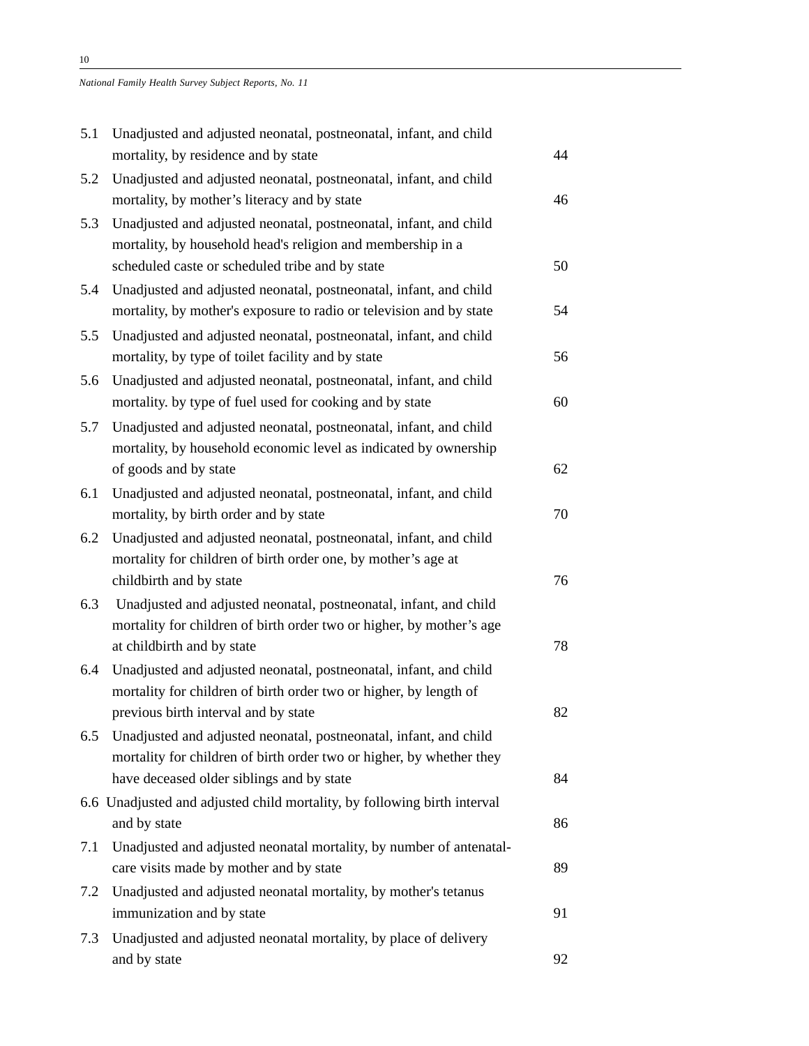| | | |
|---|---|---|
| 5.1 | Unadjusted and adjusted neonatal, postneonatal, infant, and child mortality, by residence and by state | 44 |
| 5.2 | Unadjusted and adjusted neonatal, postneonatal, infant, and child mortality, by mother's literacy and by state | 46 |
| 5.3 | Unadjusted and adjusted neonatal, postneonatal, infant, and child mortality, by household head's religion and membership in a scheduled caste or scheduled tribe and by state | 50 |
| 5.4 | Unadjusted and adjusted neonatal, postneonatal, infant, and child mortality, by mother's exposure to radio or television and by state | 54 |
| 5.5 | Unadjusted and adjusted neonatal, postneonatal, infant, and child mortality, by type of toilet facility and by state | 56 |
| 5.6 | Unadjusted and adjusted neonatal, postneonatal, infant, and child mortality. by type of fuel used for cooking and by state | 60 |
| 5.7 | Unadjusted and adjusted neonatal, postneonatal, infant, and child mortality, by household economic level as indicated by ownership of goods and by state | 62 |
| 6.1 | Unadjusted and adjusted neonatal, postneonatal, infant, and child mortality, by birth order and by state | 70 |
| 6.2 | Unadjusted and adjusted neonatal, postneonatal, infant, and child mortality for children of birth order one, by mother's age at childbirth and by state | 76 |
| 6.3 | Unadjusted and adjusted neonatal, postneonatal, infant, and child mortality for children of birth order two or higher, by mother's age at childbirth and by state | 78 |
| 6.4 | Unadjusted and adjusted neonatal, postneonatal, infant, and child mortality for children of birth order two or higher, by length of previous birth interval and by state | 82 |
| 6.5 | Unadjusted and adjusted neonatal, postneonatal, infant, and child mortality for children of birth order two or higher, by whether they have deceased older siblings and by state | 84 |
| 6.6 | Unadjusted and adjusted child mortality, by following birth interval and by state | 86 |
| 7.1 | Unadjusted and adjusted neonatal mortality, by number of antenatal-care visits made by mother and by state | 89 |
| 7.2 | Unadjusted and adjusted neonatal mortality, by mother's tetanus immunization and by state | 91 |
| 7.3 | Unadjusted and adjusted neonatal mortality, by place of delivery and by state | 92 |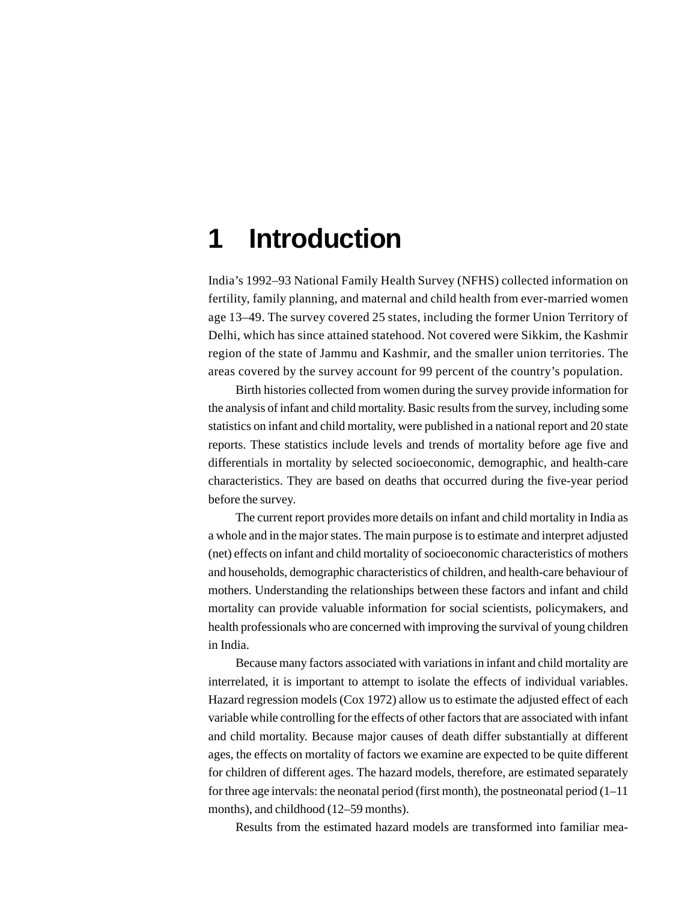# 1 Introduction

India's 1992–93 National Family Health Survey (NFHS) collected information on fertility, family planning, and maternal and child health from ever-married women age 13–49. The survey covered 25 states, including the former Union Territory of Delhi, which has since attained statehood. Not covered were Sikkim, the Kashmir region of the state of Jammu and Kashmir, and the smaller union territories. The areas covered by the survey account for 99 percent of the country's population.

Birth histories collected from women during the survey provide information for the analysis of infant and child mortality. Basic results from the survey, including some statistics on infant and child mortality, were published in a national report and 20 state reports. These statistics include levels and trends of mortality before age five and differentials in mortality by selected socioeconomic, demographic, and health-care characteristics. They are based on deaths that occurred during the five-year period before the survey.

The current report provides more details on infant and child mortality in India as a whole and in the major states. The main purpose is to estimate and interpret adjusted (net) effects on infant and child mortality of socioeconomic characteristics of mothers and households, demographic characteristics of children, and health-care behaviour of mothers. Understanding the relationships between these factors and infant and child mortality can provide valuable information for social scientists, policymakers, and health professionals who are concerned with improving the survival of young children in India.

Because many factors associated with variations in infant and child mortality are interrelated, it is important to attempt to isolate the effects of individual variables. Hazard regression models (Cox 1972) allow us to estimate the adjusted effect of each variable while controlling for the effects of other factors that are associated with infant and child mortality. Because major causes of death differ substantially at different ages, the effects on mortality of factors we examine are expected to be quite different for children of different ages. The hazard models, therefore, are estimated separately for three age intervals: the neonatal period (first month), the postneonatal period (1–11 months), and childhood (12–59 months).

Results from the estimated hazard models are transformed into familiar mea-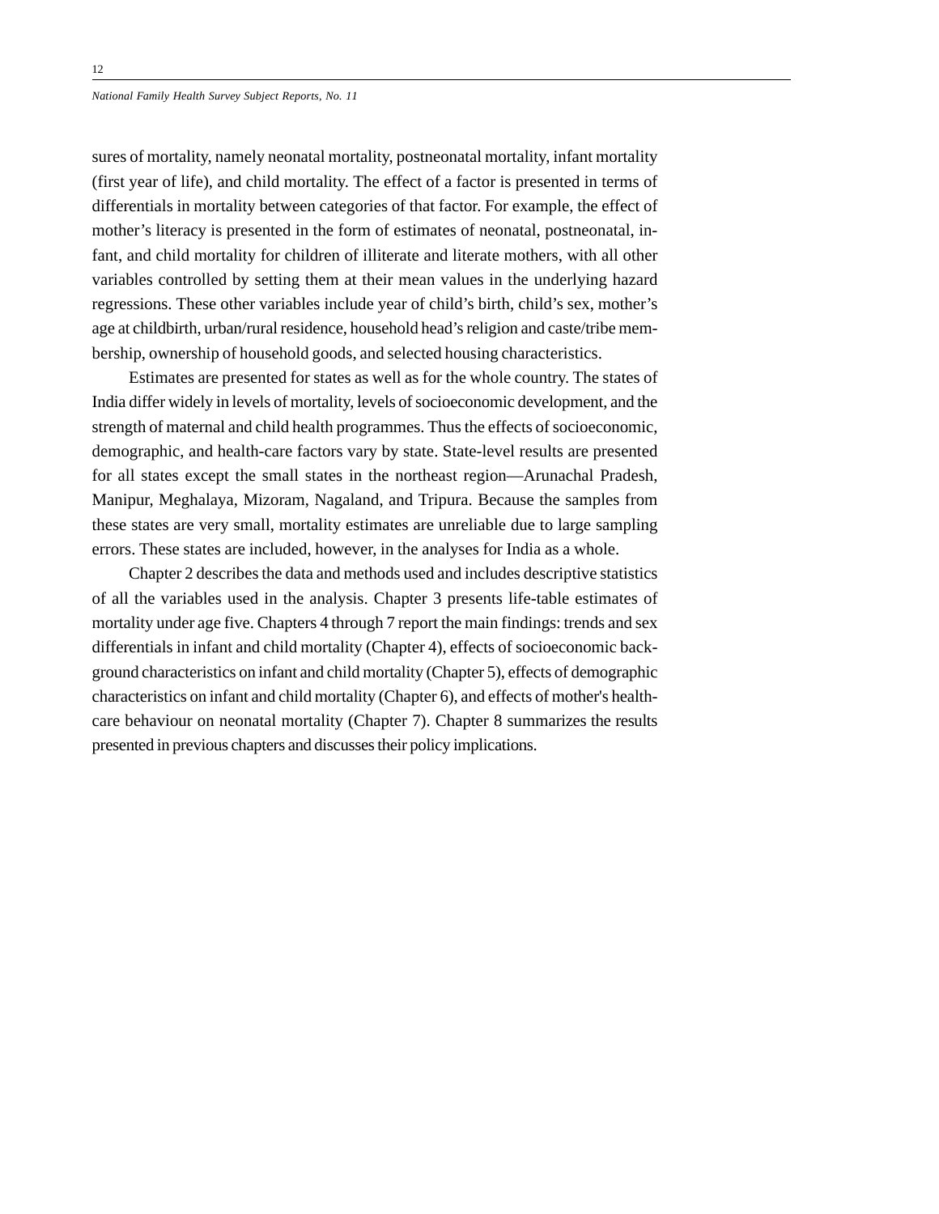sures of mortality, namely neonatal mortality, postneonatal mortality, infant mortality (first year of life), and child mortality. The effect of a factor is presented in terms of differentials in mortality between categories of that factor. For example, the effect of mother's literacy is presented in the form of estimates of neonatal, postneonatal, infant, and child mortality for children of illiterate and literate mothers, with all other variables controlled by setting them at their mean values in the underlying hazard regressions. These other variables include year of child's birth, child's sex, mother's age at childbirth, urban/rural residence, household head's religion and caste/tribe membership, ownership of household goods, and selected housing characteristics.

Estimates are presented for states as well as for the whole country. The states of India differ widely in levels of mortality, levels of socioeconomic development, and the strength of maternal and child health programmes. Thus the effects of socioeconomic, demographic, and health-care factors vary by state. State-level results are presented for all states except the small states in the northeast region—Arunachal Pradesh, Manipur, Meghalaya, Mizoram, Nagaland, and Tripura. Because the samples from these states are very small, mortality estimates are unreliable due to large sampling errors. These states are included, however, in the analyses for India as a whole.

Chapter 2 describes the data and methods used and includes descriptive statistics of all the variables used in the analysis. Chapter 3 presents life-table estimates of mortality under age five. Chapters 4 through 7 report the main findings: trends and sex differentials in infant and child mortality (Chapter 4), effects of socioeconomic background characteristics on infant and child mortality (Chapter 5), effects of demographic characteristics on infant and child mortality (Chapter 6), and effects of mother's health-care behaviour on neonatal mortality (Chapter 7). Chapter 8 summarizes the results presented in previous chapters and discusses their policy implications.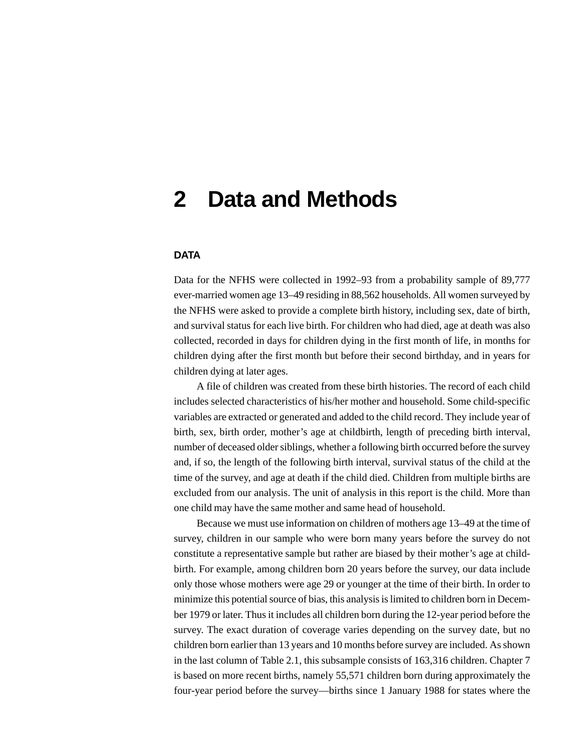# 2 Data and Methods

## DATA

Data for the NFHS were collected in 1992–93 from a probability sample of 89,777 ever-married women age 13–49 residing in 88,562 households. All women surveyed by the NFHS were asked to provide a complete birth history, including sex, date of birth, and survival status for each live birth. For children who had died, age at death was also collected, recorded in days for children dying in the first month of life, in months for children dying after the first month but before their second birthday, and in years for children dying at later ages.

A file of children was created from these birth histories. The record of each child includes selected characteristics of his/her mother and household. Some child-specific variables are extracted or generated and added to the child record. They include year of birth, sex, birth order, mother's age at childbirth, length of preceding birth interval, number of deceased older siblings, whether a following birth occurred before the survey and, if so, the length of the following birth interval, survival status of the child at the time of the survey, and age at death if the child died. Children from multiple births are excluded from our analysis. The unit of analysis in this report is the child. More than one child may have the same mother and same head of household.

Because we must use information on children of mothers age 13–49 at the time of survey, children in our sample who were born many years before the survey do not constitute a representative sample but rather are biased by their mother's age at childbirth. For example, among children born 20 years before the survey, our data include only those whose mothers were age 29 or younger at the time of their birth. In order to minimize this potential source of bias, this analysis is limited to children born in December 1979 or later. Thus it includes all children born during the 12-year period before the survey. The exact duration of coverage varies depending on the survey date, but no children born earlier than 13 years and 10 months before survey are included. As shown in the last column of Table 2.1, this subsample consists of 163,316 children. Chapter 7 is based on more recent births, namely 55,571 children born during approximately the four-year period before the survey—births since 1 January 1988 for states where the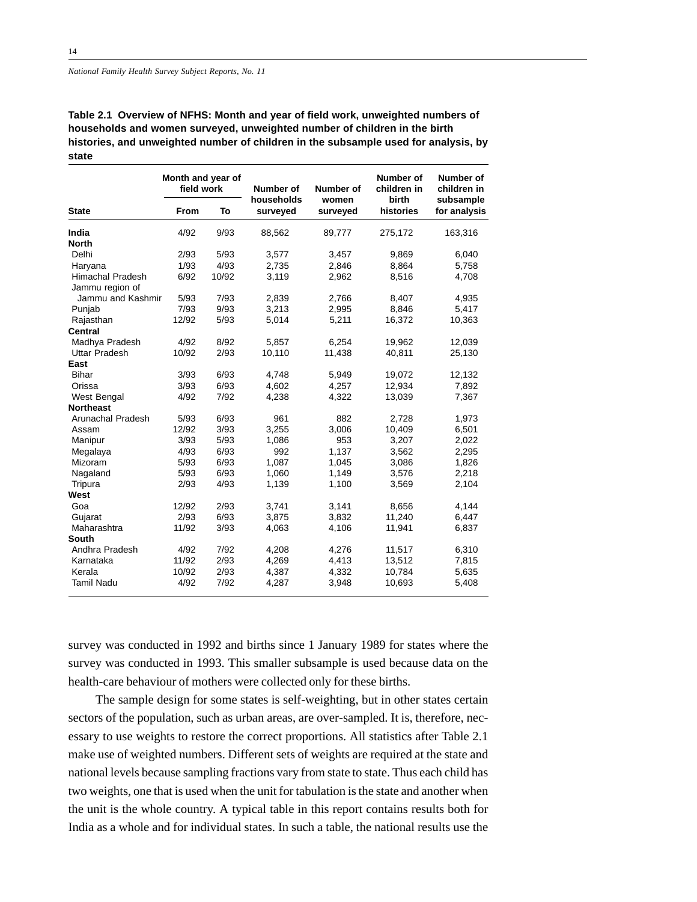**Table 2.1 Overview of NFHS: Month and year of field work, unweighted numbers of households and women surveyed, unweighted number of children in the birth histories, and unweighted number of children in the subsample used for analysis, by state**

| State | Month and year of field work | | Number of households surveyed | Number of women surveyed | Number of children in birth histories | Number of children in subsample for analysis |
|---|---|---|---|---|---|---|
| | From | To | | | | |
| **India** | 4/92 | 9/93 | 88,562 | 89,777 | 275,172 | 163,316 |
| **North** | | | | | | |
| Delhi | 2/93 | 5/93 | 3,577 | 3,457 | 9,869 | 6,040 |
| Haryana | 1/93 | 4/93 | 2,735 | 2,846 | 8,864 | 5,758 |
| Himachal Pradesh | 6/92 | 10/92 | 3,119 | 2,962 | 8,516 | 4,708 |
| Jammu region of Jammu and Kashmir | 5/93 | 7/93 | 2,839 | 2,766 | 8,407 | 4,935 |
| Punjab | 7/93 | 9/93 | 3,213 | 2,995 | 8,846 | 5,417 |
| Rajasthan | 12/92 | 5/93 | 5,014 | 5,211 | 16,372 | 10,363 |
| **Central** | | | | | | |
| Madhya Pradesh | 4/92 | 8/92 | 5,857 | 6,254 | 19,962 | 12,039 |
| Uttar Pradesh | 10/92 | 2/93 | 10,110 | 11,438 | 40,811 | 25,130 |
| **East** | | | | | | |
| Bihar | 3/93 | 6/93 | 4,748 | 5,949 | 19,072 | 12,132 |
| Orissa | 3/93 | 6/93 | 4,602 | 4,257 | 12,934 | 7,892 |
| West Bengal | 4/92 | 7/92 | 4,238 | 4,322 | 13,039 | 7,367 |
| **Northeast** | | | | | | |
| Arunachal Pradesh | 5/93 | 6/93 | 961 | 882 | 2,728 | 1,973 |
| Assam | 12/92 | 3/93 | 3,255 | 3,006 | 10,409 | 6,501 |
| Manipur | 3/93 | 5/93 | 1,086 | 953 | 3,207 | 2,022 |
| Megalaya | 4/93 | 6/93 | 992 | 1,137 | 3,562 | 2,295 |
| Mizoram | 5/93 | 6/93 | 1,087 | 1,045 | 3,086 | 1,826 |
| Nagaland | 5/93 | 6/93 | 1,060 | 1,149 | 3,576 | 2,218 |
| Tripura | 2/93 | 4/93 | 1,139 | 1,100 | 3,569 | 2,104 |
| **West** | | | | | | |
| Goa | 12/92 | 2/93 | 3,741 | 3,141 | 8,656 | 4,144 |
| Gujarat | 2/93 | 6/93 | 3,875 | 3,832 | 11,240 | 6,447 |
| Maharashtra | 11/92 | 3/93 | 4,063 | 4,106 | 11,941 | 6,837 |
| **South** | | | | | | |
| Andhra Pradesh | 4/92 | 7/92 | 4,208 | 4,276 | 11,517 | 6,310 |
| Karnataka | 11/92 | 2/93 | 4,269 | 4,413 | 13,512 | 7,815 |
| Kerala | 10/92 | 2/93 | 4,387 | 4,332 | 10,784 | 5,635 |
| Tamil Nadu | 4/92 | 7/92 | 4,287 | 3,948 | 10,693 | 5,408 |

survey was conducted in 1992 and births since 1 January 1989 for states where the survey was conducted in 1993. This smaller subsample is used because data on the health-care behaviour of mothers were collected only for these births.

The sample design for some states is self-weighting, but in other states certain sectors of the population, such as urban areas, are over-sampled. It is, therefore, necessary to use weights to restore the correct proportions. All statistics after Table 2.1 make use of weighted numbers. Different sets of weights are required at the state and national levels because sampling fractions vary from state to state. Thus each child has two weights, one that is used when the unit for tabulation is the state and another when the unit is the whole country. A typical table in this report contains results both for India as a whole and for individual states. In such a table, the national results use the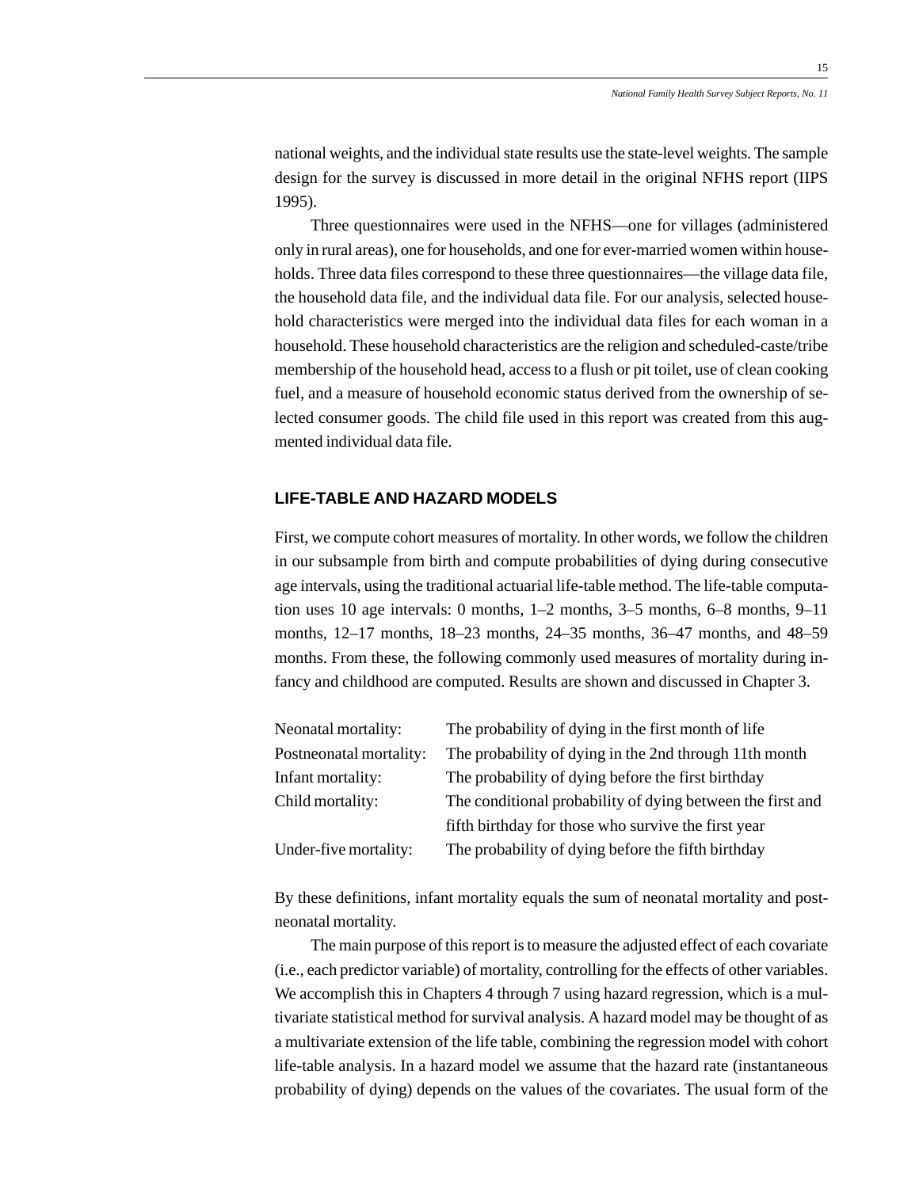national weights, and the individual state results use the state-level weights. The sample design for the survey is discussed in more detail in the original NFHS report (IIPS 1995).

Three questionnaires were used in the NFHS—one for villages (administered only in rural areas), one for households, and one for ever-married women within households. Three data files correspond to these three questionnaires—the village data file, the household data file, and the individual data file. For our analysis, selected household characteristics were merged into the individual data files for each woman in a household. These household characteristics are the religion and scheduled-caste/tribe membership of the household head, access to a flush or pit toilet, use of clean cooking fuel, and a measure of household economic status derived from the ownership of selected consumer goods. The child file used in this report was created from this augmented individual data file.

## LIFE-TABLE AND HAZARD MODELS

First, we compute cohort measures of mortality. In other words, we follow the children in our subsample from birth and compute probabilities of dying during consecutive age intervals, using the traditional actuarial life-table method. The life-table computation uses 10 age intervals: 0 months, 1–2 months, 3–5 months, 6–8 months, 9–11 months, 12–17 months, 18–23 months, 24–35 months, 36–47 months, and 48–59 months. From these, the following commonly used measures of mortality during infancy and childhood are computed. Results are shown and discussed in Chapter 3.

| | |
|---|---|
| Neonatal mortality: | The probability of dying in the first month of life |
| Postneonatal mortality: | The probability of dying in the 2nd through 11th month |
| Infant mortality: | The probability of dying before the first birthday |
| Child mortality: | The conditional probability of dying between the first and fifth birthday for those who survive the first year |
| Under-five mortality: | The probability of dying before the fifth birthday |

By these definitions, infant mortality equals the sum of neonatal mortality and postneonatal mortality.

The main purpose of this report is to measure the adjusted effect of each covariate (i.e., each predictor variable) of mortality, controlling for the effects of other variables. We accomplish this in Chapters 4 through 7 using hazard regression, which is a multivariate statistical method for survival analysis. A hazard model may be thought of as a multivariate extension of the life table, combining the regression model with cohort life-table analysis. In a hazard model we assume that the hazard rate (instantaneous probability of dying) depends on the values of the covariates. The usual form of the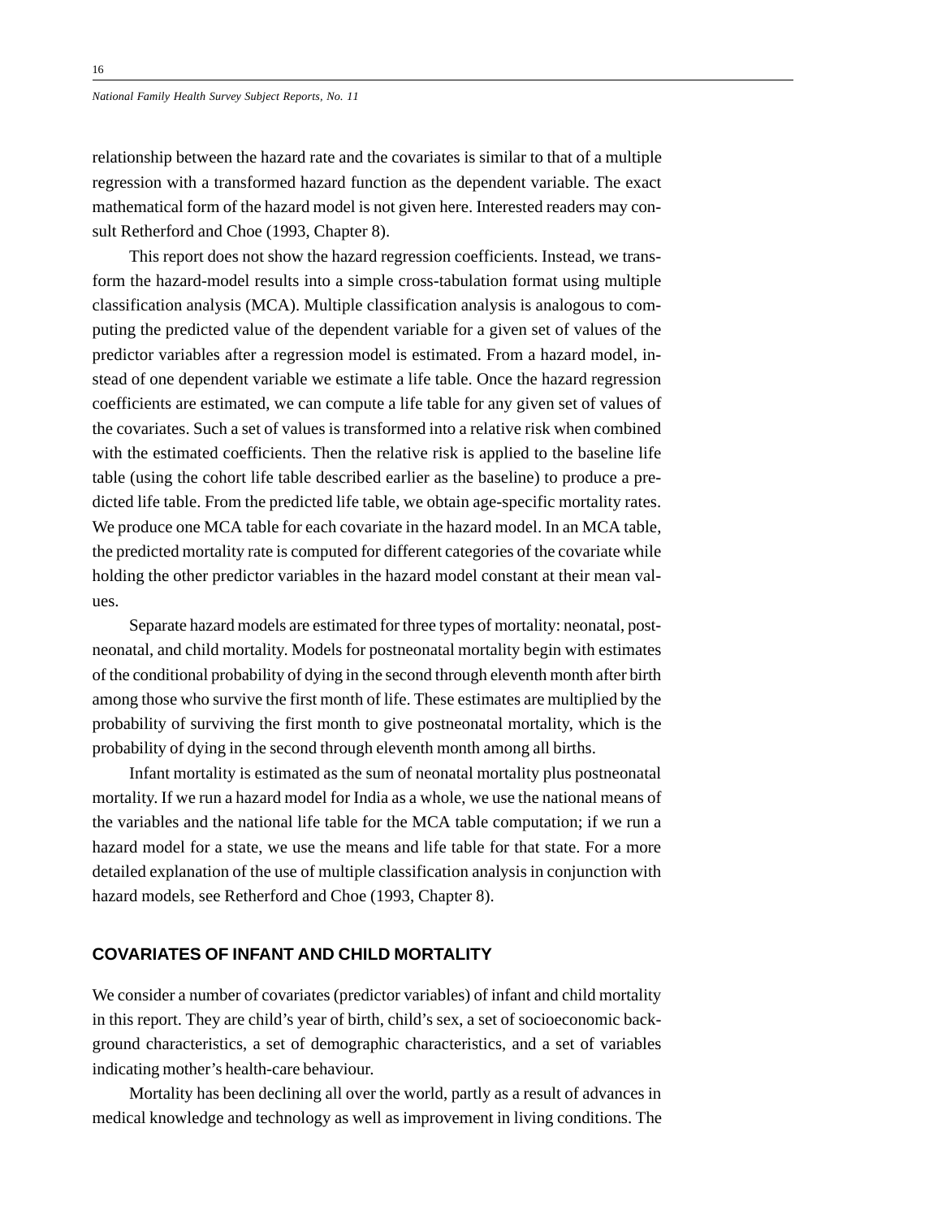relationship between the hazard rate and the covariates is similar to that of a multiple regression with a transformed hazard function as the dependent variable. The exact mathematical form of the hazard model is not given here. Interested readers may consult Retherford and Choe (1993, Chapter 8).

This report does not show the hazard regression coefficients. Instead, we transform the hazard-model results into a simple cross-tabulation format using multiple classification analysis (MCA). Multiple classification analysis is analogous to computing the predicted value of the dependent variable for a given set of values of the predictor variables after a regression model is estimated. From a hazard model, instead of one dependent variable we estimate a life table. Once the hazard regression coefficients are estimated, we can compute a life table for any given set of values of the covariates. Such a set of values is transformed into a relative risk when combined with the estimated coefficients. Then the relative risk is applied to the baseline life table (using the cohort life table described earlier as the baseline) to produce a predicted life table. From the predicted life table, we obtain age-specific mortality rates. We produce one MCA table for each covariate in the hazard model. In an MCA table, the predicted mortality rate is computed for different categories of the covariate while holding the other predictor variables in the hazard model constant at their mean values.

Separate hazard models are estimated for three types of mortality: neonatal, postneonatal, and child mortality. Models for postneonatal mortality begin with estimates of the conditional probability of dying in the second through eleventh month after birth among those who survive the first month of life. These estimates are multiplied by the probability of surviving the first month to give postneonatal mortality, which is the probability of dying in the second through eleventh month among all births.

Infant mortality is estimated as the sum of neonatal mortality plus postneonatal mortality. If we run a hazard model for India as a whole, we use the national means of the variables and the national life table for the MCA table computation; if we run a hazard model for a state, we use the means and life table for that state. For a more detailed explanation of the use of multiple classification analysis in conjunction with hazard models, see Retherford and Choe (1993, Chapter 8).

## COVARIATES OF INFANT AND CHILD MORTALITY

We consider a number of covariates (predictor variables) of infant and child mortality in this report. They are child's year of birth, child's sex, a set of socioeconomic background characteristics, a set of demographic characteristics, and a set of variables indicating mother's health-care behaviour.

Mortality has been declining all over the world, partly as a result of advances in medical knowledge and technology as well as improvement in living conditions. The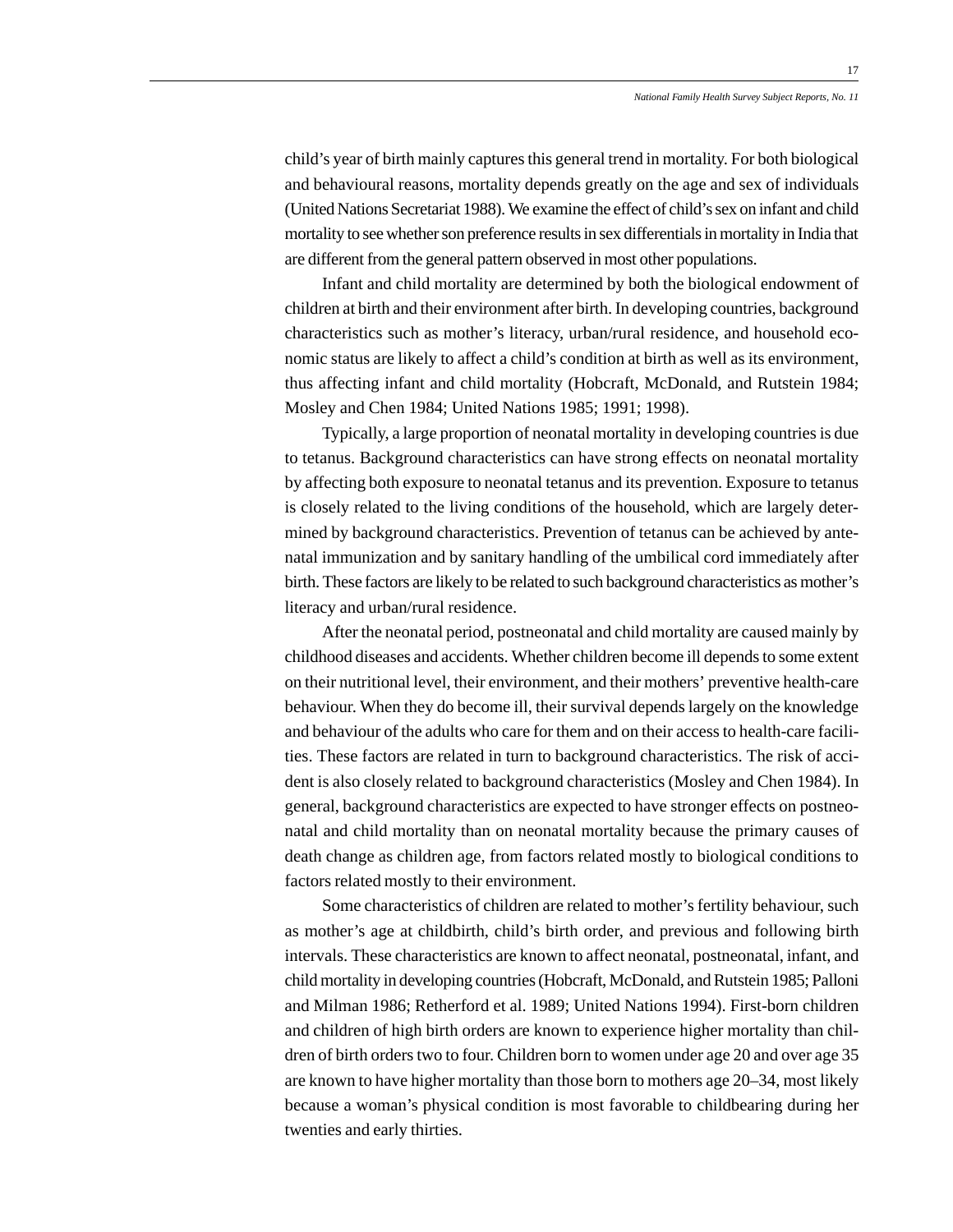child's year of birth mainly captures this general trend in mortality. For both biological and behavioural reasons, mortality depends greatly on the age and sex of individuals (United Nations Secretariat 1988). We examine the effect of child's sex on infant and child mortality to see whether son preference results in sex differentials in mortality in India that are different from the general pattern observed in most other populations.

Infant and child mortality are determined by both the biological endowment of children at birth and their environment after birth. In developing countries, background characteristics such as mother's literacy, urban/rural residence, and household economic status are likely to affect a child's condition at birth as well as its environment, thus affecting infant and child mortality (Hobcraft, McDonald, and Rutstein 1984; Mosley and Chen 1984; United Nations 1985; 1991; 1998).

Typically, a large proportion of neonatal mortality in developing countries is due to tetanus. Background characteristics can have strong effects on neonatal mortality by affecting both exposure to neonatal tetanus and its prevention. Exposure to tetanus is closely related to the living conditions of the household, which are largely determined by background characteristics. Prevention of tetanus can be achieved by antenatal immunization and by sanitary handling of the umbilical cord immediately after birth. These factors are likely to be related to such background characteristics as mother's literacy and urban/rural residence.

After the neonatal period, postneonatal and child mortality are caused mainly by childhood diseases and accidents. Whether children become ill depends to some extent on their nutritional level, their environment, and their mothers' preventive health-care behaviour. When they do become ill, their survival depends largely on the knowledge and behaviour of the adults who care for them and on their access to health-care facilities. These factors are related in turn to background characteristics. The risk of accident is also closely related to background characteristics (Mosley and Chen 1984). In general, background characteristics are expected to have stronger effects on postneonatal and child mortality than on neonatal mortality because the primary causes of death change as children age, from factors related mostly to biological conditions to factors related mostly to their environment.

Some characteristics of children are related to mother's fertility behaviour, such as mother's age at childbirth, child's birth order, and previous and following birth intervals. These characteristics are known to affect neonatal, postneonatal, infant, and child mortality in developing countries (Hobcraft, McDonald, and Rutstein 1985; Palloni and Milman 1986; Retherford et al. 1989; United Nations 1994). First-born children and children of high birth orders are known to experience higher mortality than children of birth orders two to four. Children born to women under age 20 and over age 35 are known to have higher mortality than those born to mothers age 20–34, most likely because a woman's physical condition is most favorable to childbearing during her twenties and early thirties.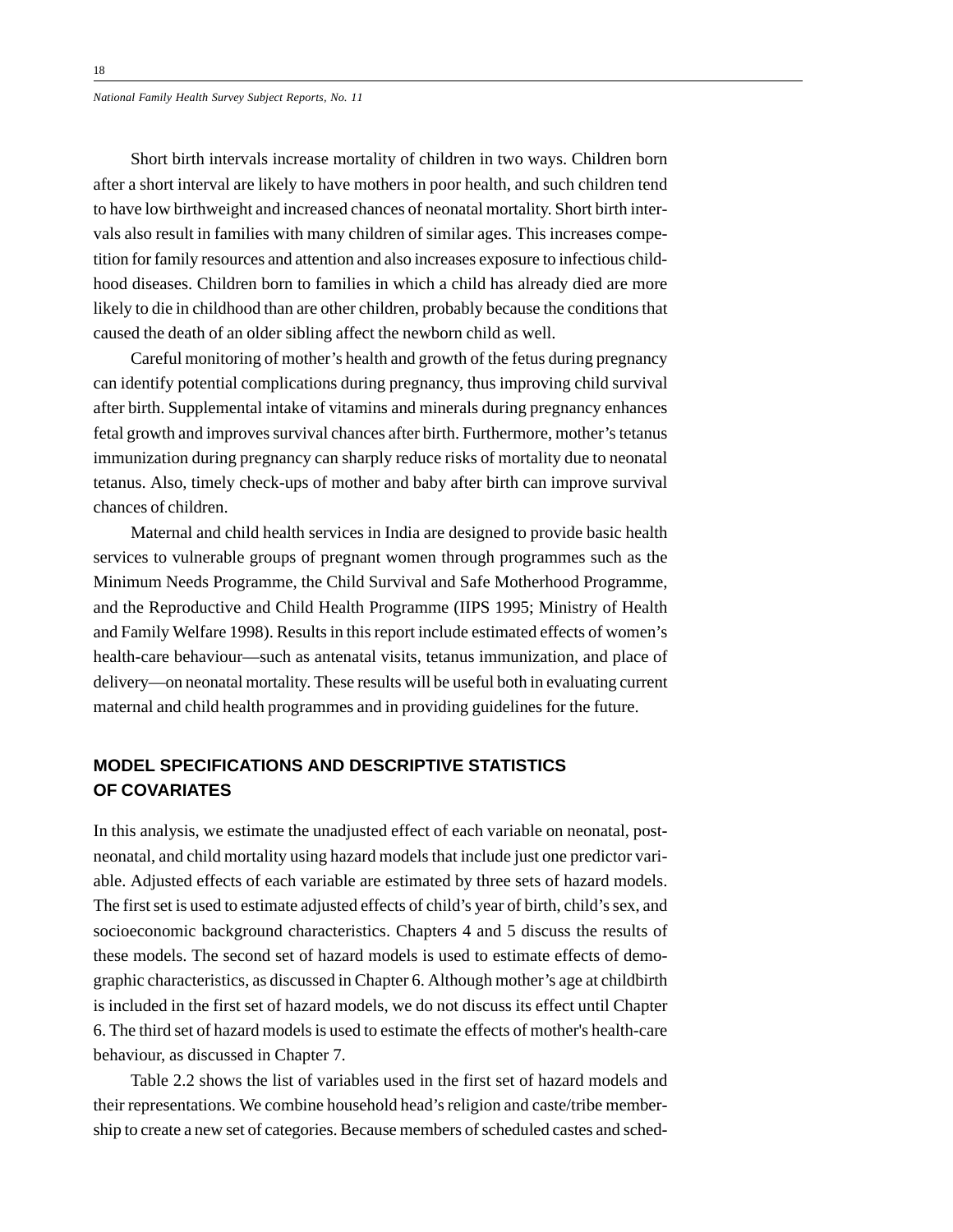Short birth intervals increase mortality of children in two ways. Children born after a short interval are likely to have mothers in poor health, and such children tend to have low birthweight and increased chances of neonatal mortality. Short birth intervals also result in families with many children of similar ages. This increases competition for family resources and attention and also increases exposure to infectious childhood diseases. Children born to families in which a child has already died are more likely to die in childhood than are other children, probably because the conditions that caused the death of an older sibling affect the newborn child as well.

Careful monitoring of mother's health and growth of the fetus during pregnancy can identify potential complications during pregnancy, thus improving child survival after birth. Supplemental intake of vitamins and minerals during pregnancy enhances fetal growth and improves survival chances after birth. Furthermore, mother's tetanus immunization during pregnancy can sharply reduce risks of mortality due to neonatal tetanus. Also, timely check-ups of mother and baby after birth can improve survival chances of children.

Maternal and child health services in India are designed to provide basic health services to vulnerable groups of pregnant women through programmes such as the Minimum Needs Programme, the Child Survival and Safe Motherhood Programme, and the Reproductive and Child Health Programme (IIPS 1995; Ministry of Health and Family Welfare 1998). Results in this report include estimated effects of women's health-care behaviour—such as antenatal visits, tetanus immunization, and place of delivery—on neonatal mortality. These results will be useful both in evaluating current maternal and child health programmes and in providing guidelines for the future.

## MODEL SPECIFICATIONS AND DESCRIPTIVE STATISTICS OF COVARIATES

In this analysis, we estimate the unadjusted effect of each variable on neonatal, postneonatal, and child mortality using hazard models that include just one predictor variable. Adjusted effects of each variable are estimated by three sets of hazard models. The first set is used to estimate adjusted effects of child's year of birth, child's sex, and socioeconomic background characteristics. Chapters 4 and 5 discuss the results of these models. The second set of hazard models is used to estimate effects of demographic characteristics, as discussed in Chapter 6. Although mother's age at childbirth is included in the first set of hazard models, we do not discuss its effect until Chapter 6. The third set of hazard models is used to estimate the effects of mother's health-care behaviour, as discussed in Chapter 7.

Table 2.2 shows the list of variables used in the first set of hazard models and their representations. We combine household head's religion and caste/tribe membership to create a new set of categories. Because members of scheduled castes and sched-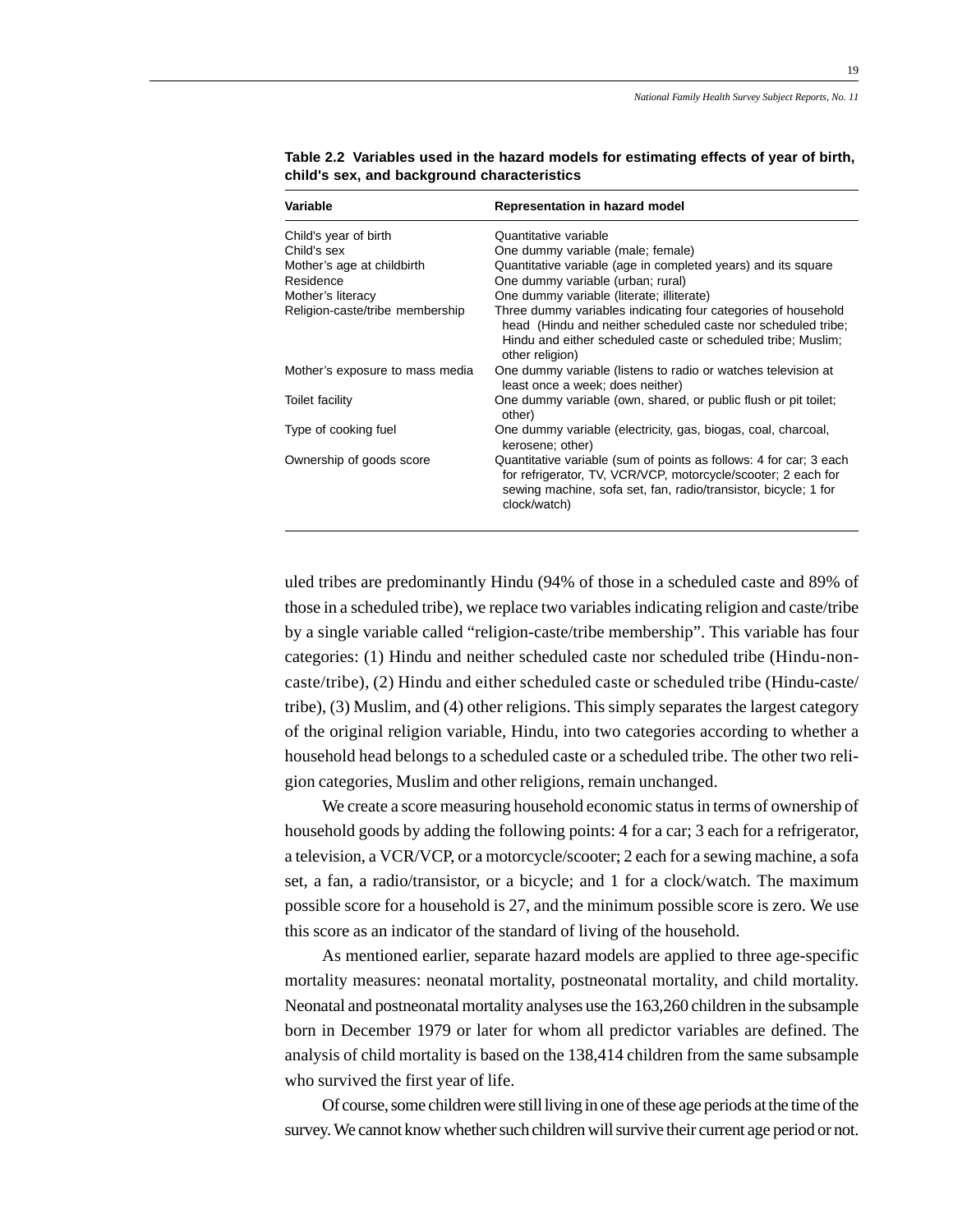**Table 2.2 Variables used in the hazard models for estimating effects of year of birth, child's sex, and background characteristics**

| Variable | Representation in hazard model |
|---|---|
| Child's year of birth | Quantitative variable |
| Child's sex | One dummy variable (male; female) |
| Mother's age at childbirth | Quantitative variable (age in completed years) and its square |
| Residence | One dummy variable (urban; rural) |
| Mother's literacy | One dummy variable (literate; illiterate) |
| Religion-caste/tribe membership | Three dummy variables indicating four categories of household head (Hindu and neither scheduled caste nor scheduled tribe; Hindu and either scheduled caste or scheduled tribe; Muslim; other religion) |
| Mother's exposure to mass media | One dummy variable (listens to radio or watches television at least once a week; does neither) |
| Toilet facility | One dummy variable (own, shared, or public flush or pit toilet; other) |
| Type of cooking fuel | One dummy variable (electricity, gas, biogas, coal, charcoal, kerosene; other) |
| Ownership of goods score | Quantitative variable (sum of points as follows: 4 for car; 3 each for refrigerator, TV, VCR/VCP, motorcycle/scooter; 2 each for sewing machine, sofa set, fan, radio/transistor, bicycle; 1 for clock/watch) |

uled tribes are predominantly Hindu (94% of those in a scheduled caste and 89% of those in a scheduled tribe), we replace two variables indicating religion and caste/tribe by a single variable called "religion-caste/tribe membership". This variable has four categories: (1) Hindu and neither scheduled caste nor scheduled tribe (Hindu-non-caste/tribe), (2) Hindu and either scheduled caste or scheduled tribe (Hindu-caste/tribe), (3) Muslim, and (4) other religions. This simply separates the largest category of the original religion variable, Hindu, into two categories according to whether a household head belongs to a scheduled caste or a scheduled tribe. The other two religion categories, Muslim and other religions, remain unchanged.

We create a score measuring household economic status in terms of ownership of household goods by adding the following points: 4 for a car; 3 each for a refrigerator, a television, a VCR/VCP, or a motorcycle/scooter; 2 each for a sewing machine, a sofa set, a fan, a radio/transistor, or a bicycle; and 1 for a clock/watch. The maximum possible score for a household is 27, and the minimum possible score is zero. We use this score as an indicator of the standard of living of the household.

As mentioned earlier, separate hazard models are applied to three age-specific mortality measures: neonatal mortality, postneonatal mortality, and child mortality. Neonatal and postneonatal mortality analyses use the 163,260 children in the subsample born in December 1979 or later for whom all predictor variables are defined. The analysis of child mortality is based on the 138,414 children from the same subsample who survived the first year of life.

Of course, some children were still living in one of these age periods at the time of the survey. We cannot know whether such children will survive their current age period or not.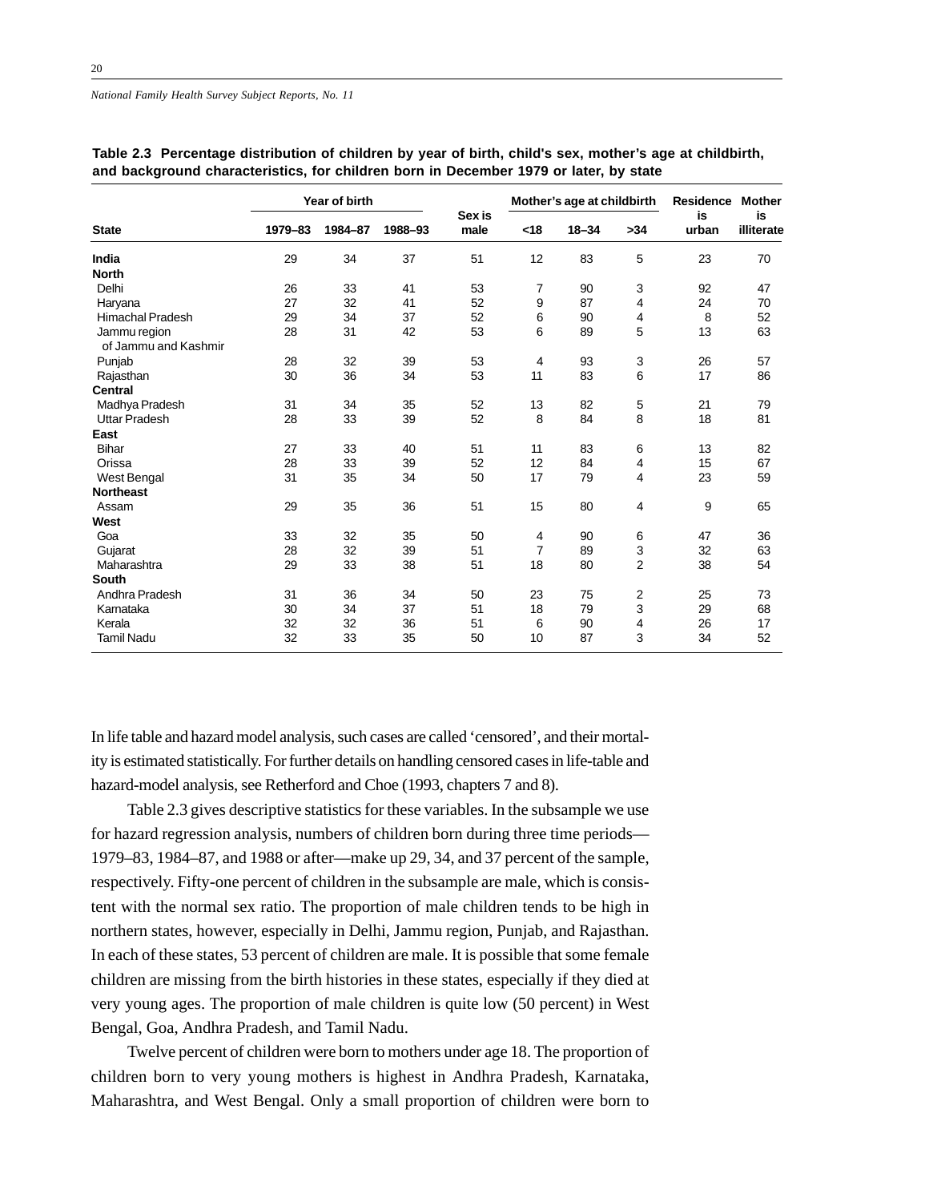**Table 2.3 Percentage distribution of children by year of birth, child's sex, mother's age at childbirth, and background characteristics, for children born in December 1979 or later, by state**

| State | Year of birth | | | Sex is male | Mother's age at childbirth | | | Residence is urban | Mother is illiterate |
|---|---|---|---|---|---|---|---|---|---|
| | 1979–83 | 1984–87 | 1988–93 | | <18 | 18–34 | >34 | | |
| **India** | 29 | 34 | 37 | 51 | 12 | 83 | 5 | 23 | 70 |
| **North** | | | | | | | | | |
| Delhi | 26 | 33 | 41 | 53 | 7 | 90 | 3 | 92 | 47 |
| Haryana | 27 | 32 | 41 | 52 | 9 | 87 | 4 | 24 | 70 |
| Himachal Pradesh | 29 | 34 | 37 | 52 | 6 | 90 | 4 | 8 | 52 |
| Jammu region of Jammu and Kashmir | 28 | 31 | 42 | 53 | 6 | 89 | 5 | 13 | 63 |
| Punjab | 28 | 32 | 39 | 53 | 4 | 93 | 3 | 26 | 57 |
| Rajasthan | 30 | 36 | 34 | 53 | 11 | 83 | 6 | 17 | 86 |
| **Central** | | | | | | | | | |
| Madhya Pradesh | 31 | 34 | 35 | 52 | 13 | 82 | 5 | 21 | 79 |
| Uttar Pradesh | 28 | 33 | 39 | 52 | 8 | 84 | 8 | 18 | 81 |
| **East** | | | | | | | | | |
| Bihar | 27 | 33 | 40 | 51 | 11 | 83 | 6 | 13 | 82 |
| Orissa | 28 | 33 | 39 | 52 | 12 | 84 | 4 | 15 | 67 |
| West Bengal | 31 | 35 | 34 | 50 | 17 | 79 | 4 | 23 | 59 |
| **Northeast** | | | | | | | | | |
| Assam | 29 | 35 | 36 | 51 | 15 | 80 | 4 | 9 | 65 |
| **West** | | | | | | | | | |
| Goa | 33 | 32 | 35 | 50 | 4 | 90 | 6 | 47 | 36 |
| Gujarat | 28 | 32 | 39 | 51 | 7 | 89 | 3 | 32 | 63 |
| Maharashtra | 29 | 33 | 38 | 51 | 18 | 80 | 2 | 38 | 54 |
| **South** | | | | | | | | | |
| Andhra Pradesh | 31 | 36 | 34 | 50 | 23 | 75 | 2 | 25 | 73 |
| Karnataka | 30 | 34 | 37 | 51 | 18 | 79 | 3 | 29 | 68 |
| Kerala | 32 | 32 | 36 | 51 | 6 | 90 | 4 | 26 | 17 |
| Tamil Nadu | 32 | 33 | 35 | 50 | 10 | 87 | 3 | 34 | 52 |

In life table and hazard model analysis, such cases are called 'censored', and their mortality is estimated statistically. For further details on handling censored cases in life-table and hazard-model analysis, see Retherford and Choe (1993, chapters 7 and 8).

Table 2.3 gives descriptive statistics for these variables. In the subsample we use for hazard regression analysis, numbers of children born during three time periods—1979–83, 1984–87, and 1988 or after—make up 29, 34, and 37 percent of the sample, respectively. Fifty-one percent of children in the subsample are male, which is consistent with the normal sex ratio. The proportion of male children tends to be high in northern states, however, especially in Delhi, Jammu region, Punjab, and Rajasthan. In each of these states, 53 percent of children are male. It is possible that some female children are missing from the birth histories in these states, especially if they died at very young ages. The proportion of male children is quite low (50 percent) in West Bengal, Goa, Andhra Pradesh, and Tamil Nadu.

Twelve percent of children were born to mothers under age 18. The proportion of children born to very young mothers is highest in Andhra Pradesh, Karnataka, Maharashtra, and West Bengal. Only a small proportion of children were born to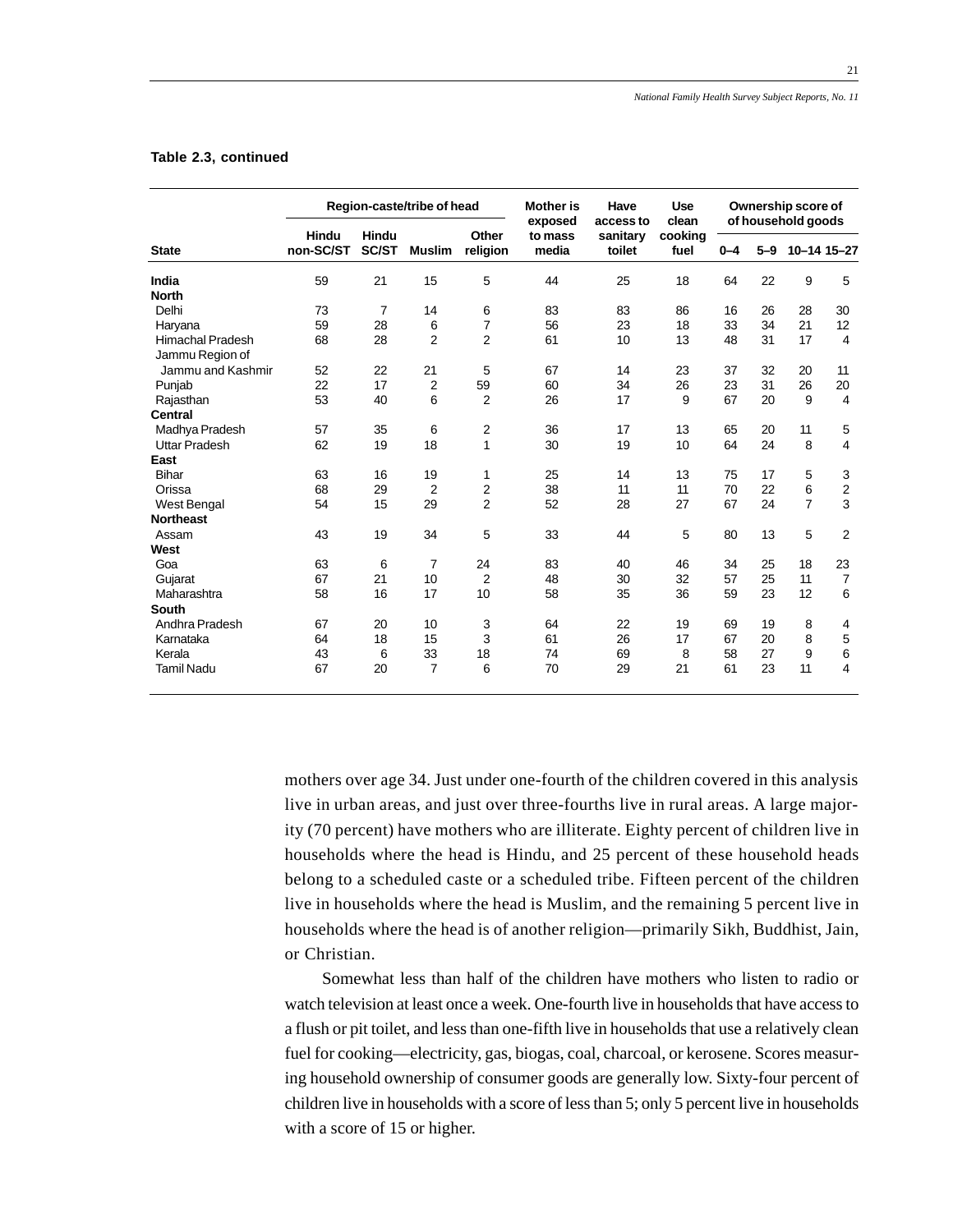**Table 2.3, continued**

| State | Region-caste/tribe of head | | | | Mother is exposed to mass media | Have access to sanitary toilet | Use clean cooking fuel | Ownership score of household goods | | | |
|---|---|---|---|---|---|---|---|---|---|---|---|
| | Hindu non-SC/ST | Hindu SC/ST | Muslim | Other religion | | | | 0–4 | 5–9 | 10–14 | 15–27 |
| **India** | 59 | 21 | 15 | 5 | 44 | 25 | 18 | 64 | 22 | 9 | 5 |
| **North** | | | | | | | | | | | |
| Delhi | 73 | 7 | 14 | 6 | 83 | 83 | 86 | 16 | 26 | 28 | 30 |
| Haryana | 59 | 28 | 6 | 7 | 56 | 23 | 18 | 33 | 34 | 21 | 12 |
| Himachal Pradesh | 68 | 28 | 2 | 2 | 61 | 10 | 13 | 48 | 31 | 17 | 4 |
| Jammu Region of Jammu and Kashmir | 52 | 22 | 21 | 5 | 67 | 14 | 23 | 37 | 32 | 20 | 11 |
| Punjab | 22 | 17 | 2 | 59 | 60 | 34 | 26 | 23 | 31 | 26 | 20 |
| Rajasthan | 53 | 40 | 6 | 2 | 26 | 17 | 9 | 67 | 20 | 9 | 4 |
| **Central** | | | | | | | | | | | |
| Madhya Pradesh | 57 | 35 | 6 | 2 | 36 | 17 | 13 | 65 | 20 | 11 | 5 |
| Uttar Pradesh | 62 | 19 | 18 | 1 | 30 | 19 | 10 | 64 | 24 | 8 | 4 |
| **East** | | | | | | | | | | | |
| Bihar | 63 | 16 | 19 | 1 | 25 | 14 | 13 | 75 | 17 | 5 | 3 |
| Orissa | 68 | 29 | 2 | 2 | 38 | 11 | 11 | 70 | 22 | 6 | 2 |
| West Bengal | 54 | 15 | 29 | 2 | 52 | 28 | 27 | 67 | 24 | 7 | 3 |
| **Northeast** | | | | | | | | | | | |
| Assam | 43 | 19 | 34 | 5 | 33 | 44 | 5 | 80 | 13 | 5 | 2 |
| **West** | | | | | | | | | | | |
| Goa | 63 | 6 | 7 | 24 | 83 | 40 | 46 | 34 | 25 | 18 | 23 |
| Gujarat | 67 | 21 | 10 | 2 | 48 | 30 | 32 | 57 | 25 | 11 | 7 |
| Maharashtra | 58 | 16 | 17 | 10 | 58 | 35 | 36 | 59 | 23 | 12 | 6 |
| **South** | | | | | | | | | | | |
| Andhra Pradesh | 67 | 20 | 10 | 3 | 64 | 22 | 19 | 69 | 19 | 8 | 4 |
| Karnataka | 64 | 18 | 15 | 3 | 61 | 26 | 17 | 67 | 20 | 8 | 5 |
| Kerala | 43 | 6 | 33 | 18 | 74 | 69 | 8 | 58 | 27 | 9 | 6 |
| Tamil Nadu | 67 | 20 | 7 | 6 | 70 | 29 | 21 | 61 | 23 | 11 | 4 |

mothers over age 34. Just under one-fourth of the children covered in this analysis live in urban areas, and just over three-fourths live in rural areas. A large majority (70 percent) have mothers who are illiterate. Eighty percent of children live in households where the head is Hindu, and 25 percent of these household heads belong to a scheduled caste or a scheduled tribe. Fifteen percent of the children live in households where the head is Muslim, and the remaining 5 percent live in households where the head is of another religion—primarily Sikh, Buddhist, Jain, or Christian.

Somewhat less than half of the children have mothers who listen to radio or watch television at least once a week. One-fourth live in households that have access to a flush or pit toilet, and less than one-fifth live in households that use a relatively clean fuel for cooking—electricity, gas, biogas, coal, charcoal, or kerosene. Scores measuring household ownership of consumer goods are generally low. Sixty-four percent of children live in households with a score of less than 5; only 5 percent live in households with a score of 15 or higher.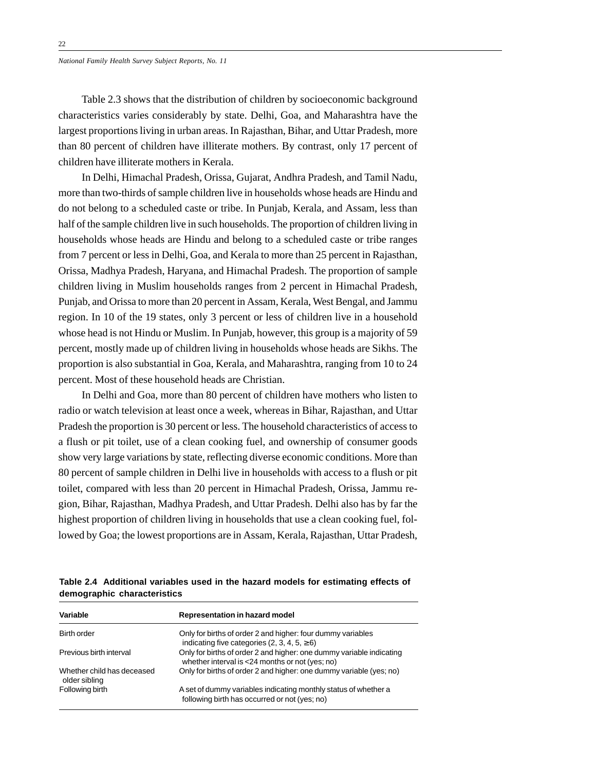Table 2.3 shows that the distribution of children by socioeconomic background characteristics varies considerably by state. Delhi, Goa, and Maharashtra have the largest proportions living in urban areas. In Rajasthan, Bihar, and Uttar Pradesh, more than 80 percent of children have illiterate mothers. By contrast, only 17 percent of children have illiterate mothers in Kerala.

In Delhi, Himachal Pradesh, Orissa, Gujarat, Andhra Pradesh, and Tamil Nadu, more than two-thirds of sample children live in households whose heads are Hindu and do not belong to a scheduled caste or tribe. In Punjab, Kerala, and Assam, less than half of the sample children live in such households. The proportion of children living in households whose heads are Hindu and belong to a scheduled caste or tribe ranges from 7 percent or less in Delhi, Goa, and Kerala to more than 25 percent in Rajasthan, Orissa, Madhya Pradesh, Haryana, and Himachal Pradesh. The proportion of sample children living in Muslim households ranges from 2 percent in Himachal Pradesh, Punjab, and Orissa to more than 20 percent in Assam, Kerala, West Bengal, and Jammu region. In 10 of the 19 states, only 3 percent or less of children live in a household whose head is not Hindu or Muslim. In Punjab, however, this group is a majority of 59 percent, mostly made up of children living in households whose heads are Sikhs. The proportion is also substantial in Goa, Kerala, and Maharashtra, ranging from 10 to 24 percent. Most of these household heads are Christian.

In Delhi and Goa, more than 80 percent of children have mothers who listen to radio or watch television at least once a week, whereas in Bihar, Rajasthan, and Uttar Pradesh the proportion is 30 percent or less. The household characteristics of access to a flush or pit toilet, use of a clean cooking fuel, and ownership of consumer goods show very large variations by state, reflecting diverse economic conditions. More than 80 percent of sample children in Delhi live in households with access to a flush or pit toilet, compared with less than 20 percent in Himachal Pradesh, Orissa, Jammu region, Bihar, Rajasthan, Madhya Pradesh, and Uttar Pradesh. Delhi also has by far the highest proportion of children living in households that use a clean cooking fuel, followed by Goa; the lowest proportions are in Assam, Kerala, Rajasthan, Uttar Pradesh,

**Table 2.4 Additional variables used in the hazard models for estimating effects of demographic characteristics**

| Variable | Representation in hazard model |
|---|---|
| Birth order | Only for births of order 2 and higher: four dummy variables indicating five categories (2, 3, 4, 5, ≥6) |
| Previous birth interval | Only for births of order 2 and higher: one dummy variable indicating whether interval is <24 months or not (yes; no) |
| Whether child has deceased older sibling | Only for births of order 2 and higher: one dummy variable (yes; no) |
| Following birth | A set of dummy variables indicating monthly status of whether a following birth has occurred or not (yes; no) |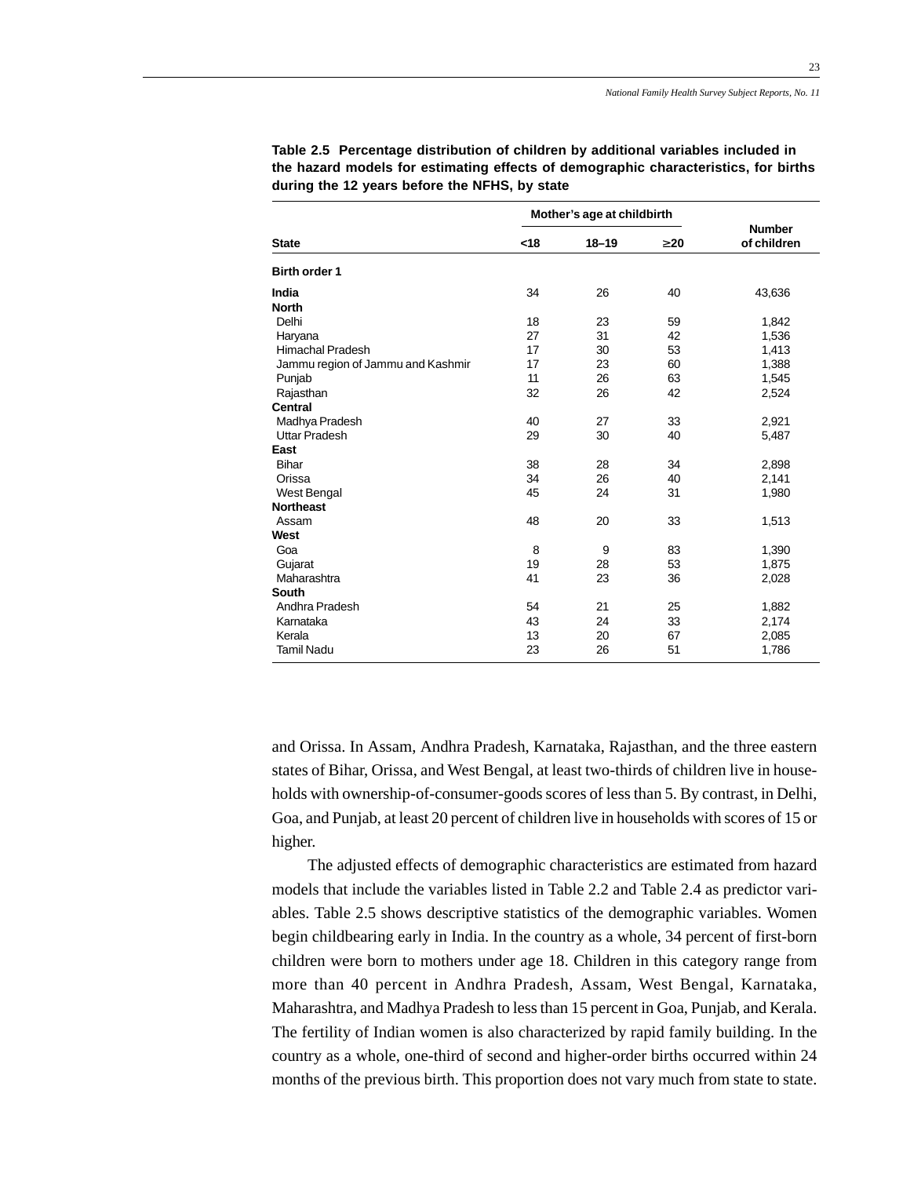**Table 2.5 Percentage distribution of children by additional variables included in the hazard models for estimating effects of demographic characteristics, for births during the 12 years before the NFHS, by state**

| State | Mother's age at childbirth | | | Number of children |
|---|---|---|---|---|
| | <18 | 18–19 | ≥20 | |
| **Birth order 1** | | | | |
| **India** | 34 | 26 | 40 | 43,636 |
| **North** | | | | |
| Delhi | 18 | 23 | 59 | 1,842 |
| Haryana | 27 | 31 | 42 | 1,536 |
| Himachal Pradesh | 17 | 30 | 53 | 1,413 |
| Jammu region of Jammu and Kashmir | 17 | 23 | 60 | 1,388 |
| Punjab | 11 | 26 | 63 | 1,545 |
| Rajasthan | 32 | 26 | 42 | 2,524 |
| **Central** | | | | |
| Madhya Pradesh | 40 | 27 | 33 | 2,921 |
| Uttar Pradesh | 29 | 30 | 40 | 5,487 |
| **East** | | | | |
| Bihar | 38 | 28 | 34 | 2,898 |
| Orissa | 34 | 26 | 40 | 2,141 |
| West Bengal | 45 | 24 | 31 | 1,980 |
| **Northeast** | | | | |
| Assam | 48 | 20 | 33 | 1,513 |
| **West** | | | | |
| Goa | 8 | 9 | 83 | 1,390 |
| Gujarat | 19 | 28 | 53 | 1,875 |
| Maharashtra | 41 | 23 | 36 | 2,028 |
| **South** | | | | |
| Andhra Pradesh | 54 | 21 | 25 | 1,882 |
| Karnataka | 43 | 24 | 33 | 2,174 |
| Kerala | 13 | 20 | 67 | 2,085 |
| Tamil Nadu | 23 | 26 | 51 | 1,786 |

and Orissa. In Assam, Andhra Pradesh, Karnataka, Rajasthan, and the three eastern states of Bihar, Orissa, and West Bengal, at least two-thirds of children live in households with ownership-of-consumer-goods scores of less than 5. By contrast, in Delhi, Goa, and Punjab, at least 20 percent of children live in households with scores of 15 or higher.

The adjusted effects of demographic characteristics are estimated from hazard models that include the variables listed in Table 2.2 and Table 2.4 as predictor variables. Table 2.5 shows descriptive statistics of the demographic variables. Women begin childbearing early in India. In the country as a whole, 34 percent of first-born children were born to mothers under age 18. Children in this category range from more than 40 percent in Andhra Pradesh, Assam, West Bengal, Karnataka, Maharashtra, and Madhya Pradesh to less than 15 percent in Goa, Punjab, and Kerala. The fertility of Indian women is also characterized by rapid family building. In the country as a whole, one-third of second and higher-order births occurred within 24 months of the previous birth. This proportion does not vary much from state to state.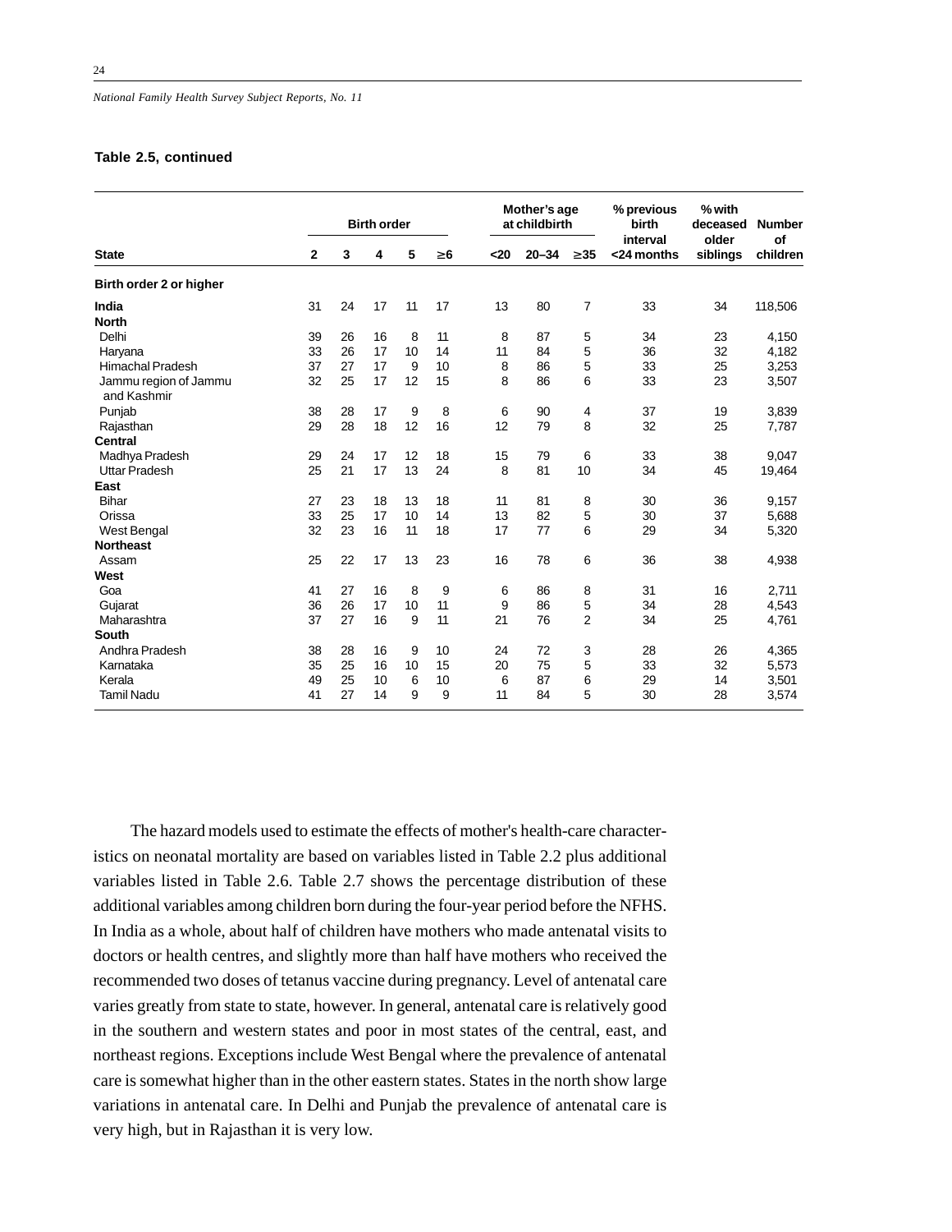**Table 2.5, continued**

| State | Birth order | | | | | Mother's age at childbirth | | | % previous birth interval <24 months | % with deceased older siblings | Number of children |
|---|---|---|---|---|---|---|---|---|---|---|---|
| | 2 | 3 | 4 | 5 | ≥6 | <20 | 20–34 | ≥35 | | | |
| **Birth order 2 or higher** | | | | | | | | | | | |
| **India** | 31 | 24 | 17 | 11 | 17 | 13 | 80 | 7 | 33 | 34 | 118,506 |
| **North** | | | | | | | | | | | |
| Delhi | 39 | 26 | 16 | 8 | 11 | 8 | 87 | 5 | 34 | 23 | 4,150 |
| Haryana | 33 | 26 | 17 | 10 | 14 | 11 | 84 | 5 | 36 | 32 | 4,182 |
| Himachal Pradesh | 37 | 27 | 17 | 9 | 10 | 8 | 86 | 5 | 33 | 25 | 3,253 |
| Jammu region of Jammu and Kashmir | 32 | 25 | 17 | 12 | 15 | 8 | 86 | 6 | 33 | 23 | 3,507 |
| Punjab | 38 | 28 | 17 | 9 | 8 | 6 | 90 | 4 | 37 | 19 | 3,839 |
| Rajasthan | 29 | 28 | 18 | 12 | 16 | 12 | 79 | 8 | 32 | 25 | 7,787 |
| **Central** | | | | | | | | | | | |
| Madhya Pradesh | 29 | 24 | 17 | 12 | 18 | 15 | 79 | 6 | 33 | 38 | 9,047 |
| Uttar Pradesh | 25 | 21 | 17 | 13 | 24 | 8 | 81 | 10 | 34 | 45 | 19,464 |
| **East** | | | | | | | | | | | |
| Bihar | 27 | 23 | 18 | 13 | 18 | 11 | 81 | 8 | 30 | 36 | 9,157 |
| Orissa | 33 | 25 | 17 | 10 | 14 | 13 | 82 | 5 | 30 | 37 | 5,688 |
| West Bengal | 32 | 23 | 16 | 11 | 18 | 17 | 77 | 6 | 29 | 34 | 5,320 |
| **Northeast** | | | | | | | | | | | |
| Assam | 25 | 22 | 17 | 13 | 23 | 16 | 78 | 6 | 36 | 38 | 4,938 |
| **West** | | | | | | | | | | | |
| Goa | 41 | 27 | 16 | 8 | 9 | 6 | 86 | 8 | 31 | 16 | 2,711 |
| Gujarat | 36 | 26 | 17 | 10 | 11 | 9 | 86 | 5 | 34 | 28 | 4,543 |
| Maharashtra | 37 | 27 | 16 | 9 | 11 | 21 | 76 | 2 | 34 | 25 | 4,761 |
| **South** | | | | | | | | | | | |
| Andhra Pradesh | 38 | 28 | 16 | 9 | 10 | 24 | 72 | 3 | 28 | 26 | 4,365 |
| Karnataka | 35 | 25 | 16 | 10 | 15 | 20 | 75 | 5 | 33 | 32 | 5,573 |
| Kerala | 49 | 25 | 10 | 6 | 10 | 6 | 87 | 6 | 29 | 14 | 3,501 |
| Tamil Nadu | 41 | 27 | 14 | 9 | 9 | 11 | 84 | 5 | 30 | 28 | 3,574 |

The hazard models used to estimate the effects of mother's health-care characteristics on neonatal mortality are based on variables listed in Table 2.2 plus additional variables listed in Table 2.6. Table 2.7 shows the percentage distribution of these additional variables among children born during the four-year period before the NFHS. In India as a whole, about half of children have mothers who made antenatal visits to doctors or health centres, and slightly more than half have mothers who received the recommended two doses of tetanus vaccine during pregnancy. Level of antenatal care varies greatly from state to state, however. In general, antenatal care is relatively good in the southern and western states and poor in most states of the central, east, and northeast regions. Exceptions include West Bengal where the prevalence of antenatal care is somewhat higher than in the other eastern states. States in the north show large variations in antenatal care. In Delhi and Punjab the prevalence of antenatal care is very high, but in Rajasthan it is very low.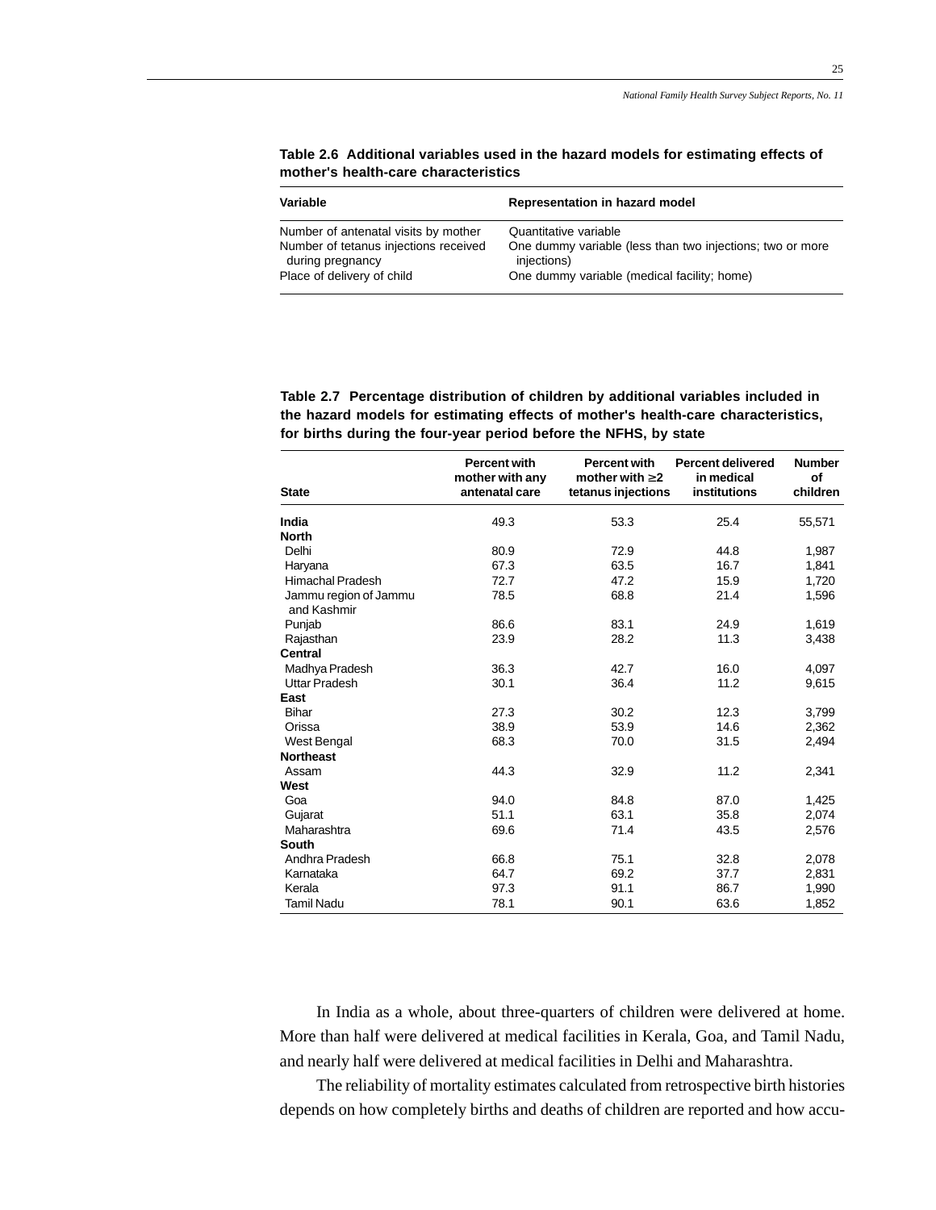**Table 2.6 Additional variables used in the hazard models for estimating effects of mother's health-care characteristics**

| Variable | Representation in hazard model |
|---|---|
| Number of antenatal visits by mother | Quantitative variable |
| Number of tetanus injections received during pregnancy | One dummy variable (less than two injections; two or more injections) |
| Place of delivery of child | One dummy variable (medical facility; home) |

**Table 2.7 Percentage distribution of children by additional variables included in the hazard models for estimating effects of mother's health-care characteristics, for births during the four-year period before the NFHS, by state**

| State | Percent with mother with any antenatal care | Percent with mother with ≥2 tetanus injections | Percent delivered in medical institutions | Number of children |
|---|---|---|---|---|
| **India** | 49.3 | 53.3 | 25.4 | 55,571 |
| **North** | | | | |
| Delhi | 80.9 | 72.9 | 44.8 | 1,987 |
| Haryana | 67.3 | 63.5 | 16.7 | 1,841 |
| Himachal Pradesh | 72.7 | 47.2 | 15.9 | 1,720 |
| Jammu region of Jammu and Kashmir | 78.5 | 68.8 | 21.4 | 1,596 |
| Punjab | 86.6 | 83.1 | 24.9 | 1,619 |
| Rajasthan | 23.9 | 28.2 | 11.3 | 3,438 |
| **Central** | | | | |
| Madhya Pradesh | 36.3 | 42.7 | 16.0 | 4,097 |
| Uttar Pradesh | 30.1 | 36.4 | 11.2 | 9,615 |
| **East** | | | | |
| Bihar | 27.3 | 30.2 | 12.3 | 3,799 |
| Orissa | 38.9 | 53.9 | 14.6 | 2,362 |
| West Bengal | 68.3 | 70.0 | 31.5 | 2,494 |
| **Northeast** | | | | |
| Assam | 44.3 | 32.9 | 11.2 | 2,341 |
| **West** | | | | |
| Goa | 94.0 | 84.8 | 87.0 | 1,425 |
| Gujarat | 51.1 | 63.1 | 35.8 | 2,074 |
| Maharashtra | 69.6 | 71.4 | 43.5 | 2,576 |
| **South** | | | | |
| Andhra Pradesh | 66.8 | 75.1 | 32.8 | 2,078 |
| Karnataka | 64.7 | 69.2 | 37.7 | 2,831 |
| Kerala | 97.3 | 91.1 | 86.7 | 1,990 |
| Tamil Nadu | 78.1 | 90.1 | 63.6 | 1,852 |

In India as a whole, about three-quarters of children were delivered at home. More than half were delivered at medical facilities in Kerala, Goa, and Tamil Nadu, and nearly half were delivered at medical facilities in Delhi and Maharashtra.

The reliability of mortality estimates calculated from retrospective birth histories depends on how completely births and deaths of children are reported and how accu-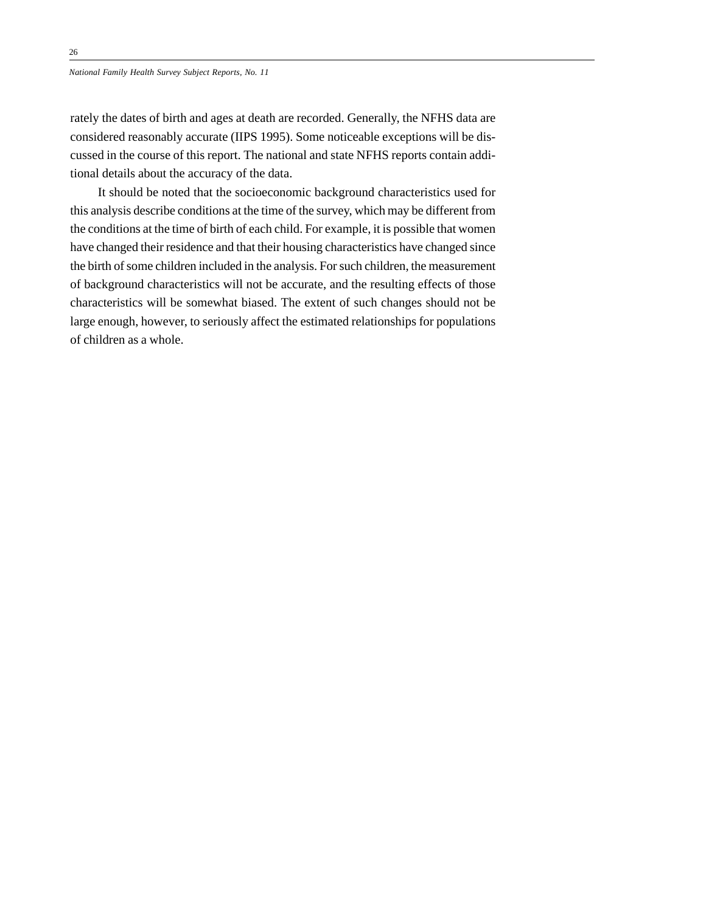rately the dates of birth and ages at death are recorded. Generally, the NFHS data are considered reasonably accurate (IIPS 1995). Some noticeable exceptions will be discussed in the course of this report. The national and state NFHS reports contain additional details about the accuracy of the data.

It should be noted that the socioeconomic background characteristics used for this analysis describe conditions at the time of the survey, which may be different from the conditions at the time of birth of each child. For example, it is possible that women have changed their residence and that their housing characteristics have changed since the birth of some children included in the analysis. For such children, the measurement of background characteristics will not be accurate, and the resulting effects of those characteristics will be somewhat biased. The extent of such changes should not be large enough, however, to seriously affect the estimated relationships for populations of children as a whole.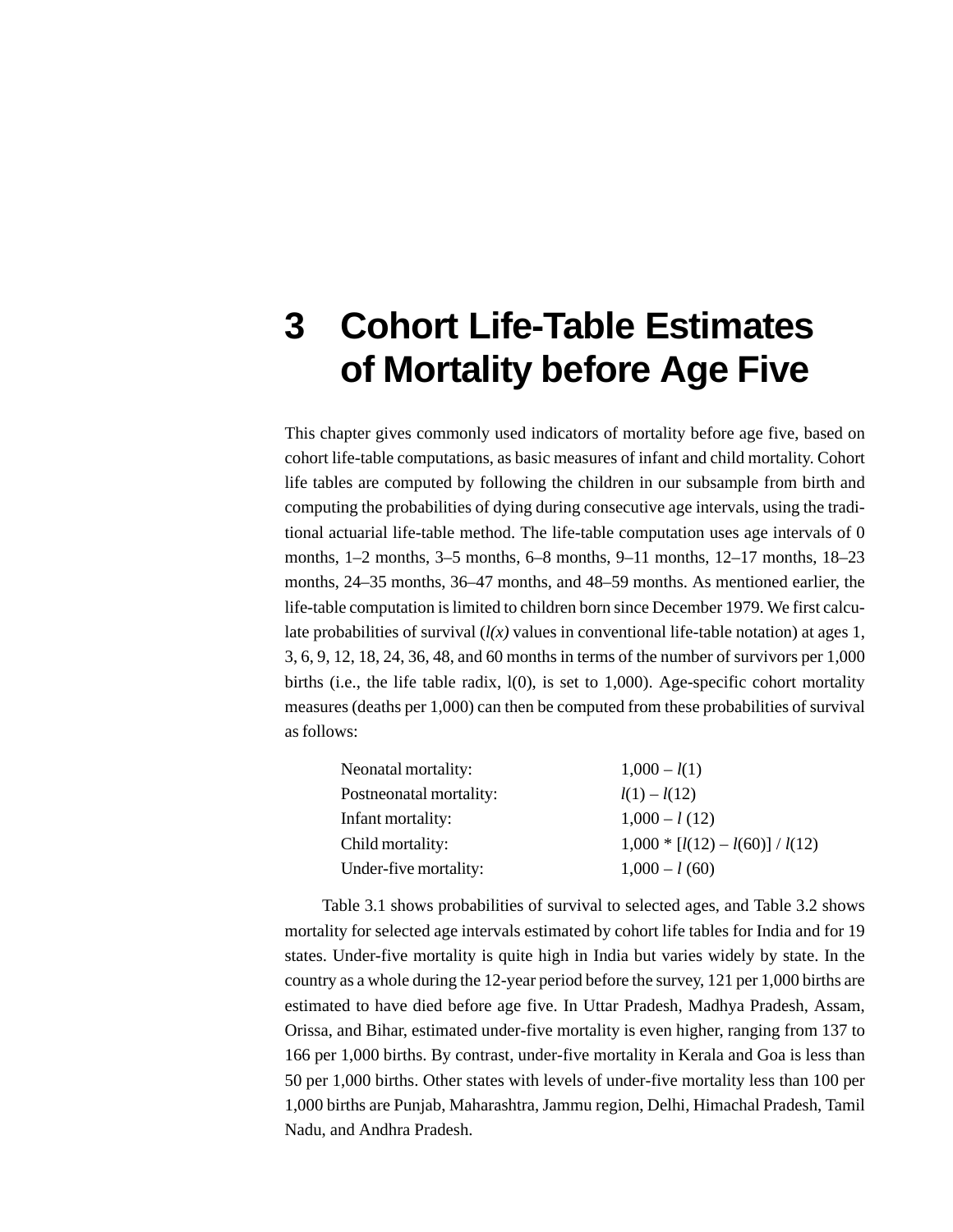# 3 Cohort Life-Table Estimates of Mortality before Age Five

This chapter gives commonly used indicators of mortality before age five, based on cohort life-table computations, as basic measures of infant and child mortality. Cohort life tables are computed by following the children in our subsample from birth and computing the probabilities of dying during consecutive age intervals, using the traditional actuarial life-table method. The life-table computation uses age intervals of 0 months, 1–2 months, 3–5 months, 6–8 months, 9–11 months, 12–17 months, 18–23 months, 24–35 months, 36–47 months, and 48–59 months. As mentioned earlier, the life-table computation is limited to children born since December 1979. We first calculate probabilities of survival ($l(x)$ values in conventional life-table notation) at ages 1, 3, 6, 9, 12, 18, 24, 36, 48, and 60 months in terms of the number of survivors per 1,000 births (i.e., the life table radix, $l(0)$, is set to 1,000). Age-specific cohort mortality measures (deaths per 1,000) can then be computed from these probabilities of survival as follows:

| | |
|---|---|
| Neonatal mortality: | $1{,}000 - l(1)$ |
| Postneonatal mortality: | $l(1) - l(12)$ |
| Infant mortality: | $1{,}000 - l(12)$ |
| Child mortality: | $1{,}000 * [l(12) - l(60)] / l(12)$ |
| Under-five mortality: | $1{,}000 - l(60)$ |

Table 3.1 shows probabilities of survival to selected ages, and Table 3.2 shows mortality for selected age intervals estimated by cohort life tables for India and for 19 states. Under-five mortality is quite high in India but varies widely by state. In the country as a whole during the 12-year period before the survey, 121 per 1,000 births are estimated to have died before age five. In Uttar Pradesh, Madhya Pradesh, Assam, Orissa, and Bihar, estimated under-five mortality is even higher, ranging from 137 to 166 per 1,000 births. By contrast, under-five mortality in Kerala and Goa is less than 50 per 1,000 births. Other states with levels of under-five mortality less than 100 per 1,000 births are Punjab, Maharashtra, Jammu region, Delhi, Himachal Pradesh, Tamil Nadu, and Andhra Pradesh.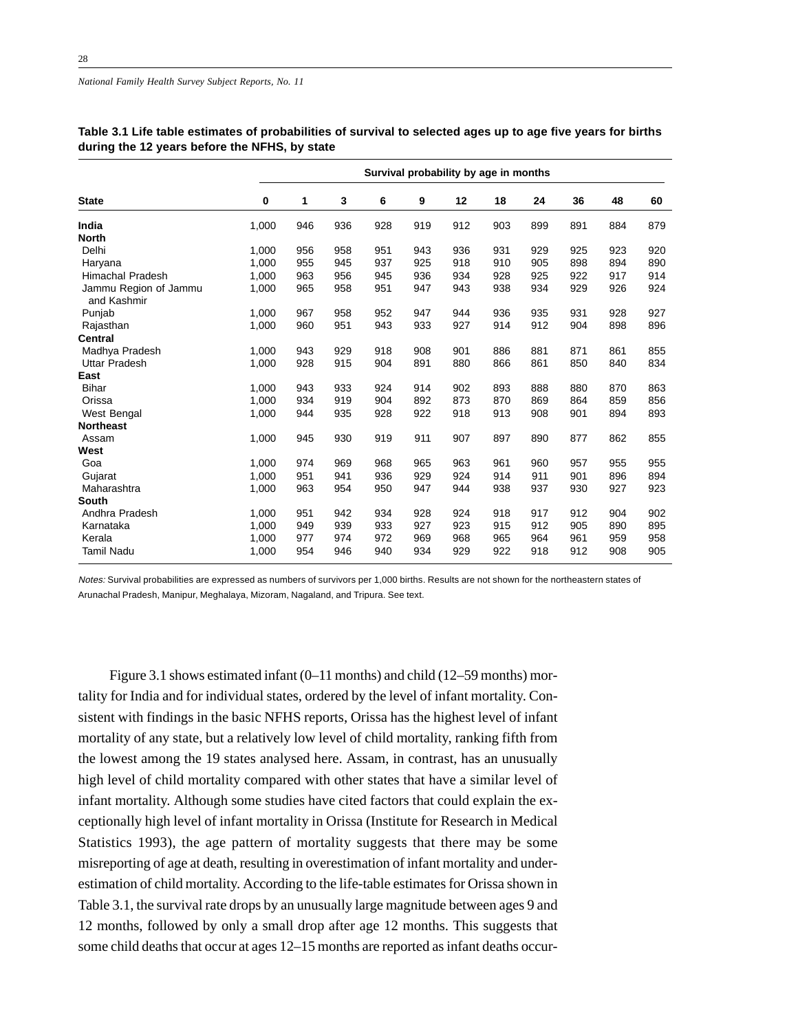**Table 3.1 Life table estimates of probabilities of survival to selected ages up to age five years for births during the 12 years before the NFHS, by state**

| State | Survival probability by age in months | | | | | | | | | | |
|---|---|---|---|---|---|---|---|---|---|---|---|
| | 0 | 1 | 3 | 6 | 9 | 12 | 18 | 24 | 36 | 48 | 60 |
| **India** | 1,000 | 946 | 936 | 928 | 919 | 912 | 903 | 899 | 891 | 884 | 879 |
| **North** | | | | | | | | | | | |
| Delhi | 1,000 | 956 | 958 | 951 | 943 | 936 | 931 | 929 | 925 | 923 | 920 |
| Haryana | 1,000 | 955 | 945 | 937 | 925 | 918 | 910 | 905 | 898 | 894 | 890 |
| Himachal Pradesh | 1,000 | 963 | 956 | 945 | 936 | 934 | 928 | 925 | 922 | 917 | 914 |
| Jammu Region of Jammu and Kashmir | 1,000 | 965 | 958 | 951 | 947 | 943 | 938 | 934 | 929 | 926 | 924 |
| Punjab | 1,000 | 967 | 958 | 952 | 947 | 944 | 936 | 935 | 931 | 928 | 927 |
| Rajasthan | 1,000 | 960 | 951 | 943 | 933 | 927 | 914 | 912 | 904 | 898 | 896 |
| **Central** | | | | | | | | | | | |
| Madhya Pradesh | 1,000 | 943 | 929 | 918 | 908 | 901 | 886 | 881 | 871 | 861 | 855 |
| Uttar Pradesh | 1,000 | 928 | 915 | 904 | 891 | 880 | 866 | 861 | 850 | 840 | 834 |
| **East** | | | | | | | | | | | |
| Bihar | 1,000 | 943 | 933 | 924 | 914 | 902 | 893 | 888 | 880 | 870 | 863 |
| Orissa | 1,000 | 934 | 919 | 904 | 892 | 873 | 870 | 869 | 864 | 859 | 856 |
| West Bengal | 1,000 | 944 | 935 | 928 | 922 | 918 | 913 | 908 | 901 | 894 | 893 |
| **Northeast** | | | | | | | | | | | |
| Assam | 1,000 | 945 | 930 | 919 | 911 | 907 | 897 | 890 | 877 | 862 | 855 |
| **West** | | | | | | | | | | | |
| Goa | 1,000 | 974 | 969 | 968 | 965 | 963 | 961 | 960 | 957 | 955 | 955 |
| Gujarat | 1,000 | 951 | 941 | 936 | 929 | 924 | 914 | 911 | 901 | 896 | 894 |
| Maharashtra | 1,000 | 963 | 954 | 950 | 947 | 944 | 938 | 937 | 930 | 927 | 923 |
| **South** | | | | | | | | | | | |
| Andhra Pradesh | 1,000 | 951 | 942 | 934 | 928 | 924 | 918 | 917 | 912 | 904 | 902 |
| Karnataka | 1,000 | 949 | 939 | 933 | 927 | 923 | 915 | 912 | 905 | 890 | 895 |
| Kerala | 1,000 | 977 | 974 | 972 | 969 | 968 | 965 | 964 | 961 | 959 | 958 |
| Tamil Nadu | 1,000 | 954 | 946 | 940 | 934 | 929 | 922 | 918 | 912 | 908 | 905 |

*Notes:* Survival probabilities are expressed as numbers of survivors per 1,000 births. Results are not shown for the northeastern states of Arunachal Pradesh, Manipur, Meghalaya, Mizoram, Nagaland, and Tripura. See text.

Figure 3.1 shows estimated infant (0–11 months) and child (12–59 months) mortality for India and for individual states, ordered by the level of infant mortality. Consistent with findings in the basic NFHS reports, Orissa has the highest level of infant mortality of any state, but a relatively low level of child mortality, ranking fifth from the lowest among the 19 states analysed here. Assam, in contrast, has an unusually high level of child mortality compared with other states that have a similar level of infant mortality. Although some studies have cited factors that could explain the exceptionally high level of infant mortality in Orissa (Institute for Research in Medical Statistics 1993), the age pattern of mortality suggests that there may be some misreporting of age at death, resulting in overestimation of infant mortality and underestimation of child mortality. According to the life-table estimates for Orissa shown in Table 3.1, the survival rate drops by an unusually large magnitude between ages 9 and 12 months, followed by only a small drop after age 12 months. This suggests that some child deaths that occur at ages 12–15 months are reported as infant deaths occur-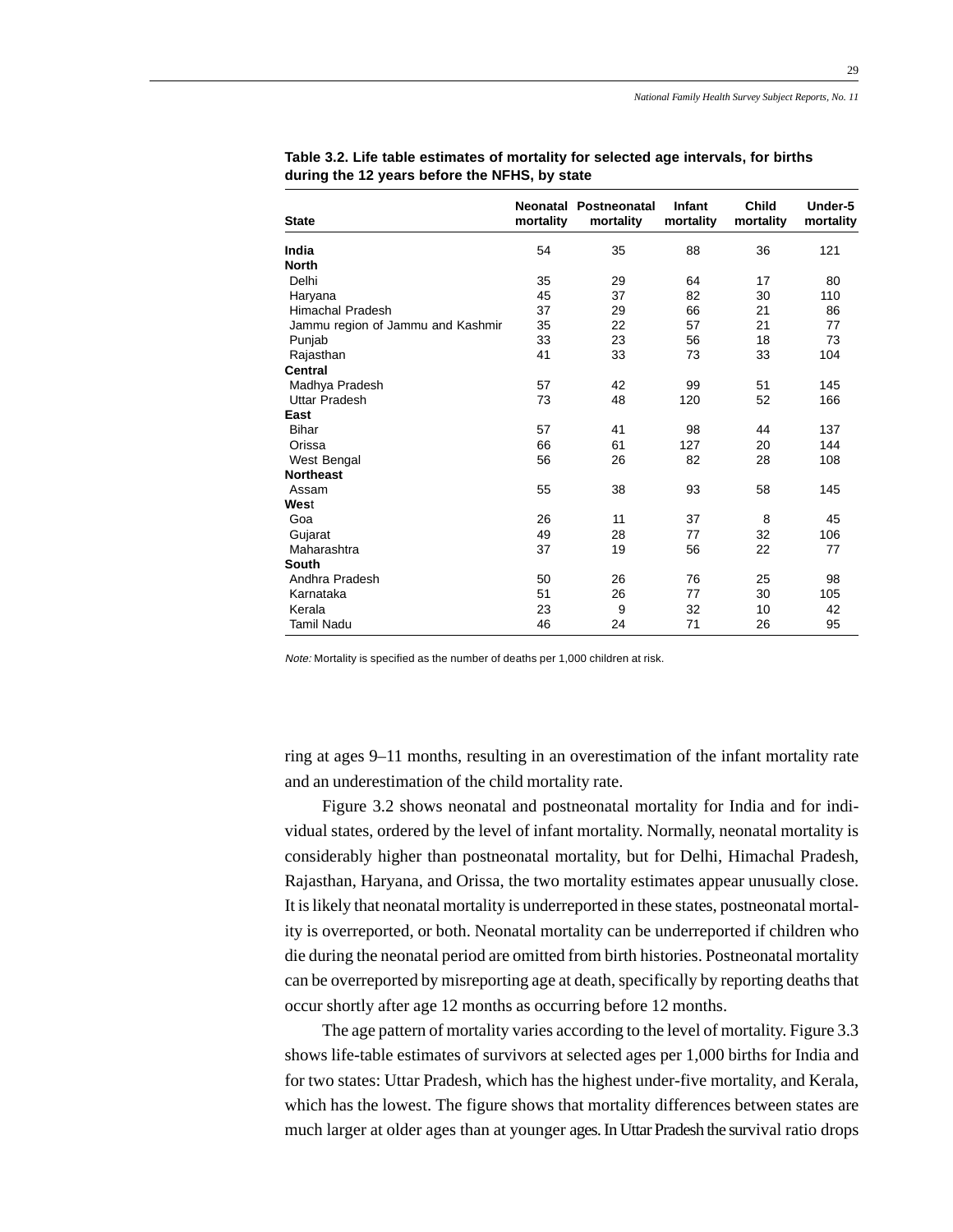**Table 3.2. Life table estimates of mortality for selected age intervals, for births during the 12 years before the NFHS, by state**

| State | Neonatal mortality | Postneonatal mortality | Infant mortality | Child mortality | Under-5 mortality |
|---|---|---|---|---|---|
| **India** | 54 | 35 | 88 | 36 | 121 |
| **North** | | | | | |
| Delhi | 35 | 29 | 64 | 17 | 80 |
| Haryana | 45 | 37 | 82 | 30 | 110 |
| Himachal Pradesh | 37 | 29 | 66 | 21 | 86 |
| Jammu region of Jammu and Kashmir | 35 | 22 | 57 | 21 | 77 |
| Punjab | 33 | 23 | 56 | 18 | 73 |
| Rajasthan | 41 | 33 | 73 | 33 | 104 |
| **Central** | | | | | |
| Madhya Pradesh | 57 | 42 | 99 | 51 | 145 |
| Uttar Pradesh | 73 | 48 | 120 | 52 | 166 |
| **East** | | | | | |
| Bihar | 57 | 41 | 98 | 44 | 137 |
| Orissa | 66 | 61 | 127 | 20 | 144 |
| West Bengal | 56 | 26 | 82 | 28 | 108 |
| **Northeast** | | | | | |
| Assam | 55 | 38 | 93 | 58 | 145 |
| **West** | | | | | |
| Goa | 26 | 11 | 37 | 8 | 45 |
| Gujarat | 49 | 28 | 77 | 32 | 106 |
| Maharashtra | 37 | 19 | 56 | 22 | 77 |
| **South** | | | | | |
| Andhra Pradesh | 50 | 26 | 76 | 25 | 98 |
| Karnataka | 51 | 26 | 77 | 30 | 105 |
| Kerala | 23 | 9 | 32 | 10 | 42 |
| Tamil Nadu | 46 | 24 | 71 | 26 | 95 |

*Note:* Mortality is specified as the number of deaths per 1,000 children at risk.

ring at ages 9–11 months, resulting in an overestimation of the infant mortality rate and an underestimation of the child mortality rate.

Figure 3.2 shows neonatal and postneonatal mortality for India and for individual states, ordered by the level of infant mortality. Normally, neonatal mortality is considerably higher than postneonatal mortality, but for Delhi, Himachal Pradesh, Rajasthan, Haryana, and Orissa, the two mortality estimates appear unusually close. It is likely that neonatal mortality is underreported in these states, postneonatal mortality is overreported, or both. Neonatal mortality can be underreported if children who die during the neonatal period are omitted from birth histories. Postneonatal mortality can be overreported by misreporting age at death, specifically by reporting deaths that occur shortly after age 12 months as occurring before 12 months.

The age pattern of mortality varies according to the level of mortality. Figure 3.3 shows life-table estimates of survivors at selected ages per 1,000 births for India and for two states: Uttar Pradesh, which has the highest under-five mortality, and Kerala, which has the lowest. The figure shows that mortality differences between states are much larger at older ages than at younger ages. In Uttar Pradesh the survival ratio drops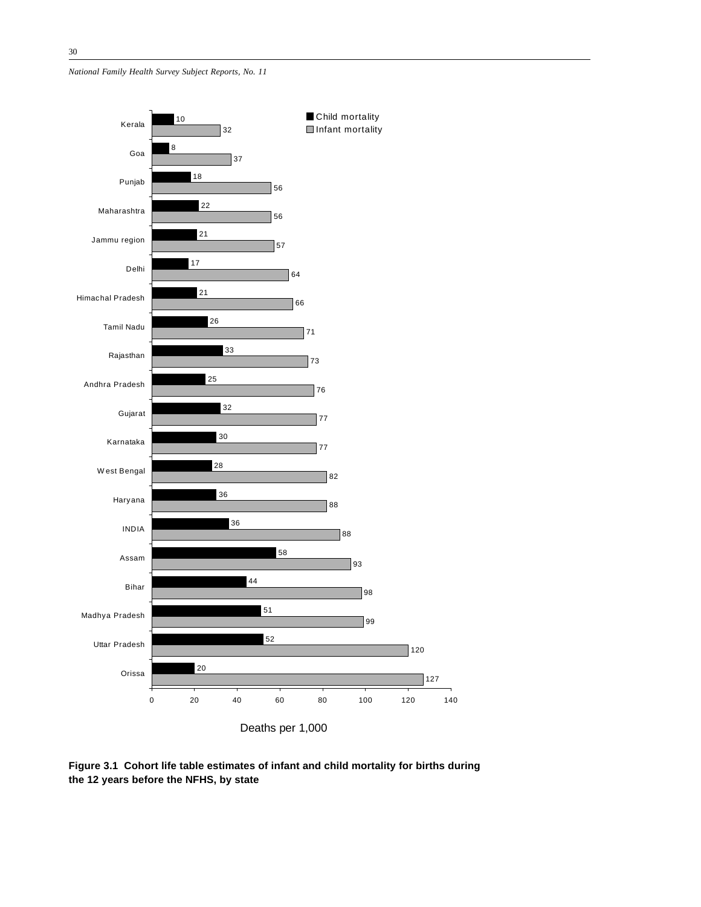| State | Child mortality | Infant mortality |
|---|---|---|
| Kerala | 10 | 32 |
| Goa | 8 | 37 |
| Punjab | 18 | 56 |
| Maharashtra | 22 | 56 |
| Jammu region | 21 | 57 |
| Delhi | 17 | 64 |
| Himachal Pradesh | 21 | 66 |
| Tamil Nadu | 26 | 71 |
| Rajasthan | 33 | 73 |
| Andhra Pradesh | 25 | 76 |
| Gujarat | 32 | 77 |
| Karnataka | 30 | 77 |
| West Bengal | 28 | 82 |
| Haryana | 36 | 88 |
| INDIA | 36 | 88 |
| Assam | 58 | 93 |
| Bihar | 44 | 98 |
| Madhya Pradesh | 51 | 99 |
| Uttar Pradesh | 52 | 120 |
| Orissa | 20 | 127 |

Deaths per 1,000

**Figure 3.1 Cohort life table estimates of infant and child mortality for births during the 12 years before the NFHS, by state**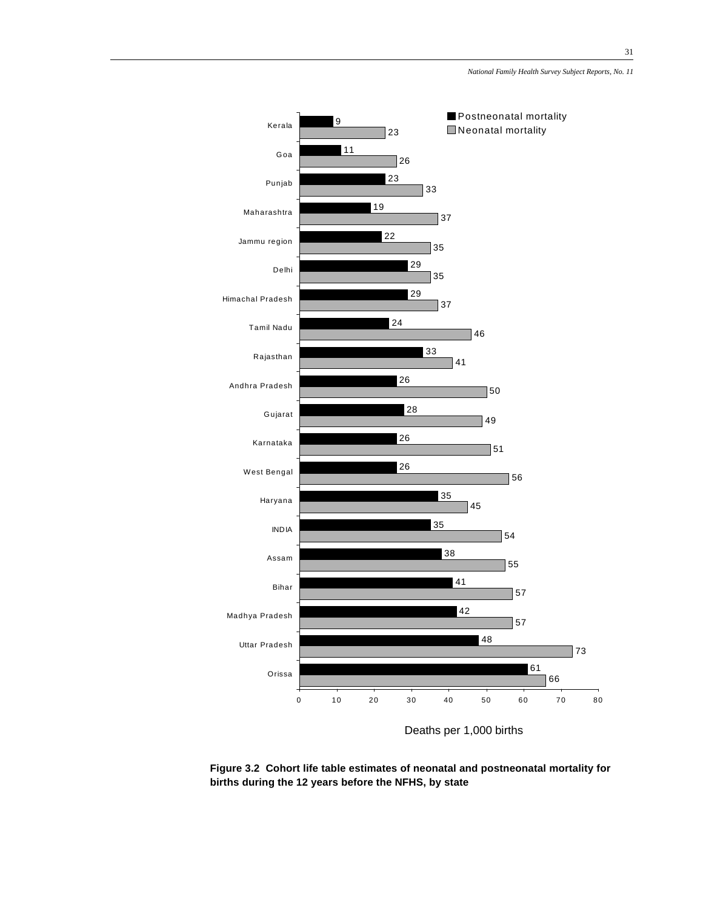| State | Postneonatal mortality | Neonatal mortality |
| --- | --- | --- |
| Kerala | 9 | 23 |
| Goa | 11 | 26 |
| Punjab | 23 | 33 |
| Maharashtra | 19 | 37 |
| Jammu region | 22 | 35 |
| Delhi | 29 | 35 |
| Himachal Pradesh | 29 | 37 |
| Tamil Nadu | 24 | 46 |
| Rajasthan | 33 | 41 |
| Andhra Pradesh | 26 | 50 |
| Gujarat | 28 | 49 |
| Karnataka | 26 | 51 |
| West Bengal | 26 | 56 |
| Haryana | 35 | 45 |
| INDIA | 35 | 54 |
| Assam | 38 | 55 |
| Bihar | 41 | 57 |
| Madhya Pradesh | 42 | 57 |
| Uttar Pradesh | 48 | 73 |
| Orissa | 61 | 66 |

Deaths per 1,000 births

**Figure 3.2 Cohort life table estimates of neonatal and postneonatal mortality for births during the 12 years before the NFHS, by state**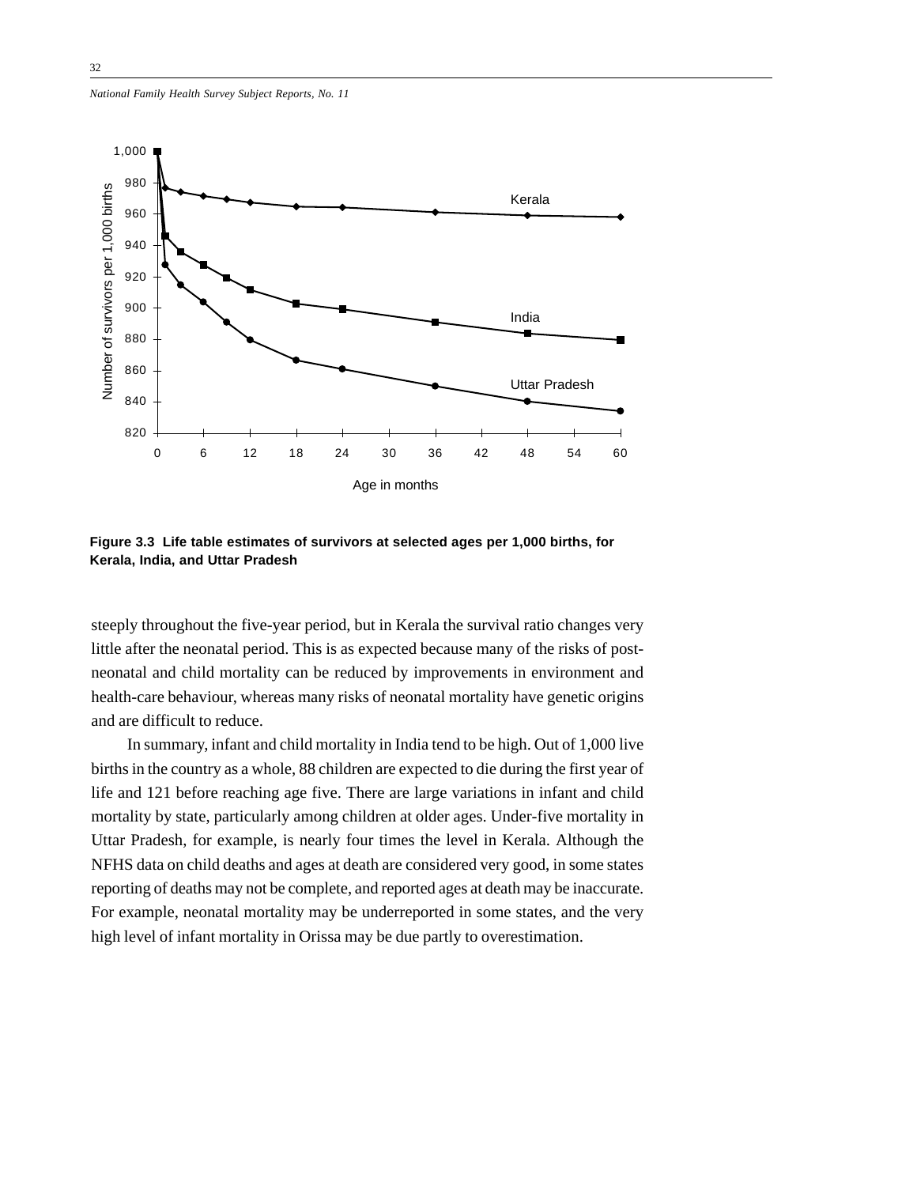Figure 3.3 Life table estimates of survivors at selected ages per 1,000 births, for Kerala, India, and Uttar Pradesh

steeply throughout the five-year period, but in Kerala the survival ratio changes very little after the neonatal period. This is as expected because many of the risks of post-neonatal and child mortality can be reduced by improvements in environment and health-care behaviour, whereas many risks of neonatal mortality have genetic origins and are difficult to reduce.

In summary, infant and child mortality in India tend to be high. Out of 1,000 live births in the country as a whole, 88 children are expected to die during the first year of life and 121 before reaching age five. There are large variations in infant and child mortality by state, particularly among children at older ages. Under-five mortality in Uttar Pradesh, for example, is nearly four times the level in Kerala. Although the NFHS data on child deaths and ages at death are considered very good, in some states reporting of deaths may not be complete, and reported ages at death may be inaccurate. For example, neonatal mortality may be underreported in some states, and the very high level of infant mortality in Orissa may be due partly to overestimation.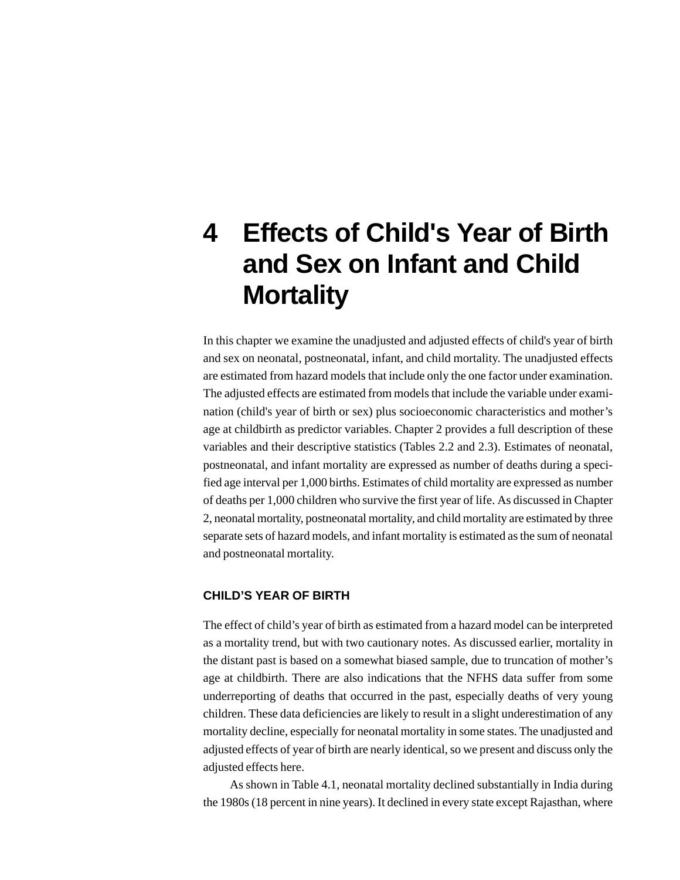# 4 Effects of Child's Year of Birth and Sex on Infant and Child Mortality

In this chapter we examine the unadjusted and adjusted effects of child's year of birth and sex on neonatal, postneonatal, infant, and child mortality. The unadjusted effects are estimated from hazard models that include only the one factor under examination. The adjusted effects are estimated from models that include the variable under examination (child's year of birth or sex) plus socioeconomic characteristics and mother's age at childbirth as predictor variables. Chapter 2 provides a full description of these variables and their descriptive statistics (Tables 2.2 and 2.3). Estimates of neonatal, postneonatal, and infant mortality are expressed as number of deaths during a specified age interval per 1,000 births. Estimates of child mortality are expressed as number of deaths per 1,000 children who survive the first year of life. As discussed in Chapter 2, neonatal mortality, postneonatal mortality, and child mortality are estimated by three separate sets of hazard models, and infant mortality is estimated as the sum of neonatal and postneonatal mortality.

## CHILD'S YEAR OF BIRTH

The effect of child's year of birth as estimated from a hazard model can be interpreted as a mortality trend, but with two cautionary notes. As discussed earlier, mortality in the distant past is based on a somewhat biased sample, due to truncation of mother's age at childbirth. There are also indications that the NFHS data suffer from some underreporting of deaths that occurred in the past, especially deaths of very young children. These data deficiencies are likely to result in a slight underestimation of any mortality decline, especially for neonatal mortality in some states. The unadjusted and adjusted effects of year of birth are nearly identical, so we present and discuss only the adjusted effects here.

As shown in Table 4.1, neonatal mortality declined substantially in India during the 1980s (18 percent in nine years). It declined in every state except Rajasthan, where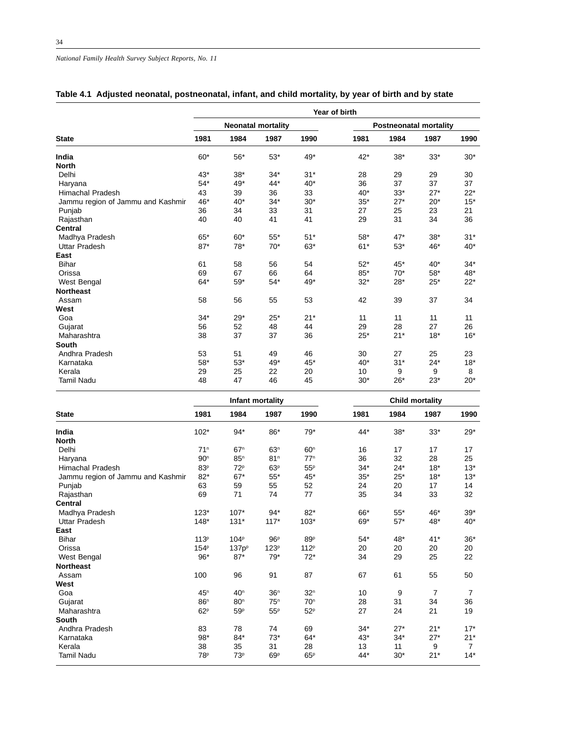**Table 4.1 Adjusted neonatal, postneonatal, infant, and child mortality, by year of birth and by state**

| | Year of birth | | | | | | | |
|---|---|---|---|---|---|---|---|---|
| | Neonatal mortality | | | | Postneonatal mortality | | | |
| State | 1981 | 1984 | 1987 | 1990 | 1981 | 1984 | 1987 | 1990 |
| **India** | 60* | 56* | 53* | 49* | 42* | 38* | 33* | 30* |
| **North** | | | | | | | | |
| Delhi | 43* | 38* | 34* | 31* | 28 | 29 | 29 | 30 |
| Haryana | 54* | 49* | 44* | 40* | 36 | 37 | 37 | 37 |
| Himachal Pradesh | 43 | 39 | 36 | 33 | 40* | 33* | 27* | 22* |
| Jammu region of Jammu and Kashmir | 46* | 40* | 34* | 30* | 35* | 27* | 20* | 15* |
| Punjab | 36 | 34 | 33 | 31 | 27 | 25 | 23 | 21 |
| Rajasthan | 40 | 40 | 41 | 41 | 29 | 31 | 34 | 36 |
| **Central** | | | | | | | | |
| Madhya Pradesh | 65* | 60* | 55* | 51* | 58* | 47* | 38* | 31* |
| Uttar Pradesh | 87* | 78* | 70* | 63* | 61* | 53* | 46* | 40* |
| **East** | | | | | | | | |
| Bihar | 61 | 58 | 56 | 54 | 52* | 45* | 40* | 34* |
| Orissa | 69 | 67 | 66 | 64 | 85* | 70* | 58* | 48* |
| West Bengal | 64* | 59* | 54* | 49* | 32* | 28* | 25* | 22* |
| **Northeast** | | | | | | | | |
| Assam | 58 | 56 | 55 | 53 | 42 | 39 | 37 | 34 |
| **West** | | | | | | | | |
| Goa | 34* | 29* | 25* | 21* | 11 | 11 | 11 | 11 |
| Gujarat | 56 | 52 | 48 | 44 | 29 | 28 | 27 | 26 |
| Maharashtra | 38 | 37 | 37 | 36 | 25* | 21* | 18* | 16* |
| **South** | | | | | | | | |
| Andhra Pradesh | 53 | 51 | 49 | 46 | 30 | 27 | 25 | 23 |
| Karnataka | 58* | 53* | 49* | 45* | 40* | 31* | 24* | 18* |
| Kerala | 29 | 25 | 22 | 20 | 10 | 9 | 9 | 8 |
| Tamil Nadu | 48 | 47 | 46 | 45 | 30* | 26* | 23* | 20* |

| | Infant mortality | | | | Child mortality | | | |
|---|---|---|---|---|---|---|---|---|
| State | 1981 | 1984 | 1987 | 1990 | 1981 | 1984 | 1987 | 1990 |
| **India** | 102* | 94* | 86* | 79* | 44* | 38* | 33* | 29* |
| **North** | | | | | | | | |
| Delhi | 71n | 67n | 63n | 60n | 16 | 17 | 17 | 17 |
| Haryana | 90n | 85n | 81n | 77n | 36 | 32 | 28 | 25 |
| Himachal Pradesh | 83p | 72p | 63p | 55p | 34* | 24* | 18* | 13* |
| Jammu region of Jammu and Kashmir | 82* | 67* | 55* | 45* | 35* | 25* | 18* | 13* |
| Punjab | 63 | 59 | 55 | 52 | 24 | 20 | 17 | 14 |
| Rajasthan | 69 | 71 | 74 | 77 | 35 | 34 | 33 | 32 |
| **Central** | | | | | | | | |
| Madhya Pradesh | 123* | 107* | 94* | 82* | 66* | 55* | 46* | 39* |
| Uttar Pradesh | 148* | 131* | 117* | 103* | 69* | 57* | 48* | 40* |
| **East** | | | | | | | | |
| Bihar | 113p | 104p | 96p | 89p | 54* | 48* | 41* | 36* |
| Orissa | 154p | 137pp | 123p | 112p | 20 | 20 | 20 | 20 |
| West Bengal | 96* | 87* | 79* | 72* | 34 | 29 | 25 | 22 |
| **Northeast** | | | | | | | | |
| Assam | 100 | 96 | 91 | 87 | 67 | 61 | 55 | 50 |
| **West** | | | | | | | | |
| Goa | 45n | 40n | 36n | 32n | 10 | 9 | 7 | 7 |
| Gujarat | 86n | 80n | 75n | 70n | 28 | 31 | 34 | 36 |
| Maharashtra | 62p | 59p | 55p | 52p | 27 | 24 | 21 | 19 |
| **South** | | | | | | | | |
| Andhra Pradesh | 83 | 78 | 74 | 69 | 34* | 27* | 21* | 17* |
| Karnataka | 98* | 84* | 73* | 64* | 43* | 34* | 27* | 21* |
| Kerala | 38 | 35 | 31 | 28 | 13 | 11 | 9 | 7 |
| Tamil Nadu | 78p | 73p | 69p | 65p | 44* | 30* | 21* | 14* |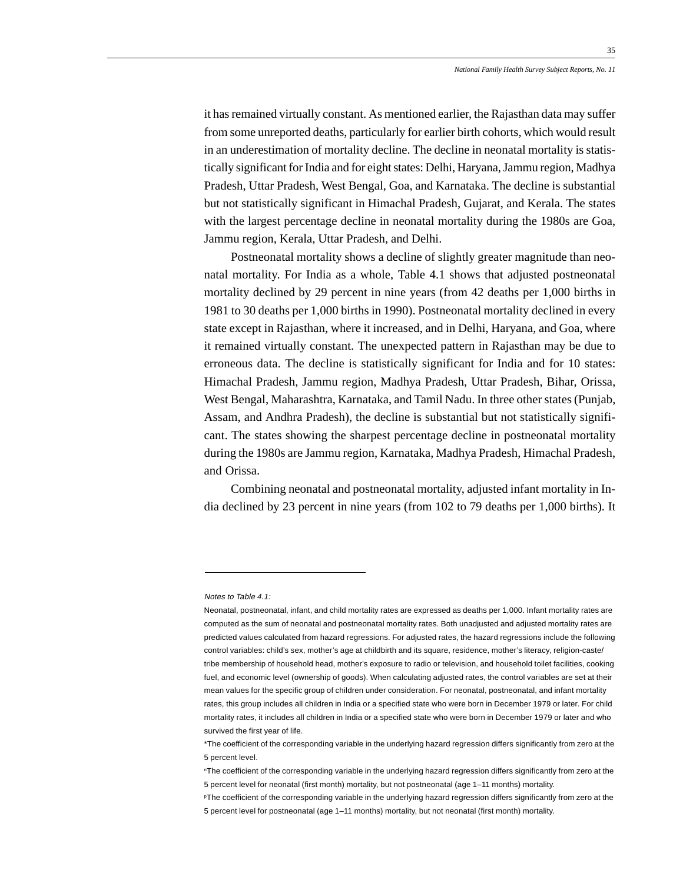it has remained virtually constant. As mentioned earlier, the Rajasthan data may suffer from some unreported deaths, particularly for earlier birth cohorts, which would result in an underestimation of mortality decline. The decline in neonatal mortality is statistically significant for India and for eight states: Delhi, Haryana, Jammu region, Madhya Pradesh, Uttar Pradesh, West Bengal, Goa, and Karnataka. The decline is substantial but not statistically significant in Himachal Pradesh, Gujarat, and Kerala. The states with the largest percentage decline in neonatal mortality during the 1980s are Goa, Jammu region, Kerala, Uttar Pradesh, and Delhi.

Postneonatal mortality shows a decline of slightly greater magnitude than neonatal mortality. For India as a whole, Table 4.1 shows that adjusted postneonatal mortality declined by 29 percent in nine years (from 42 deaths per 1,000 births in 1981 to 30 deaths per 1,000 births in 1990). Postneonatal mortality declined in every state except in Rajasthan, where it increased, and in Delhi, Haryana, and Goa, where it remained virtually constant. The unexpected pattern in Rajasthan may be due to erroneous data. The decline is statistically significant for India and for 10 states: Himachal Pradesh, Jammu region, Madhya Pradesh, Uttar Pradesh, Bihar, Orissa, West Bengal, Maharashtra, Karnataka, and Tamil Nadu. In three other states (Punjab, Assam, and Andhra Pradesh), the decline is substantial but not statistically significant. The states showing the sharpest percentage decline in postneonatal mortality during the 1980s are Jammu region, Karnataka, Madhya Pradesh, Himachal Pradesh, and Orissa.

Combining neonatal and postneonatal mortality, adjusted infant mortality in India declined by 23 percent in nine years (from 102 to 79 deaths per 1,000 births). It

---

*Notes to Table 4.1:*

Neonatal, postneonatal, infant, and child mortality rates are expressed as deaths per 1,000. Infant mortality rates are computed as the sum of neonatal and postneonatal mortality rates. Both unadjusted and adjusted mortality rates are predicted values calculated from hazard regressions. For adjusted rates, the hazard regressions include the following control variables: child's sex, mother's age at childbirth and its square, residence, mother's literacy, religion-caste/tribe membership of household head, mother's exposure to radio or television, and household toilet facilities, cooking fuel, and economic level (ownership of goods). When calculating adjusted rates, the control variables are set at their mean values for the specific group of children under consideration. For neonatal, postneonatal, and infant mortality rates, this group includes all children in India or a specified state who were born in December 1979 or later. For child mortality rates, it includes all children in India or a specified state who were born in December 1979 or later and who survived the first year of life.

*The coefficient of the corresponding variable in the underlying hazard regression differs significantly from zero at the 5 percent level.

[n]The coefficient of the corresponding variable in the underlying hazard regression differs significantly from zero at the 5 percent level for neonatal (first month) mortality, but not postneonatal (age 1–11 months) mortality.

[p]The coefficient of the corresponding variable in the underlying hazard regression differs significantly from zero at the 5 percent level for postneonatal (age 1–11 months) mortality, but not neonatal (first month) mortality.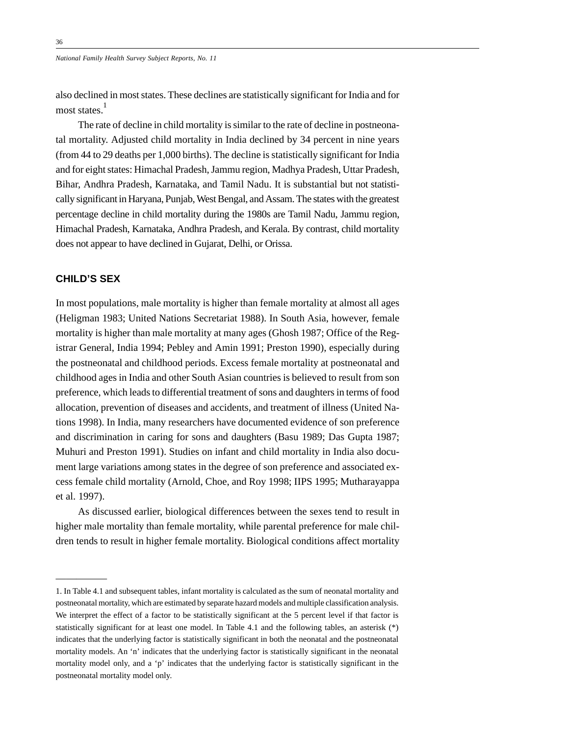also declined in most states. These declines are statistically significant for India and for most states.[1]

The rate of decline in child mortality is similar to the rate of decline in postneonatal mortality. Adjusted child mortality in India declined by 34 percent in nine years (from 44 to 29 deaths per 1,000 births). The decline is statistically significant for India and for eight states: Himachal Pradesh, Jammu region, Madhya Pradesh, Uttar Pradesh, Bihar, Andhra Pradesh, Karnataka, and Tamil Nadu. It is substantial but not statistically significant in Haryana, Punjab, West Bengal, and Assam. The states with the greatest percentage decline in child mortality during the 1980s are Tamil Nadu, Jammu region, Himachal Pradesh, Karnataka, Andhra Pradesh, and Kerala. By contrast, child mortality does not appear to have declined in Gujarat, Delhi, or Orissa.

## CHILD'S SEX

In most populations, male mortality is higher than female mortality at almost all ages (Heligman 1983; United Nations Secretariat 1988). In South Asia, however, female mortality is higher than male mortality at many ages (Ghosh 1987; Office of the Registrar General, India 1994; Pebley and Amin 1991; Preston 1990), especially during the postneonatal and childhood periods. Excess female mortality at postneonatal and childhood ages in India and other South Asian countries is believed to result from son preference, which leads to differential treatment of sons and daughters in terms of food allocation, prevention of diseases and accidents, and treatment of illness (United Nations 1998). In India, many researchers have documented evidence of son preference and discrimination in caring for sons and daughters (Basu 1989; Das Gupta 1987; Muhuri and Preston 1991). Studies on infant and child mortality in India also document large variations among states in the degree of son preference and associated excess female child mortality (Arnold, Choe, and Roy 1998; IIPS 1995; Mutharayappa et al. 1997).

As discussed earlier, biological differences between the sexes tend to result in higher male mortality than female mortality, while parental preference for male children tends to result in higher female mortality. Biological conditions affect mortality

---

1. In Table 4.1 and subsequent tables, infant mortality is calculated as the sum of neonatal mortality and postneonatal mortality, which are estimated by separate hazard models and multiple classification analysis. We interpret the effect of a factor to be statistically significant at the 5 percent level if that factor is statistically significant for at least one model. In Table 4.1 and the following tables, an asterisk (*) indicates that the underlying factor is statistically significant in both the neonatal and the postneonatal mortality models. An 'n' indicates that the underlying factor is statistically significant in the neonatal mortality model only, and a 'p' indicates that the underlying factor is statistically significant in the postneonatal mortality model only.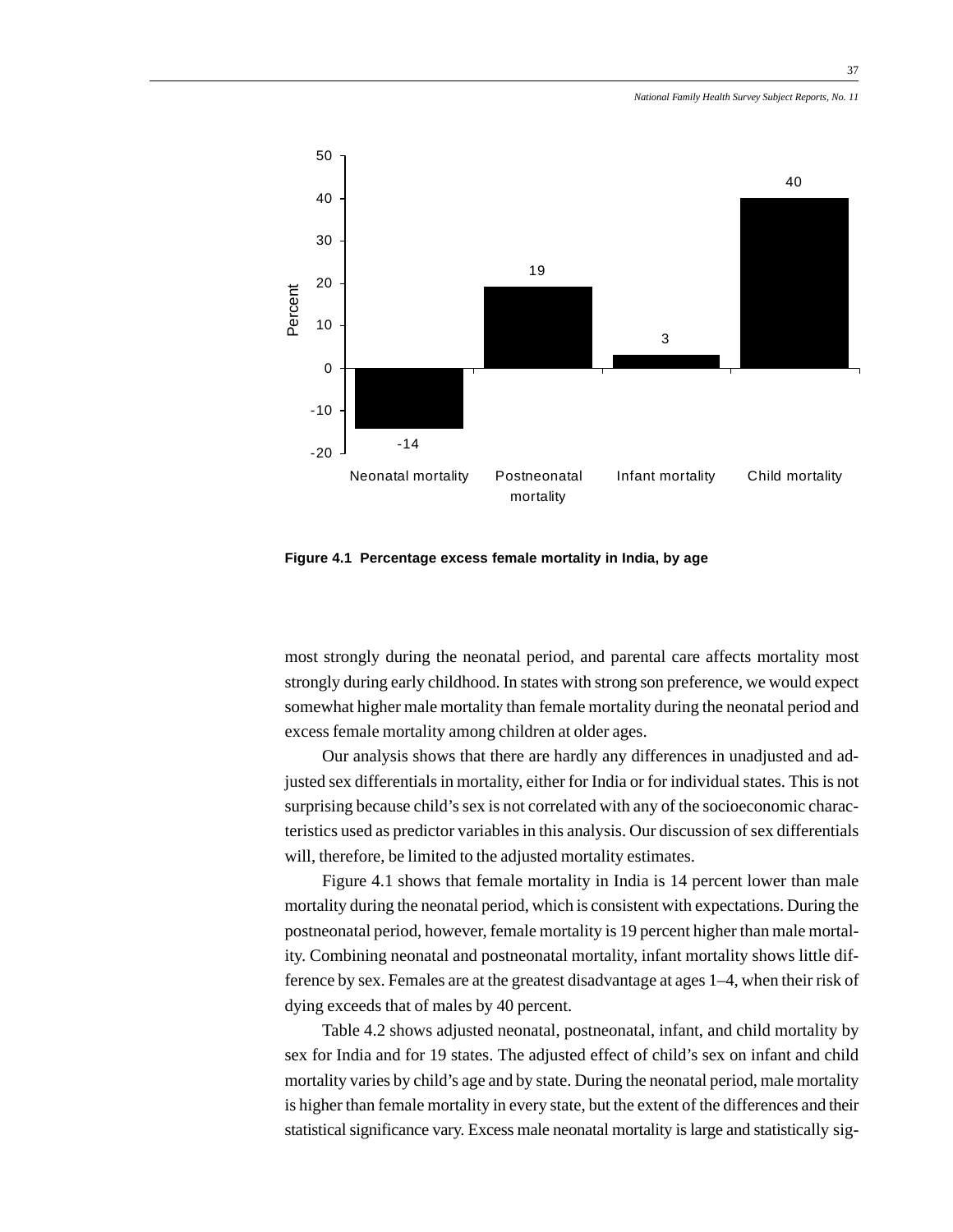Figure 4.1 Percentage excess female mortality in India, by age

most strongly during the neonatal period, and parental care affects mortality most strongly during early childhood. In states with strong son preference, we would expect somewhat higher male mortality than female mortality during the neonatal period and excess female mortality among children at older ages.

Our analysis shows that there are hardly any differences in unadjusted and adjusted sex differentials in mortality, either for India or for individual states. This is not surprising because child's sex is not correlated with any of the socioeconomic characteristics used as predictor variables in this analysis. Our discussion of sex differentials will, therefore, be limited to the adjusted mortality estimates.

Figure 4.1 shows that female mortality in India is 14 percent lower than male mortality during the neonatal period, which is consistent with expectations. During the postneonatal period, however, female mortality is 19 percent higher than male mortality. Combining neonatal and postneonatal mortality, infant mortality shows little difference by sex. Females are at the greatest disadvantage at ages 1–4, when their risk of dying exceeds that of males by 40 percent.

Table 4.2 shows adjusted neonatal, postneonatal, infant, and child mortality by sex for India and for 19 states. The adjusted effect of child's sex on infant and child mortality varies by child's age and by state. During the neonatal period, male mortality is higher than female mortality in every state, but the extent of the differences and their statistical significance vary. Excess male neonatal mortality is large and statistically sig-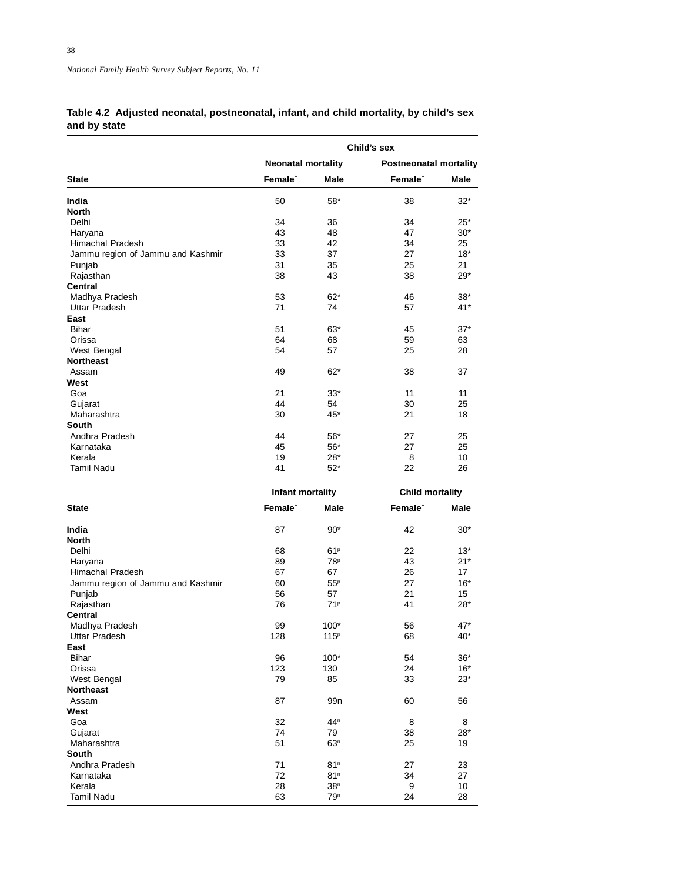**Table 4.2 Adjusted neonatal, postneonatal, infant, and child mortality, by child's sex and by state**

| State | Child's sex | | | |
|---|---|---|---|---|
| | Neonatal mortality | | Postneonatal mortality | |
| | Female† | Male | Female† | Male |
| **India** | 50 | 58* | 38 | 32* |
| **North** | | | | |
| Delhi | 34 | 36 | 34 | 25* |
| Haryana | 43 | 48 | 47 | 30* |
| Himachal Pradesh | 33 | 42 | 34 | 25 |
| Jammu region of Jammu and Kashmir | 33 | 37 | 27 | 18* |
| Punjab | 31 | 35 | 25 | 21 |
| Rajasthan | 38 | 43 | 38 | 29* |
| **Central** | | | | |
| Madhya Pradesh | 53 | 62* | 46 | 38* |
| Uttar Pradesh | 71 | 74 | 57 | 41* |
| **East** | | | | |
| Bihar | 51 | 63* | 45 | 37* |
| Orissa | 64 | 68 | 59 | 63 |
| West Bengal | 54 | 57 | 25 | 28 |
| **Northeast** | | | | |
| Assam | 49 | 62* | 38 | 37 |
| **West** | | | | |
| Goa | 21 | 33* | 11 | 11 |
| Gujarat | 44 | 54 | 30 | 25 |
| Maharashtra | 30 | 45* | 21 | 18 |
| **South** | | | | |
| Andhra Pradesh | 44 | 56* | 27 | 25 |
| Karnataka | 45 | 56* | 27 | 25 |
| Kerala | 19 | 28* | 8 | 10 |
| Tamil Nadu | 41 | 52* | 22 | 26 |

| State | Infant mortality | | Child mortality | |
|---|---|---|---|---|
| | Female† | Male | Female† | Male |
| **India** | 87 | 90* | 42 | 30* |
| **North** | | | | |
| Delhi | 68 | 61[p] | 22 | 13* |
| Haryana | 89 | 78[p] | 43 | 21* |
| Himachal Pradesh | 67 | 67 | 26 | 17 |
| Jammu region of Jammu and Kashmir | 60 | 55[p] | 27 | 16* |
| Punjab | 56 | 57 | 21 | 15 |
| Rajasthan | 76 | 71[p] | 41 | 28* |
| **Central** | | | | |
| Madhya Pradesh | 99 | 100* | 56 | 47* |
| Uttar Pradesh | 128 | 115[p] | 68 | 40* |
| **East** | | | | |
| Bihar | 96 | 100* | 54 | 36* |
| Orissa | 123 | 130 | 24 | 16* |
| West Bengal | 79 | 85 | 33 | 23* |
| **Northeast** | | | | |
| Assam | 87 | 99n | 60 | 56 |
| **West** | | | | |
| Goa | 32 | 44[n] | 8 | 8 |
| Gujarat | 74 | 79 | 38 | 28* |
| Maharashtra | 51 | 63[n] | 25 | 19 |
| **South** | | | | |
| Andhra Pradesh | 71 | 81[n] | 27 | 23 |
| Karnataka | 72 | 81[n] | 34 | 27 |
| Kerala | 28 | 38[n] | 9 | 10 |
| Tamil Nadu | 63 | 79[n] | 24 | 28 |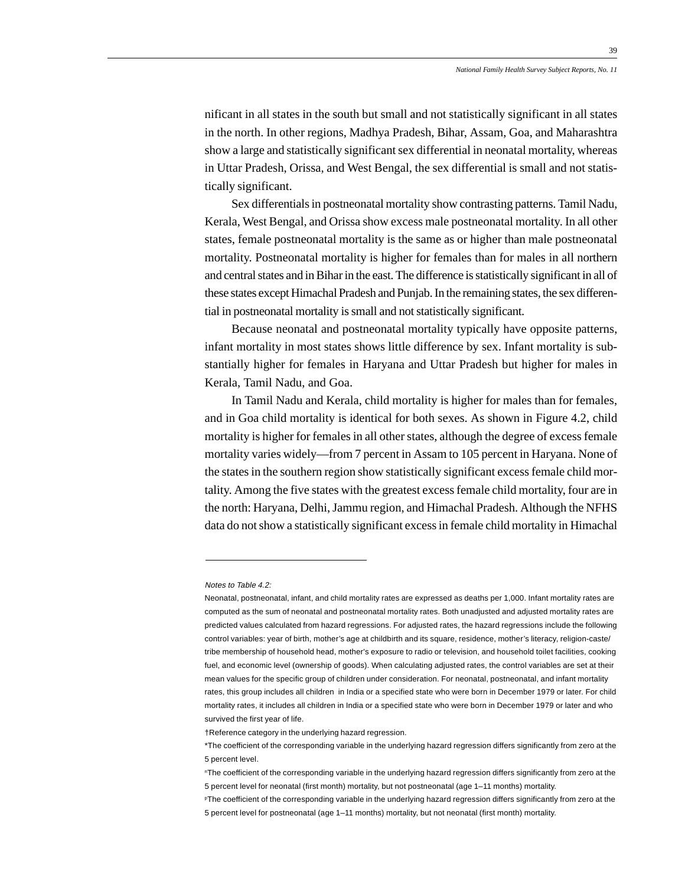nificant in all states in the south but small and not statistically significant in all states in the north. In other regions, Madhya Pradesh, Bihar, Assam, Goa, and Maharashtra show a large and statistically significant sex differential in neonatal mortality, whereas in Uttar Pradesh, Orissa, and West Bengal, the sex differential is small and not statistically significant.

Sex differentials in postneonatal mortality show contrasting patterns. Tamil Nadu, Kerala, West Bengal, and Orissa show excess male postneonatal mortality. In all other states, female postneonatal mortality is the same as or higher than male postneonatal mortality. Postneonatal mortality is higher for females than for males in all northern and central states and in Bihar in the east. The difference is statistically significant in all of these states except Himachal Pradesh and Punjab. In the remaining states, the sex differential in postneonatal mortality is small and not statistically significant.

Because neonatal and postneonatal mortality typically have opposite patterns, infant mortality in most states shows little difference by sex. Infant mortality is substantially higher for females in Haryana and Uttar Pradesh but higher for males in Kerala, Tamil Nadu, and Goa.

In Tamil Nadu and Kerala, child mortality is higher for males than for females, and in Goa child mortality is identical for both sexes. As shown in Figure 4.2, child mortality is higher for females in all other states, although the degree of excess female mortality varies widely—from 7 percent in Assam to 105 percent in Haryana. None of the states in the southern region show statistically significant excess female child mortality. Among the five states with the greatest excess female child mortality, four are in the north: Haryana, Delhi, Jammu region, and Himachal Pradesh. Although the NFHS data do not show a statistically significant excess in female child mortality in Himachal

---

*Notes to Table 4.2:*

Neonatal, postneonatal, infant, and child mortality rates are expressed as deaths per 1,000. Infant mortality rates are computed as the sum of neonatal and postneonatal mortality rates. Both unadjusted and adjusted mortality rates are predicted values calculated from hazard regressions. For adjusted rates, the hazard regressions include the following control variables: year of birth, mother's age at childbirth and its square, residence, mother's literacy, religion-caste/tribe membership of household head, mother's exposure to radio or television, and household toilet facilities, cooking fuel, and economic level (ownership of goods). When calculating adjusted rates, the control variables are set at their mean values for the specific group of children under consideration. For neonatal, postneonatal, and infant mortality rates, this group includes all children in India or a specified state who were born in December 1979 or later. For child mortality rates, it includes all children in India or a specified state who were born in December 1979 or later and who survived the first year of life.

†Reference category in the underlying hazard regression.

*The coefficient of the corresponding variable in the underlying hazard regression differs significantly from zero at the 5 percent level.

[n]The coefficient of the corresponding variable in the underlying hazard regression differs significantly from zero at the 5 percent level for neonatal (first month) mortality, but not postneonatal (age 1–11 months) mortality.

[p]The coefficient of the corresponding variable in the underlying hazard regression differs significantly from zero at the 5 percent level for postneonatal (age 1–11 months) mortality, but not neonatal (first month) mortality.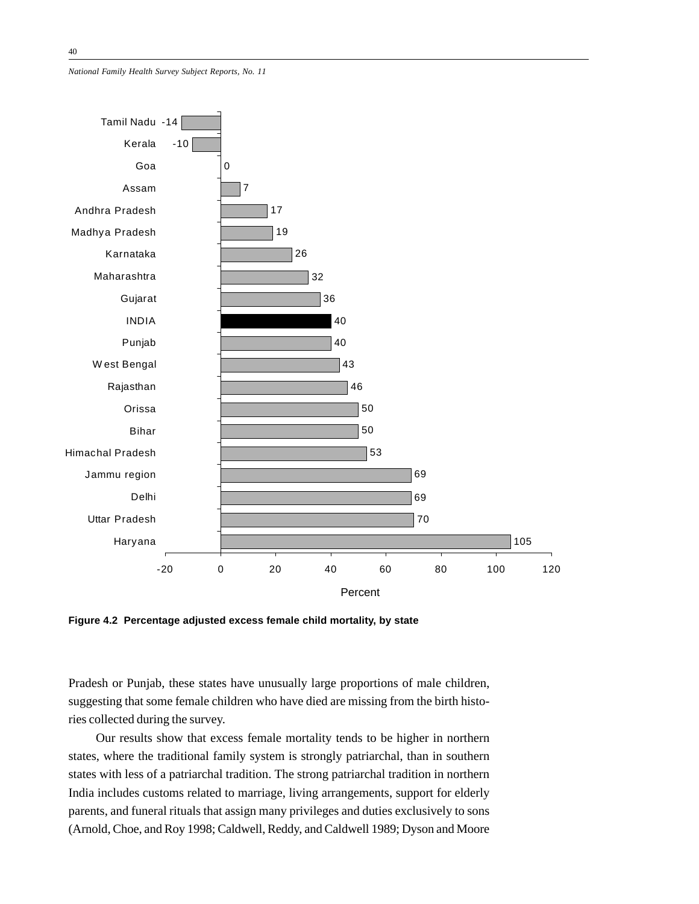| State | Percent |
|---|---|
| Tamil Nadu | -14 |
| Kerala | -10 |
| Goa | 0 |
| Assam | 7 |
| Andhra Pradesh | 17 |
| Madhya Pradesh | 19 |
| Karnataka | 26 |
| Maharashtra | 32 |
| Gujarat | 36 |
| INDIA | 40 |
| Punjab | 40 |
| West Bengal | 43 |
| Rajasthan | 46 |
| Orissa | 50 |
| Bihar | 50 |
| Himachal Pradesh | 53 |
| Jammu region | 69 |
| Delhi | 69 |
| Uttar Pradesh | 70 |
| Haryana | 105 |

**Figure 4.2 Percentage adjusted excess female child mortality, by state**

Pradesh or Punjab, these states have unusually large proportions of male children, suggesting that some female children who have died are missing from the birth histories collected during the survey.

Our results show that excess female mortality tends to be higher in northern states, where the traditional family system is strongly patriarchal, than in southern states with less of a patriarchal tradition. The strong patriarchal tradition in northern India includes customs related to marriage, living arrangements, support for elderly parents, and funeral rituals that assign many privileges and duties exclusively to sons (Arnold, Choe, and Roy 1998; Caldwell, Reddy, and Caldwell 1989; Dyson and Moore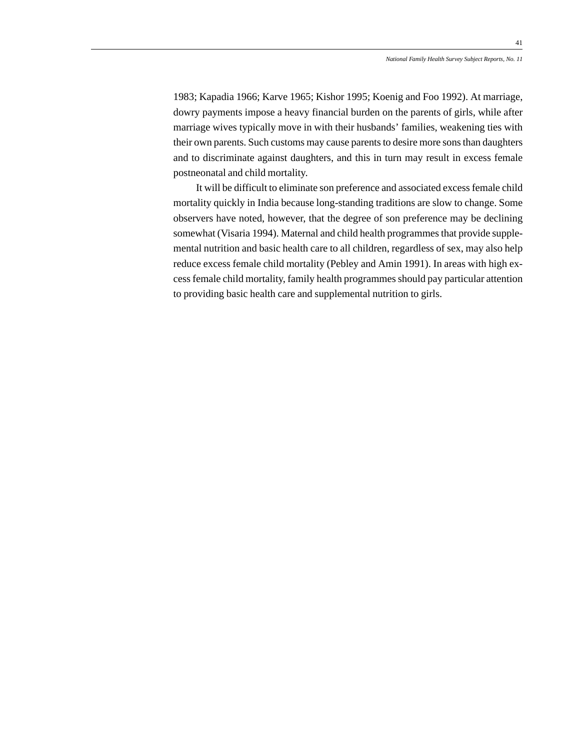1983; Kapadia 1966; Karve 1965; Kishor 1995; Koenig and Foo 1992). At marriage, dowry payments impose a heavy financial burden on the parents of girls, while after marriage wives typically move in with their husbands' families, weakening ties with their own parents. Such customs may cause parents to desire more sons than daughters and to discriminate against daughters, and this in turn may result in excess female postneonatal and child mortality.

It will be difficult to eliminate son preference and associated excess female child mortality quickly in India because long-standing traditions are slow to change. Some observers have noted, however, that the degree of son preference may be declining somewhat (Visaria 1994). Maternal and child health programmes that provide supplemental nutrition and basic health care to all children, regardless of sex, may also help reduce excess female child mortality (Pebley and Amin 1991). In areas with high excess female child mortality, family health programmes should pay particular attention to providing basic health care and supplemental nutrition to girls.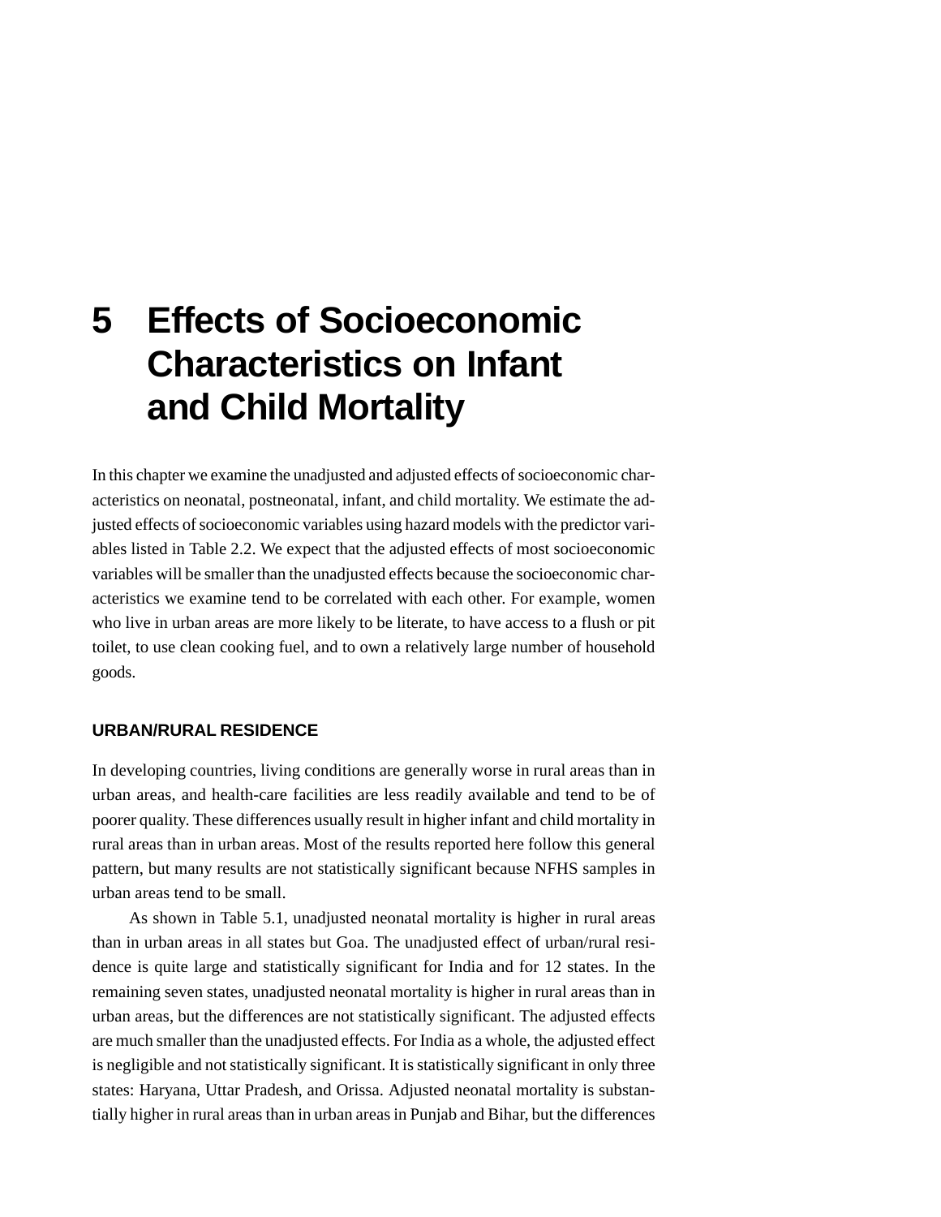# 5 Effects of Socioeconomic Characteristics on Infant and Child Mortality

In this chapter we examine the unadjusted and adjusted effects of socioeconomic characteristics on neonatal, postneonatal, infant, and child mortality. We estimate the adjusted effects of socioeconomic variables using hazard models with the predictor variables listed in Table 2.2. We expect that the adjusted effects of most socioeconomic variables will be smaller than the unadjusted effects because the socioeconomic characteristics we examine tend to be correlated with each other. For example, women who live in urban areas are more likely to be literate, to have access to a flush or pit toilet, to use clean cooking fuel, and to own a relatively large number of household goods.

## URBAN/RURAL RESIDENCE

In developing countries, living conditions are generally worse in rural areas than in urban areas, and health-care facilities are less readily available and tend to be of poorer quality. These differences usually result in higher infant and child mortality in rural areas than in urban areas. Most of the results reported here follow this general pattern, but many results are not statistically significant because NFHS samples in urban areas tend to be small.

As shown in Table 5.1, unadjusted neonatal mortality is higher in rural areas than in urban areas in all states but Goa. The unadjusted effect of urban/rural residence is quite large and statistically significant for India and for 12 states. In the remaining seven states, unadjusted neonatal mortality is higher in rural areas than in urban areas, but the differences are not statistically significant. The adjusted effects are much smaller than the unadjusted effects. For India as a whole, the adjusted effect is negligible and not statistically significant. It is statistically significant in only three states: Haryana, Uttar Pradesh, and Orissa. Adjusted neonatal mortality is substantially higher in rural areas than in urban areas in Punjab and Bihar, but the differences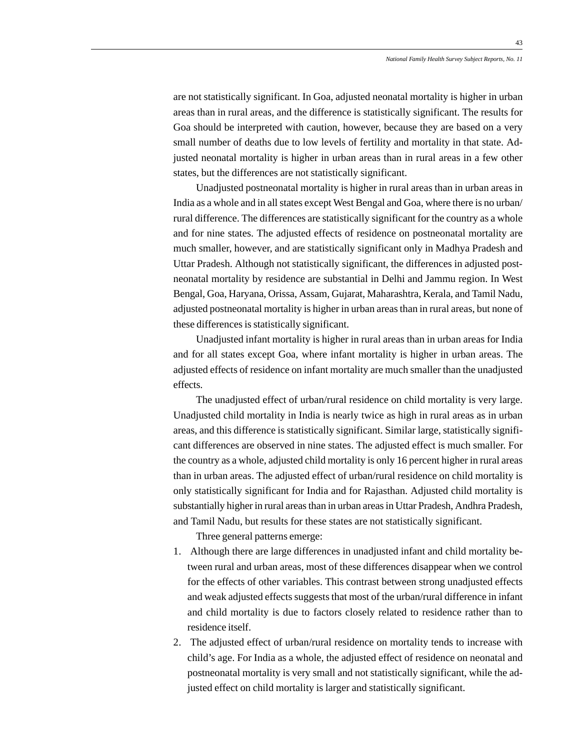are not statistically significant. In Goa, adjusted neonatal mortality is higher in urban areas than in rural areas, and the difference is statistically significant. The results for Goa should be interpreted with caution, however, because they are based on a very small number of deaths due to low levels of fertility and mortality in that state. Adjusted neonatal mortality is higher in urban areas than in rural areas in a few other states, but the differences are not statistically significant.

Unadjusted postneonatal mortality is higher in rural areas than in urban areas in India as a whole and in all states except West Bengal and Goa, where there is no urban/rural difference. The differences are statistically significant for the country as a whole and for nine states. The adjusted effects of residence on postneonatal mortality are much smaller, however, and are statistically significant only in Madhya Pradesh and Uttar Pradesh. Although not statistically significant, the differences in adjusted postneonatal mortality by residence are substantial in Delhi and Jammu region. In West Bengal, Goa, Haryana, Orissa, Assam, Gujarat, Maharashtra, Kerala, and Tamil Nadu, adjusted postneonatal mortality is higher in urban areas than in rural areas, but none of these differences is statistically significant.

Unadjusted infant mortality is higher in rural areas than in urban areas for India and for all states except Goa, where infant mortality is higher in urban areas. The adjusted effects of residence on infant mortality are much smaller than the unadjusted effects.

The unadjusted effect of urban/rural residence on child mortality is very large. Unadjusted child mortality in India is nearly twice as high in rural areas as in urban areas, and this difference is statistically significant. Similar large, statistically significant differences are observed in nine states. The adjusted effect is much smaller. For the country as a whole, adjusted child mortality is only 16 percent higher in rural areas than in urban areas. The adjusted effect of urban/rural residence on child mortality is only statistically significant for India and for Rajasthan. Adjusted child mortality is substantially higher in rural areas than in urban areas in Uttar Pradesh, Andhra Pradesh, and Tamil Nadu, but results for these states are not statistically significant.

Three general patterns emerge:

1. Although there are large differences in unadjusted infant and child mortality between rural and urban areas, most of these differences disappear when we control for the effects of other variables. This contrast between strong unadjusted effects and weak adjusted effects suggests that most of the urban/rural difference in infant and child mortality is due to factors closely related to residence rather than to residence itself.
2. The adjusted effect of urban/rural residence on mortality tends to increase with child's age. For India as a whole, the adjusted effect of residence on neonatal and postneonatal mortality is very small and not statistically significant, while the adjusted effect on child mortality is larger and statistically significant.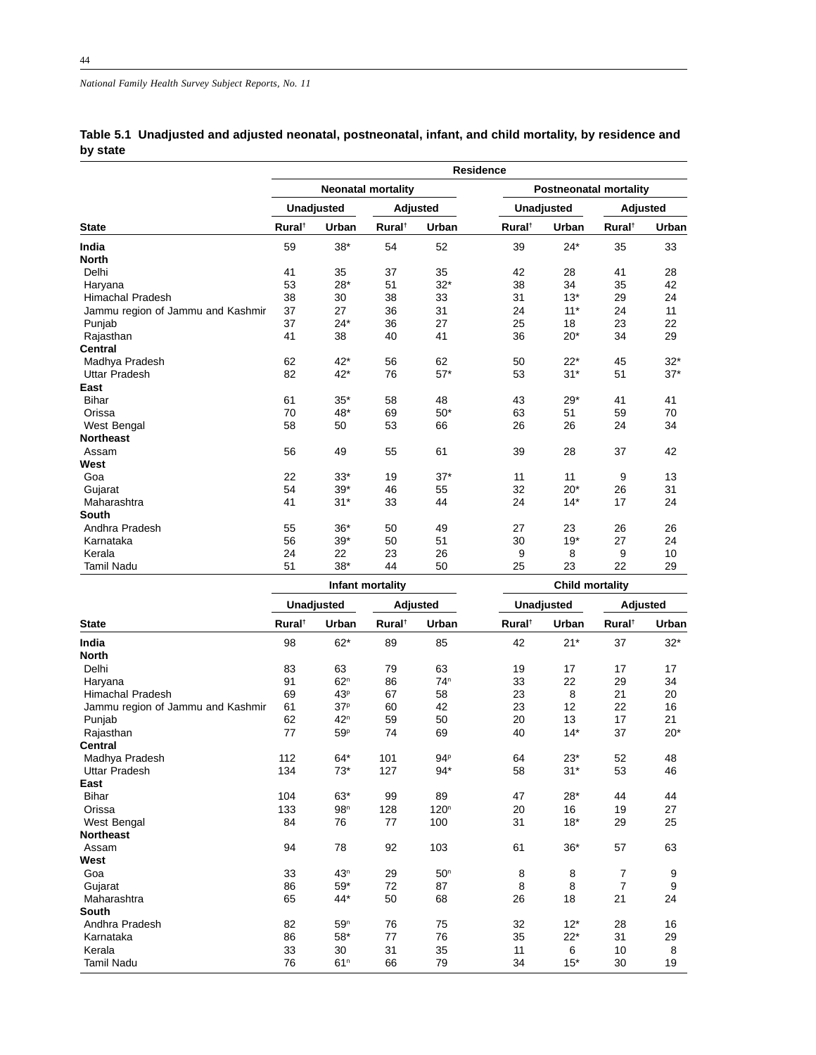**Table 5.1 Unadjusted and adjusted neonatal, postneonatal, infant, and child mortality, by residence and by state**

| State | Neonatal mortality | | | | Postneonatal mortality | | | |
|---|---|---|---|---|---|---|---|---|
| | Unadjusted | | Adjusted | | Unadjusted | | Adjusted | |
| | Rural† | Urban | Rural† | Urban | Rural† | Urban | Rural† | Urban |
| **India** | 59 | 38* | 54 | 52 | 39 | 24* | 35 | 33 |
| **North** | | | | | | | | |
| Delhi | 41 | 35 | 37 | 35 | 42 | 28 | 41 | 28 |
| Haryana | 53 | 28* | 51 | 32* | 38 | 34 | 35 | 42 |
| Himachal Pradesh | 38 | 30 | 38 | 33 | 31 | 13* | 29 | 24 |
| Jammu region of Jammu and Kashmir | 37 | 27 | 36 | 31 | 24 | 11* | 24 | 11 |
| Punjab | 37 | 24* | 36 | 27 | 25 | 18 | 23 | 22 |
| Rajasthan | 41 | 38 | 40 | 41 | 36 | 20* | 34 | 29 |
| **Central** | | | | | | | | |
| Madhya Pradesh | 62 | 42* | 56 | 62 | 50 | 22* | 45 | 32* |
| Uttar Pradesh | 82 | 42* | 76 | 57* | 53 | 31* | 51 | 37* |
| **East** | | | | | | | | |
| Bihar | 61 | 35* | 58 | 48 | 43 | 29* | 41 | 41 |
| Orissa | 70 | 48* | 69 | 50* | 63 | 51 | 59 | 70 |
| West Bengal | 58 | 50 | 53 | 66 | 26 | 26 | 24 | 34 |
| **Northeast** | | | | | | | | |
| Assam | 56 | 49 | 55 | 61 | 39 | 28 | 37 | 42 |
| **West** | | | | | | | | |
| Goa | 22 | 33* | 19 | 37* | 11 | 11 | 9 | 13 |
| Gujarat | 54 | 39* | 46 | 55 | 32 | 20* | 26 | 31 |
| Maharashtra | 41 | 31* | 33 | 44 | 24 | 14* | 17 | 24 |
| **South** | | | | | | | | |
| Andhra Pradesh | 55 | 36* | 50 | 49 | 27 | 23 | 26 | 26 |
| Karnataka | 56 | 39* | 50 | 51 | 30 | 19* | 27 | 24 |
| Kerala | 24 | 22 | 23 | 26 | 9 | 8 | 9 | 10 |
| Tamil Nadu | 51 | 38* | 44 | 50 | 25 | 23 | 22 | 29 |

| State | Infant mortality | | | | Child mortality | | | |
|---|---|---|---|---|---|---|---|---|
| | Unadjusted | | Adjusted | | Unadjusted | | Adjusted | |
| | Rural† | Urban | Rural† | Urban | Rural† | Urban | Rural† | Urban |
| **India** | 98 | 62* | 89 | 85 | 42 | 21* | 37 | 32* |
| **North** | | | | | | | | |
| Delhi | 83 | 63 | 79 | 63 | 19 | 17 | 17 | 17 |
| Haryana | 91 | 62n | 86 | 74n | 33 | 22 | 29 | 34 |
| Himachal Pradesh | 69 | 43p | 67 | 58 | 23 | 8 | 21 | 20 |
| Jammu region of Jammu and Kashmir | 61 | 37p | 60 | 42 | 23 | 12 | 22 | 16 |
| Punjab | 62 | 42n | 59 | 50 | 20 | 13 | 17 | 21 |
| Rajasthan | 77 | 59p | 74 | 69 | 40 | 14* | 37 | 20* |
| **Central** | | | | | | | | |
| Madhya Pradesh | 112 | 64* | 101 | 94p | 64 | 23* | 52 | 48 |
| Uttar Pradesh | 134 | 73* | 127 | 94* | 58 | 31* | 53 | 46 |
| **East** | | | | | | | | |
| Bihar | 104 | 63* | 99 | 89 | 47 | 28* | 44 | 44 |
| Orissa | 133 | 98n | 128 | 120n | 20 | 16 | 19 | 27 |
| West Bengal | 84 | 76 | 77 | 100 | 31 | 18* | 29 | 25 |
| **Northeast** | | | | | | | | |
| Assam | 94 | 78 | 92 | 103 | 61 | 36* | 57 | 63 |
| **West** | | | | | | | | |
| Goa | 33 | 43n | 29 | 50n | 8 | 8 | 7 | 9 |
| Gujarat | 86 | 59* | 72 | 87 | 8 | 8 | 7 | 9 |
| Maharashtra | 65 | 44* | 50 | 68 | 26 | 18 | 21 | 24 |
| **South** | | | | | | | | |
| Andhra Pradesh | 82 | 59n | 76 | 75 | 32 | 12* | 28 | 16 |
| Karnataka | 86 | 58* | 77 | 76 | 35 | 22* | 31 | 29 |
| Kerala | 33 | 30 | 31 | 35 | 11 | 6 | 10 | 8 |
| Tamil Nadu | 76 | 61n | 66 | 79 | 34 | 15* | 30 | 19 |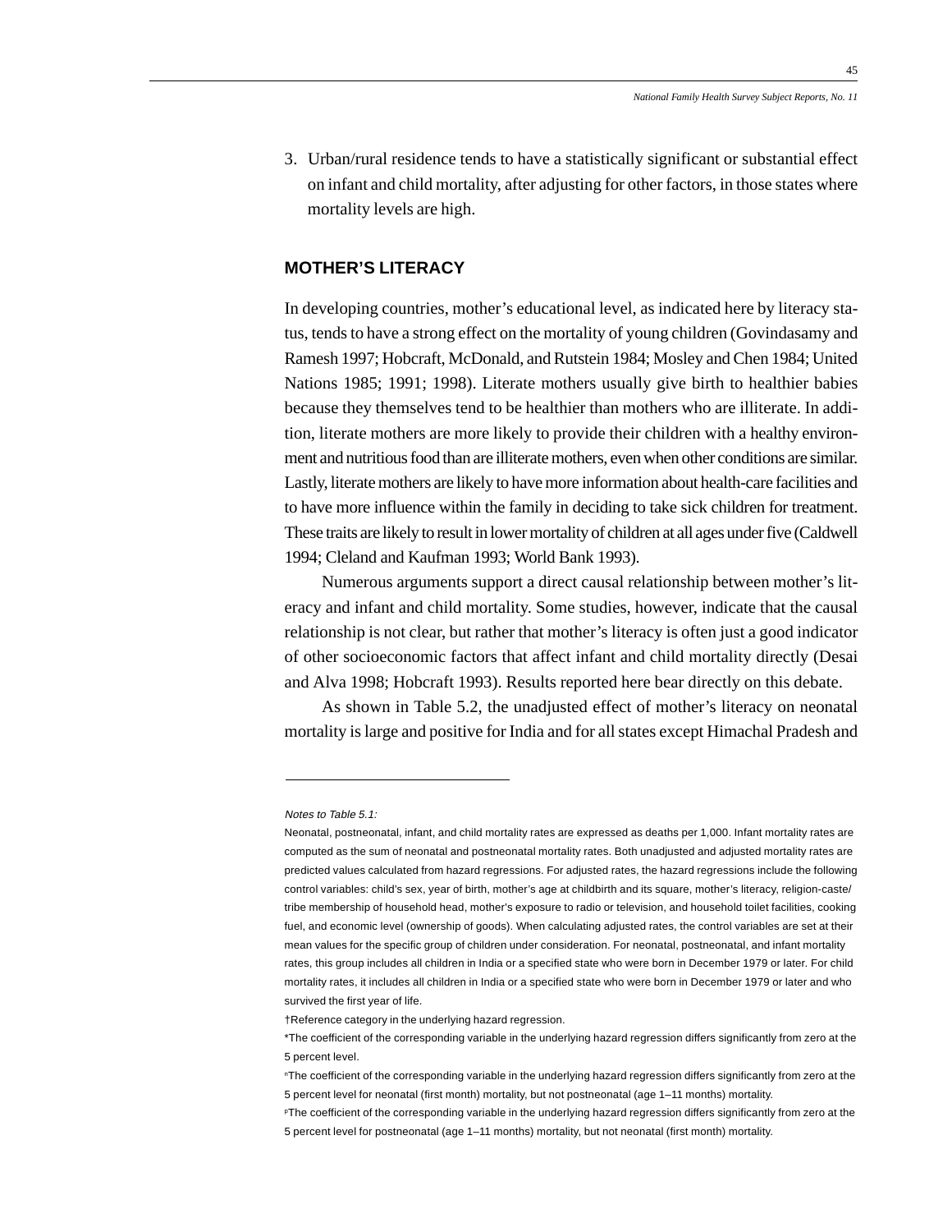3. Urban/rural residence tends to have a statistically significant or substantial effect on infant and child mortality, after adjusting for other factors, in those states where mortality levels are high.

## MOTHER'S LITERACY

In developing countries, mother's educational level, as indicated here by literacy status, tends to have a strong effect on the mortality of young children (Govindasamy and Ramesh 1997; Hobcraft, McDonald, and Rutstein 1984; Mosley and Chen 1984; United Nations 1985; 1991; 1998). Literate mothers usually give birth to healthier babies because they themselves tend to be healthier than mothers who are illiterate. In addition, literate mothers are more likely to provide their children with a healthy environment and nutritious food than are illiterate mothers, even when other conditions are similar. Lastly, literate mothers are likely to have more information about health-care facilities and to have more influence within the family in deciding to take sick children for treatment. These traits are likely to result in lower mortality of children at all ages under five (Caldwell 1994; Cleland and Kaufman 1993; World Bank 1993).

Numerous arguments support a direct causal relationship between mother's literacy and infant and child mortality. Some studies, however, indicate that the causal relationship is not clear, but rather that mother's literacy is often just a good indicator of other socioeconomic factors that affect infant and child mortality directly (Desai and Alva 1998; Hobcraft 1993). Results reported here bear directly on this debate.

As shown in Table 5.2, the unadjusted effect of mother's literacy on neonatal mortality is large and positive for India and for all states except Himachal Pradesh and

---

*Notes to Table 5.1:*

Neonatal, postneonatal, infant, and child mortality rates are expressed as deaths per 1,000. Infant mortality rates are computed as the sum of neonatal and postneonatal mortality rates. Both unadjusted and adjusted mortality rates are predicted values calculated from hazard regressions. For adjusted rates, the hazard regressions include the following control variables: child's sex, year of birth, mother's age at childbirth and its square, mother's literacy, religion-caste/tribe membership of household head, mother's exposure to radio or television, and household toilet facilities, cooking fuel, and economic level (ownership of goods). When calculating adjusted rates, the control variables are set at their mean values for the specific group of children under consideration. For neonatal, postneonatal, and infant mortality rates, this group includes all children in India or a specified state who were born in December 1979 or later. For child mortality rates, it includes all children in India or a specified state who were born in December 1979 or later and who survived the first year of life.

†Reference category in the underlying hazard regression.

*The coefficient of the corresponding variable in the underlying hazard regression differs significantly from zero at the 5 percent level.

[n]The coefficient of the corresponding variable in the underlying hazard regression differs significantly from zero at the 5 percent level for neonatal (first month) mortality, but not postneonatal (age 1–11 months) mortality.

[p]The coefficient of the corresponding variable in the underlying hazard regression differs significantly from zero at the 5 percent level for postneonatal (age 1–11 months) mortality, but not neonatal (first month) mortality.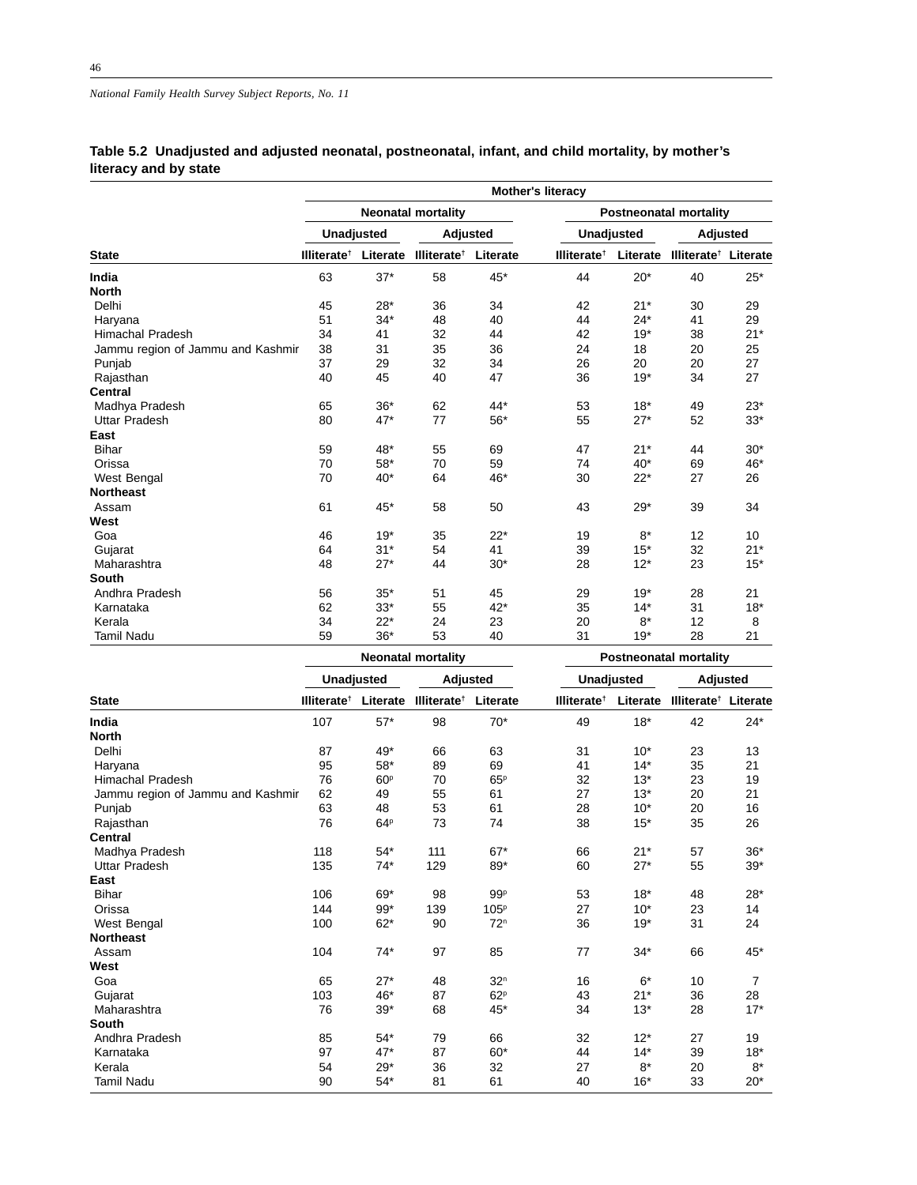**Table 5.2 Unadjusted and adjusted neonatal, postneonatal, infant, and child mortality, by mother's literacy and by state**

| | Mother's literacy | | | | | | | |
|---|---|---|---|---|---|---|---|---|
| | Neonatal mortality | | | | Postneonatal mortality | | | |
| | Unadjusted | | Adjusted | | Unadjusted | | Adjusted | |
| State | Illiterate† | Literate | Illiterate† | Literate | Illiterate† | Literate | Illiterate† | Literate |
| **India** | 63 | 37* | 58 | 45* | 44 | 20* | 40 | 25* |
| **North** | | | | | | | | |
| Delhi | 45 | 28* | 36 | 34 | 42 | 21* | 30 | 29 |
| Haryana | 51 | 34* | 48 | 40 | 44 | 24* | 41 | 29 |
| Himachal Pradesh | 34 | 41 | 32 | 44 | 42 | 19* | 38 | 21* |
| Jammu region of Jammu and Kashmir | 38 | 31 | 35 | 36 | 24 | 18 | 20 | 25 |
| Punjab | 37 | 29 | 32 | 34 | 26 | 20 | 20 | 27 |
| Rajasthan | 40 | 45 | 40 | 47 | 36 | 19* | 34 | 27 |
| **Central** | | | | | | | | |
| Madhya Pradesh | 65 | 36* | 62 | 44* | 53 | 18* | 49 | 23* |
| Uttar Pradesh | 80 | 47* | 77 | 56* | 55 | 27* | 52 | 33* |
| **East** | | | | | | | | |
| Bihar | 59 | 48* | 55 | 69 | 47 | 21* | 44 | 30* |
| Orissa | 70 | 58* | 70 | 59 | 74 | 40* | 69 | 46* |
| West Bengal | 70 | 40* | 64 | 46* | 30 | 22* | 27 | 26 |
| **Northeast** | | | | | | | | |
| Assam | 61 | 45* | 58 | 50 | 43 | 29* | 39 | 34 |
| **West** | | | | | | | | |
| Goa | 46 | 19* | 35 | 22* | 19 | 8* | 12 | 10 |
| Gujarat | 64 | 31* | 54 | 41 | 39 | 15* | 32 | 21* |
| Maharashtra | 48 | 27* | 44 | 30* | 28 | 12* | 23 | 15* |
| **South** | | | | | | | | |
| Andhra Pradesh | 56 | 35* | 51 | 45 | 29 | 19* | 28 | 21 |
| Karnataka | 62 | 33* | 55 | 42* | 35 | 14* | 31 | 18* |
| Kerala | 34 | 22* | 24 | 23 | 20 | 8* | 12 | 8 |
| Tamil Nadu | 59 | 36* | 53 | 40 | 31 | 19* | 28 | 21 |

| | Neonatal mortality | | | | Postneonatal mortality | | | |
|---|---|---|---|---|---|---|---|---|
| | Unadjusted | | Adjusted | | Unadjusted | | Adjusted | |
| State | Illiterate† | Literate | Illiterate† | Literate | Illiterate† | Literate | Illiterate† | Literate |
| **India** | 107 | 57* | 98 | 70* | 49 | 18* | 42 | 24* |
| **North** | | | | | | | | |
| Delhi | 87 | 49* | 66 | 63 | 31 | 10* | 23 | 13 |
| Haryana | 95 | 58* | 89 | 69 | 41 | 14* | 35 | 21 |
| Himachal Pradesh | 76 | 60p | 70 | 65p | 32 | 13* | 23 | 19 |
| Jammu region of Jammu and Kashmir | 62 | 49 | 55 | 61 | 27 | 13* | 20 | 21 |
| Punjab | 63 | 48 | 53 | 61 | 28 | 10* | 20 | 16 |
| Rajasthan | 76 | 64p | 73 | 74 | 38 | 15* | 35 | 26 |
| **Central** | | | | | | | | |
| Madhya Pradesh | 118 | 54* | 111 | 67* | 66 | 21* | 57 | 36* |
| Uttar Pradesh | 135 | 74* | 129 | 89* | 60 | 27* | 55 | 39* |
| **East** | | | | | | | | |
| Bihar | 106 | 69* | 98 | 99p | 53 | 18* | 48 | 28* |
| Orissa | 144 | 99* | 139 | 105p | 27 | 10* | 23 | 14 |
| West Bengal | 100 | 62* | 90 | 72n | 36 | 19* | 31 | 24 |
| **Northeast** | | | | | | | | |
| Assam | 104 | 74* | 97 | 85 | 77 | 34* | 66 | 45* |
| **West** | | | | | | | | |
| Goa | 65 | 27* | 48 | 32n | 16 | 6* | 10 | 7 |
| Gujarat | 103 | 46* | 87 | 62p | 43 | 21* | 36 | 28 |
| Maharashtra | 76 | 39* | 68 | 45* | 34 | 13* | 28 | 17* |
| **South** | | | | | | | | |
| Andhra Pradesh | 85 | 54* | 79 | 66 | 32 | 12* | 27 | 19 |
| Karnataka | 97 | 47* | 87 | 60* | 44 | 14* | 39 | 18* |
| Kerala | 54 | 29* | 36 | 32 | 27 | 8* | 20 | 8* |
| Tamil Nadu | 90 | 54* | 81 | 61 | 40 | 16* | 33 | 20* |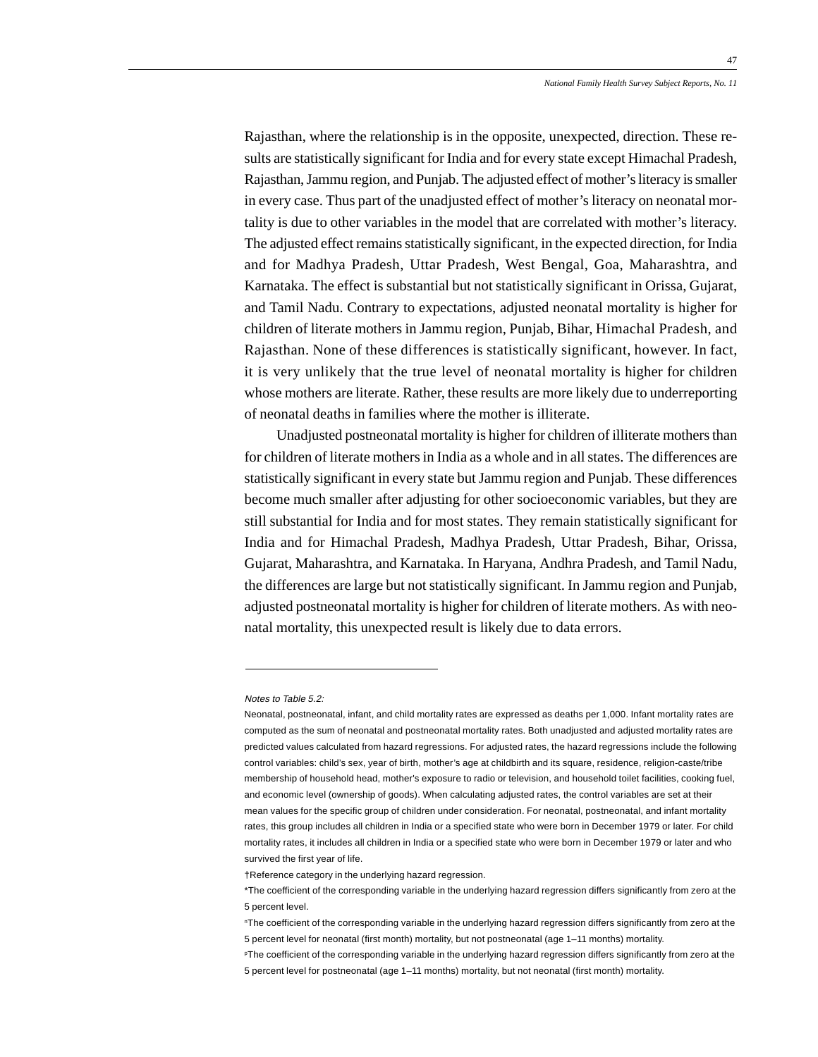Rajasthan, where the relationship is in the opposite, unexpected, direction. These results are statistically significant for India and for every state except Himachal Pradesh, Rajasthan, Jammu region, and Punjab. The adjusted effect of mother's literacy is smaller in every case. Thus part of the unadjusted effect of mother's literacy on neonatal mortality is due to other variables in the model that are correlated with mother's literacy. The adjusted effect remains statistically significant, in the expected direction, for India and for Madhya Pradesh, Uttar Pradesh, West Bengal, Goa, Maharashtra, and Karnataka. The effect is substantial but not statistically significant in Orissa, Gujarat, and Tamil Nadu. Contrary to expectations, adjusted neonatal mortality is higher for children of literate mothers in Jammu region, Punjab, Bihar, Himachal Pradesh, and Rajasthan. None of these differences is statistically significant, however. In fact, it is very unlikely that the true level of neonatal mortality is higher for children whose mothers are literate. Rather, these results are more likely due to underreporting of neonatal deaths in families where the mother is illiterate.

Unadjusted postneonatal mortality is higher for children of illiterate mothers than for children of literate mothers in India as a whole and in all states. The differences are statistically significant in every state but Jammu region and Punjab. These differences become much smaller after adjusting for other socioeconomic variables, but they are still substantial for India and for most states. They remain statistically significant for India and for Himachal Pradesh, Madhya Pradesh, Uttar Pradesh, Bihar, Orissa, Gujarat, Maharashtra, and Karnataka. In Haryana, Andhra Pradesh, and Tamil Nadu, the differences are large but not statistically significant. In Jammu region and Punjab, adjusted postneonatal mortality is higher for children of literate mothers. As with neonatal mortality, this unexpected result is likely due to data errors.

---

*Notes to Table 5.2:*

Neonatal, postneonatal, infant, and child mortality rates are expressed as deaths per 1,000. Infant mortality rates are computed as the sum of neonatal and postneonatal mortality rates. Both unadjusted and adjusted mortality rates are predicted values calculated from hazard regressions. For adjusted rates, the hazard regressions include the following control variables: child's sex, year of birth, mother's age at childbirth and its square, residence, religion-caste/tribe membership of household head, mother's exposure to radio or television, and household toilet facilities, cooking fuel, and economic level (ownership of goods). When calculating adjusted rates, the control variables are set at their mean values for the specific group of children under consideration. For neonatal, postneonatal, and infant mortality rates, this group includes all children in India or a specified state who were born in December 1979 or later. For child mortality rates, it includes all children in India or a specified state who were born in December 1979 or later and who survived the first year of life.

†Reference category in the underlying hazard regression.

*The coefficient of the corresponding variable in the underlying hazard regression differs significantly from zero at the 5 percent level.

[n]The coefficient of the corresponding variable in the underlying hazard regression differs significantly from zero at the 5 percent level for neonatal (first month) mortality, but not postneonatal (age 1–11 months) mortality.

[p]The coefficient of the corresponding variable in the underlying hazard regression differs significantly from zero at the 5 percent level for postneonatal (age 1–11 months) mortality, but not neonatal (first month) mortality.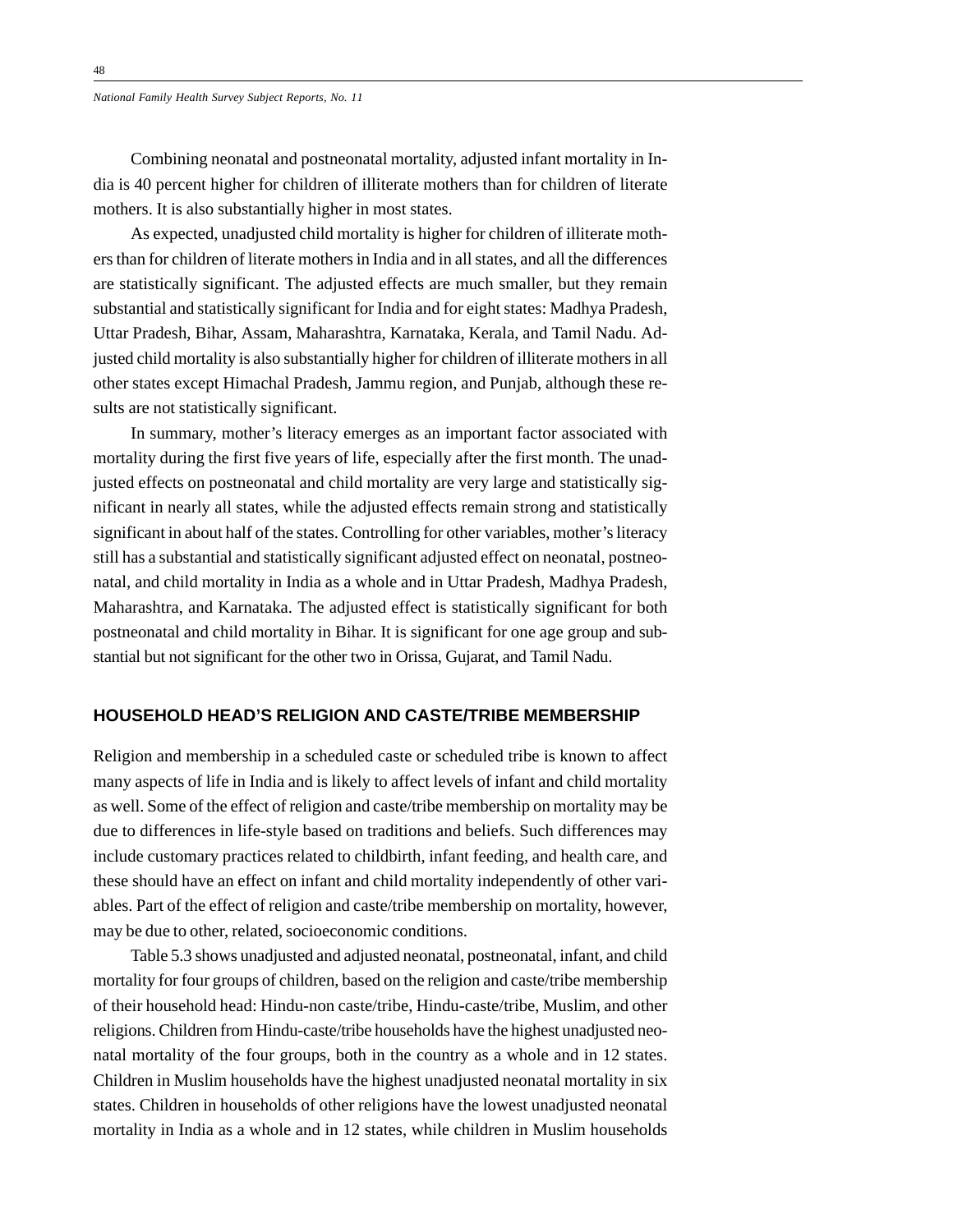Combining neonatal and postneonatal mortality, adjusted infant mortality in India is 40 percent higher for children of illiterate mothers than for children of literate mothers. It is also substantially higher in most states.

As expected, unadjusted child mortality is higher for children of illiterate mothers than for children of literate mothers in India and in all states, and all the differences are statistically significant. The adjusted effects are much smaller, but they remain substantial and statistically significant for India and for eight states: Madhya Pradesh, Uttar Pradesh, Bihar, Assam, Maharashtra, Karnataka, Kerala, and Tamil Nadu. Adjusted child mortality is also substantially higher for children of illiterate mothers in all other states except Himachal Pradesh, Jammu region, and Punjab, although these results are not statistically significant.

In summary, mother's literacy emerges as an important factor associated with mortality during the first five years of life, especially after the first month. The unadjusted effects on postneonatal and child mortality are very large and statistically significant in nearly all states, while the adjusted effects remain strong and statistically significant in about half of the states. Controlling for other variables, mother's literacy still has a substantial and statistically significant adjusted effect on neonatal, postneonatal, and child mortality in India as a whole and in Uttar Pradesh, Madhya Pradesh, Maharashtra, and Karnataka. The adjusted effect is statistically significant for both postneonatal and child mortality in Bihar. It is significant for one age group and substantial but not significant for the other two in Orissa, Gujarat, and Tamil Nadu.

## HOUSEHOLD HEAD'S RELIGION AND CASTE/TRIBE MEMBERSHIP

Religion and membership in a scheduled caste or scheduled tribe is known to affect many aspects of life in India and is likely to affect levels of infant and child mortality as well. Some of the effect of religion and caste/tribe membership on mortality may be due to differences in life-style based on traditions and beliefs. Such differences may include customary practices related to childbirth, infant feeding, and health care, and these should have an effect on infant and child mortality independently of other variables. Part of the effect of religion and caste/tribe membership on mortality, however, may be due to other, related, socioeconomic conditions.

Table 5.3 shows unadjusted and adjusted neonatal, postneonatal, infant, and child mortality for four groups of children, based on the religion and caste/tribe membership of their household head: Hindu-non caste/tribe, Hindu-caste/tribe, Muslim, and other religions. Children from Hindu-caste/tribe households have the highest unadjusted neonatal mortality of the four groups, both in the country as a whole and in 12 states. Children in Muslim households have the highest unadjusted neonatal mortality in six states. Children in households of other religions have the lowest unadjusted neonatal mortality in India as a whole and in 12 states, while children in Muslim households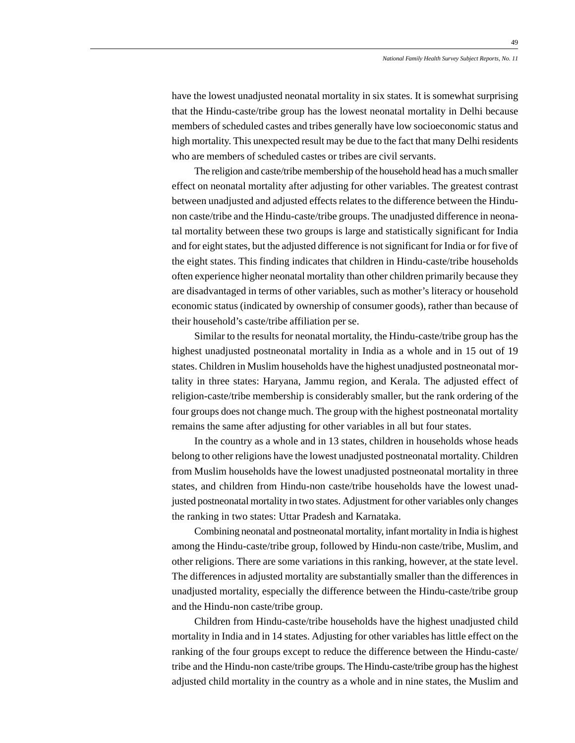have the lowest unadjusted neonatal mortality in six states. It is somewhat surprising that the Hindu-caste/tribe group has the lowest neonatal mortality in Delhi because members of scheduled castes and tribes generally have low socioeconomic status and high mortality. This unexpected result may be due to the fact that many Delhi residents who are members of scheduled castes or tribes are civil servants.

The religion and caste/tribe membership of the household head has a much smaller effect on neonatal mortality after adjusting for other variables. The greatest contrast between unadjusted and adjusted effects relates to the difference between the Hindu-non caste/tribe and the Hindu-caste/tribe groups. The unadjusted difference in neonatal mortality between these two groups is large and statistically significant for India and for eight states, but the adjusted difference is not significant for India or for five of the eight states. This finding indicates that children in Hindu-caste/tribe households often experience higher neonatal mortality than other children primarily because they are disadvantaged in terms of other variables, such as mother's literacy or household economic status (indicated by ownership of consumer goods), rather than because of their household's caste/tribe affiliation per se.

Similar to the results for neonatal mortality, the Hindu-caste/tribe group has the highest unadjusted postneonatal mortality in India as a whole and in 15 out of 19 states. Children in Muslim households have the highest unadjusted postneonatal mortality in three states: Haryana, Jammu region, and Kerala. The adjusted effect of religion-caste/tribe membership is considerably smaller, but the rank ordering of the four groups does not change much. The group with the highest postneonatal mortality remains the same after adjusting for other variables in all but four states.

In the country as a whole and in 13 states, children in households whose heads belong to other religions have the lowest unadjusted postneonatal mortality. Children from Muslim households have the lowest unadjusted postneonatal mortality in three states, and children from Hindu-non caste/tribe households have the lowest unadjusted postneonatal mortality in two states. Adjustment for other variables only changes the ranking in two states: Uttar Pradesh and Karnataka.

Combining neonatal and postneonatal mortality, infant mortality in India is highest among the Hindu-caste/tribe group, followed by Hindu-non caste/tribe, Muslim, and other religions. There are some variations in this ranking, however, at the state level. The differences in adjusted mortality are substantially smaller than the differences in unadjusted mortality, especially the difference between the Hindu-caste/tribe group and the Hindu-non caste/tribe group.

Children from Hindu-caste/tribe households have the highest unadjusted child mortality in India and in 14 states. Adjusting for other variables has little effect on the ranking of the four groups except to reduce the difference between the Hindu-caste/tribe and the Hindu-non caste/tribe groups. The Hindu-caste/tribe group has the highest adjusted child mortality in the country as a whole and in nine states, the Muslim and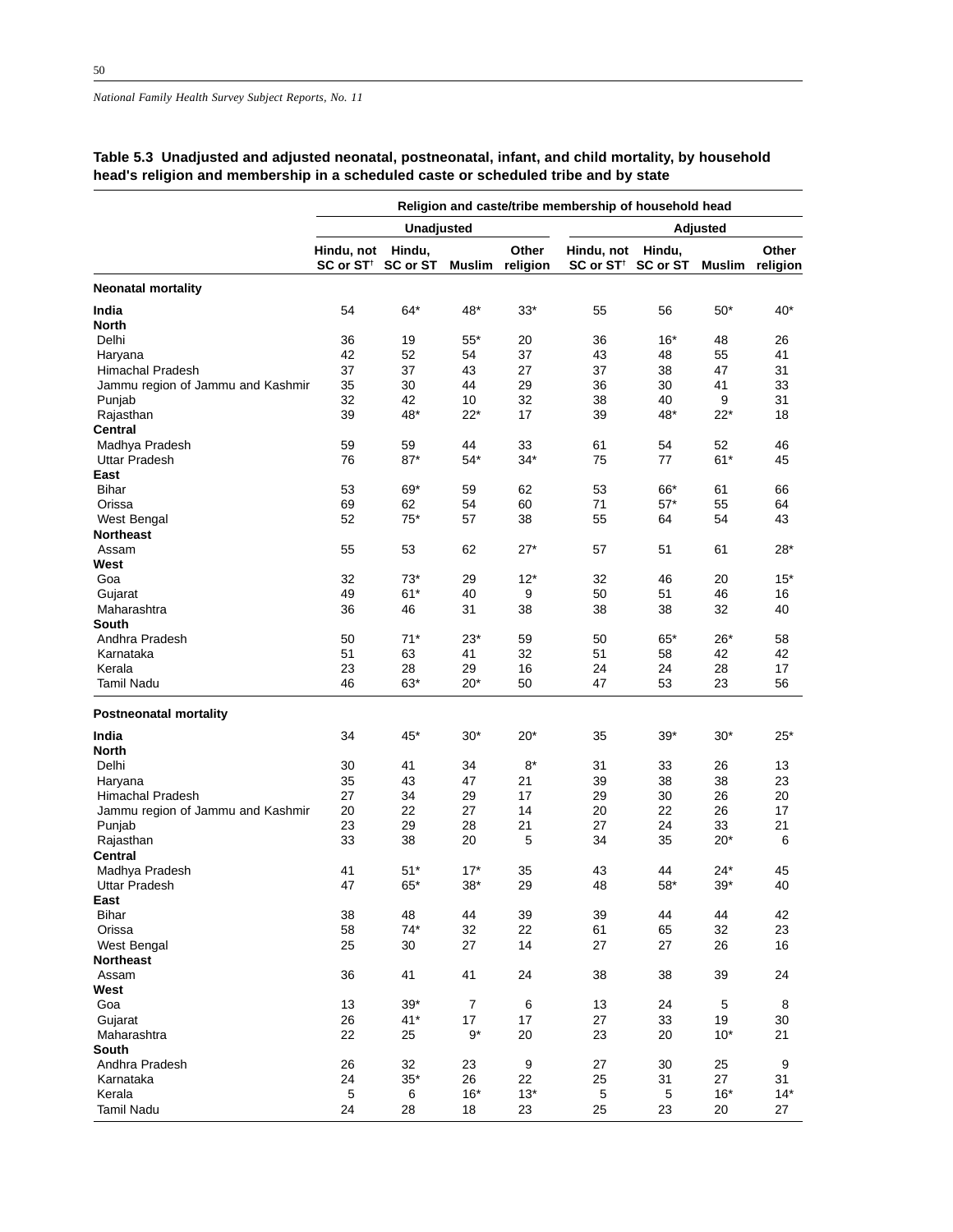**Table 5.3 Unadjusted and adjusted neonatal, postneonatal, infant, and child mortality, by household head's religion and membership in a scheduled caste or scheduled tribe and by state**

| | Religion and caste/tribe membership of household head | | | | | | | |
|---|---|---|---|---|---|---|---|---|
| | Unadjusted | | | | Adjusted | | | |
| | Hindu, not SC or ST† | Hindu, SC or ST | Muslim | Other religion | Hindu, not SC or ST† | Hindu, SC or ST | Muslim | Other religion |
| **Neonatal mortality** | | | | | | | | |
| **India** | 54 | 64* | 48* | 33* | 55 | 56 | 50* | 40* |
| **North** | | | | | | | | |
| Delhi | 36 | 19 | 55* | 20 | 36 | 16* | 48 | 26 |
| Haryana | 42 | 52 | 54 | 37 | 43 | 48 | 55 | 41 |
| Himachal Pradesh | 37 | 37 | 43 | 27 | 37 | 38 | 47 | 31 |
| Jammu region of Jammu and Kashmir | 35 | 30 | 44 | 29 | 36 | 30 | 41 | 33 |
| Punjab | 32 | 42 | 10 | 32 | 38 | 40 | 9 | 31 |
| Rajasthan | 39 | 48* | 22* | 17 | 39 | 48* | 22* | 18 |
| **Central** | | | | | | | | |
| Madhya Pradesh | 59 | 59 | 44 | 33 | 61 | 54 | 52 | 46 |
| Uttar Pradesh | 76 | 87* | 54* | 34* | 75 | 77 | 61* | 45 |
| **East** | | | | | | | | |
| Bihar | 53 | 69* | 59 | 62 | 53 | 66* | 61 | 66 |
| Orissa | 69 | 62 | 54 | 60 | 71 | 57* | 55 | 64 |
| West Bengal | 52 | 75* | 57 | 38 | 55 | 64 | 54 | 43 |
| **Northeast** | | | | | | | | |
| Assam | 55 | 53 | 62 | 27* | 57 | 51 | 61 | 28* |
| **West** | | | | | | | | |
| Goa | 32 | 73* | 29 | 12* | 32 | 46 | 20 | 15* |
| Gujarat | 49 | 61* | 40 | 9 | 50 | 51 | 46 | 16 |
| Maharashtra | 36 | 46 | 31 | 38 | 38 | 38 | 32 | 40 |
| **South** | | | | | | | | |
| Andhra Pradesh | 50 | 71* | 23* | 59 | 50 | 65* | 26* | 58 |
| Karnataka | 51 | 63 | 41 | 32 | 51 | 58 | 42 | 42 |
| Kerala | 23 | 28 | 29 | 16 | 24 | 24 | 28 | 17 |
| Tamil Nadu | 46 | 63* | 20* | 50 | 47 | 53 | 23 | 56 |
| **Postneonatal mortality** | | | | | | | | |
| **India** | 34 | 45* | 30* | 20* | 35 | 39* | 30* | 25* |
| **North** | | | | | | | | |
| Delhi | 30 | 41 | 34 | 8* | 31 | 33 | 26 | 13 |
| Haryana | 35 | 43 | 47 | 21 | 39 | 38 | 38 | 23 |
| Himachal Pradesh | 27 | 34 | 29 | 17 | 29 | 30 | 26 | 20 |
| Jammu region of Jammu and Kashmir | 20 | 22 | 27 | 14 | 20 | 22 | 26 | 17 |
| Punjab | 23 | 29 | 28 | 21 | 27 | 24 | 33 | 21 |
| Rajasthan | 33 | 38 | 20 | 5 | 34 | 35 | 20* | 6 |
| **Central** | | | | | | | | |
| Madhya Pradesh | 41 | 51* | 17* | 35 | 43 | 44 | 24* | 45 |
| Uttar Pradesh | 47 | 65* | 38* | 29 | 48 | 58* | 39* | 40 |
| **East** | | | | | | | | |
| Bihar | 38 | 48 | 44 | 39 | 39 | 44 | 44 | 42 |
| Orissa | 58 | 74* | 32 | 22 | 61 | 65 | 32 | 23 |
| West Bengal | 25 | 30 | 27 | 14 | 27 | 27 | 26 | 16 |
| **Northeast** | | | | | | | | |
| Assam | 36 | 41 | 41 | 24 | 38 | 38 | 39 | 24 |
| **West** | | | | | | | | |
| Goa | 13 | 39* | 7 | 6 | 13 | 24 | 5 | 8 |
| Gujarat | 26 | 41* | 17 | 17 | 27 | 33 | 19 | 30 |
| Maharashtra | 22 | 25 | 9* | 20 | 23 | 20 | 10* | 21 |
| **South** | | | | | | | | |
| Andhra Pradesh | 26 | 32 | 23 | 9 | 27 | 30 | 25 | 9 |
| Karnataka | 24 | 35* | 26 | 22 | 25 | 31 | 27 | 31 |
| Kerala | 5 | 6 | 16* | 13* | 5 | 5 | 16* | 14* |
| Tamil Nadu | 24 | 28 | 18 | 23 | 25 | 23 | 20 | 27 |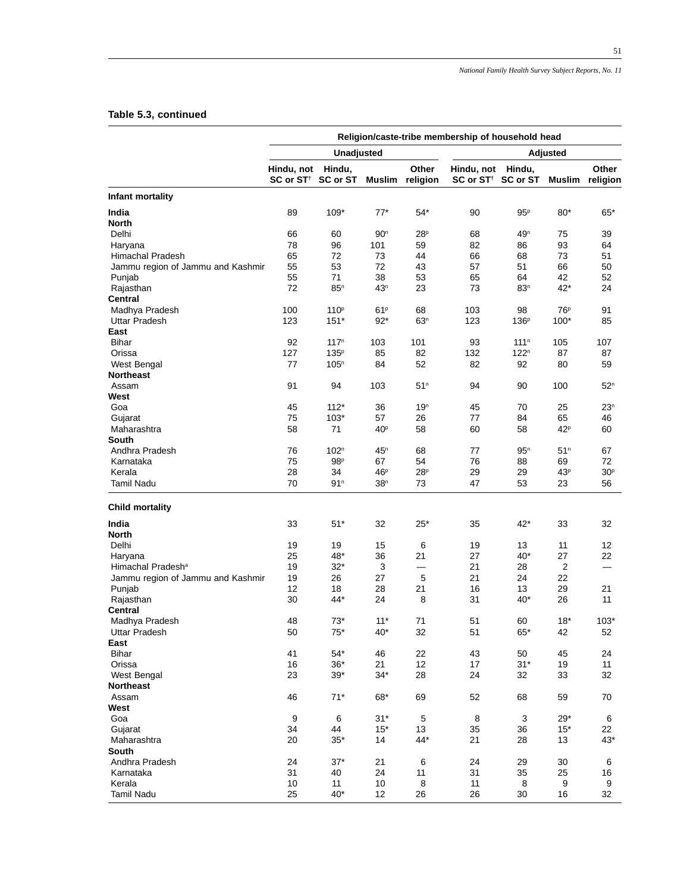**Table 5.3, continued**

| | Religion/caste-tribe membership of household head | | | | | | | |
|---|---|---|---|---|---|---|---|---|
| | Unadjusted | | | | Adjusted | | | |
| | Hindu, not SC or ST[†] | Hindu, SC or ST | Muslim | Other religion | Hindu, not SC or ST[†] | Hindu, SC or ST | Muslim | Other religion |
| **Infant mortality** | | | | | | | | |
| **India** | 89 | 109* | 77* | 54* | 90 | 95[p] | 80* | 65* |
| **North** | | | | | | | | |
| Delhi | 66 | 60 | 90[n] | 28[p] | 68 | 49[n] | 75 | 39 |
| Haryana | 78 | 96 | 101 | 59 | 82 | 86 | 93 | 64 |
| Himachal Pradesh | 65 | 72 | 73 | 44 | 66 | 68 | 73 | 51 |
| Jammu region of Jammu and Kashmir | 55 | 53 | 72 | 43 | 57 | 51 | 66 | 50 |
| Punjab | 55 | 71 | 38 | 53 | 65 | 64 | 42 | 52 |
| Rajasthan | 72 | 85[n] | 43[n] | 23 | 73 | 83[n] | 42* | 24 |
| **Central** | | | | | | | | |
| Madhya Pradesh | 100 | 110[p] | 61[p] | 68 | 103 | 98 | 76[p] | 91 |
| Uttar Pradesh | 123 | 151* | 92* | 63[n] | 123 | 136[p] | 100* | 85 |
| **East** | | | | | | | | |
| Bihar | 92 | 117[n] | 103 | 101 | 93 | 111[n] | 105 | 107 |
| Orissa | 127 | 135[p] | 85 | 82 | 132 | 122[n] | 87 | 87 |
| West Bengal | 77 | 105[n] | 84 | 52 | 82 | 92 | 80 | 59 |
| **Northeast** | | | | | | | | |
| Assam | 91 | 94 | 103 | 51[n] | 94 | 90 | 100 | 52[n] |
| **West** | | | | | | | | |
| Goa | 45 | 112* | 36 | 19[n] | 45 | 70 | 25 | 23[n] |
| Gujarat | 75 | 103* | 57 | 26 | 77 | 84 | 65 | 46 |
| Maharashtra | 58 | 71 | 40[p] | 58 | 60 | 58 | 42[p] | 60 |
| **South** | | | | | | | | |
| Andhra Pradesh | 76 | 102[n] | 45[n] | 68 | 77 | 95[n] | 51[n] | 67 |
| Karnataka | 75 | 98[p] | 67 | 54 | 76 | 88 | 69 | 72 |
| Kerala | 28 | 34 | 46[p] | 28[p] | 29 | 29 | 43[p] | 30[p] |
| Tamil Nadu | 70 | 91[n] | 38[n] | 73 | 47 | 53 | 23 | 56 |
| **Child mortality** | | | | | | | | |
| **India** | 33 | 51* | 32 | 25* | 35 | 42* | 33 | 32 |
| **North** | | | | | | | | |
| Delhi | 19 | 19 | 15 | 6 | 19 | 13 | 11 | 12 |
| Haryana | 25 | 48* | 36 | 21 | 27 | 40* | 27 | 22 |
| Himachal Pradesh[a] | 19 | 32* | 3 | — | 21 | 28 | 2 | — |
| Jammu region of Jammu and Kashmir | 19 | 26 | 27 | 5 | 21 | 24 | 22 | |
| Punjab | 12 | 18 | 28 | 21 | 16 | 13 | 29 | 21 |
| Rajasthan | 30 | 44* | 24 | 8 | 31 | 40* | 26 | 11 |
| **Central** | | | | | | | | |
| Madhya Pradesh | 48 | 73* | 11* | 71 | 51 | 60 | 18* | 103* |
| Uttar Pradesh | 50 | 75* | 40* | 32 | 51 | 65* | 42 | 52 |
| **East** | | | | | | | | |
| Bihar | 41 | 54* | 46 | 22 | 43 | 50 | 45 | 24 |
| Orissa | 16 | 36* | 21 | 12 | 17 | 31* | 19 | 11 |
| West Bengal | 23 | 39* | 34* | 28 | 24 | 32 | 33 | 32 |
| **Northeast** | | | | | | | | |
| Assam | 46 | 71* | 68* | 69 | 52 | 68 | 59 | 70 |
| **West** | | | | | | | | |
| Goa | 9 | 6 | 31* | 5 | 8 | 3 | 29* | 6 |
| Gujarat | 34 | 44 | 15* | 13 | 35 | 36 | 15* | 22 |
| Maharashtra | 20 | 35* | 14 | 44* | 21 | 28 | 13 | 43* |
| **South** | | | | | | | | |
| Andhra Pradesh | 24 | 37* | 21 | 6 | 24 | 29 | 30 | 6 |
| Karnataka | 31 | 40 | 24 | 11 | 31 | 35 | 25 | 16 |
| Kerala | 10 | 11 | 10 | 8 | 11 | 8 | 9 | 9 |
| Tamil Nadu | 25 | 40* | 12 | 26 | 26 | 30 | 16 | 32 |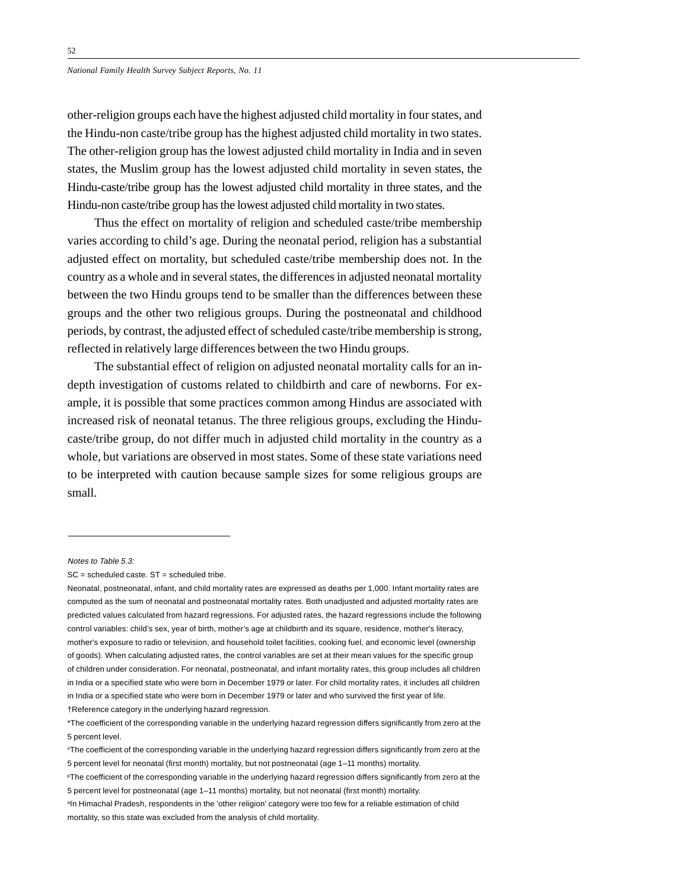other-religion groups each have the highest adjusted child mortality in four states, and the Hindu-non caste/tribe group has the highest adjusted child mortality in two states. The other-religion group has the lowest adjusted child mortality in India and in seven states, the Muslim group has the lowest adjusted child mortality in seven states, the Hindu-caste/tribe group has the lowest adjusted child mortality in three states, and the Hindu-non caste/tribe group has the lowest adjusted child mortality in two states.

Thus the effect on mortality of religion and scheduled caste/tribe membership varies according to child's age. During the neonatal period, religion has a substantial adjusted effect on mortality, but scheduled caste/tribe membership does not. In the country as a whole and in several states, the differences in adjusted neonatal mortality between the two Hindu groups tend to be smaller than the differences between these groups and the other two religious groups. During the postneonatal and childhood periods, by contrast, the adjusted effect of scheduled caste/tribe membership is strong, reflected in relatively large differences between the two Hindu groups.

The substantial effect of religion on adjusted neonatal mortality calls for an in-depth investigation of customs related to childbirth and care of newborns. For example, it is possible that some practices common among Hindus are associated with increased risk of neonatal tetanus. The three religious groups, excluding the Hindu-caste/tribe group, do not differ much in adjusted child mortality in the country as a whole, but variations are observed in most states. Some of these state variations need to be interpreted with caution because sample sizes for some religious groups are small.

---

*Notes to Table 5.3:*

SC = scheduled caste. ST = scheduled tribe.

Neonatal, postneonatal, infant, and child mortality rates are expressed as deaths per 1,000. Infant mortality rates are computed as the sum of neonatal and postneonatal mortality rates. Both unadjusted and adjusted mortality rates are predicted values calculated from hazard regressions. For adjusted rates, the hazard regressions include the following control variables: child's sex, year of birth, mother's age at childbirth and its square, residence, mother's literacy, mother's exposure to radio or television, and household toilet facilities, cooking fuel, and economic level (ownership of goods). When calculating adjusted rates, the control variables are set at their mean values for the specific group of children under consideration. For neonatal, postneonatal, and infant mortality rates, this group includes all children in India or a specified state who were born in December 1979 or later. For child mortality rates, it includes all children in India or a specified state who were born in December 1979 or later and who survived the first year of life.

†Reference category in the underlying hazard regression.

*The coefficient of the corresponding variable in the underlying hazard regression differs significantly from zero at the 5 percent level.

[n]The coefficient of the corresponding variable in the underlying hazard regression differs significantly from zero at the 5 percent level for neonatal (first month) mortality, but not postneonatal (age 1–11 months) mortality.

[p]The coefficient of the corresponding variable in the underlying hazard regression differs significantly from zero at the 5 percent level for postneonatal (age 1–11 months) mortality, but not neonatal (first month) mortality.

[a]In Himachal Pradesh, respondents in the 'other religion' category were too few for a reliable estimation of child mortality, so this state was excluded from the analysis of child mortality.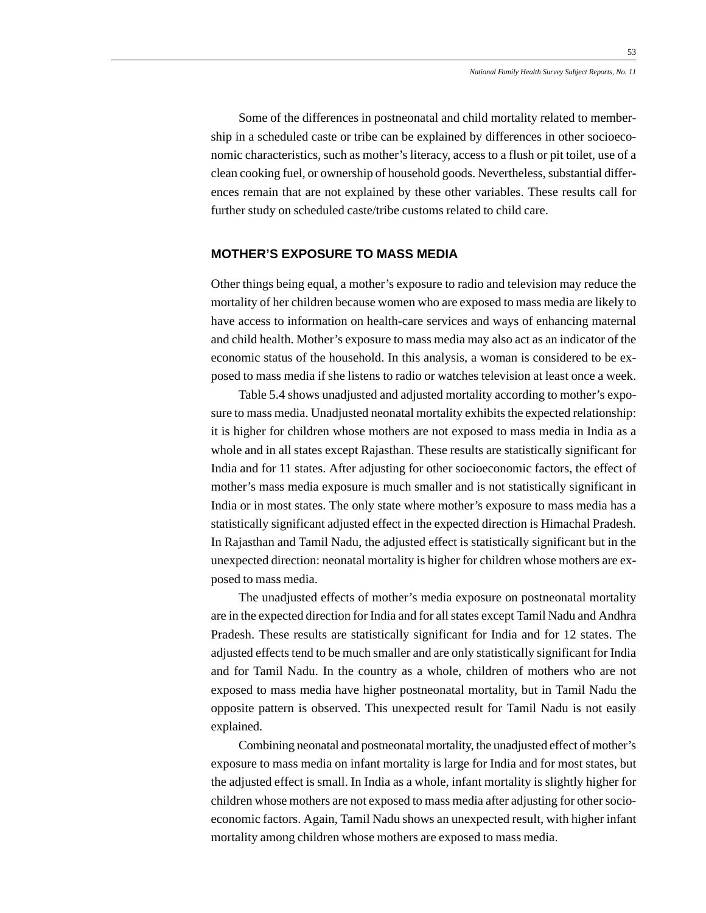Some of the differences in postneonatal and child mortality related to membership in a scheduled caste or tribe can be explained by differences in other socioeconomic characteristics, such as mother's literacy, access to a flush or pit toilet, use of a clean cooking fuel, or ownership of household goods. Nevertheless, substantial differences remain that are not explained by these other variables. These results call for further study on scheduled caste/tribe customs related to child care.

## MOTHER'S EXPOSURE TO MASS MEDIA

Other things being equal, a mother's exposure to radio and television may reduce the mortality of her children because women who are exposed to mass media are likely to have access to information on health-care services and ways of enhancing maternal and child health. Mother's exposure to mass media may also act as an indicator of the economic status of the household. In this analysis, a woman is considered to be exposed to mass media if she listens to radio or watches television at least once a week.

Table 5.4 shows unadjusted and adjusted mortality according to mother's exposure to mass media. Unadjusted neonatal mortality exhibits the expected relationship: it is higher for children whose mothers are not exposed to mass media in India as a whole and in all states except Rajasthan. These results are statistically significant for India and for 11 states. After adjusting for other socioeconomic factors, the effect of mother's mass media exposure is much smaller and is not statistically significant in India or in most states. The only state where mother's exposure to mass media has a statistically significant adjusted effect in the expected direction is Himachal Pradesh. In Rajasthan and Tamil Nadu, the adjusted effect is statistically significant but in the unexpected direction: neonatal mortality is higher for children whose mothers are exposed to mass media.

The unadjusted effects of mother's media exposure on postneonatal mortality are in the expected direction for India and for all states except Tamil Nadu and Andhra Pradesh. These results are statistically significant for India and for 12 states. The adjusted effects tend to be much smaller and are only statistically significant for India and for Tamil Nadu. In the country as a whole, children of mothers who are not exposed to mass media have higher postneonatal mortality, but in Tamil Nadu the opposite pattern is observed. This unexpected result for Tamil Nadu is not easily explained.

Combining neonatal and postneonatal mortality, the unadjusted effect of mother's exposure to mass media on infant mortality is large for India and for most states, but the adjusted effect is small. In India as a whole, infant mortality is slightly higher for children whose mothers are not exposed to mass media after adjusting for other socioeconomic factors. Again, Tamil Nadu shows an unexpected result, with higher infant mortality among children whose mothers are exposed to mass media.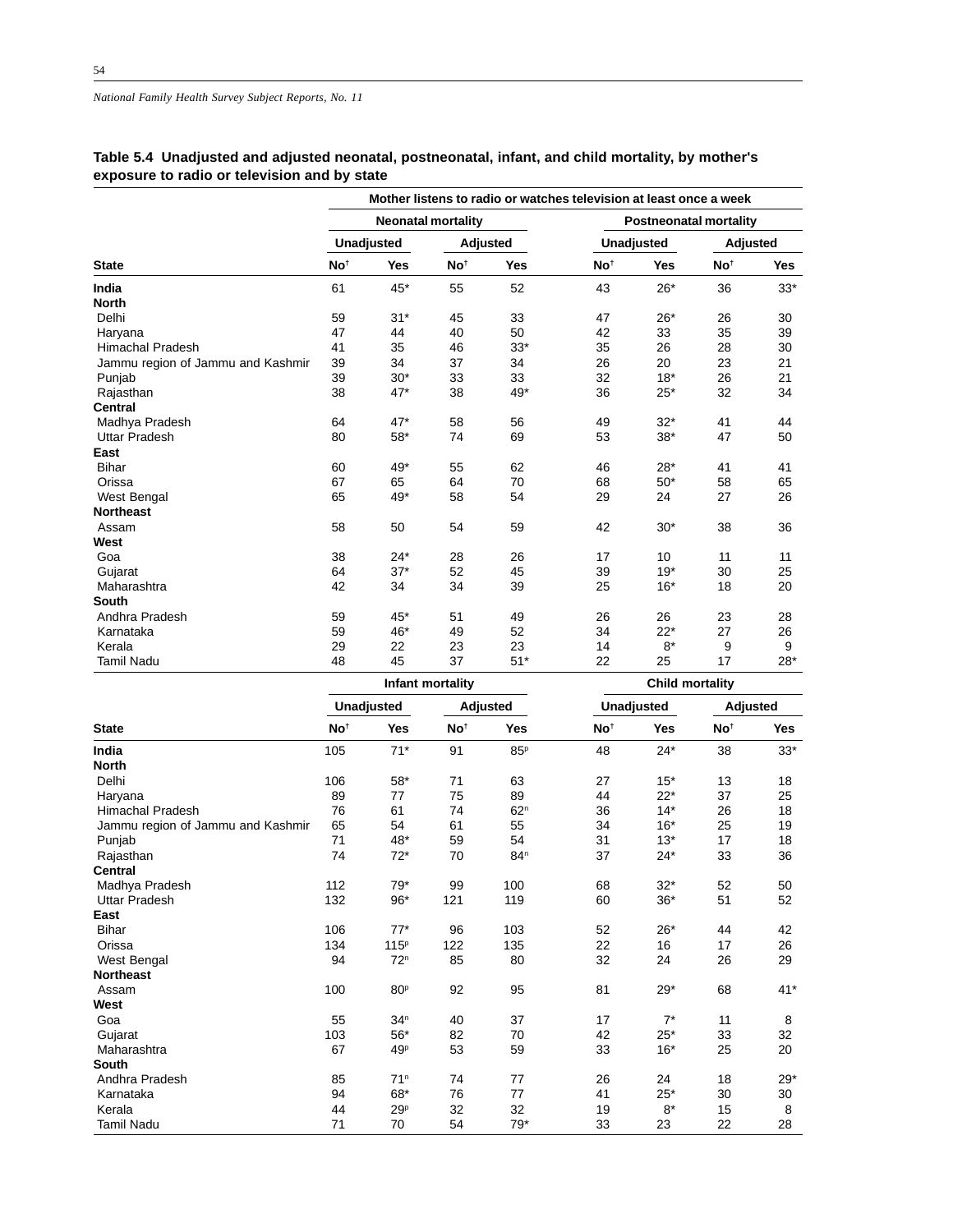## Table 5.4 Unadjusted and adjusted neonatal, postneonatal, infant, and child mortality, by mother's exposure to radio or television and by state

| | Mother listens to radio or watches television at least once a week | | | | | | | |
|---|---|---|---|---|---|---|---|---|
| | Neonatal mortality | | | | Postneonatal mortality | | | |
| | Unadjusted | | Adjusted | | Unadjusted | | Adjusted | |
| State | No† | Yes | No† | Yes | No† | Yes | No† | Yes |
| **India** | 61 | 45* | 55 | 52 | 43 | 26* | 36 | 33* |
| **North** | | | | | | | | |
| Delhi | 59 | 31* | 45 | 33 | 47 | 26* | 26 | 30 |
| Haryana | 47 | 44 | 40 | 50 | 42 | 33 | 35 | 39 |
| Himachal Pradesh | 41 | 35 | 46 | 33* | 35 | 26 | 28 | 30 |
| Jammu region of Jammu and Kashmir | 39 | 34 | 37 | 34 | 26 | 20 | 23 | 21 |
| Punjab | 39 | 30* | 33 | 33 | 32 | 18* | 26 | 21 |
| Rajasthan | 38 | 47* | 38 | 49* | 36 | 25* | 32 | 34 |
| **Central** | | | | | | | | |
| Madhya Pradesh | 64 | 47* | 58 | 56 | 49 | 32* | 41 | 44 |
| Uttar Pradesh | 80 | 58* | 74 | 69 | 53 | 38* | 47 | 50 |
| **East** | | | | | | | | |
| Bihar | 60 | 49* | 55 | 62 | 46 | 28* | 41 | 41 |
| Orissa | 67 | 65 | 64 | 70 | 68 | 50* | 58 | 65 |
| West Bengal | 65 | 49* | 58 | 54 | 29 | 24 | 27 | 26 |
| **Northeast** | | | | | | | | |
| Assam | 58 | 50 | 54 | 59 | 42 | 30* | 38 | 36 |
| **West** | | | | | | | | |
| Goa | 38 | 24* | 28 | 26 | 17 | 10 | 11 | 11 |
| Gujarat | 64 | 37* | 52 | 45 | 39 | 19* | 30 | 25 |
| Maharashtra | 42 | 34 | 34 | 39 | 25 | 16* | 18 | 20 |
| **South** | | | | | | | | |
| Andhra Pradesh | 59 | 45* | 51 | 49 | 26 | 26 | 23 | 28 |
| Karnataka | 59 | 46* | 49 | 52 | 34 | 22* | 27 | 26 |
| Kerala | 29 | 22 | 23 | 23 | 14 | 8* | 9 | 9 |
| Tamil Nadu | 48 | 45 | 37 | 51* | 22 | 25 | 17 | 28* |
| | **Infant mortality** | | | | **Child mortality** | | | |
| | Unadjusted | | Adjusted | | Unadjusted | | Adjusted | |
| State | No† | Yes | No† | Yes | No† | Yes | No† | Yes |
| **India** | 105 | 71* | 91 | 85p | 48 | 24* | 38 | 33* |
| **North** | | | | | | | | |
| Delhi | 106 | 58* | 71 | 63 | 27 | 15* | 13 | 18 |
| Haryana | 89 | 77 | 75 | 89 | 44 | 22* | 37 | 25 |
| Himachal Pradesh | 76 | 61 | 74 | 62n | 36 | 14* | 26 | 18 |
| Jammu region of Jammu and Kashmir | 65 | 54 | 61 | 55 | 34 | 16* | 25 | 19 |
| Punjab | 71 | 48* | 59 | 54 | 31 | 13* | 17 | 18 |
| Rajasthan | 74 | 72* | 70 | 84n | 37 | 24* | 33 | 36 |
| **Central** | | | | | | | | |
| Madhya Pradesh | 112 | 79* | 99 | 100 | 68 | 32* | 52 | 50 |
| Uttar Pradesh | 132 | 96* | 121 | 119 | 60 | 36* | 51 | 52 |
| **East** | | | | | | | | |
| Bihar | 106 | 77* | 96 | 103 | 52 | 26* | 44 | 42 |
| Orissa | 134 | 115p | 122 | 135 | 22 | 16 | 17 | 26 |
| West Bengal | 94 | 72n | 85 | 80 | 32 | 24 | 26 | 29 |
| **Northeast** | | | | | | | | |
| Assam | 100 | 80p | 92 | 95 | 81 | 29* | 68 | 41* |
| **West** | | | | | | | | |
| Goa | 55 | 34n | 40 | 37 | 17 | 7* | 11 | 8 |
| Gujarat | 103 | 56* | 82 | 70 | 42 | 25* | 33 | 32 |
| Maharashtra | 67 | 49p | 53 | 59 | 33 | 16* | 25 | 20 |
| **South** | | | | | | | | |
| Andhra Pradesh | 85 | 71n | 74 | 77 | 26 | 24 | 18 | 29* |
| Karnataka | 94 | 68* | 76 | 77 | 41 | 25* | 30 | 30 |
| Kerala | 44 | 29p | 32 | 32 | 19 | 8* | 15 | 8 |
| Tamil Nadu | 71 | 70 | 54 | 79* | 33 | 23 | 22 | 28 |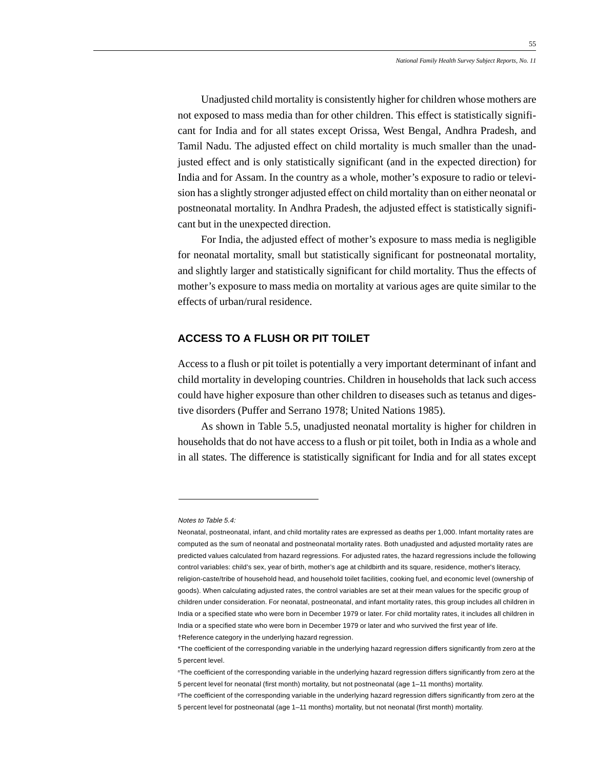Unadjusted child mortality is consistently higher for children whose mothers are not exposed to mass media than for other children. This effect is statistically significant for India and for all states except Orissa, West Bengal, Andhra Pradesh, and Tamil Nadu. The adjusted effect on child mortality is much smaller than the unadjusted effect and is only statistically significant (and in the expected direction) for India and for Assam. In the country as a whole, mother's exposure to radio or television has a slightly stronger adjusted effect on child mortality than on either neonatal or postneonatal mortality. In Andhra Pradesh, the adjusted effect is statistically significant but in the unexpected direction.

For India, the adjusted effect of mother's exposure to mass media is negligible for neonatal mortality, small but statistically significant for postneonatal mortality, and slightly larger and statistically significant for child mortality. Thus the effects of mother's exposure to mass media on mortality at various ages are quite similar to the effects of urban/rural residence.

## ACCESS TO A FLUSH OR PIT TOILET

Access to a flush or pit toilet is potentially a very important determinant of infant and child mortality in developing countries. Children in households that lack such access could have higher exposure than other children to diseases such as tetanus and digestive disorders (Puffer and Serrano 1978; United Nations 1985).

As shown in Table 5.5, unadjusted neonatal mortality is higher for children in households that do not have access to a flush or pit toilet, both in India as a whole and in all states. The difference is statistically significant for India and for all states except

---

*Notes to Table 5.4:*

Neonatal, postneonatal, infant, and child mortality rates are expressed as deaths per 1,000. Infant mortality rates are computed as the sum of neonatal and postneonatal mortality rates. Both unadjusted and adjusted mortality rates are predicted values calculated from hazard regressions. For adjusted rates, the hazard regressions include the following control variables: child's sex, year of birth, mother's age at childbirth and its square, residence, mother's literacy, religion-caste/tribe of household head, and household toilet facilities, cooking fuel, and economic level (ownership of goods). When calculating adjusted rates, the control variables are set at their mean values for the specific group of children under consideration. For neonatal, postneonatal, and infant mortality rates, this group includes all children in India or a specified state who were born in December 1979 or later. For child mortality rates, it includes all children in India or a specified state who were born in December 1979 or later and who survived the first year of life.

†Reference category in the underlying hazard regression.

*The coefficient of the corresponding variable in the underlying hazard regression differs significantly from zero at the 5 percent level.

[n]The coefficient of the corresponding variable in the underlying hazard regression differs significantly from zero at the 5 percent level for neonatal (first month) mortality, but not postneonatal (age 1–11 months) mortality.

[p]The coefficient of the corresponding variable in the underlying hazard regression differs significantly from zero at the 5 percent level for postneonatal (age 1–11 months) mortality, but not neonatal (first month) mortality.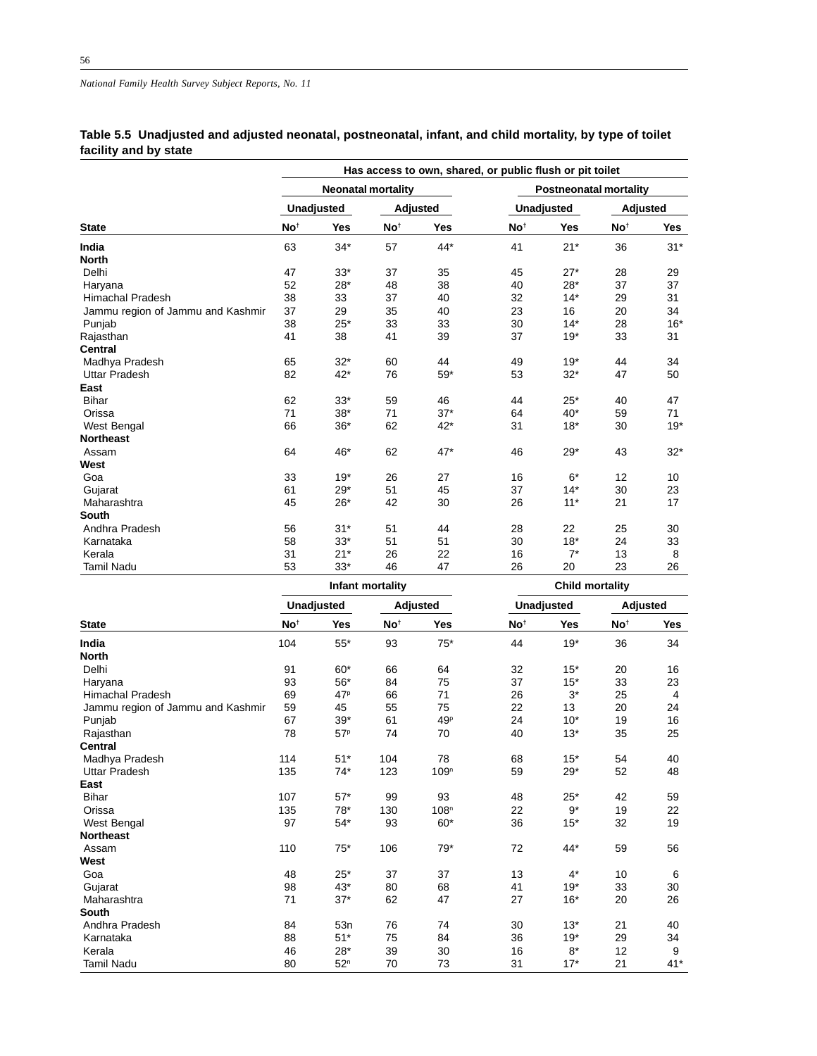**Table 5.5 Unadjusted and adjusted neonatal, postneonatal, infant, and child mortality, by type of toilet facility and by state**

| | Has access to own, shared, or public flush or pit toilet | | | | | | | |
|---|---|---|---|---|---|---|---|---|
| | Neonatal mortality | | | | Postneonatal mortality | | | |
| | Unadjusted | | Adjusted | | Unadjusted | | Adjusted | |
| State | No[†] | Yes | No[†] | Yes | No[†] | Yes | No[†] | Yes |
| **India** | 63 | 34* | 57 | 44* | 41 | 21* | 36 | 31* |
| **North** | | | | | | | | |
| Delhi | 47 | 33* | 37 | 35 | 45 | 27* | 28 | 29 |
| Haryana | 52 | 28* | 48 | 38 | 40 | 28* | 37 | 37 |
| Himachal Pradesh | 38 | 33 | 37 | 40 | 32 | 14* | 29 | 31 |
| Jammu region of Jammu and Kashmir | 37 | 29 | 35 | 40 | 23 | 16 | 20 | 34 |
| Punjab | 38 | 25* | 33 | 33 | 30 | 14* | 28 | 16* |
| Rajasthan | 41 | 38 | 41 | 39 | 37 | 19* | 33 | 31 |
| **Central** | | | | | | | | |
| Madhya Pradesh | 65 | 32* | 60 | 44 | 49 | 19* | 44 | 34 |
| Uttar Pradesh | 82 | 42* | 76 | 59* | 53 | 32* | 47 | 50 |
| **East** | | | | | | | | |
| Bihar | 62 | 33* | 59 | 46 | 44 | 25* | 40 | 47 |
| Orissa | 71 | 38* | 71 | 37* | 64 | 40* | 59 | 71 |
| West Bengal | 66 | 36* | 62 | 42* | 31 | 18* | 30 | 19* |
| **Northeast** | | | | | | | | |
| Assam | 64 | 46* | 62 | 47* | 46 | 29* | 43 | 32* |
| **West** | | | | | | | | |
| Goa | 33 | 19* | 26 | 27 | 16 | 6* | 12 | 10 |
| Gujarat | 61 | 29* | 51 | 45 | 37 | 14* | 30 | 23 |
| Maharashtra | 45 | 26* | 42 | 30 | 26 | 11* | 21 | 17 |
| **South** | | | | | | | | |
| Andhra Pradesh | 56 | 31* | 51 | 44 | 28 | 22 | 25 | 30 |
| Karnataka | 58 | 33* | 51 | 51 | 30 | 18* | 24 | 33 |
| Kerala | 31 | 21* | 26 | 22 | 16 | 7* | 13 | 8 |
| Tamil Nadu | 53 | 33* | 46 | 47 | 26 | 20 | 23 | 26 |
| | Infant mortality | | | | Child mortality | | | |
| | Unadjusted | | Adjusted | | Unadjusted | | Adjusted | |
| State | No[†] | Yes | No[†] | Yes | No[†] | Yes | No[†] | Yes |
| **India** | 104 | 55* | 93 | 75* | 44 | 19* | 36 | 34 |
| **North** | | | | | | | | |
| Delhi | 91 | 60* | 66 | 64 | 32 | 15* | 20 | 16 |
| Haryana | 93 | 56* | 84 | 75 | 37 | 15* | 33 | 23 |
| Himachal Pradesh | 69 | 47[p] | 66 | 71 | 26 | 3* | 25 | 4 |
| Jammu region of Jammu and Kashmir | 59 | 45 | 55 | 75 | 22 | 13 | 20 | 24 |
| Punjab | 67 | 39* | 61 | 49[p] | 24 | 10* | 19 | 16 |
| Rajasthan | 78 | 57[p] | 74 | 70 | 40 | 13* | 35 | 25 |
| **Central** | | | | | | | | |
| Madhya Pradesh | 114 | 51* | 104 | 78 | 68 | 15* | 54 | 40 |
| Uttar Pradesh | 135 | 74* | 123 | 109[n] | 59 | 29* | 52 | 48 |
| **East** | | | | | | | | |
| Bihar | 107 | 57* | 99 | 93 | 48 | 25* | 42 | 59 |
| Orissa | 135 | 78* | 130 | 108[n] | 22 | 9* | 19 | 22 |
| West Bengal | 97 | 54* | 93 | 60* | 36 | 15* | 32 | 19 |
| **Northeast** | | | | | | | | |
| Assam | 110 | 75* | 106 | 79* | 72 | 44* | 59 | 56 |
| **West** | | | | | | | | |
| Goa | 48 | 25* | 37 | 37 | 13 | 4* | 10 | 6 |
| Gujarat | 98 | 43* | 80 | 68 | 41 | 19* | 33 | 30 |
| Maharashtra | 71 | 37* | 62 | 47 | 27 | 16* | 20 | 26 |
| **South** | | | | | | | | |
| Andhra Pradesh | 84 | 53n | 76 | 74 | 30 | 13* | 21 | 40 |
| Karnataka | 88 | 51* | 75 | 84 | 36 | 19* | 29 | 34 |
| Kerala | 46 | 28* | 39 | 30 | 16 | 8* | 12 | 9 |
| Tamil Nadu | 80 | 52[n] | 70 | 73 | 31 | 17* | 21 | 41* |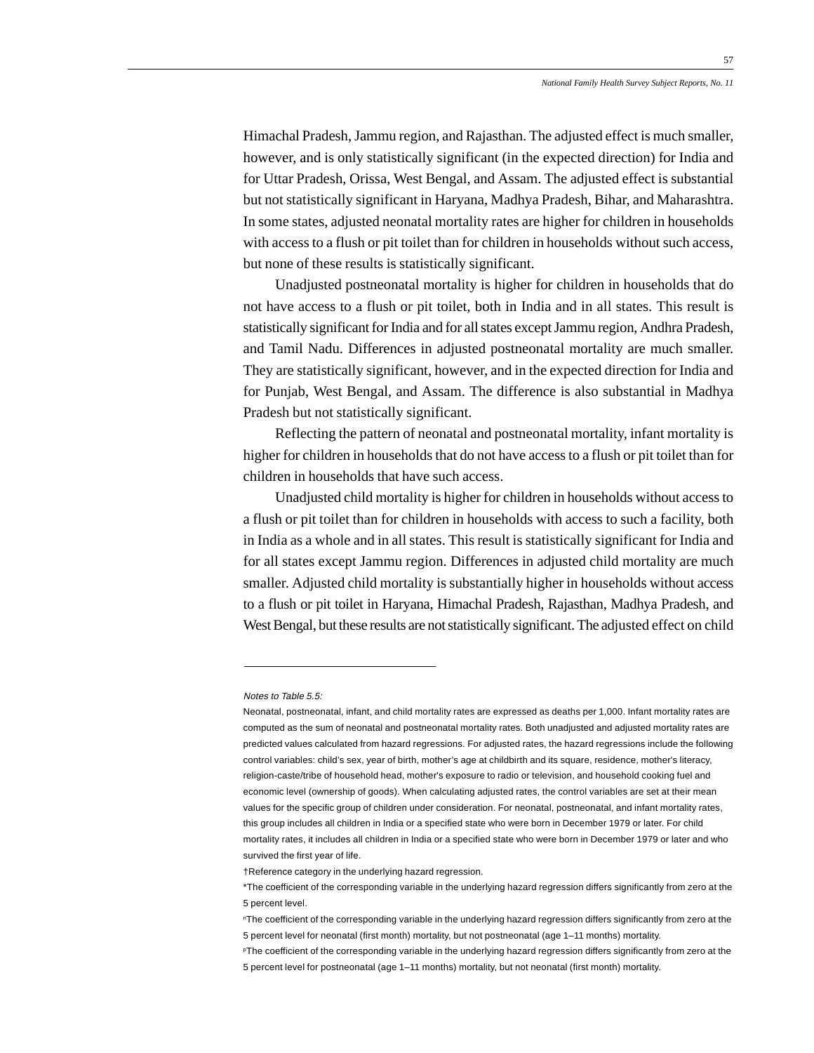Himachal Pradesh, Jammu region, and Rajasthan. The adjusted effect is much smaller, however, and is only statistically significant (in the expected direction) for India and for Uttar Pradesh, Orissa, West Bengal, and Assam. The adjusted effect is substantial but not statistically significant in Haryana, Madhya Pradesh, Bihar, and Maharashtra. In some states, adjusted neonatal mortality rates are higher for children in households with access to a flush or pit toilet than for children in households without such access, but none of these results is statistically significant.

Unadjusted postneonatal mortality is higher for children in households that do not have access to a flush or pit toilet, both in India and in all states. This result is statistically significant for India and for all states except Jammu region, Andhra Pradesh, and Tamil Nadu. Differences in adjusted postneonatal mortality are much smaller. They are statistically significant, however, and in the expected direction for India and for Punjab, West Bengal, and Assam. The difference is also substantial in Madhya Pradesh but not statistically significant.

Reflecting the pattern of neonatal and postneonatal mortality, infant mortality is higher for children in households that do not have access to a flush or pit toilet than for children in households that have such access.

Unadjusted child mortality is higher for children in households without access to a flush or pit toilet than for children in households with access to such a facility, both in India as a whole and in all states. This result is statistically significant for India and for all states except Jammu region. Differences in adjusted child mortality are much smaller. Adjusted child mortality is substantially higher in households without access to a flush or pit toilet in Haryana, Himachal Pradesh, Rajasthan, Madhya Pradesh, and West Bengal, but these results are not statistically significant. The adjusted effect on child

---

*Notes to Table 5.5:*

Neonatal, postneonatal, infant, and child mortality rates are expressed as deaths per 1,000. Infant mortality rates are computed as the sum of neonatal and postneonatal mortality rates. Both unadjusted and adjusted mortality rates are predicted values calculated from hazard regressions. For adjusted rates, the hazard regressions include the following control variables: child's sex, year of birth, mother's age at childbirth and its square, residence, mother's literacy, religion-caste/tribe of household head, mother's exposure to radio or television, and household cooking fuel and economic level (ownership of goods). When calculating adjusted rates, the control variables are set at their mean values for the specific group of children under consideration. For neonatal, postneonatal, and infant mortality rates, this group includes all children in India or a specified state who were born in December 1979 or later. For child mortality rates, it includes all children in India or a specified state who were born in December 1979 or later and who survived the first year of life.

†Reference category in the underlying hazard regression.

*The coefficient of the corresponding variable in the underlying hazard regression differs significantly from zero at the 5 percent level.

[n]The coefficient of the corresponding variable in the underlying hazard regression differs significantly from zero at the 5 percent level for neonatal (first month) mortality, but not postneonatal (age 1–11 months) mortality.

[p]The coefficient of the corresponding variable in the underlying hazard regression differs significantly from zero at the 5 percent level for postneonatal (age 1–11 months) mortality, but not neonatal (first month) mortality.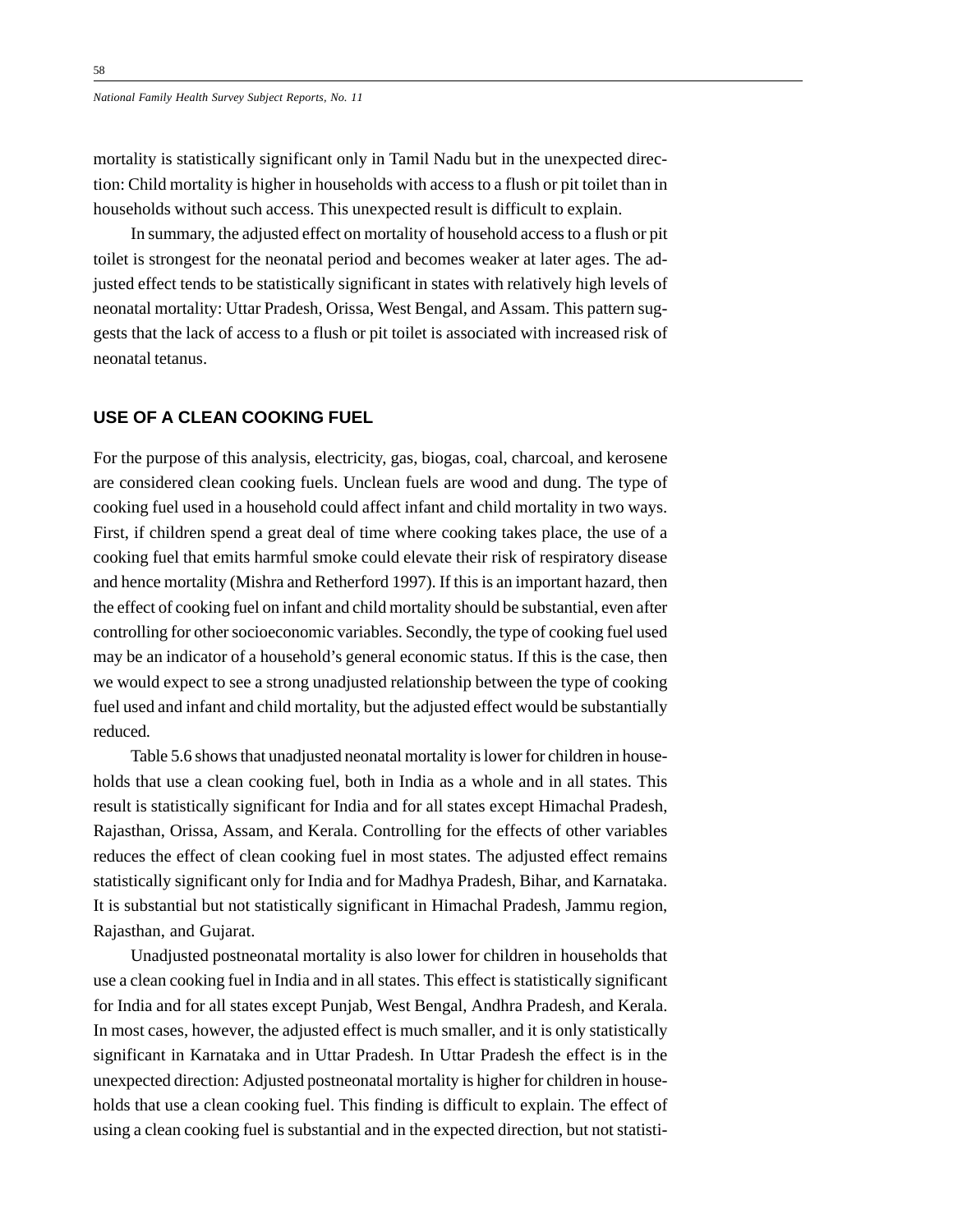mortality is statistically significant only in Tamil Nadu but in the unexpected direction: Child mortality is higher in households with access to a flush or pit toilet than in households without such access. This unexpected result is difficult to explain.

In summary, the adjusted effect on mortality of household access to a flush or pit toilet is strongest for the neonatal period and becomes weaker at later ages. The adjusted effect tends to be statistically significant in states with relatively high levels of neonatal mortality: Uttar Pradesh, Orissa, West Bengal, and Assam. This pattern suggests that the lack of access to a flush or pit toilet is associated with increased risk of neonatal tetanus.

## USE OF A CLEAN COOKING FUEL

For the purpose of this analysis, electricity, gas, biogas, coal, charcoal, and kerosene are considered clean cooking fuels. Unclean fuels are wood and dung. The type of cooking fuel used in a household could affect infant and child mortality in two ways. First, if children spend a great deal of time where cooking takes place, the use of a cooking fuel that emits harmful smoke could elevate their risk of respiratory disease and hence mortality (Mishra and Retherford 1997). If this is an important hazard, then the effect of cooking fuel on infant and child mortality should be substantial, even after controlling for other socioeconomic variables. Secondly, the type of cooking fuel used may be an indicator of a household's general economic status. If this is the case, then we would expect to see a strong unadjusted relationship between the type of cooking fuel used and infant and child mortality, but the adjusted effect would be substantially reduced.

Table 5.6 shows that unadjusted neonatal mortality is lower for children in households that use a clean cooking fuel, both in India as a whole and in all states. This result is statistically significant for India and for all states except Himachal Pradesh, Rajasthan, Orissa, Assam, and Kerala. Controlling for the effects of other variables reduces the effect of clean cooking fuel in most states. The adjusted effect remains statistically significant only for India and for Madhya Pradesh, Bihar, and Karnataka. It is substantial but not statistically significant in Himachal Pradesh, Jammu region, Rajasthan, and Gujarat.

Unadjusted postneonatal mortality is also lower for children in households that use a clean cooking fuel in India and in all states. This effect is statistically significant for India and for all states except Punjab, West Bengal, Andhra Pradesh, and Kerala. In most cases, however, the adjusted effect is much smaller, and it is only statistically significant in Karnataka and in Uttar Pradesh. In Uttar Pradesh the effect is in the unexpected direction: Adjusted postneonatal mortality is higher for children in households that use a clean cooking fuel. This finding is difficult to explain. The effect of using a clean cooking fuel is substantial and in the expected direction, but not statisti-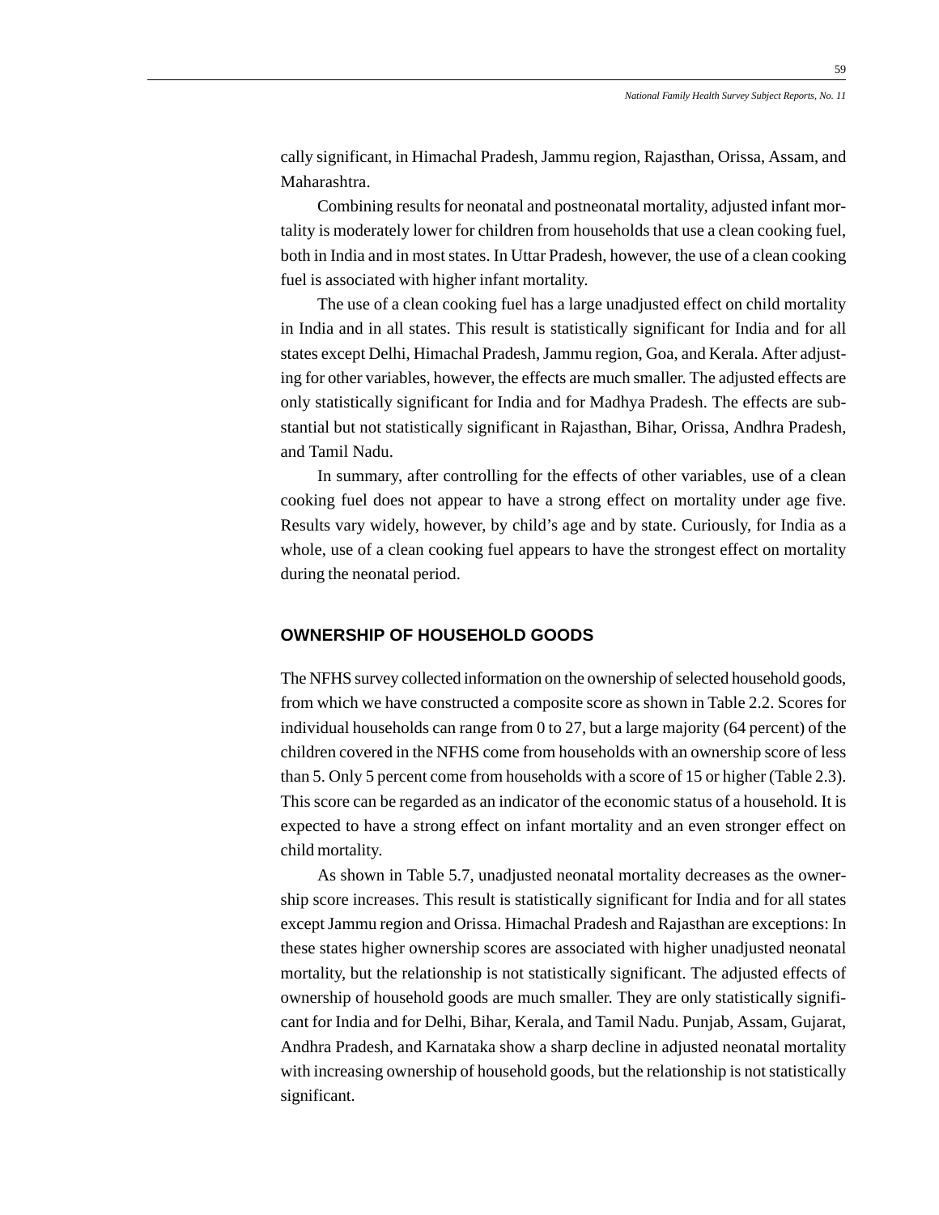cally significant, in Himachal Pradesh, Jammu region, Rajasthan, Orissa, Assam, and Maharashtra.

Combining results for neonatal and postneonatal mortality, adjusted infant mortality is moderately lower for children from households that use a clean cooking fuel, both in India and in most states. In Uttar Pradesh, however, the use of a clean cooking fuel is associated with higher infant mortality.

The use of a clean cooking fuel has a large unadjusted effect on child mortality in India and in all states. This result is statistically significant for India and for all states except Delhi, Himachal Pradesh, Jammu region, Goa, and Kerala. After adjusting for other variables, however, the effects are much smaller. The adjusted effects are only statistically significant for India and for Madhya Pradesh. The effects are substantial but not statistically significant in Rajasthan, Bihar, Orissa, Andhra Pradesh, and Tamil Nadu.

In summary, after controlling for the effects of other variables, use of a clean cooking fuel does not appear to have a strong effect on mortality under age five. Results vary widely, however, by child's age and by state. Curiously, for India as a whole, use of a clean cooking fuel appears to have the strongest effect on mortality during the neonatal period.

## OWNERSHIP OF HOUSEHOLD GOODS

The NFHS survey collected information on the ownership of selected household goods, from which we have constructed a composite score as shown in Table 2.2. Scores for individual households can range from 0 to 27, but a large majority (64 percent) of the children covered in the NFHS come from households with an ownership score of less than 5. Only 5 percent come from households with a score of 15 or higher (Table 2.3). This score can be regarded as an indicator of the economic status of a household. It is expected to have a strong effect on infant mortality and an even stronger effect on child mortality.

As shown in Table 5.7, unadjusted neonatal mortality decreases as the ownership score increases. This result is statistically significant for India and for all states except Jammu region and Orissa. Himachal Pradesh and Rajasthan are exceptions: In these states higher ownership scores are associated with higher unadjusted neonatal mortality, but the relationship is not statistically significant. The adjusted effects of ownership of household goods are much smaller. They are only statistically significant for India and for Delhi, Bihar, Kerala, and Tamil Nadu. Punjab, Assam, Gujarat, Andhra Pradesh, and Karnataka show a sharp decline in adjusted neonatal mortality with increasing ownership of household goods, but the relationship is not statistically significant.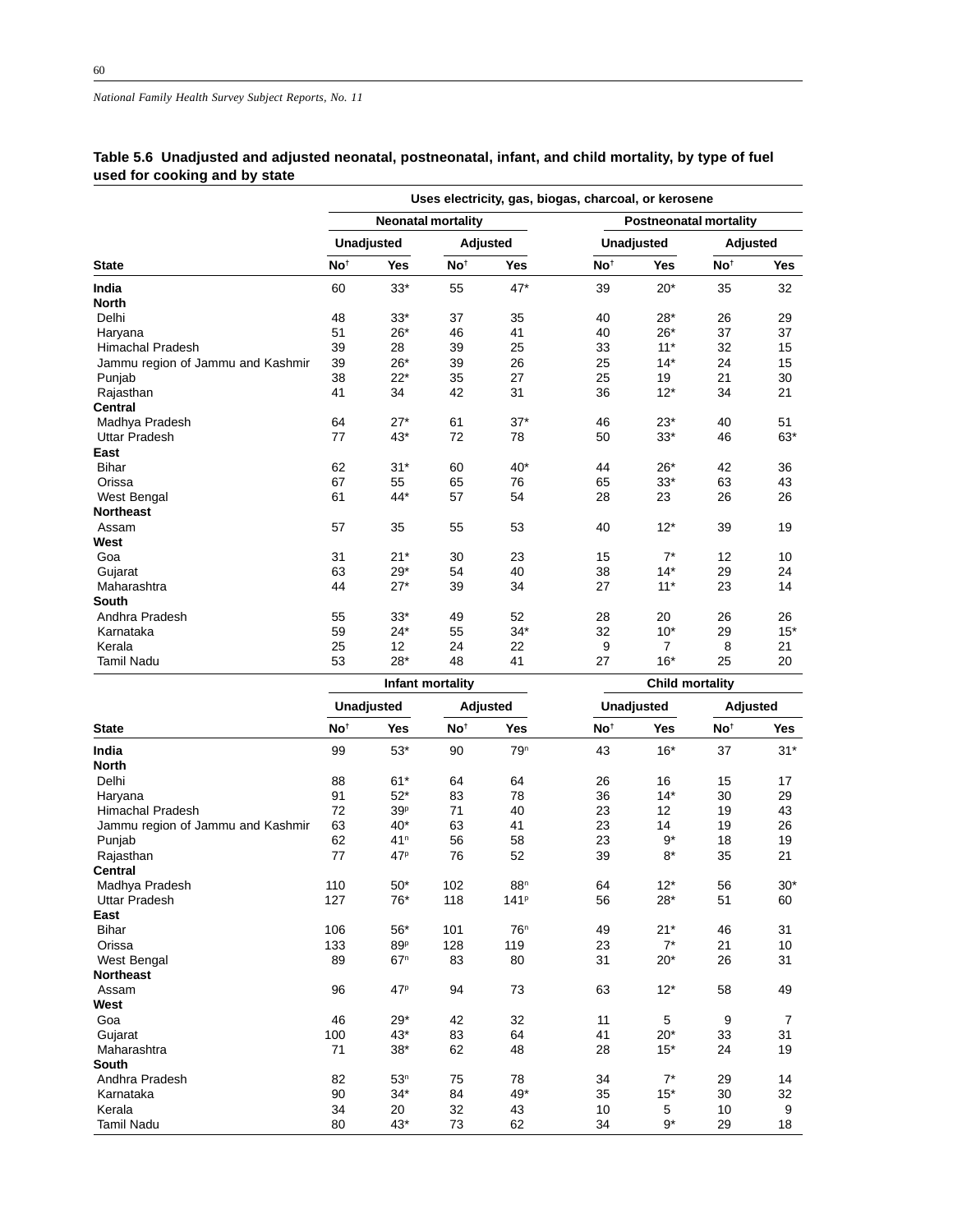## Table 5.6 Unadjusted and adjusted neonatal, postneonatal, infant, and child mortality, by type of fuel used for cooking and by state

| | Uses electricity, gas, biogas, charcoal, or kerosene | | | | | | | |
|---|---|---|---|---|---|---|---|---|
| | Neonatal mortality | | | | Postneonatal mortality | | | |
| | Unadjusted | | Adjusted | | Unadjusted | | Adjusted | |
| State | No† | Yes | No† | Yes | No† | Yes | No† | Yes |
| **India** | 60 | 33* | 55 | 47* | 39 | 20* | 35 | 32 |
| **North** | | | | | | | | |
| Delhi | 48 | 33* | 37 | 35 | 40 | 28* | 26 | 29 |
| Haryana | 51 | 26* | 46 | 41 | 40 | 26* | 37 | 37 |
| Himachal Pradesh | 39 | 28 | 39 | 25 | 33 | 11* | 32 | 15 |
| Jammu region of Jammu and Kashmir | 39 | 26* | 39 | 26 | 25 | 14* | 24 | 15 |
| Punjab | 38 | 22* | 35 | 27 | 25 | 19 | 21 | 30 |
| Rajasthan | 41 | 34 | 42 | 31 | 36 | 12* | 34 | 21 |
| **Central** | | | | | | | | |
| Madhya Pradesh | 64 | 27* | 61 | 37* | 46 | 23* | 40 | 51 |
| Uttar Pradesh | 77 | 43* | 72 | 78 | 50 | 33* | 46 | 63* |
| **East** | | | | | | | | |
| Bihar | 62 | 31* | 60 | 40* | 44 | 26* | 42 | 36 |
| Orissa | 67 | 55 | 65 | 76 | 65 | 33* | 63 | 43 |
| West Bengal | 61 | 44* | 57 | 54 | 28 | 23 | 26 | 26 |
| **Northeast** | | | | | | | | |
| Assam | 57 | 35 | 55 | 53 | 40 | 12* | 39 | 19 |
| **West** | | | | | | | | |
| Goa | 31 | 21* | 30 | 23 | 15 | 7* | 12 | 10 |
| Gujarat | 63 | 29* | 54 | 40 | 38 | 14* | 29 | 24 |
| Maharashtra | 44 | 27* | 39 | 34 | 27 | 11* | 23 | 14 |
| **South** | | | | | | | | |
| Andhra Pradesh | 55 | 33* | 49 | 52 | 28 | 20 | 26 | 26 |
| Karnataka | 59 | 24* | 55 | 34* | 32 | 10* | 29 | 15* |
| Kerala | 25 | 12 | 24 | 22 | 9 | 7 | 8 | 21 |
| Tamil Nadu | 53 | 28* | 48 | 41 | 27 | 16* | 25 | 20 |

| | Infant mortality | | | | Child mortality | | | |
|---|---|---|---|---|---|---|---|---|
| | Unadjusted | | Adjusted | | Unadjusted | | Adjusted | |
| State | No† | Yes | No† | Yes | No† | Yes | No† | Yes |
| **India** | 99 | 53* | 90 | 79ⁿ | 43 | 16* | 37 | 31* |
| **North** | | | | | | | | |
| Delhi | 88 | 61* | 64 | 64 | 26 | 16 | 15 | 17 |
| Haryana | 91 | 52* | 83 | 78 | 36 | 14* | 30 | 29 |
| Himachal Pradesh | 72 | 39ᵖ | 71 | 40 | 23 | 12 | 19 | 43 |
| Jammu region of Jammu and Kashmir | 63 | 40* | 63 | 41 | 23 | 14 | 19 | 26 |
| Punjab | 62 | 41ⁿ | 56 | 58 | 23 | 9* | 18 | 19 |
| Rajasthan | 77 | 47ᵖ | 76 | 52 | 39 | 8* | 35 | 21 |
| **Central** | | | | | | | | |
| Madhya Pradesh | 110 | 50* | 102 | 88ⁿ | 64 | 12* | 56 | 30* |
| Uttar Pradesh | 127 | 76* | 118 | 141ᵖ | 56 | 28* | 51 | 60 |
| **East** | | | | | | | | |
| Bihar | 106 | 56* | 101 | 76ⁿ | 49 | 21* | 46 | 31 |
| Orissa | 133 | 89ᵖ | 128 | 119 | 23 | 7* | 21 | 10 |
| West Bengal | 89 | 67ⁿ | 83 | 80 | 31 | 20* | 26 | 31 |
| **Northeast** | | | | | | | | |
| Assam | 96 | 47ᵖ | 94 | 73 | 63 | 12* | 58 | 49 |
| **West** | | | | | | | | |
| Goa | 46 | 29* | 42 | 32 | 11 | 5 | 9 | 7 |
| Gujarat | 100 | 43* | 83 | 64 | 41 | 20* | 33 | 31 |
| Maharashtra | 71 | 38* | 62 | 48 | 28 | 15* | 24 | 19 |
| **South** | | | | | | | | |
| Andhra Pradesh | 82 | 53ⁿ | 75 | 78 | 34 | 7* | 29 | 14 |
| Karnataka | 90 | 34* | 84 | 49* | 35 | 15* | 30 | 32 |
| Kerala | 34 | 20 | 32 | 43 | 10 | 5 | 10 | 9 |
| Tamil Nadu | 80 | 43* | 73 | 62 | 34 | 9* | 29 | 18 |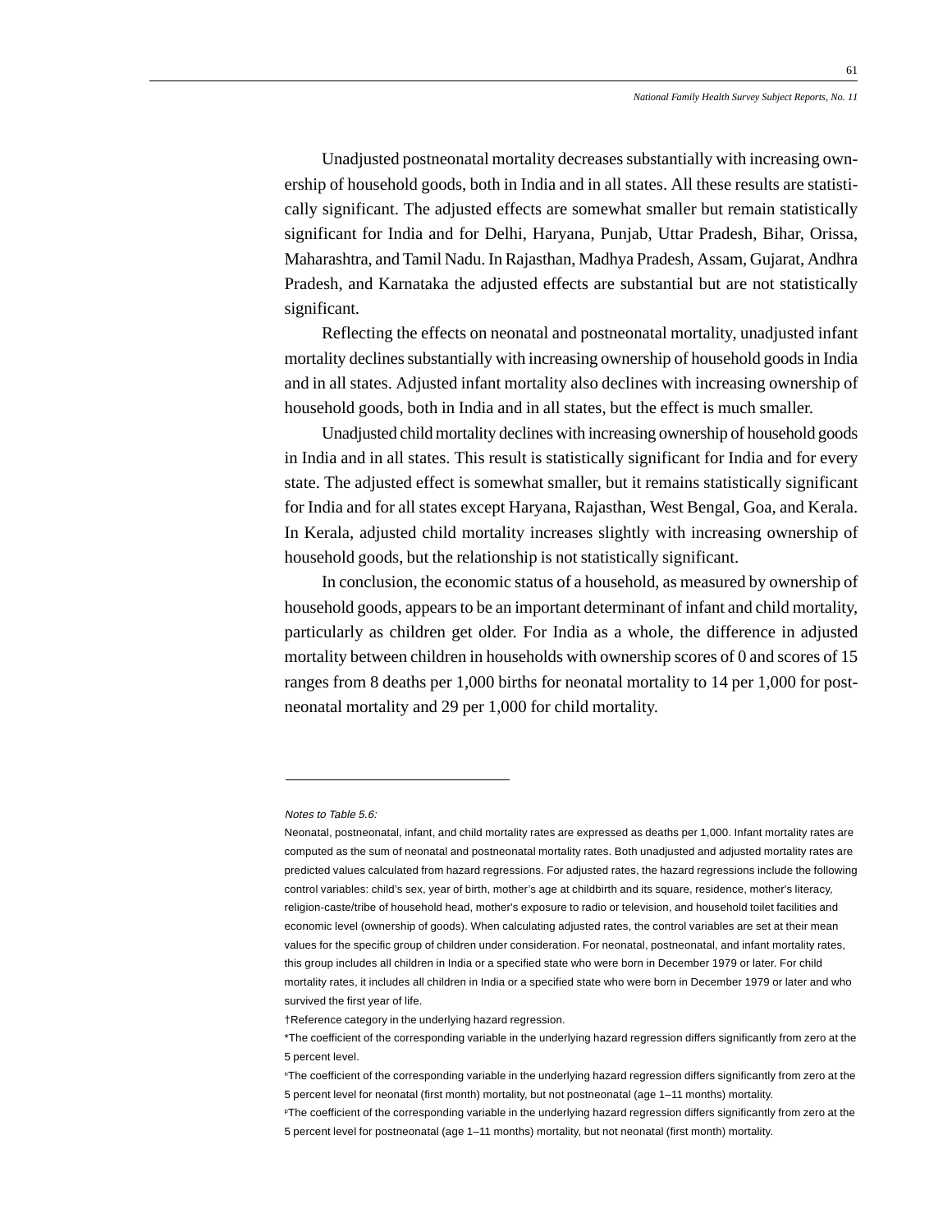Unadjusted postneonatal mortality decreases substantially with increasing ownership of household goods, both in India and in all states. All these results are statistically significant. The adjusted effects are somewhat smaller but remain statistically significant for India and for Delhi, Haryana, Punjab, Uttar Pradesh, Bihar, Orissa, Maharashtra, and Tamil Nadu. In Rajasthan, Madhya Pradesh, Assam, Gujarat, Andhra Pradesh, and Karnataka the adjusted effects are substantial but are not statistically significant.

Reflecting the effects on neonatal and postneonatal mortality, unadjusted infant mortality declines substantially with increasing ownership of household goods in India and in all states. Adjusted infant mortality also declines with increasing ownership of household goods, both in India and in all states, but the effect is much smaller.

Unadjusted child mortality declines with increasing ownership of household goods in India and in all states. This result is statistically significant for India and for every state. The adjusted effect is somewhat smaller, but it remains statistically significant for India and for all states except Haryana, Rajasthan, West Bengal, Goa, and Kerala. In Kerala, adjusted child mortality increases slightly with increasing ownership of household goods, but the relationship is not statistically significant.

In conclusion, the economic status of a household, as measured by ownership of household goods, appears to be an important determinant of infant and child mortality, particularly as children get older. For India as a whole, the difference in adjusted mortality between children in households with ownership scores of 0 and scores of 15 ranges from 8 deaths per 1,000 births for neonatal mortality to 14 per 1,000 for postneonatal mortality and 29 per 1,000 for child mortality.

---

*Notes to Table 5.6:*

Neonatal, postneonatal, infant, and child mortality rates are expressed as deaths per 1,000. Infant mortality rates are computed as the sum of neonatal and postneonatal mortality rates. Both unadjusted and adjusted mortality rates are predicted values calculated from hazard regressions. For adjusted rates, the hazard regressions include the following control variables: child's sex, year of birth, mother's age at childbirth and its square, residence, mother's literacy, religion-caste/tribe of household head, mother's exposure to radio or television, and household toilet facilities and economic level (ownership of goods). When calculating adjusted rates, the control variables are set at their mean values for the specific group of children under consideration. For neonatal, postneonatal, and infant mortality rates, this group includes all children in India or a specified state who were born in December 1979 or later. For child mortality rates, it includes all children in India or a specified state who were born in December 1979 or later and who survived the first year of life.

†Reference category in the underlying hazard regression.

*The coefficient of the corresponding variable in the underlying hazard regression differs significantly from zero at the 5 percent level.

[n]The coefficient of the corresponding variable in the underlying hazard regression differs significantly from zero at the 5 percent level for neonatal (first month) mortality, but not postneonatal (age 1–11 months) mortality.

[p]The coefficient of the corresponding variable in the underlying hazard regression differs significantly from zero at the 5 percent level for postneonatal (age 1–11 months) mortality, but not neonatal (first month) mortality.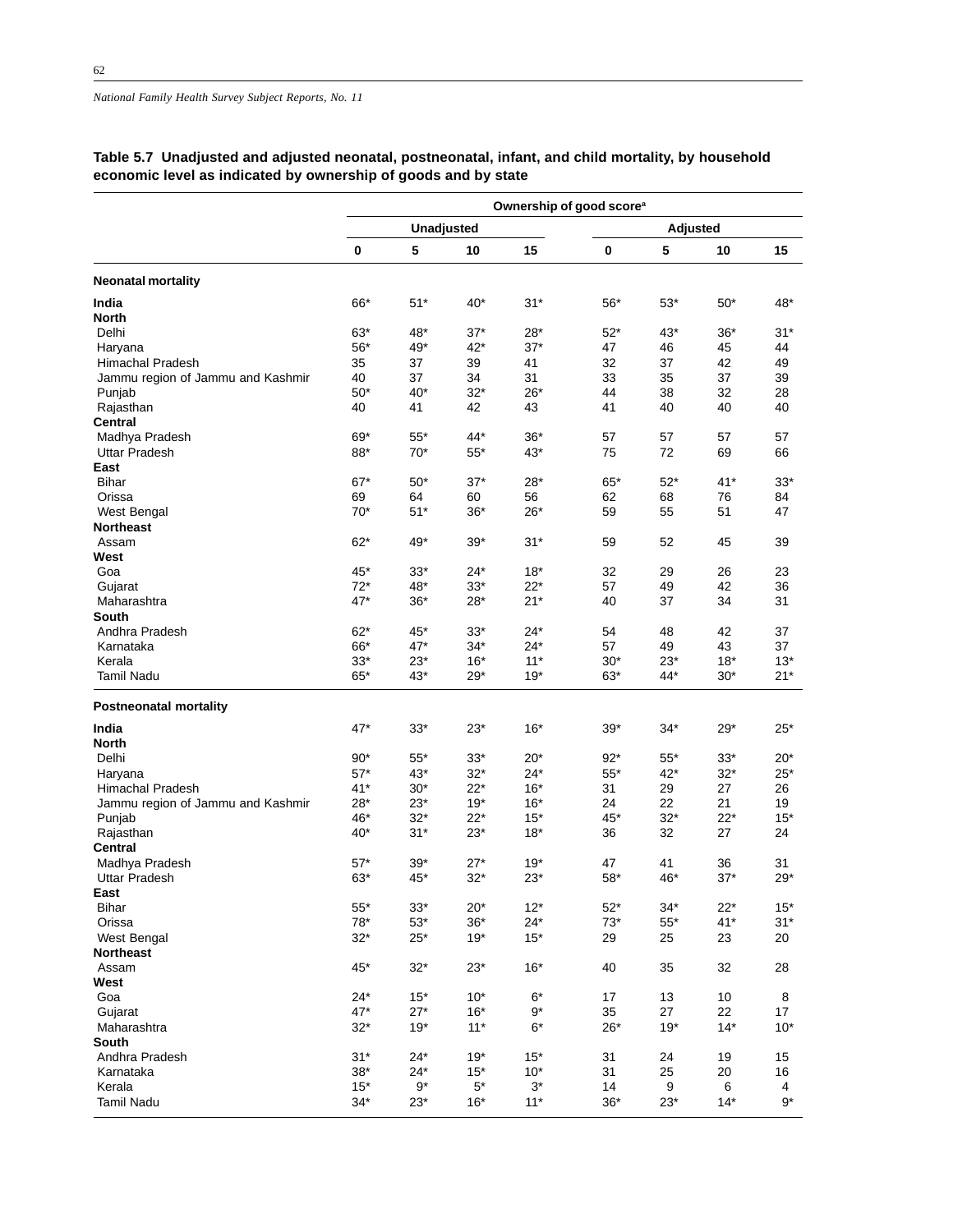**Table 5.7 Unadjusted and adjusted neonatal, postneonatal, infant, and child mortality, by household economic level as indicated by ownership of goods and by state**

| | Ownership of good score[a] | | | | | | | |
|---|---|---|---|---|---|---|---|---|
| | Unadjusted | | | | Adjusted | | | |
| | 0 | 5 | 10 | 15 | 0 | 5 | 10 | 15 |
| **Neonatal mortality** | | | | | | | | |
| **India** | 66* | 51* | 40* | 31* | 56* | 53* | 50* | 48* |
| **North** | | | | | | | | |
| Delhi | 63* | 48* | 37* | 28* | 52* | 43* | 36* | 31* |
| Haryana | 56* | 49* | 42* | 37* | 47 | 46 | 45 | 44 |
| Himachal Pradesh | 35 | 37 | 39 | 41 | 32 | 37 | 42 | 49 |
| Jammu region of Jammu and Kashmir | 40 | 37 | 34 | 31 | 33 | 35 | 37 | 39 |
| Punjab | 50* | 40* | 32* | 26* | 44 | 38 | 32 | 28 |
| Rajasthan | 40 | 41 | 42 | 43 | 41 | 40 | 40 | 40 |
| **Central** | | | | | | | | |
| Madhya Pradesh | 69* | 55* | 44* | 36* | 57 | 57 | 57 | 57 |
| Uttar Pradesh | 88* | 70* | 55* | 43* | 75 | 72 | 69 | 66 |
| **East** | | | | | | | | |
| Bihar | 67* | 50* | 37* | 28* | 65* | 52* | 41* | 33* |
| Orissa | 69 | 64 | 60 | 56 | 62 | 68 | 76 | 84 |
| West Bengal | 70* | 51* | 36* | 26* | 59 | 55 | 51 | 47 |
| **Northeast** | | | | | | | | |
| Assam | 62* | 49* | 39* | 31* | 59 | 52 | 45 | 39 |
| **West** | | | | | | | | |
| Goa | 45* | 33* | 24* | 18* | 32 | 29 | 26 | 23 |
| Gujarat | 72* | 48* | 33* | 22* | 57 | 49 | 42 | 36 |
| Maharashtra | 47* | 36* | 28* | 21* | 40 | 37 | 34 | 31 |
| **South** | | | | | | | | |
| Andhra Pradesh | 62* | 45* | 33* | 24* | 54 | 48 | 42 | 37 |
| Karnataka | 66* | 47* | 34* | 24* | 57 | 49 | 43 | 37 |
| Kerala | 33* | 23* | 16* | 11* | 30* | 23* | 18* | 13* |
| Tamil Nadu | 65* | 43* | 29* | 19* | 63* | 44* | 30* | 21* |
| **Postneonatal mortality** | | | | | | | | |
| **India** | 47* | 33* | 23* | 16* | 39* | 34* | 29* | 25* |
| **North** | | | | | | | | |
| Delhi | 90* | 55* | 33* | 20* | 92* | 55* | 33* | 20* |
| Haryana | 57* | 43* | 32* | 24* | 55* | 42* | 32* | 25* |
| Himachal Pradesh | 41* | 30* | 22* | 16* | 31 | 29 | 27 | 26 |
| Jammu region of Jammu and Kashmir | 28* | 23* | 19* | 16* | 24 | 22 | 21 | 19 |
| Punjab | 46* | 32* | 22* | 15* | 45* | 32* | 22* | 15* |
| Rajasthan | 40* | 31* | 23* | 18* | 36 | 32 | 27 | 24 |
| **Central** | | | | | | | | |
| Madhya Pradesh | 57* | 39* | 27* | 19* | 47 | 41 | 36 | 31 |
| Uttar Pradesh | 63* | 45* | 32* | 23* | 58* | 46* | 37* | 29* |
| **East** | | | | | | | | |
| Bihar | 55* | 33* | 20* | 12* | 52* | 34* | 22* | 15* |
| Orissa | 78* | 53* | 36* | 24* | 73* | 55* | 41* | 31* |
| West Bengal | 32* | 25* | 19* | 15* | 29 | 25 | 23 | 20 |
| **Northeast** | | | | | | | | |
| Assam | 45* | 32* | 23* | 16* | 40 | 35 | 32 | 28 |
| **West** | | | | | | | | |
| Goa | 24* | 15* | 10* | 6* | 17 | 13 | 10 | 8 |
| Gujarat | 47* | 27* | 16* | 9* | 35 | 27 | 22 | 17 |
| Maharashtra | 32* | 19* | 11* | 6* | 26* | 19* | 14* | 10* |
| **South** | | | | | | | | |
| Andhra Pradesh | 31* | 24* | 19* | 15* | 31 | 24 | 19 | 15 |
| Karnataka | 38* | 24* | 15* | 10* | 31 | 25 | 20 | 16 |
| Kerala | 15* | 9* | 5* | 3* | 14 | 9 | 6 | 4 |
| Tamil Nadu | 34* | 23* | 16* | 11* | 36* | 23* | 14* | 9* |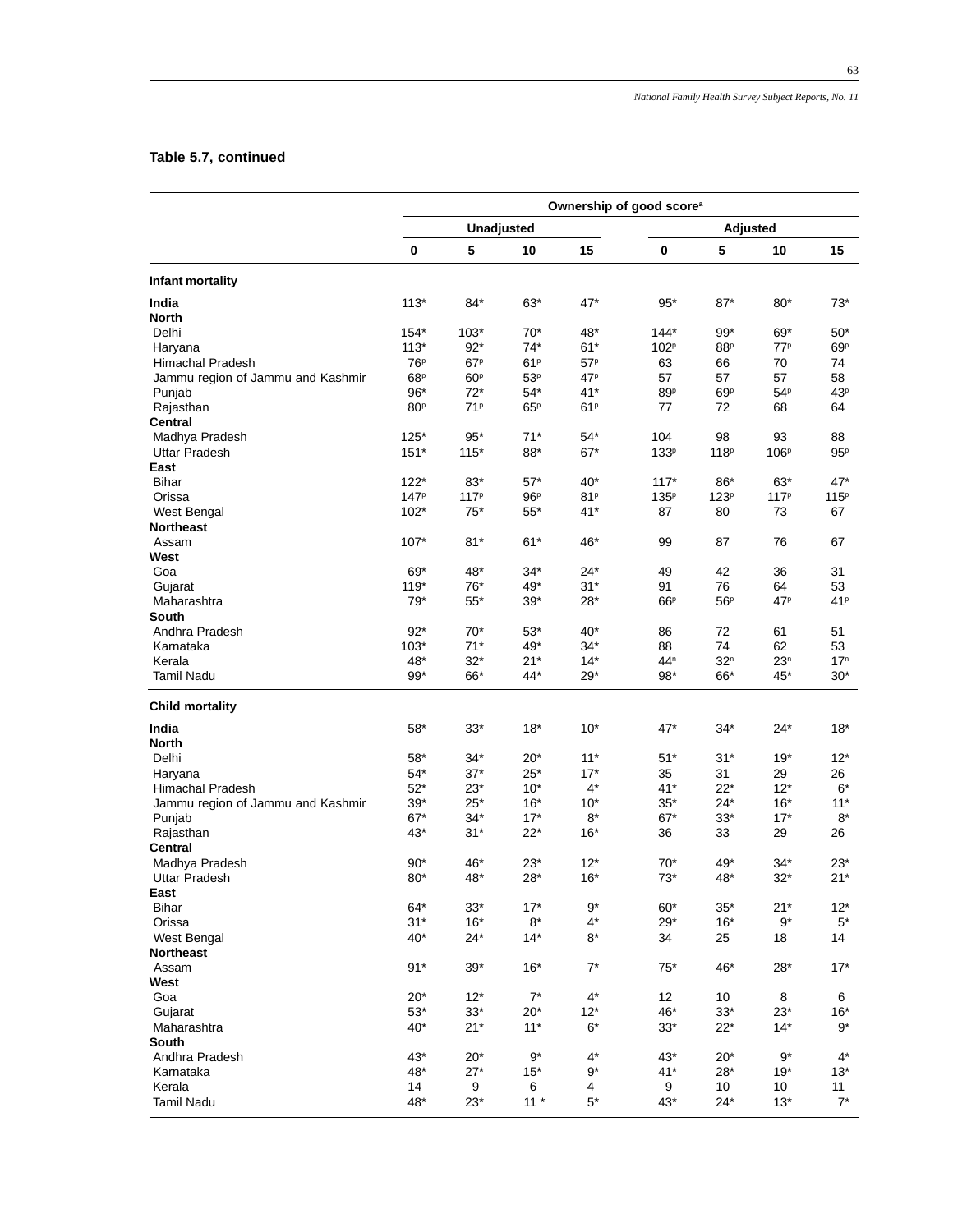**Table 5.7, continued**

| | Ownership of good score[a] | | | | | | | |
|---|---|---|---|---|---|---|---|---|
| | Unadjusted | | | | Adjusted | | | |
| | 0 | 5 | 10 | 15 | 0 | 5 | 10 | 15 |
| **Infant mortality** | | | | | | | | |
| **India** | 113* | 84* | 63* | 47* | 95* | 87* | 80* | 73* |
| **North** | | | | | | | | |
| Delhi | 154* | 103* | 70* | 48* | 144* | 99* | 69* | 50* |
| Haryana | 113* | 92* | 74* | 61* | 102[p] | 88[p] | 77[p] | 69[p] |
| Himachal Pradesh | 76[p] | 67[p] | 61[p] | 57[p] | 63 | 66 | 70 | 74 |
| Jammu region of Jammu and Kashmir | 68[p] | 60[p] | 53[p] | 47[p] | 57 | 57 | 57 | 58 |
| Punjab | 96* | 72* | 54* | 41* | 89[p] | 69[p] | 54[p] | 43[p] |
| Rajasthan | 80[p] | 71[p] | 65[p] | 61[p] | 77 | 72 | 68 | 64 |
| **Central** | | | | | | | | |
| Madhya Pradesh | 125* | 95* | 71* | 54* | 104 | 98 | 93 | 88 |
| Uttar Pradesh | 151* | 115* | 88* | 67* | 133[p] | 118[p] | 106[p] | 95[p] |
| **East** | | | | | | | | |
| Bihar | 122* | 83* | 57* | 40* | 117* | 86* | 63* | 47* |
| Orissa | 147[p] | 117[p] | 96[p] | 81[p] | 135[p] | 123[p] | 117[p] | 115[p] |
| West Bengal | 102* | 75* | 55* | 41* | 87 | 80 | 73 | 67 |
| **Northeast** | | | | | | | | |
| Assam | 107* | 81* | 61* | 46* | 99 | 87 | 76 | 67 |
| **West** | | | | | | | | |
| Goa | 69* | 48* | 34* | 24* | 49 | 42 | 36 | 31 |
| Gujarat | 119* | 76* | 49* | 31* | 91 | 76 | 64 | 53 |
| Maharashtra | 79* | 55* | 39* | 28* | 66[p] | 56[p] | 47[p] | 41[p] |
| **South** | | | | | | | | |
| Andhra Pradesh | 92* | 70* | 53* | 40* | 86 | 72 | 61 | 51 |
| Karnataka | 103* | 71* | 49* | 34* | 88 | 74 | 62 | 53 |
| Kerala | 48* | 32* | 21* | 14* | 44[n] | 32[n] | 23[n] | 17[n] |
| Tamil Nadu | 99* | 66* | 44* | 29* | 98* | 66* | 45* | 30* |
| **Child mortality** | | | | | | | | |
| **India** | 58* | 33* | 18* | 10* | 47* | 34* | 24* | 18* |
| **North** | | | | | | | | |
| Delhi | 58* | 34* | 20* | 11* | 51* | 31* | 19* | 12* |
| Haryana | 54* | 37* | 25* | 17* | 35 | 31 | 29 | 26 |
| Himachal Pradesh | 52* | 23* | 10* | 4* | 41* | 22* | 12* | 6* |
| Jammu region of Jammu and Kashmir | 39* | 25* | 16* | 10* | 35* | 24* | 16* | 11* |
| Punjab | 67* | 34* | 17* | 8* | 67* | 33* | 17* | 8* |
| Rajasthan | 43* | 31* | 22* | 16* | 36 | 33 | 29 | 26 |
| **Central** | | | | | | | | |
| Madhya Pradesh | 90* | 46* | 23* | 12* | 70* | 49* | 34* | 23* |
| Uttar Pradesh | 80* | 48* | 28* | 16* | 73* | 48* | 32* | 21* |
| **East** | | | | | | | | |
| Bihar | 64* | 33* | 17* | 9* | 60* | 35* | 21* | 12* |
| Orissa | 31* | 16* | 8* | 4* | 29* | 16* | 9* | 5* |
| West Bengal | 40* | 24* | 14* | 8* | 34 | 25 | 18 | 14 |
| **Northeast** | | | | | | | | |
| Assam | 91* | 39* | 16* | 7* | 75* | 46* | 28* | 17* |
| **West** | | | | | | | | |
| Goa | 20* | 12* | 7* | 4* | 12 | 10 | 8 | 6 |
| Gujarat | 53* | 33* | 20* | 12* | 46* | 33* | 23* | 16* |
| Maharashtra | 40* | 21* | 11* | 6* | 33* | 22* | 14* | 9* |
| **South** | | | | | | | | |
| Andhra Pradesh | 43* | 20* | 9* | 4* | 43* | 20* | 9* | 4* |
| Karnataka | 48* | 27* | 15* | 9* | 41* | 28* | 19* | 13* |
| Kerala | 14 | 9 | 6 | 4 | 9 | 10 | 10 | 11 |
| Tamil Nadu | 48* | 23* | 11 * | 5* | 43* | 24* | 13* | 7* |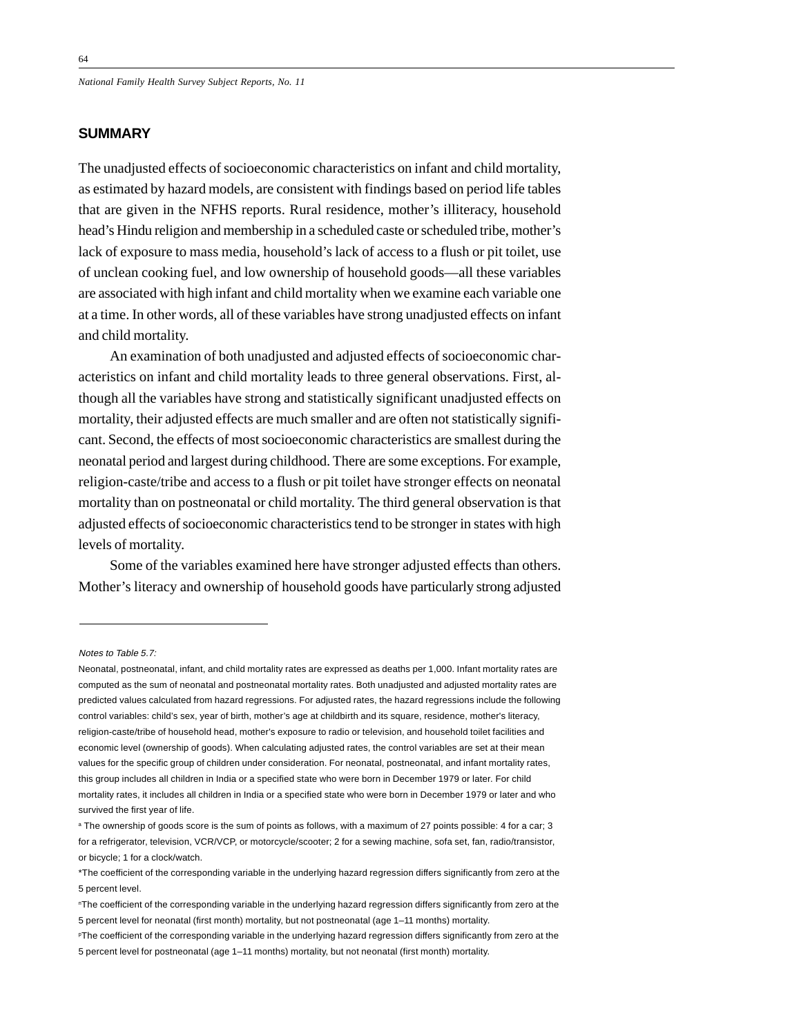## SUMMARY

The unadjusted effects of socioeconomic characteristics on infant and child mortality, as estimated by hazard models, are consistent with findings based on period life tables that are given in the NFHS reports. Rural residence, mother's illiteracy, household head's Hindu religion and membership in a scheduled caste or scheduled tribe, mother's lack of exposure to mass media, household's lack of access to a flush or pit toilet, use of unclean cooking fuel, and low ownership of household goods—all these variables are associated with high infant and child mortality when we examine each variable one at a time. In other words, all of these variables have strong unadjusted effects on infant and child mortality.

An examination of both unadjusted and adjusted effects of socioeconomic characteristics on infant and child mortality leads to three general observations. First, although all the variables have strong and statistically significant unadjusted effects on mortality, their adjusted effects are much smaller and are often not statistically significant. Second, the effects of most socioeconomic characteristics are smallest during the neonatal period and largest during childhood. There are some exceptions. For example, religion-caste/tribe and access to a flush or pit toilet have stronger effects on neonatal mortality than on postneonatal or child mortality. The third general observation is that adjusted effects of socioeconomic characteristics tend to be stronger in states with high levels of mortality.

Some of the variables examined here have stronger adjusted effects than others. Mother's literacy and ownership of household goods have particularly strong adjusted

---

*Notes to Table 5.7:*

Neonatal, postneonatal, infant, and child mortality rates are expressed as deaths per 1,000. Infant mortality rates are computed as the sum of neonatal and postneonatal mortality rates. Both unadjusted and adjusted mortality rates are predicted values calculated from hazard regressions. For adjusted rates, the hazard regressions include the following control variables: child's sex, year of birth, mother's age at childbirth and its square, residence, mother's literacy, religion-caste/tribe of household head, mother's exposure to radio or television, and household toilet facilities and economic level (ownership of goods). When calculating adjusted rates, the control variables are set at their mean values for the specific group of children under consideration. For neonatal, postneonatal, and infant mortality rates, this group includes all children in India or a specified state who were born in December 1979 or later. For child mortality rates, it includes all children in India or a specified state who were born in December 1979 or later and who survived the first year of life.

[a] The ownership of goods score is the sum of points as follows, with a maximum of 27 points possible: 4 for a car; 3 for a refrigerator, television, VCR/VCP, or motorcycle/scooter; 2 for a sewing machine, sofa set, fan, radio/transistor, or bicycle; 1 for a clock/watch.

*The coefficient of the corresponding variable in the underlying hazard regression differs significantly from zero at the 5 percent level.

[n] The coefficient of the corresponding variable in the underlying hazard regression differs significantly from zero at the 5 percent level for neonatal (first month) mortality, but not postneonatal (age 1–11 months) mortality.

[p] The coefficient of the corresponding variable in the underlying hazard regression differs significantly from zero at the 5 percent level for postneonatal (age 1–11 months) mortality, but not neonatal (first month) mortality.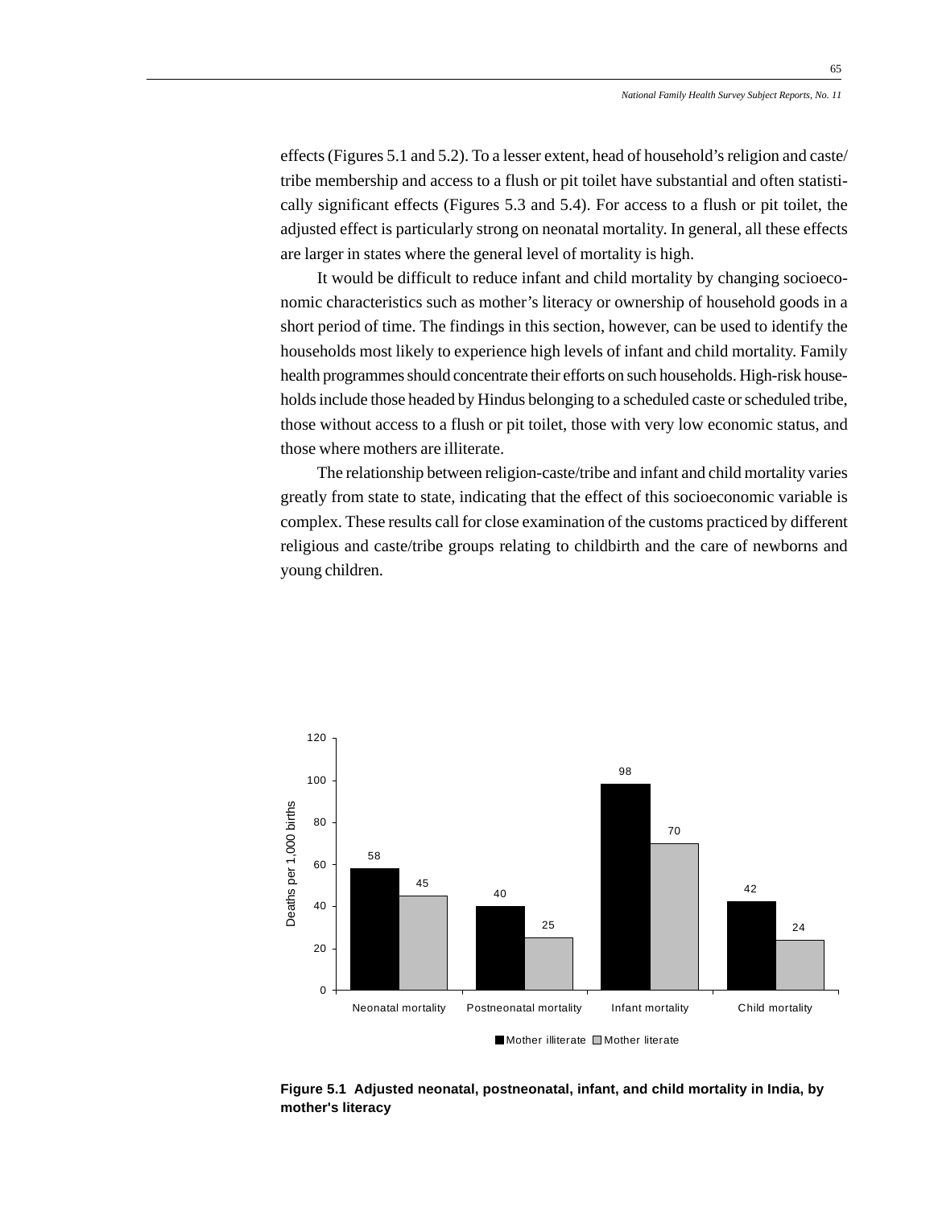effects (Figures 5.1 and 5.2). To a lesser extent, head of household's religion and caste/tribe membership and access to a flush or pit toilet have substantial and often statistically significant effects (Figures 5.3 and 5.4). For access to a flush or pit toilet, the adjusted effect is particularly strong on neonatal mortality. In general, all these effects are larger in states where the general level of mortality is high.

It would be difficult to reduce infant and child mortality by changing socioeconomic characteristics such as mother's literacy or ownership of household goods in a short period of time. The findings in this section, however, can be used to identify the households most likely to experience high levels of infant and child mortality. Family health programmes should concentrate their efforts on such households. High-risk households include those headed by Hindus belonging to a scheduled caste or scheduled tribe, those without access to a flush or pit toilet, those with very low economic status, and those where mothers are illiterate.

The relationship between religion-caste/tribe and infant and child mortality varies greatly from state to state, indicating that the effect of this socioeconomic variable is complex. These results call for close examination of the customs practiced by different religious and caste/tribe groups relating to childbirth and the care of newborns and young children.

| Deaths per 1,000 births | Mother illiterate | Mother literate |
| --- | --- | --- |
| Neonatal mortality | 58 | 45 |
| Postneonatal mortality | 40 | 25 |
| Infant mortality | 98 | 70 |
| Child mortality | 42 | 24 |

**Figure 5.1 Adjusted neonatal, postneonatal, infant, and child mortality in India, by mother's literacy**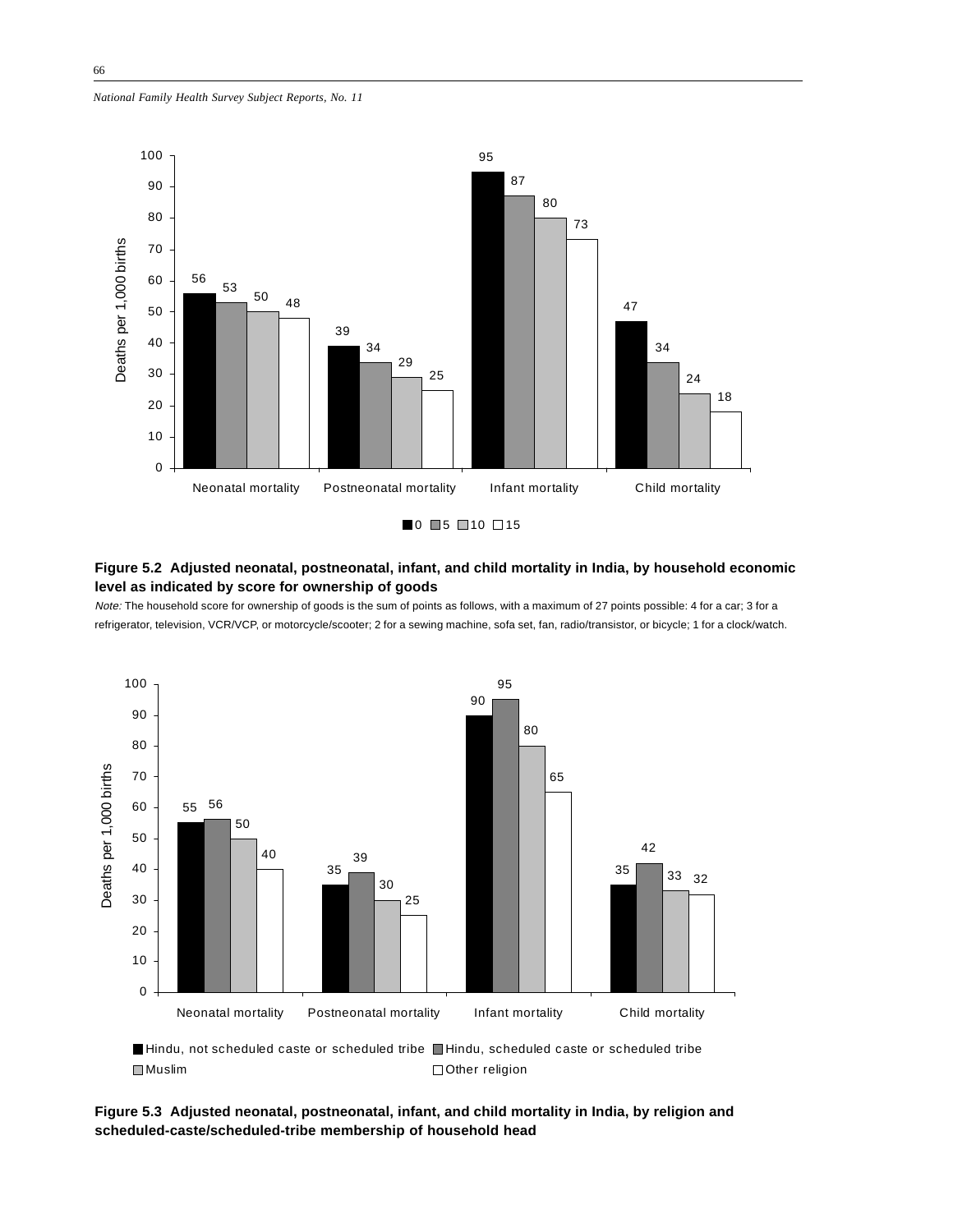| | 0 | 5 | 10 | 15 |
|---|---|---|---|---|
| Neonatal mortality | 56 | 53 | 50 | 48 |
| Postneonatal mortality | 39 | 34 | 29 | 25 |
| Infant mortality | 95 | 87 | 80 | 73 |
| Child mortality | 47 | 34 | 24 | 18 |

Deaths per 1,000 births

**Figure 5.2 Adjusted neonatal, postneonatal, infant, and child mortality in India, by household economic level as indicated by score for ownership of goods**

*Note:* The household score for ownership of goods is the sum of points as follows, with a maximum of 27 points possible: 4 for a car; 3 for a refrigerator, television, VCR/VCP, or motorcycle/scooter; 2 for a sewing machine, sofa set, fan, radio/transistor, or bicycle; 1 for a clock/watch.

| | Hindu, not scheduled caste or scheduled tribe | Hindu, scheduled caste or scheduled tribe | Muslim | Other religion |
|---|---|---|---|---|
| Neonatal mortality | 55 | 56 | 50 | 40 |
| Postneonatal mortality | 35 | 39 | 30 | 25 |
| Infant mortality | 90 | 95 | 80 | 65 |
| Child mortality | 35 | 42 | 33 | 32 |

Deaths per 1,000 births

**Figure 5.3 Adjusted neonatal, postneonatal, infant, and child mortality in India, by religion and scheduled-caste/scheduled-tribe membership of household head**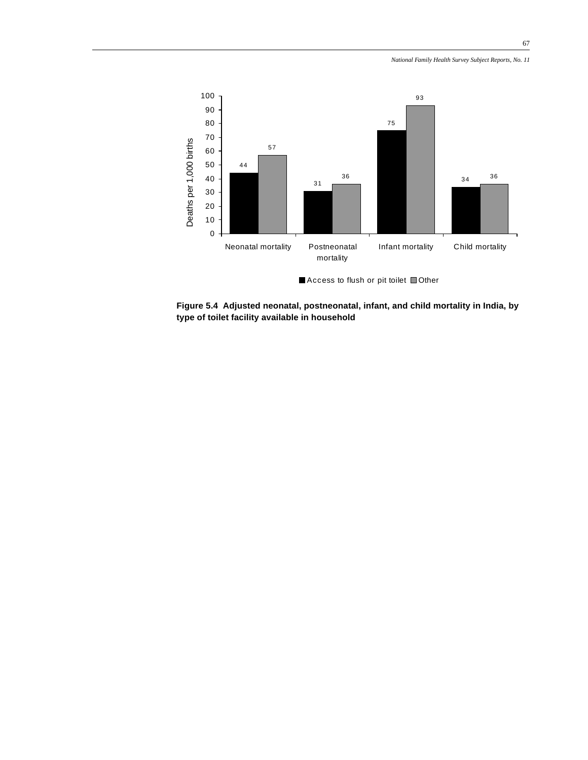| | Neonatal mortality | Postneonatal mortality | Infant mortality | Child mortality |
|---|---|---|---|---|
| Access to flush or pit toilet | 44 | 31 | 75 | 34 |
| Other | 57 | 36 | 93 | 36 |

Deaths per 1,000 births

**Figure 5.4 Adjusted neonatal, postneonatal, infant, and child mortality in India, by type of toilet facility available in household**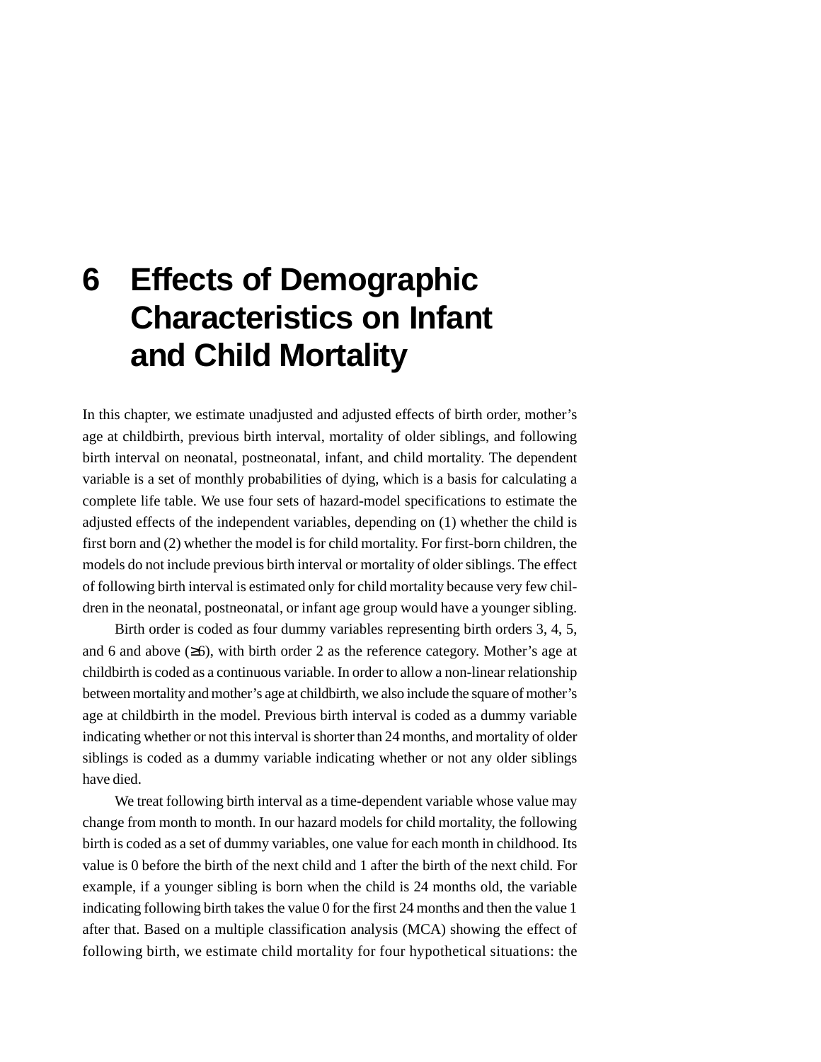# 6 Effects of Demographic Characteristics on Infant and Child Mortality

In this chapter, we estimate unadjusted and adjusted effects of birth order, mother's age at childbirth, previous birth interval, mortality of older siblings, and following birth interval on neonatal, postneonatal, infant, and child mortality. The dependent variable is a set of monthly probabilities of dying, which is a basis for calculating a complete life table. We use four sets of hazard-model specifications to estimate the adjusted effects of the independent variables, depending on (1) whether the child is first born and (2) whether the model is for child mortality. For first-born children, the models do not include previous birth interval or mortality of older siblings. The effect of following birth interval is estimated only for child mortality because very few children in the neonatal, postneonatal, or infant age group would have a younger sibling.

Birth order is coded as four dummy variables representing birth orders 3, 4, 5, and 6 and above (≥6), with birth order 2 as the reference category. Mother's age at childbirth is coded as a continuous variable. In order to allow a non-linear relationship between mortality and mother's age at childbirth, we also include the square of mother's age at childbirth in the model. Previous birth interval is coded as a dummy variable indicating whether or not this interval is shorter than 24 months, and mortality of older siblings is coded as a dummy variable indicating whether or not any older siblings have died.

We treat following birth interval as a time-dependent variable whose value may change from month to month. In our hazard models for child mortality, the following birth is coded as a set of dummy variables, one value for each month in childhood. Its value is 0 before the birth of the next child and 1 after the birth of the next child. For example, if a younger sibling is born when the child is 24 months old, the variable indicating following birth takes the value 0 for the first 24 months and then the value 1 after that. Based on a multiple classification analysis (MCA) showing the effect of following birth, we estimate child mortality for four hypothetical situations: the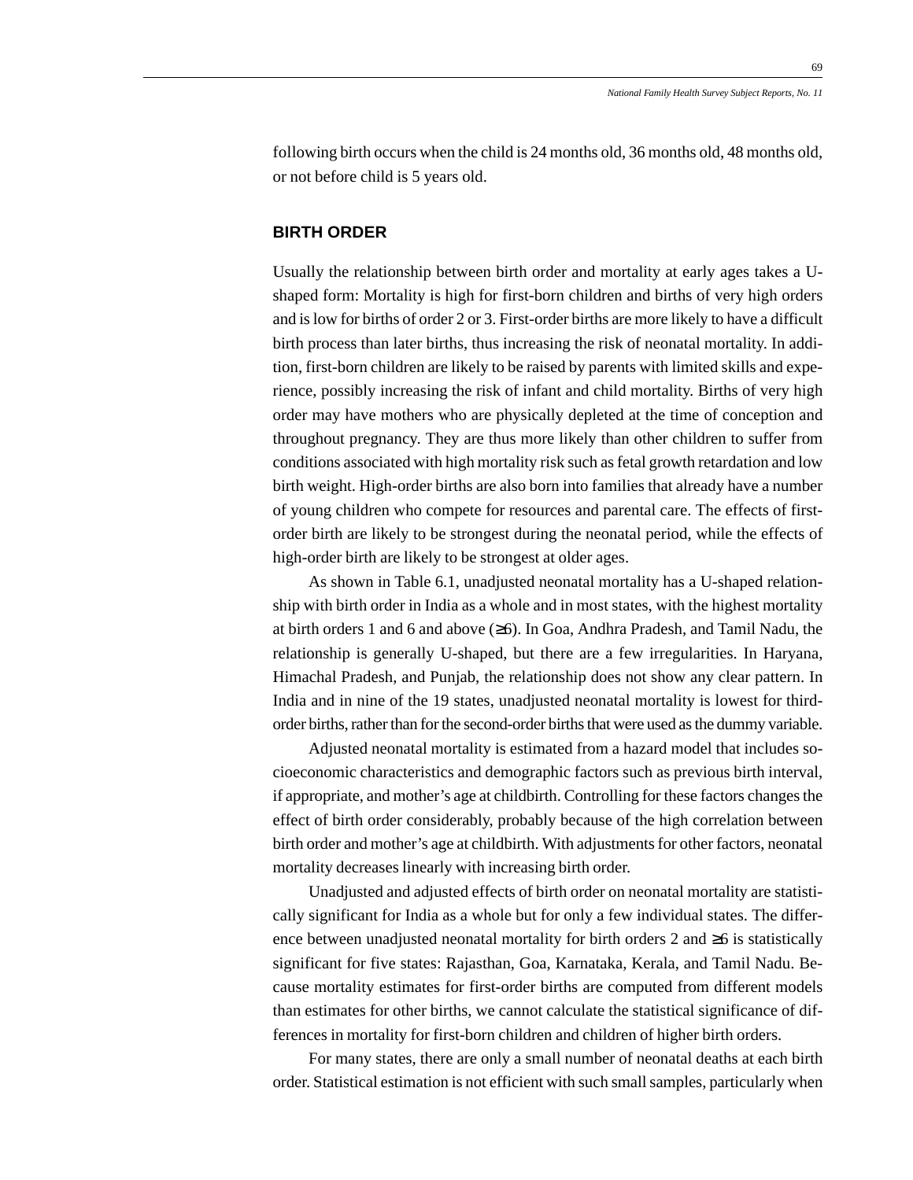following birth occurs when the child is 24 months old, 36 months old, 48 months old, or not before child is 5 years old.

## BIRTH ORDER

Usually the relationship between birth order and mortality at early ages takes a U-shaped form: Mortality is high for first-born children and births of very high orders and is low for births of order 2 or 3. First-order births are more likely to have a difficult birth process than later births, thus increasing the risk of neonatal mortality. In addition, first-born children are likely to be raised by parents with limited skills and experience, possibly increasing the risk of infant and child mortality. Births of very high order may have mothers who are physically depleted at the time of conception and throughout pregnancy. They are thus more likely than other children to suffer from conditions associated with high mortality risk such as fetal growth retardation and low birth weight. High-order births are also born into families that already have a number of young children who compete for resources and parental care. The effects of first-order birth are likely to be strongest during the neonatal period, while the effects of high-order birth are likely to be strongest at older ages.

As shown in Table 6.1, unadjusted neonatal mortality has a U-shaped relationship with birth order in India as a whole and in most states, with the highest mortality at birth orders 1 and 6 and above (≥6). In Goa, Andhra Pradesh, and Tamil Nadu, the relationship is generally U-shaped, but there are a few irregularities. In Haryana, Himachal Pradesh, and Punjab, the relationship does not show any clear pattern. In India and in nine of the 19 states, unadjusted neonatal mortality is lowest for third-order births, rather than for the second-order births that were used as the dummy variable.

Adjusted neonatal mortality is estimated from a hazard model that includes socioeconomic characteristics and demographic factors such as previous birth interval, if appropriate, and mother's age at childbirth. Controlling for these factors changes the effect of birth order considerably, probably because of the high correlation between birth order and mother's age at childbirth. With adjustments for other factors, neonatal mortality decreases linearly with increasing birth order.

Unadjusted and adjusted effects of birth order on neonatal mortality are statistically significant for India as a whole but for only a few individual states. The difference between unadjusted neonatal mortality for birth orders 2 and ≥6 is statistically significant for five states: Rajasthan, Goa, Karnataka, Kerala, and Tamil Nadu. Because mortality estimates for first-order births are computed from different models than estimates for other births, we cannot calculate the statistical significance of differences in mortality for first-born children and children of higher birth orders.

For many states, there are only a small number of neonatal deaths at each birth order. Statistical estimation is not efficient with such small samples, particularly when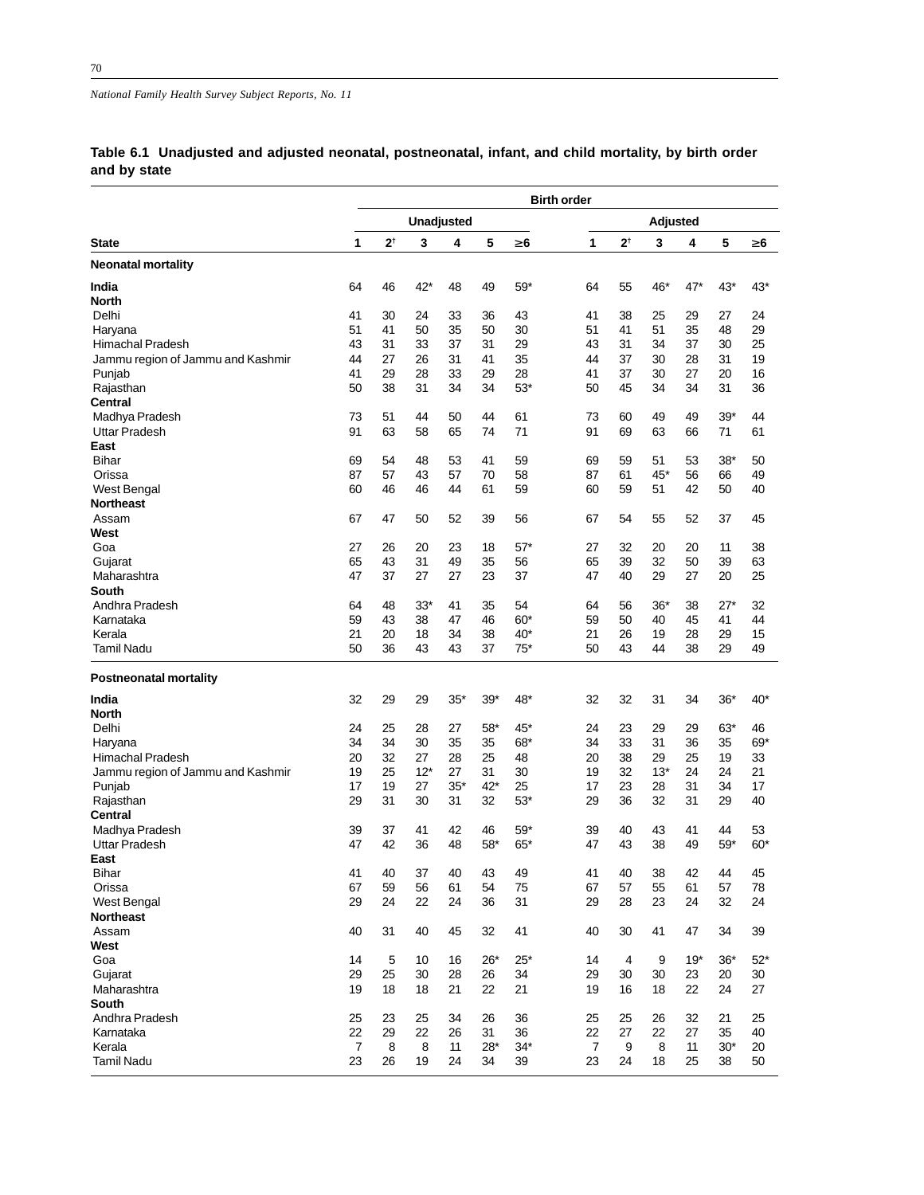**Table 6.1 Unadjusted and adjusted neonatal, postneonatal, infant, and child mortality, by birth order and by state**

| | Birth order | | | | | | | | | | | |
|---|---|---|---|---|---|---|---|---|---|---|---|---|
| | Unadjusted | | | | | | Adjusted | | | | | |
| State | 1 | 2† | 3 | 4 | 5 | ≥6 | 1 | 2† | 3 | 4 | 5 | ≥6 |
| **Neonatal mortality** | | | | | | | | | | | | |
| **India** | 64 | 46 | 42* | 48 | 49 | 59* | 64 | 55 | 46* | 47* | 43* | 43* |
| **North** | | | | | | | | | | | | |
| Delhi | 41 | 30 | 24 | 33 | 36 | 43 | 41 | 38 | 25 | 29 | 27 | 24 |
| Haryana | 51 | 41 | 50 | 35 | 50 | 30 | 51 | 41 | 51 | 35 | 48 | 29 |
| Himachal Pradesh | 43 | 31 | 33 | 37 | 31 | 29 | 43 | 31 | 34 | 37 | 30 | 25 |
| Jammu region of Jammu and Kashmir | 44 | 27 | 26 | 31 | 41 | 35 | 44 | 37 | 30 | 28 | 31 | 19 |
| Punjab | 41 | 29 | 28 | 33 | 29 | 28 | 41 | 37 | 30 | 27 | 20 | 16 |
| Rajasthan | 50 | 38 | 31 | 34 | 34 | 53* | 50 | 45 | 34 | 34 | 31 | 36 |
| **Central** | | | | | | | | | | | | |
| Madhya Pradesh | 73 | 51 | 44 | 50 | 44 | 61 | 73 | 60 | 49 | 49 | 39* | 44 |
| Uttar Pradesh | 91 | 63 | 58 | 65 | 74 | 71 | 91 | 69 | 63 | 66 | 71 | 61 |
| **East** | | | | | | | | | | | | |
| Bihar | 69 | 54 | 48 | 53 | 41 | 59 | 69 | 59 | 51 | 53 | 38* | 50 |
| Orissa | 87 | 57 | 43 | 57 | 70 | 58 | 87 | 61 | 45* | 56 | 66 | 49 |
| West Bengal | 60 | 46 | 46 | 44 | 61 | 59 | 60 | 59 | 51 | 42 | 50 | 40 |
| **Northeast** | | | | | | | | | | | | |
| Assam | 67 | 47 | 50 | 52 | 39 | 56 | 67 | 54 | 55 | 52 | 37 | 45 |
| **West** | | | | | | | | | | | | |
| Goa | 27 | 26 | 20 | 23 | 18 | 57* | 27 | 32 | 20 | 20 | 11 | 38 |
| Gujarat | 65 | 43 | 31 | 49 | 35 | 56 | 65 | 39 | 32 | 50 | 39 | 63 |
| Maharashtra | 47 | 37 | 27 | 27 | 23 | 37 | 47 | 40 | 29 | 27 | 20 | 25 |
| **South** | | | | | | | | | | | | |
| Andhra Pradesh | 64 | 48 | 33* | 41 | 35 | 54 | 64 | 56 | 36* | 38 | 27* | 32 |
| Karnataka | 59 | 43 | 38 | 47 | 46 | 60* | 59 | 50 | 40 | 45 | 41 | 44 |
| Kerala | 21 | 20 | 18 | 34 | 38 | 40* | 21 | 26 | 19 | 28 | 29 | 15 |
| Tamil Nadu | 50 | 36 | 43 | 43 | 37 | 75* | 50 | 43 | 44 | 38 | 29 | 49 |
| **Postneonatal mortality** | | | | | | | | | | | | |
| **India** | 32 | 29 | 29 | 35* | 39* | 48* | 32 | 32 | 31 | 34 | 36* | 40* |
| **North** | | | | | | | | | | | | |
| Delhi | 24 | 25 | 28 | 27 | 58* | 45* | 24 | 23 | 29 | 29 | 63* | 46 |
| Haryana | 34 | 34 | 30 | 35 | 35 | 68* | 34 | 33 | 31 | 36 | 35 | 69* |
| Himachal Pradesh | 20 | 32 | 27 | 28 | 25 | 48 | 20 | 38 | 29 | 25 | 19 | 33 |
| Jammu region of Jammu and Kashmir | 19 | 25 | 12* | 27 | 31 | 30 | 19 | 32 | 13* | 24 | 24 | 21 |
| Punjab | 17 | 19 | 27 | 35* | 42* | 25 | 17 | 23 | 28 | 31 | 34 | 17 |
| Rajasthan | 29 | 31 | 30 | 31 | 32 | 53* | 29 | 36 | 32 | 31 | 29 | 40 |
| **Central** | | | | | | | | | | | | |
| Madhya Pradesh | 39 | 37 | 41 | 42 | 46 | 59* | 39 | 40 | 43 | 41 | 44 | 53 |
| Uttar Pradesh | 47 | 42 | 36 | 48 | 58* | 65* | 47 | 43 | 38 | 49 | 59* | 60* |
| **East** | | | | | | | | | | | | |
| Bihar | 41 | 40 | 37 | 40 | 43 | 49 | 41 | 40 | 38 | 42 | 44 | 45 |
| Orissa | 67 | 59 | 56 | 61 | 54 | 75 | 67 | 57 | 55 | 61 | 57 | 78 |
| West Bengal | 29 | 24 | 22 | 24 | 36 | 31 | 29 | 28 | 23 | 24 | 32 | 24 |
| **Northeast** | | | | | | | | | | | | |
| Assam | 40 | 31 | 40 | 45 | 32 | 41 | 40 | 30 | 41 | 47 | 34 | 39 |
| **West** | | | | | | | | | | | | |
| Goa | 14 | 5 | 10 | 16 | 26* | 25* | 14 | 4 | 9 | 19* | 36* | 52* |
| Gujarat | 29 | 25 | 30 | 28 | 26 | 34 | 29 | 30 | 30 | 23 | 20 | 30 |
| Maharashtra | 19 | 18 | 18 | 21 | 22 | 21 | 19 | 16 | 18 | 22 | 24 | 27 |
| **South** | | | | | | | | | | | | |
| Andhra Pradesh | 25 | 23 | 25 | 34 | 26 | 36 | 25 | 25 | 26 | 32 | 21 | 25 |
| Karnataka | 22 | 29 | 22 | 26 | 31 | 36 | 22 | 27 | 22 | 27 | 35 | 40 |
| Kerala | 7 | 8 | 8 | 11 | 28* | 34* | 7 | 9 | 8 | 11 | 30* | 20 |
| Tamil Nadu | 23 | 26 | 19 | 24 | 34 | 39 | 23 | 24 | 18 | 25 | 38 | 50 |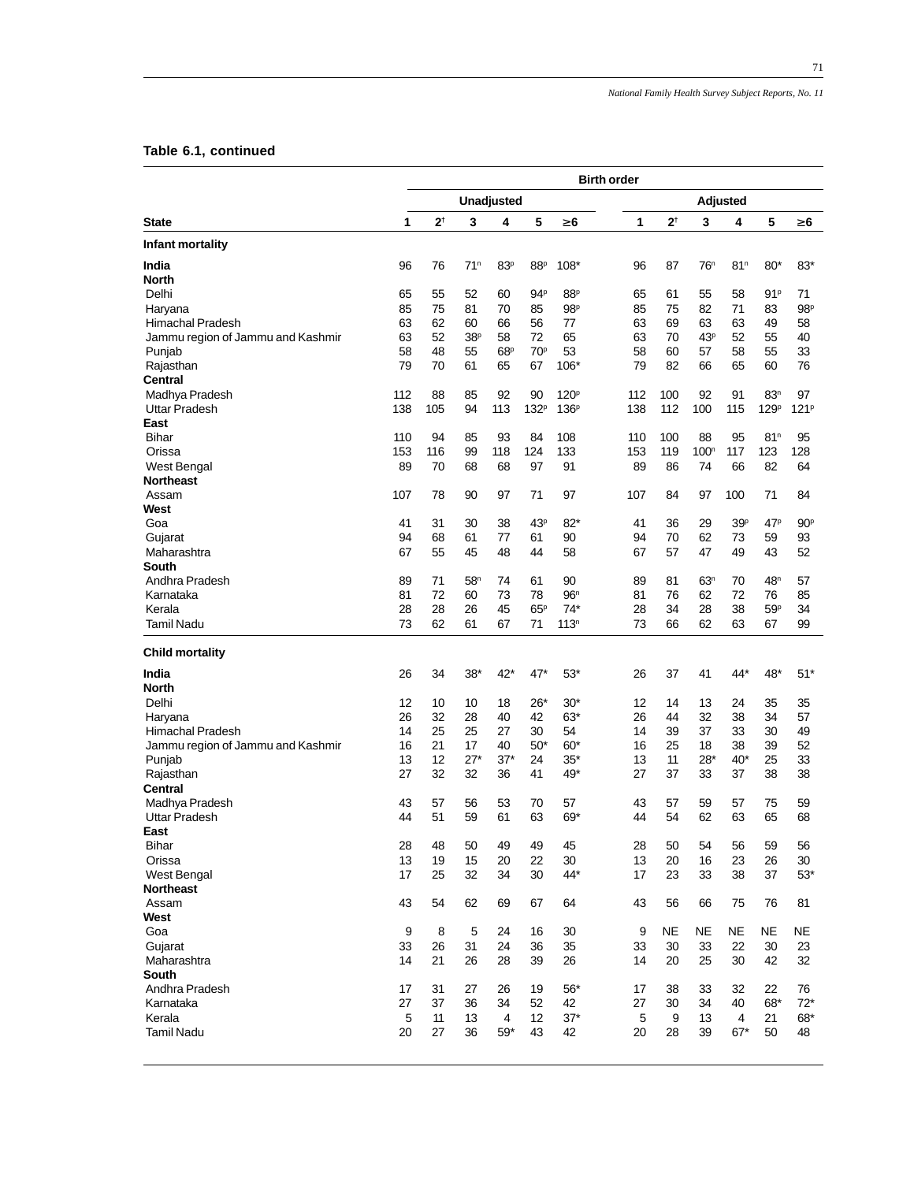**Table 6.1, continued**

| State | Birth order | | | | | | | | | | | |
|---|---|---|---|---|---|---|---|---|---|---|---|---|
| | Unadjusted | | | | | | Adjusted | | | | | |
| | 1 | 2† | 3 | 4 | 5 | ≥6 | 1 | 2† | 3 | 4 | 5 | ≥6 |
| **Infant mortality** | | | | | | | | | | | | |
| **India** | 96 | 76 | 71ⁿ | 83ᵖ | 88ᵖ | 108* | 96 | 87 | 76ⁿ | 81ⁿ | 80* | 83* |
| **North** | | | | | | | | | | | | |
| Delhi | 65 | 55 | 52 | 60 | 94ᵖ | 88ᵖ | 65 | 61 | 55 | 58 | 91ᵖ | 71 |
| Haryana | 85 | 75 | 81 | 70 | 85 | 98ᵖ | 85 | 75 | 82 | 71 | 83 | 98ᵖ |
| Himachal Pradesh | 63 | 62 | 60 | 66 | 56 | 77 | 63 | 69 | 63 | 63 | 49 | 58 |
| Jammu region of Jammu and Kashmir | 63 | 52 | 38ᵖ | 58 | 72 | 65 | 63 | 70 | 43ᵖ | 52 | 55 | 40 |
| Punjab | 58 | 48 | 55 | 68ᵖ | 70ᵖ | 53 | 58 | 60 | 57 | 58 | 55 | 33 |
| Rajasthan | 79 | 70 | 61 | 65 | 67 | 106* | 79 | 82 | 66 | 65 | 60 | 76 |
| **Central** | | | | | | | | | | | | |
| Madhya Pradesh | 112 | 88 | 85 | 92 | 90 | 120ᵖ | 112 | 100 | 92 | 91 | 83ⁿ | 97 |
| Uttar Pradesh | 138 | 105 | 94 | 113 | 132ᵖ | 136ᵖ | 138 | 112 | 100 | 115 | 129ᵖ | 121ᵖ |
| **East** | | | | | | | | | | | | |
| Bihar | 110 | 94 | 85 | 93 | 84 | 108 | 110 | 100 | 88 | 95 | 81ⁿ | 95 |
| Orissa | 153 | 116 | 99 | 118 | 124 | 133 | 153 | 119 | 100ⁿ | 117 | 123 | 128 |
| West Bengal | 89 | 70 | 68 | 68 | 97 | 91 | 89 | 86 | 74 | 66 | 82 | 64 |
| **Northeast** | | | | | | | | | | | | |
| Assam | 107 | 78 | 90 | 97 | 71 | 97 | 107 | 84 | 97 | 100 | 71 | 84 |
| **West** | | | | | | | | | | | | |
| Goa | 41 | 31 | 30 | 38 | 43ᵖ | 82* | 41 | 36 | 29 | 39ᵖ | 47ᵖ | 90ᵖ |
| Gujarat | 94 | 68 | 61 | 77 | 61 | 90 | 94 | 70 | 62 | 73 | 59 | 93 |
| Maharashtra | 67 | 55 | 45 | 48 | 44 | 58 | 67 | 57 | 47 | 49 | 43 | 52 |
| **South** | | | | | | | | | | | | |
| Andhra Pradesh | 89 | 71 | 58ⁿ | 74 | 61 | 90 | 89 | 81 | 63ⁿ | 70 | 48ⁿ | 57 |
| Karnataka | 81 | 72 | 60 | 73 | 78 | 96ⁿ | 81 | 76 | 62 | 72 | 76 | 85 |
| Kerala | 28 | 28 | 26 | 45 | 65ᵖ | 74* | 28 | 34 | 28 | 38 | 59ᵖ | 34 |
| Tamil Nadu | 73 | 62 | 61 | 67 | 71 | 113ⁿ | 73 | 66 | 62 | 63 | 67 | 99 |
| **Child mortality** | | | | | | | | | | | | |
| **India** | 26 | 34 | 38* | 42* | 47* | 53* | 26 | 37 | 41 | 44* | 48* | 51* |
| **North** | | | | | | | | | | | | |
| Delhi | 12 | 10 | 10 | 18 | 26* | 30* | 12 | 14 | 13 | 24 | 35 | 35 |
| Haryana | 26 | 32 | 28 | 40 | 42 | 63* | 26 | 44 | 32 | 38 | 34 | 57 |
| Himachal Pradesh | 14 | 25 | 25 | 27 | 30 | 54 | 14 | 39 | 37 | 33 | 30 | 49 |
| Jammu region of Jammu and Kashmir | 16 | 21 | 17 | 40 | 50* | 60* | 16 | 25 | 18 | 38 | 39 | 52 |
| Punjab | 13 | 12 | 27* | 37* | 24 | 35* | 13 | 11 | 28* | 40* | 25 | 33 |
| Rajasthan | 27 | 32 | 32 | 36 | 41 | 49* | 27 | 37 | 33 | 37 | 38 | 38 |
| **Central** | | | | | | | | | | | | |
| Madhya Pradesh | 43 | 57 | 56 | 53 | 70 | 57 | 43 | 57 | 59 | 57 | 75 | 59 |
| Uttar Pradesh | 44 | 51 | 59 | 61 | 63 | 69* | 44 | 54 | 62 | 63 | 65 | 68 |
| **East** | | | | | | | | | | | | |
| Bihar | 28 | 48 | 50 | 49 | 49 | 45 | 28 | 50 | 54 | 56 | 59 | 56 |
| Orissa | 13 | 19 | 15 | 20 | 22 | 30 | 13 | 20 | 16 | 23 | 26 | 30 |
| West Bengal | 17 | 25 | 32 | 34 | 30 | 44* | 17 | 23 | 33 | 38 | 37 | 53* |
| **Northeast** | | | | | | | | | | | | |
| Assam | 43 | 54 | 62 | 69 | 67 | 64 | 43 | 56 | 66 | 75 | 76 | 81 |
| **West** | | | | | | | | | | | | |
| Goa | 9 | 8 | 5 | 24 | 16 | 30 | 9 | NE | NE | NE | NE | NE |
| Gujarat | 33 | 26 | 31 | 24 | 36 | 35 | 33 | 30 | 33 | 22 | 30 | 23 |
| Maharashtra | 14 | 21 | 26 | 28 | 39 | 26 | 14 | 20 | 25 | 30 | 42 | 32 |
| **South** | | | | | | | | | | | | |
| Andhra Pradesh | 17 | 31 | 27 | 26 | 19 | 56* | 17 | 38 | 33 | 32 | 22 | 76 |
| Karnataka | 27 | 37 | 36 | 34 | 52 | 42 | 27 | 30 | 34 | 40 | 68* | 72* |
| Kerala | 5 | 11 | 13 | 4 | 12 | 37* | 5 | 9 | 13 | 4 | 21 | 68* |
| Tamil Nadu | 20 | 27 | 36 | 59* | 43 | 42 | 20 | 28 | 39 | 67* | 50 | 48 |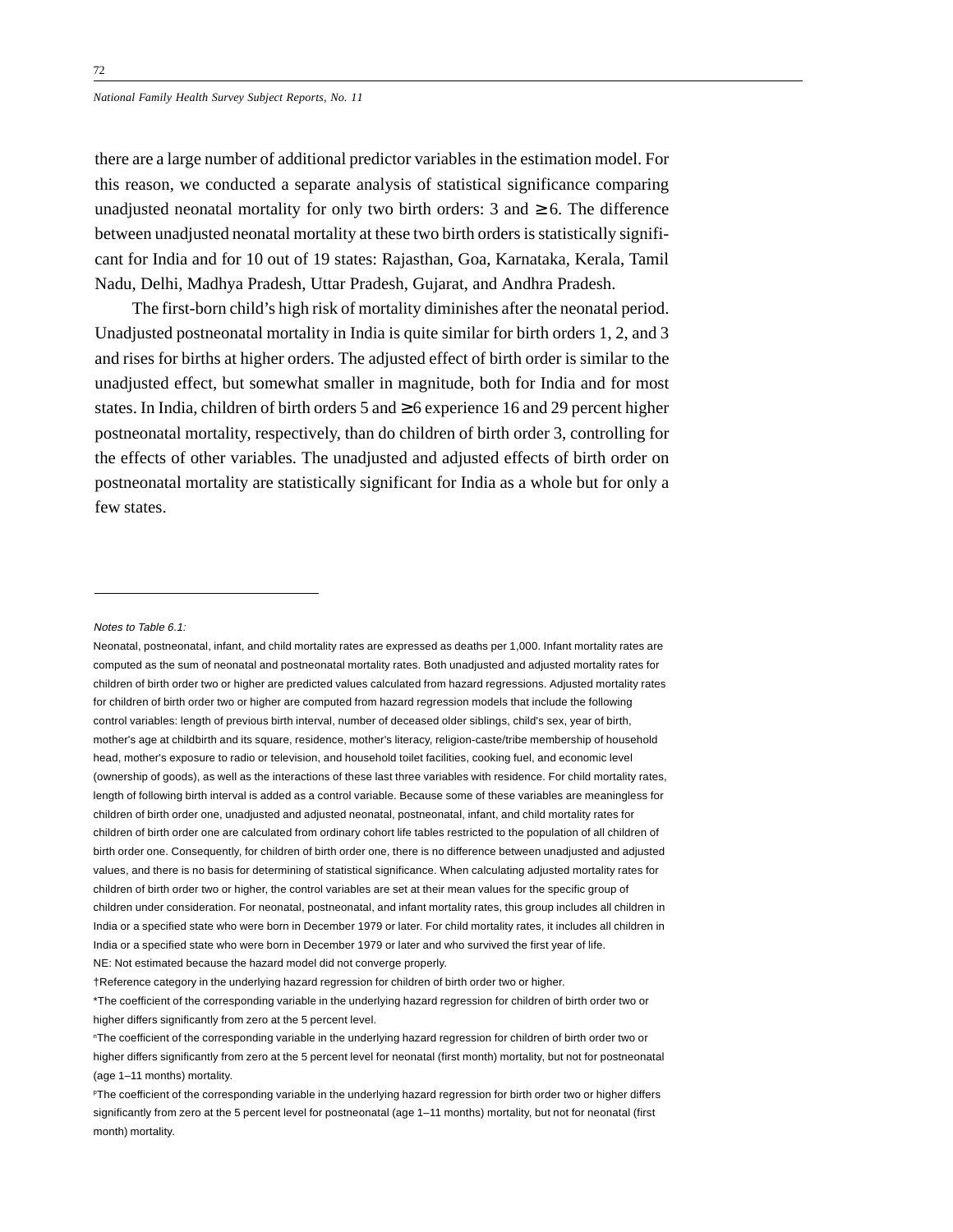there are a large number of additional predictor variables in the estimation model. For this reason, we conducted a separate analysis of statistical significance comparing unadjusted neonatal mortality for only two birth orders: 3 and ≥ 6. The difference between unadjusted neonatal mortality at these two birth orders is statistically significant for India and for 10 out of 19 states: Rajasthan, Goa, Karnataka, Kerala, Tamil Nadu, Delhi, Madhya Pradesh, Uttar Pradesh, Gujarat, and Andhra Pradesh.

The first-born child's high risk of mortality diminishes after the neonatal period. Unadjusted postneonatal mortality in India is quite similar for birth orders 1, 2, and 3 and rises for births at higher orders. The adjusted effect of birth order is similar to the unadjusted effect, but somewhat smaller in magnitude, both for India and for most states. In India, children of birth orders 5 and ≥6 experience 16 and 29 percent higher postneonatal mortality, respectively, than do children of birth order 3, controlling for the effects of other variables. The unadjusted and adjusted effects of birth order on postneonatal mortality are statistically significant for India as a whole but for only a few states.

---

*Notes to Table 6.1:*

Neonatal, postneonatal, infant, and child mortality rates are expressed as deaths per 1,000. Infant mortality rates are computed as the sum of neonatal and postneonatal mortality rates. Both unadjusted and adjusted mortality rates for children of birth order two or higher are predicted values calculated from hazard regressions. Adjusted mortality rates for children of birth order two or higher are computed from hazard regression models that include the following control variables: length of previous birth interval, number of deceased older siblings, child's sex, year of birth, mother's age at childbirth and its square, residence, mother's literacy, religion-caste/tribe membership of household head, mother's exposure to radio or television, and household toilet facilities, cooking fuel, and economic level (ownership of goods), as well as the interactions of these last three variables with residence. For child mortality rates, length of following birth interval is added as a control variable. Because some of these variables are meaningless for children of birth order one, unadjusted and adjusted neonatal, postneonatal, infant, and child mortality rates for children of birth order one are calculated from ordinary cohort life tables restricted to the population of all children of birth order one. Consequently, for children of birth order one, there is no difference between unadjusted and adjusted values, and there is no basis for determining of statistical significance. When calculating adjusted mortality rates for children of birth order two or higher, the control variables are set at their mean values for the specific group of children under consideration. For neonatal, postneonatal, and infant mortality rates, this group includes all children in India or a specified state who were born in December 1979 or later. For child mortality rates, it includes all children in India or a specified state who were born in December 1979 or later and who survived the first year of life.

NE: Not estimated because the hazard model did not converge properly.

†Reference category in the underlying hazard regression for children of birth order two or higher.

*The coefficient of the corresponding variable in the underlying hazard regression for children of birth order two or higher differs significantly from zero at the 5 percent level.

[n]The coefficient of the corresponding variable in the underlying hazard regression for children of birth order two or higher differs significantly from zero at the 5 percent level for neonatal (first month) mortality, but not for postneonatal (age 1–11 months) mortality.

[p]The coefficient of the corresponding variable in the underlying hazard regression for birth order two or higher differs significantly from zero at the 5 percent level for postneonatal (age 1–11 months) mortality, but not for neonatal (first month) mortality.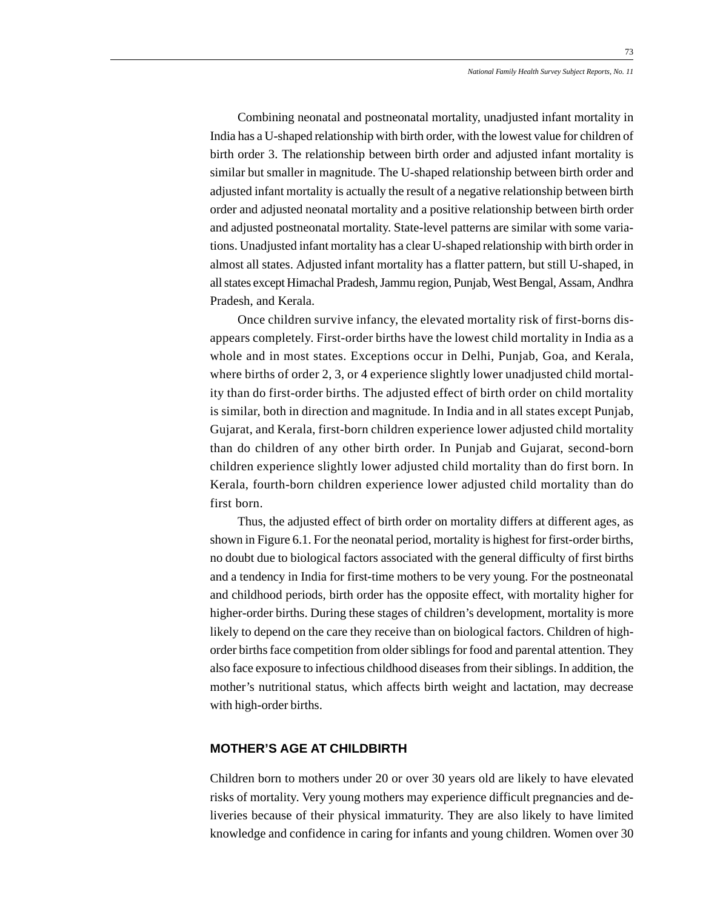Combining neonatal and postneonatal mortality, unadjusted infant mortality in India has a U-shaped relationship with birth order, with the lowest value for children of birth order 3. The relationship between birth order and adjusted infant mortality is similar but smaller in magnitude. The U-shaped relationship between birth order and adjusted infant mortality is actually the result of a negative relationship between birth order and adjusted neonatal mortality and a positive relationship between birth order and adjusted postneonatal mortality. State-level patterns are similar with some variations. Unadjusted infant mortality has a clear U-shaped relationship with birth order in almost all states. Adjusted infant mortality has a flatter pattern, but still U-shaped, in all states except Himachal Pradesh, Jammu region, Punjab, West Bengal, Assam, Andhra Pradesh, and Kerala.

Once children survive infancy, the elevated mortality risk of first-borns disappears completely. First-order births have the lowest child mortality in India as a whole and in most states. Exceptions occur in Delhi, Punjab, Goa, and Kerala, where births of order 2, 3, or 4 experience slightly lower unadjusted child mortality than do first-order births. The adjusted effect of birth order on child mortality is similar, both in direction and magnitude. In India and in all states except Punjab, Gujarat, and Kerala, first-born children experience lower adjusted child mortality than do children of any other birth order. In Punjab and Gujarat, second-born children experience slightly lower adjusted child mortality than do first born. In Kerala, fourth-born children experience lower adjusted child mortality than do first born.

Thus, the adjusted effect of birth order on mortality differs at different ages, as shown in Figure 6.1. For the neonatal period, mortality is highest for first-order births, no doubt due to biological factors associated with the general difficulty of first births and a tendency in India for first-time mothers to be very young. For the postneonatal and childhood periods, birth order has the opposite effect, with mortality higher for higher-order births. During these stages of children's development, mortality is more likely to depend on the care they receive than on biological factors. Children of high-order births face competition from older siblings for food and parental attention. They also face exposure to infectious childhood diseases from their siblings. In addition, the mother's nutritional status, which affects birth weight and lactation, may decrease with high-order births.

## MOTHER'S AGE AT CHILDBIRTH

Children born to mothers under 20 or over 30 years old are likely to have elevated risks of mortality. Very young mothers may experience difficult pregnancies and deliveries because of their physical immaturity. They are also likely to have limited knowledge and confidence in caring for infants and young children. Women over 30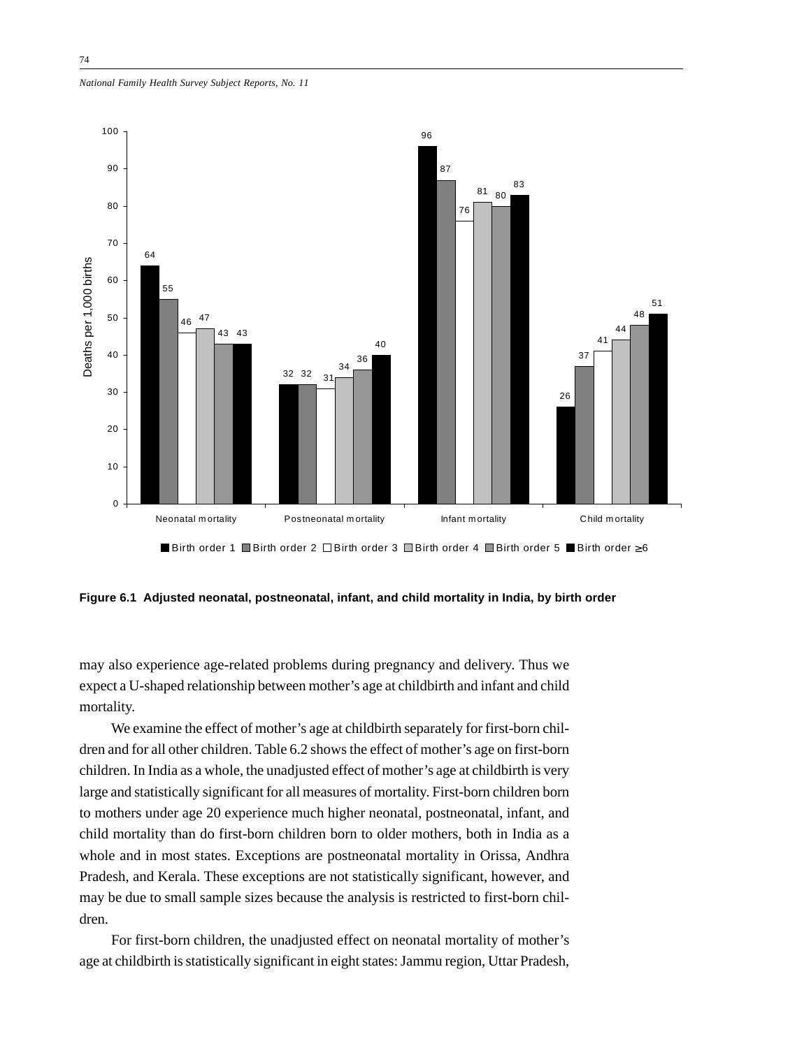**Figure 6.1 Adjusted neonatal, postneonatal, infant, and child mortality in India, by birth order**

| | Birth order 1 | Birth order 2 | Birth order 3 | Birth order 4 | Birth order 5 | Birth order ≥6 |
|---|---|---|---|---|---|---|
| Neonatal mortality | 64 | 55 | 46 | 47 | 43 | 43 |
| Postneonatal mortality | 32 | 32 | 31 | 34 | 36 | 40 |
| Infant mortality | 96 | 87 | 76 | 81 | 80 | 83 |
| Child mortality | 26 | 37 | 41 | 44 | 48 | 51 |

Deaths per 1,000 births

may also experience age-related problems during pregnancy and delivery. Thus we expect a U-shaped relationship between mother's age at childbirth and infant and child mortality.

We examine the effect of mother's age at childbirth separately for first-born children and for all other children. Table 6.2 shows the effect of mother's age on first-born children. In India as a whole, the unadjusted effect of mother's age at childbirth is very large and statistically significant for all measures of mortality. First-born children born to mothers under age 20 experience much higher neonatal, postneonatal, infant, and child mortality than do first-born children born to older mothers, both in India as a whole and in most states. Exceptions are postneonatal mortality in Orissa, Andhra Pradesh, and Kerala. These exceptions are not statistically significant, however, and may be due to small sample sizes because the analysis is restricted to first-born children.

For first-born children, the unadjusted effect on neonatal mortality of mother's age at childbirth is statistically significant in eight states: Jammu region, Uttar Pradesh,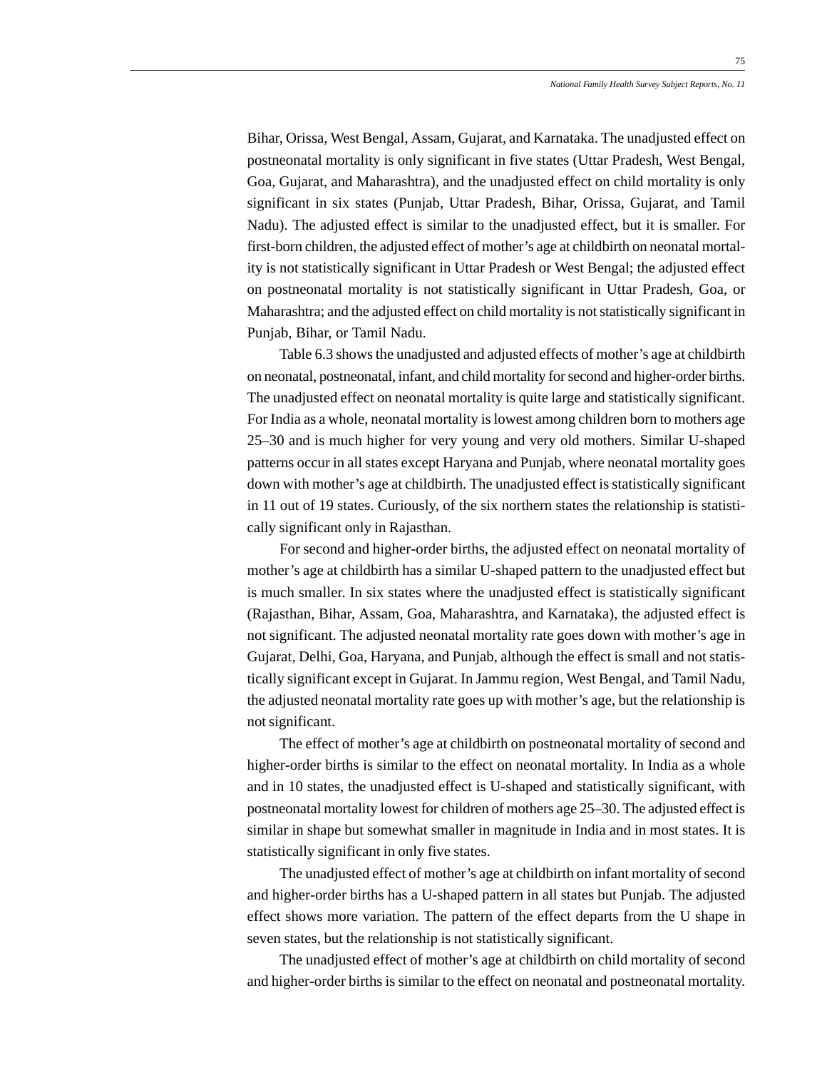Bihar, Orissa, West Bengal, Assam, Gujarat, and Karnataka. The unadjusted effect on postneonatal mortality is only significant in five states (Uttar Pradesh, West Bengal, Goa, Gujarat, and Maharashtra), and the unadjusted effect on child mortality is only significant in six states (Punjab, Uttar Pradesh, Bihar, Orissa, Gujarat, and Tamil Nadu). The adjusted effect is similar to the unadjusted effect, but it is smaller. For first-born children, the adjusted effect of mother's age at childbirth on neonatal mortality is not statistically significant in Uttar Pradesh or West Bengal; the adjusted effect on postneonatal mortality is not statistically significant in Uttar Pradesh, Goa, or Maharashtra; and the adjusted effect on child mortality is not statistically significant in Punjab, Bihar, or Tamil Nadu.

Table 6.3 shows the unadjusted and adjusted effects of mother's age at childbirth on neonatal, postneonatal, infant, and child mortality for second and higher-order births. The unadjusted effect on neonatal mortality is quite large and statistically significant. For India as a whole, neonatal mortality is lowest among children born to mothers age 25–30 and is much higher for very young and very old mothers. Similar U-shaped patterns occur in all states except Haryana and Punjab, where neonatal mortality goes down with mother's age at childbirth. The unadjusted effect is statistically significant in 11 out of 19 states. Curiously, of the six northern states the relationship is statistically significant only in Rajasthan.

For second and higher-order births, the adjusted effect on neonatal mortality of mother's age at childbirth has a similar U-shaped pattern to the unadjusted effect but is much smaller. In six states where the unadjusted effect is statistically significant (Rajasthan, Bihar, Assam, Goa, Maharashtra, and Karnataka), the adjusted effect is not significant. The adjusted neonatal mortality rate goes down with mother's age in Gujarat, Delhi, Goa, Haryana, and Punjab, although the effect is small and not statistically significant except in Gujarat. In Jammu region, West Bengal, and Tamil Nadu, the adjusted neonatal mortality rate goes up with mother's age, but the relationship is not significant.

The effect of mother's age at childbirth on postneonatal mortality of second and higher-order births is similar to the effect on neonatal mortality. In India as a whole and in 10 states, the unadjusted effect is U-shaped and statistically significant, with postneonatal mortality lowest for children of mothers age 25–30. The adjusted effect is similar in shape but somewhat smaller in magnitude in India and in most states. It is statistically significant in only five states.

The unadjusted effect of mother's age at childbirth on infant mortality of second and higher-order births has a U-shaped pattern in all states but Punjab. The adjusted effect shows more variation. The pattern of the effect departs from the U shape in seven states, but the relationship is not statistically significant.

The unadjusted effect of mother's age at childbirth on child mortality of second and higher-order births is similar to the effect on neonatal and postneonatal mortality.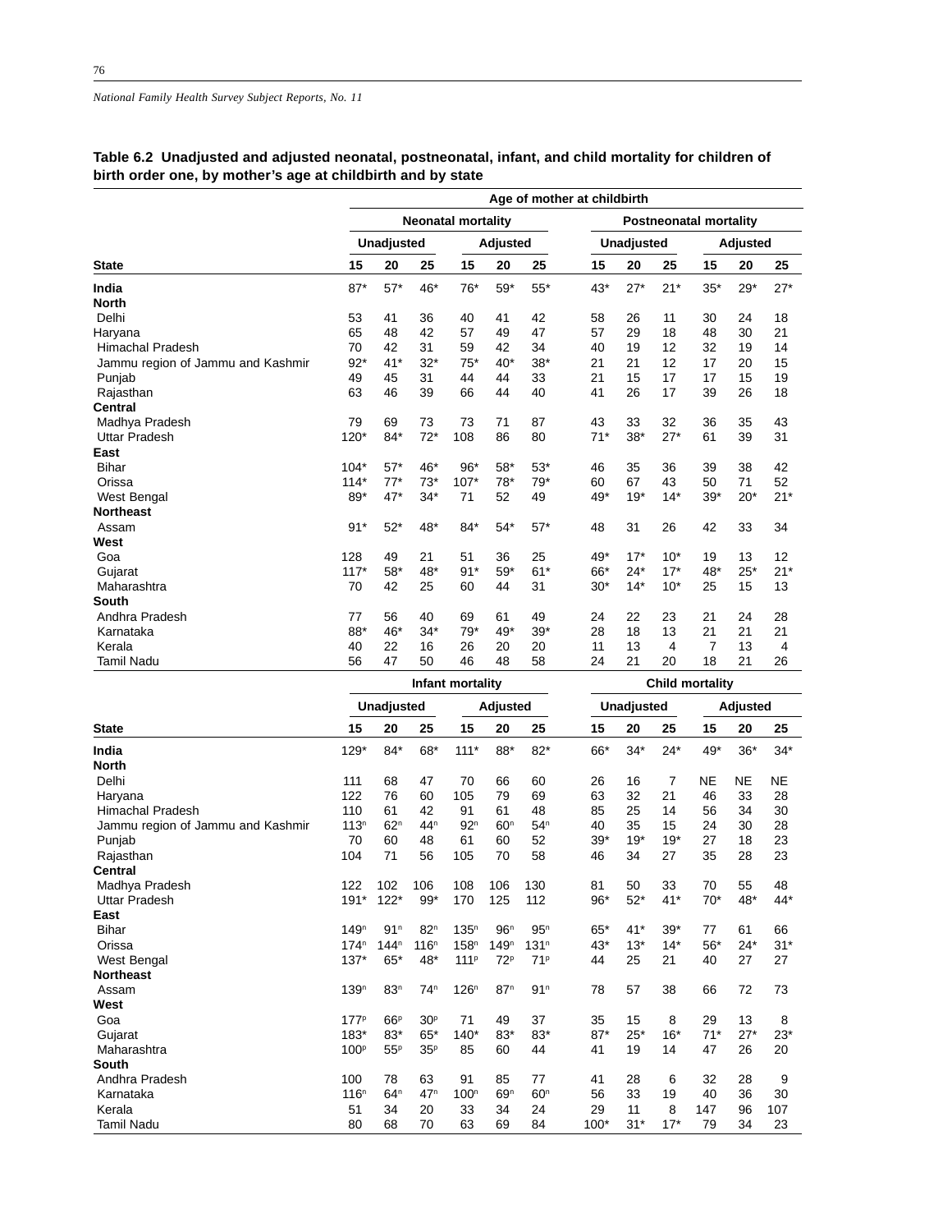**Table 6.2 Unadjusted and adjusted neonatal, postneonatal, infant, and child mortality for children of birth order one, by mother's age at childbirth and by state**

| | Age of mother at childbirth | | | | | | | | | | | |
|---|---|---|---|---|---|---|---|---|---|---|---|---|
| | Neonatal mortality | | | | | | Postneonatal mortality | | | | | |
| | Unadjusted | | | Adjusted | | | Unadjusted | | | Adjusted | | |
| State | 15 | 20 | 25 | 15 | 20 | 25 | 15 | 20 | 25 | 15 | 20 | 25 |
| **India** | 87* | 57* | 46* | 76* | 59* | 55* | 43* | 27* | 21* | 35* | 29* | 27* |
| **North** | | | | | | | | | | | | |
| Delhi | 53 | 41 | 36 | 40 | 41 | 42 | 58 | 26 | 11 | 30 | 24 | 18 |
| Haryana | 65 | 48 | 42 | 57 | 49 | 47 | 57 | 29 | 18 | 48 | 30 | 21 |
| Himachal Pradesh | 70 | 42 | 31 | 59 | 42 | 34 | 40 | 19 | 12 | 32 | 19 | 14 |
| Jammu region of Jammu and Kashmir | 92* | 41* | 32* | 75* | 40* | 38* | 21 | 21 | 12 | 17 | 20 | 15 |
| Punjab | 49 | 45 | 31 | 44 | 44 | 33 | 21 | 15 | 17 | 17 | 15 | 19 |
| Rajasthan | 63 | 46 | 39 | 66 | 44 | 40 | 41 | 26 | 17 | 39 | 26 | 18 |
| **Central** | | | | | | | | | | | | |
| Madhya Pradesh | 79 | 69 | 73 | 73 | 71 | 87 | 43 | 33 | 32 | 36 | 35 | 43 |
| Uttar Pradesh | 120* | 84* | 72* | 108 | 86 | 80 | 71* | 38* | 27* | 61 | 39 | 31 |
| **East** | | | | | | | | | | | | |
| Bihar | 104* | 57* | 46* | 96* | 58* | 53* | 46 | 35 | 36 | 39 | 38 | 42 |
| Orissa | 114* | 77* | 73* | 107* | 78* | 79* | 60 | 67 | 43 | 50 | 71 | 52 |
| West Bengal | 89* | 47* | 34* | 71 | 52 | 49 | 49* | 19* | 14* | 39* | 20* | 21* |
| **Northeast** | | | | | | | | | | | | |
| Assam | 91* | 52* | 48* | 84* | 54* | 57* | 48 | 31 | 26 | 42 | 33 | 34 |
| **West** | | | | | | | | | | | | |
| Goa | 128 | 49 | 21 | 51 | 36 | 25 | 49* | 17* | 10* | 19 | 13 | 12 |
| Gujarat | 117* | 58* | 48* | 91* | 59* | 61* | 66* | 24* | 17* | 48* | 25* | 21* |
| Maharashtra | 70 | 42 | 25 | 60 | 44 | 31 | 30* | 14* | 10* | 25 | 15 | 13 |
| **South** | | | | | | | | | | | | |
| Andhra Pradesh | 77 | 56 | 40 | 69 | 61 | 49 | 24 | 22 | 23 | 21 | 24 | 28 |
| Karnataka | 88* | 46* | 34* | 79* | 49* | 39* | 28 | 18 | 13 | 21 | 21 | 21 |
| Kerala | 40 | 22 | 16 | 26 | 20 | 20 | 11 | 13 | 4 | 7 | 13 | 4 |
| Tamil Nadu | 56 | 47 | 50 | 46 | 48 | 58 | 24 | 21 | 20 | 18 | 21 | 26 |

| | Infant mortality | | | | | | Child mortality | | | | | |
|---|---|---|---|---|---|---|---|---|---|---|---|---|
| | Unadjusted | | | Adjusted | | | Unadjusted | | | Adjusted | | |
| State | 15 | 20 | 25 | 15 | 20 | 25 | 15 | 20 | 25 | 15 | 20 | 25 |
| **India** | 129* | 84* | 68* | 111* | 88* | 82* | 66* | 34* | 24* | 49* | 36* | 34* |
| **North** | | | | | | | | | | | | |
| Delhi | 111 | 68 | 47 | 70 | 66 | 60 | 26 | 16 | 7 | NE | NE | NE |
| Haryana | 122 | 76 | 60 | 105 | 79 | 69 | 63 | 32 | 21 | 46 | 33 | 28 |
| Himachal Pradesh | 110 | 61 | 42 | 91 | 61 | 48 | 85 | 25 | 14 | 56 | 34 | 30 |
| Jammu region of Jammu and Kashmir | 113[n] | 62[n] | 44[n] | 92[n] | 60[n] | 54[n] | 40 | 35 | 15 | 24 | 30 | 28 |
| Punjab | 70 | 60 | 48 | 61 | 60 | 52 | 39* | 19* | 19* | 27 | 18 | 23 |
| Rajasthan | 104 | 71 | 56 | 105 | 70 | 58 | 46 | 34 | 27 | 35 | 28 | 23 |
| **Central** | | | | | | | | | | | | |
| Madhya Pradesh | 122 | 102 | 106 | 108 | 106 | 130 | 81 | 50 | 33 | 70 | 55 | 48 |
| Uttar Pradesh | 191* | 122* | 99* | 170 | 125 | 112 | 96* | 52* | 41* | 70* | 48* | 44* |
| **East** | | | | | | | | | | | | |
| Bihar | 149[n] | 91[n] | 82[n] | 135[n] | 96[n] | 95[n] | 65* | 41* | 39* | 77 | 61 | 66 |
| Orissa | 174[n] | 144[n] | 116[n] | 158[n] | 149[n] | 131[n] | 43* | 13* | 14* | 56* | 24* | 31* |
| West Bengal | 137* | 65* | 48* | 111[p] | 72[p] | 71[p] | 44 | 25 | 21 | 40 | 27 | 27 |
| **Northeast** | | | | | | | | | | | | |
| Assam | 139[n] | 83[n] | 74[n] | 126[n] | 87[n] | 91[n] | 78 | 57 | 38 | 66 | 72 | 73 |
| **West** | | | | | | | | | | | | |
| Goa | 177[p] | 66[p] | 30[p] | 71 | 49 | 37 | 35 | 15 | 8 | 29 | 13 | 8 |
| Gujarat | 183* | 83* | 65* | 140* | 83* | 83* | 87* | 25* | 16* | 71* | 27* | 23* |
| Maharashtra | 100[p] | 55[p] | 35[p] | 85 | 60 | 44 | 41 | 19 | 14 | 47 | 26 | 20 |
| **South** | | | | | | | | | | | | |
| Andhra Pradesh | 100 | 78 | 63 | 91 | 85 | 77 | 41 | 28 | 6 | 32 | 28 | 9 |
| Karnataka | 116[n] | 64[n] | 47[n] | 100[n] | 69[n] | 60[n] | 56 | 33 | 19 | 40 | 36 | 30 |
| Kerala | 51 | 34 | 20 | 33 | 34 | 24 | 29 | 11 | 8 | 147 | 96 | 107 |
| Tamil Nadu | 80 | 68 | 70 | 63 | 69 | 84 | 100* | 31* | 17* | 79 | 34 | 23 |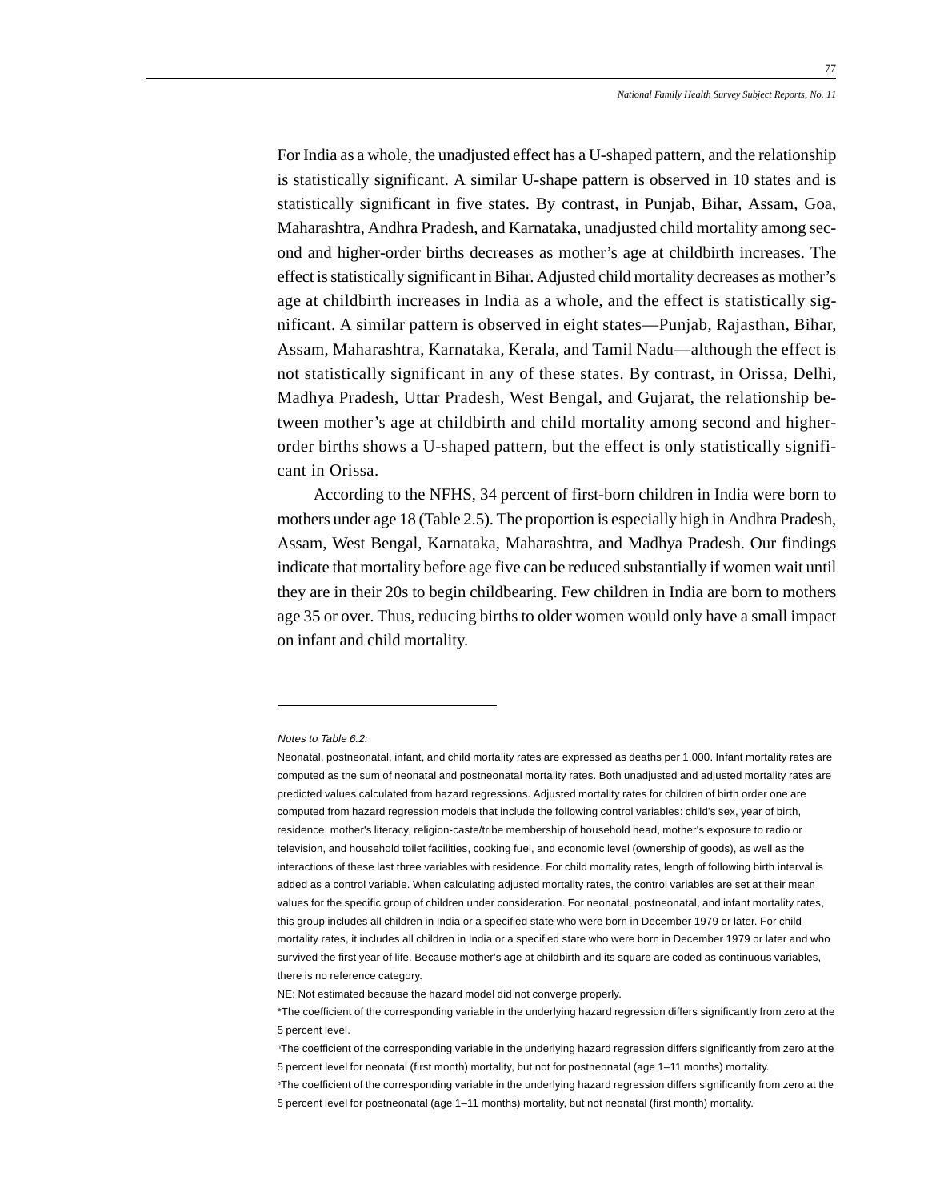For India as a whole, the unadjusted effect has a U-shaped pattern, and the relationship is statistically significant. A similar U-shape pattern is observed in 10 states and is statistically significant in five states. By contrast, in Punjab, Bihar, Assam, Goa, Maharashtra, Andhra Pradesh, and Karnataka, unadjusted child mortality among second and higher-order births decreases as mother's age at childbirth increases. The effect is statistically significant in Bihar. Adjusted child mortality decreases as mother's age at childbirth increases in India as a whole, and the effect is statistically significant. A similar pattern is observed in eight states—Punjab, Rajasthan, Bihar, Assam, Maharashtra, Karnataka, Kerala, and Tamil Nadu—although the effect is not statistically significant in any of these states. By contrast, in Orissa, Delhi, Madhya Pradesh, Uttar Pradesh, West Bengal, and Gujarat, the relationship between mother's age at childbirth and child mortality among second and higher-order births shows a U-shaped pattern, but the effect is only statistically significant in Orissa.

According to the NFHS, 34 percent of first-born children in India were born to mothers under age 18 (Table 2.5). The proportion is especially high in Andhra Pradesh, Assam, West Bengal, Karnataka, Maharashtra, and Madhya Pradesh. Our findings indicate that mortality before age five can be reduced substantially if women wait until they are in their 20s to begin childbearing. Few children in India are born to mothers age 35 or over. Thus, reducing births to older women would only have a small impact on infant and child mortality.

---

*Notes to Table 6.2:*

Neonatal, postneonatal, infant, and child mortality rates are expressed as deaths per 1,000. Infant mortality rates are computed as the sum of neonatal and postneonatal mortality rates. Both unadjusted and adjusted mortality rates are predicted values calculated from hazard regressions. Adjusted mortality rates for children of birth order one are computed from hazard regression models that include the following control variables: child's sex, year of birth, residence, mother's literacy, religion-caste/tribe membership of household head, mother's exposure to radio or television, and household toilet facilities, cooking fuel, and economic level (ownership of goods), as well as the interactions of these last three variables with residence. For child mortality rates, length of following birth interval is added as a control variable. When calculating adjusted mortality rates, the control variables are set at their mean values for the specific group of children under consideration. For neonatal, postneonatal, and infant mortality rates, this group includes all children in India or a specified state who were born in December 1979 or later. For child mortality rates, it includes all children in India or a specified state who were born in December 1979 or later and who survived the first year of life. Because mother's age at childbirth and its square are coded as continuous variables, there is no reference category.

NE: Not estimated because the hazard model did not converge properly.

*The coefficient of the corresponding variable in the underlying hazard regression differs significantly from zero at the 5 percent level.

[n]The coefficient of the corresponding variable in the underlying hazard regression differs significantly from zero at the 5 percent level for neonatal (first month) mortality, but not for postneonatal (age 1–11 months) mortality.

[p]The coefficient of the corresponding variable in the underlying hazard regression differs significantly from zero at the 5 percent level for postneonatal (age 1–11 months) mortality, but not neonatal (first month) mortality.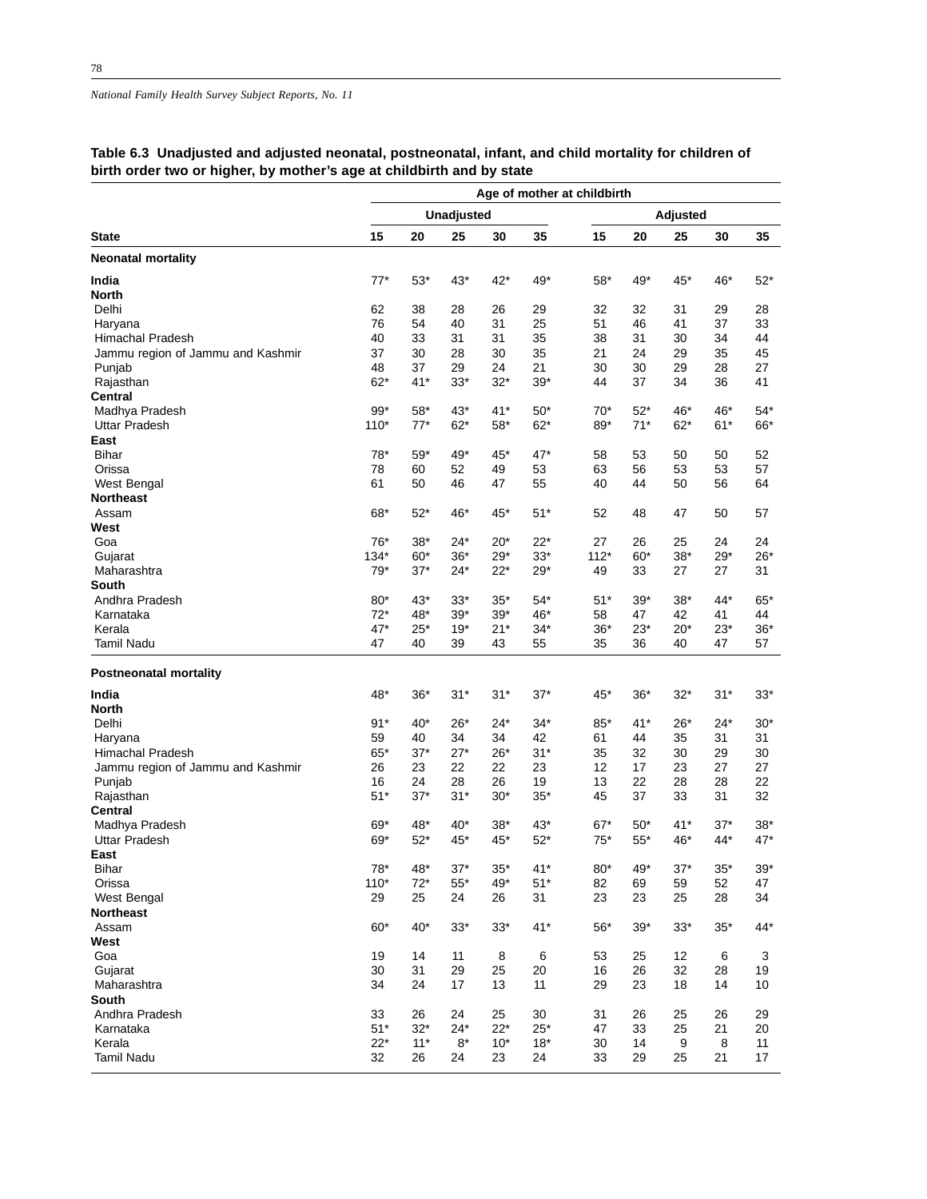**Table 6.3 Unadjusted and adjusted neonatal, postneonatal, infant, and child mortality for children of birth order two or higher, by mother's age at childbirth and by state**

| | Age of mother at childbirth | | | | | | | | | |
|---|---|---|---|---|---|---|---|---|---|---|
| | Unadjusted | | | | | Adjusted | | | | |
| State | 15 | 20 | 25 | 30 | 35 | 15 | 20 | 25 | 30 | 35 |
| **Neonatal mortality** | | | | | | | | | | |
| **India** | 77* | 53* | 43* | 42* | 49* | 58* | 49* | 45* | 46* | 52* |
| **North** | | | | | | | | | | |
| Delhi | 62 | 38 | 28 | 26 | 29 | 32 | 32 | 31 | 29 | 28 |
| Haryana | 76 | 54 | 40 | 31 | 25 | 51 | 46 | 41 | 37 | 33 |
| Himachal Pradesh | 40 | 33 | 31 | 31 | 35 | 38 | 31 | 30 | 34 | 44 |
| Jammu region of Jammu and Kashmir | 37 | 30 | 28 | 30 | 35 | 21 | 24 | 29 | 35 | 45 |
| Punjab | 48 | 37 | 29 | 24 | 21 | 30 | 30 | 29 | 28 | 27 |
| Rajasthan | 62* | 41* | 33* | 32* | 39* | 44 | 37 | 34 | 36 | 41 |
| **Central** | | | | | | | | | | |
| Madhya Pradesh | 99* | 58* | 43* | 41* | 50* | 70* | 52* | 46* | 46* | 54* |
| Uttar Pradesh | 110* | 77* | 62* | 58* | 62* | 89* | 71* | 62* | 61* | 66* |
| **East** | | | | | | | | | | |
| Bihar | 78* | 59* | 49* | 45* | 47* | 58 | 53 | 50 | 50 | 52 |
| Orissa | 78 | 60 | 52 | 49 | 53 | 63 | 56 | 53 | 53 | 57 |
| West Bengal | 61 | 50 | 46 | 47 | 55 | 40 | 44 | 50 | 56 | 64 |
| **Northeast** | | | | | | | | | | |
| Assam | 68* | 52* | 46* | 45* | 51* | 52 | 48 | 47 | 50 | 57 |
| **West** | | | | | | | | | | |
| Goa | 76* | 38* | 24* | 20* | 22* | 27 | 26 | 25 | 24 | 24 |
| Gujarat | 134* | 60* | 36* | 29* | 33* | 112* | 60* | 38* | 29* | 26* |
| Maharashtra | 79* | 37* | 24* | 22* | 29* | 49 | 33 | 27 | 27 | 31 |
| **South** | | | | | | | | | | |
| Andhra Pradesh | 80* | 43* | 33* | 35* | 54* | 51* | 39* | 38* | 44* | 65* |
| Karnataka | 72* | 48* | 39* | 39* | 46* | 58 | 47 | 42 | 41 | 44 |
| Kerala | 47* | 25* | 19* | 21* | 34* | 36* | 23* | 20* | 23* | 36* |
| Tamil Nadu | 47 | 40 | 39 | 43 | 55 | 35 | 36 | 40 | 47 | 57 |
| **Postneonatal mortality** | | | | | | | | | | |
| **India** | 48* | 36* | 31* | 31* | 37* | 45* | 36* | 32* | 31* | 33* |
| **North** | | | | | | | | | | |
| Delhi | 91* | 40* | 26* | 24* | 34* | 85* | 41* | 26* | 24* | 30* |
| Haryana | 59 | 40 | 34 | 34 | 42 | 61 | 44 | 35 | 31 | 31 |
| Himachal Pradesh | 65* | 37* | 27* | 26* | 31* | 35 | 32 | 30 | 29 | 30 |
| Jammu region of Jammu and Kashmir | 26 | 23 | 22 | 22 | 23 | 12 | 17 | 23 | 27 | 27 |
| Punjab | 16 | 24 | 28 | 26 | 19 | 13 | 22 | 28 | 28 | 22 |
| Rajasthan | 51* | 37* | 31* | 30* | 35* | 45 | 37 | 33 | 31 | 32 |
| **Central** | | | | | | | | | | |
| Madhya Pradesh | 69* | 48* | 40* | 38* | 43* | 67* | 50* | 41* | 37* | 38* |
| Uttar Pradesh | 69* | 52* | 45* | 45* | 52* | 75* | 55* | 46* | 44* | 47* |
| **East** | | | | | | | | | | |
| Bihar | 78* | 48* | 37* | 35* | 41* | 80* | 49* | 37* | 35* | 39* |
| Orissa | 110* | 72* | 55* | 49* | 51* | 82 | 69 | 59 | 52 | 47 |
| West Bengal | 29 | 25 | 24 | 26 | 31 | 23 | 23 | 25 | 28 | 34 |
| **Northeast** | | | | | | | | | | |
| Assam | 60* | 40* | 33* | 33* | 41* | 56* | 39* | 33* | 35* | 44* |
| **West** | | | | | | | | | | |
| Goa | 19 | 14 | 11 | 8 | 6 | 53 | 25 | 12 | 6 | 3 |
| Gujarat | 30 | 31 | 29 | 25 | 20 | 16 | 26 | 32 | 28 | 19 |
| Maharashtra | 34 | 24 | 17 | 13 | 11 | 29 | 23 | 18 | 14 | 10 |
| **South** | | | | | | | | | | |
| Andhra Pradesh | 33 | 26 | 24 | 25 | 30 | 31 | 26 | 25 | 26 | 29 |
| Karnataka | 51* | 32* | 24* | 22* | 25* | 47 | 33 | 25 | 21 | 20 |
| Kerala | 22* | 11* | 8* | 10* | 18* | 30 | 14 | 9 | 8 | 11 |
| Tamil Nadu | 32 | 26 | 24 | 23 | 24 | 33 | 29 | 25 | 21 | 17 |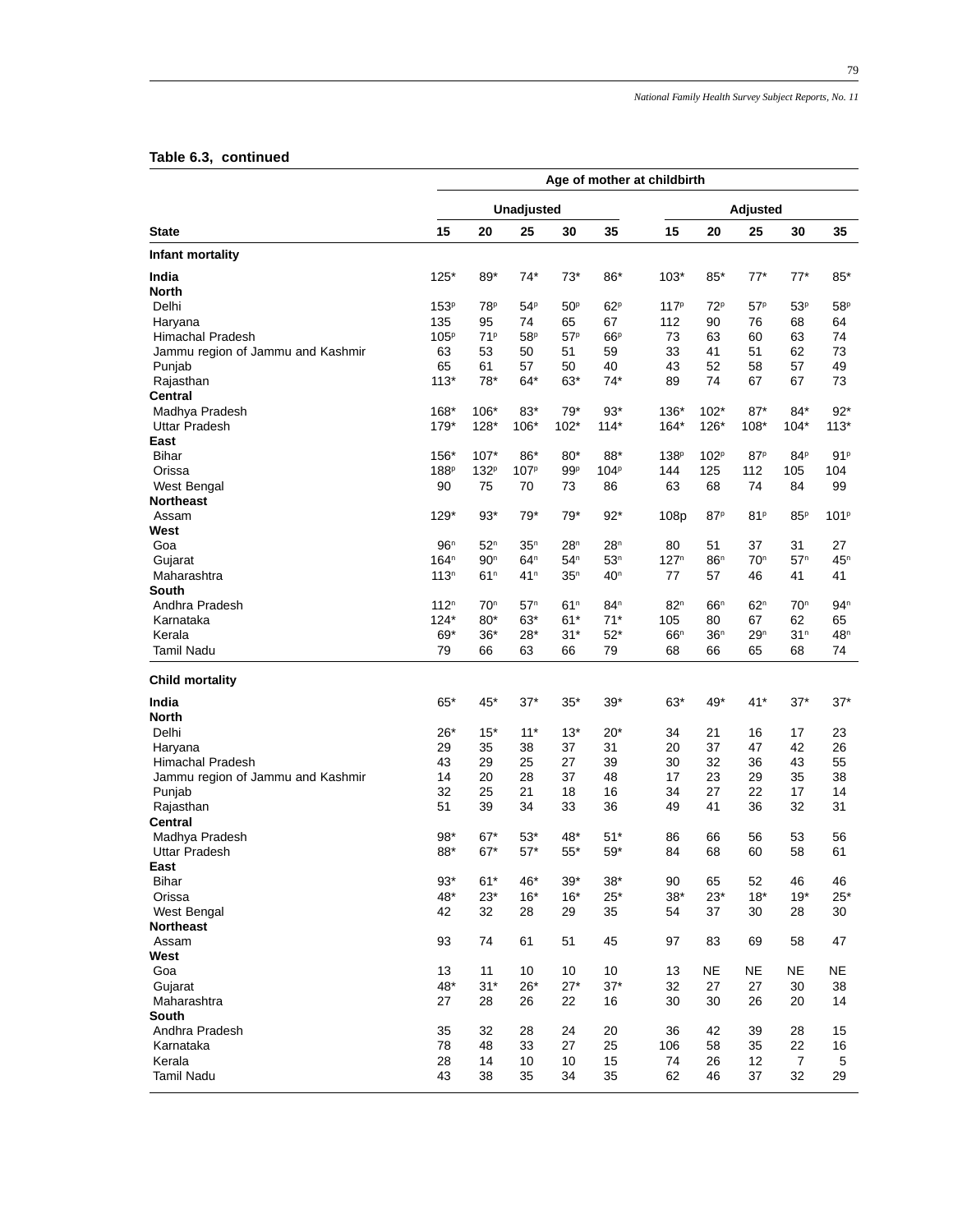**Table 6.3, continued**

| | Age of mother at childbirth | | | | | | | | | |
|---|---|---|---|---|---|---|---|---|---|---|
| | Unadjusted | | | | | Adjusted | | | | |
| State | 15 | 20 | 25 | 30 | 35 | 15 | 20 | 25 | 30 | 35 |
| **Infant mortality** | | | | | | | | | | |
| **India** | 125* | 89* | 74* | 73* | 86* | 103* | 85* | 77* | 77* | 85* |
| **North** | | | | | | | | | | |
| Delhi | 153p | 78p | 54p | 50p | 62p | 117p | 72p | 57p | 53p | 58p |
| Haryana | 135 | 95 | 74 | 65 | 67 | 112 | 90 | 76 | 68 | 64 |
| Himachal Pradesh | 105p | 71p | 58p | 57p | 66p | 73 | 63 | 60 | 63 | 74 |
| Jammu region of Jammu and Kashmir | 63 | 53 | 50 | 51 | 59 | 33 | 41 | 51 | 62 | 73 |
| Punjab | 65 | 61 | 57 | 50 | 40 | 43 | 52 | 58 | 57 | 49 |
| Rajasthan | 113* | 78* | 64* | 63* | 74* | 89 | 74 | 67 | 67 | 73 |
| **Central** | | | | | | | | | | |
| Madhya Pradesh | 168* | 106* | 83* | 79* | 93* | 136* | 102* | 87* | 84* | 92* |
| Uttar Pradesh | 179* | 128* | 106* | 102* | 114* | 164* | 126* | 108* | 104* | 113* |
| **East** | | | | | | | | | | |
| Bihar | 156* | 107* | 86* | 80* | 88* | 138p | 102p | 87p | 84p | 91p |
| Orissa | 188p | 132p | 107p | 99p | 104p | 144 | 125 | 112 | 105 | 104 |
| West Bengal | 90 | 75 | 70 | 73 | 86 | 63 | 68 | 74 | 84 | 99 |
| **Northeast** | | | | | | | | | | |
| Assam | 129* | 93* | 79* | 79* | 92* | 108p | 87p | 81p | 85p | 101p |
| **West** | | | | | | | | | | |
| Goa | 96n | 52n | 35n | 28n | 28n | 80 | 51 | 37 | 31 | 27 |
| Gujarat | 164n | 90n | 64n | 54n | 53n | 127n | 86n | 70n | 57n | 45n |
| Maharashtra | 113n | 61n | 41n | 35n | 40n | 77 | 57 | 46 | 41 | 41 |
| **South** | | | | | | | | | | |
| Andhra Pradesh | 112n | 70n | 57n | 61n | 84n | 82n | 66n | 62n | 70n | 94n |
| Karnataka | 124* | 80* | 63* | 61* | 71* | 105 | 80 | 67 | 62 | 65 |
| Kerala | 69* | 36* | 28* | 31* | 52* | 66n | 36n | 29n | 31n | 48n |
| Tamil Nadu | 79 | 66 | 63 | 66 | 79 | 68 | 66 | 65 | 68 | 74 |
| **Child mortality** | | | | | | | | | | |
| **India** | 65* | 45* | 37* | 35* | 39* | 63* | 49* | 41* | 37* | 37* |
| **North** | | | | | | | | | | |
| Delhi | 26* | 15* | 11* | 13* | 20* | 34 | 21 | 16 | 17 | 23 |
| Haryana | 29 | 35 | 38 | 37 | 31 | 20 | 37 | 47 | 42 | 26 |
| Himachal Pradesh | 43 | 29 | 25 | 27 | 39 | 30 | 32 | 36 | 43 | 55 |
| Jammu region of Jammu and Kashmir | 14 | 20 | 28 | 37 | 48 | 17 | 23 | 29 | 35 | 38 |
| Punjab | 32 | 25 | 21 | 18 | 16 | 34 | 27 | 22 | 17 | 14 |
| Rajasthan | 51 | 39 | 34 | 33 | 36 | 49 | 41 | 36 | 32 | 31 |
| **Central** | | | | | | | | | | |
| Madhya Pradesh | 98* | 67* | 53* | 48* | 51* | 86 | 66 | 56 | 53 | 56 |
| Uttar Pradesh | 88* | 67* | 57* | 55* | 59* | 84 | 68 | 60 | 58 | 61 |
| **East** | | | | | | | | | | |
| Bihar | 93* | 61* | 46* | 39* | 38* | 90 | 65 | 52 | 46 | 46 |
| Orissa | 48* | 23* | 16* | 16* | 25* | 38* | 23* | 18* | 19* | 25* |
| West Bengal | 42 | 32 | 28 | 29 | 35 | 54 | 37 | 30 | 28 | 30 |
| **Northeast** | | | | | | | | | | |
| Assam | 93 | 74 | 61 | 51 | 45 | 97 | 83 | 69 | 58 | 47 |
| **West** | | | | | | | | | | |
| Goa | 13 | 11 | 10 | 10 | 10 | 13 | NE | NE | NE | NE |
| Gujarat | 48* | 31* | 26* | 27* | 37* | 32 | 27 | 27 | 30 | 38 |
| Maharashtra | 27 | 28 | 26 | 22 | 16 | 30 | 30 | 26 | 20 | 14 |
| **South** | | | | | | | | | | |
| Andhra Pradesh | 35 | 32 | 28 | 24 | 20 | 36 | 42 | 39 | 28 | 15 |
| Karnataka | 78 | 48 | 33 | 27 | 25 | 106 | 58 | 35 | 22 | 16 |
| Kerala | 28 | 14 | 10 | 10 | 15 | 74 | 26 | 12 | 7 | 5 |
| Tamil Nadu | 43 | 38 | 35 | 34 | 35 | 62 | 46 | 37 | 32 | 29 |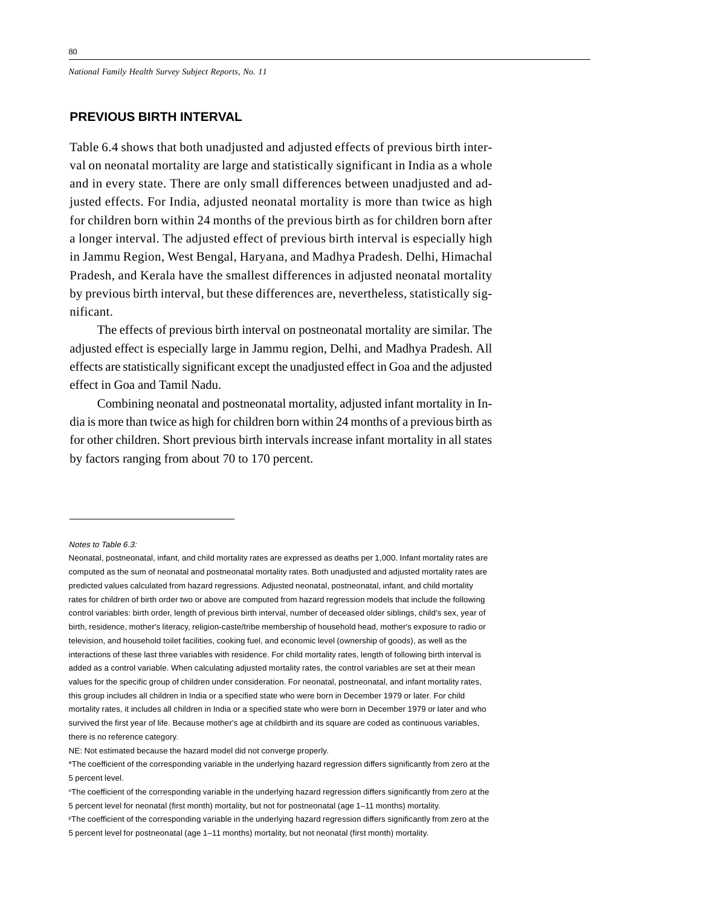## PREVIOUS BIRTH INTERVAL

Table 6.4 shows that both unadjusted and adjusted effects of previous birth interval on neonatal mortality are large and statistically significant in India as a whole and in every state. There are only small differences between unadjusted and adjusted effects. For India, adjusted neonatal mortality is more than twice as high for children born within 24 months of the previous birth as for children born after a longer interval. The adjusted effect of previous birth interval is especially high in Jammu Region, West Bengal, Haryana, and Madhya Pradesh. Delhi, Himachal Pradesh, and Kerala have the smallest differences in adjusted neonatal mortality by previous birth interval, but these differences are, nevertheless, statistically significant.

The effects of previous birth interval on postneonatal mortality are similar. The adjusted effect is especially large in Jammu region, Delhi, and Madhya Pradesh. All effects are statistically significant except the unadjusted effect in Goa and the adjusted effect in Goa and Tamil Nadu.

Combining neonatal and postneonatal mortality, adjusted infant mortality in India is more than twice as high for children born within 24 months of a previous birth as for other children. Short previous birth intervals increase infant mortality in all states by factors ranging from about 70 to 170 percent.

---

*Notes to Table 6.3:*

Neonatal, postneonatal, infant, and child mortality rates are expressed as deaths per 1,000. Infant mortality rates are computed as the sum of neonatal and postneonatal mortality rates. Both unadjusted and adjusted mortality rates are predicted values calculated from hazard regressions. Adjusted neonatal, postneonatal, infant, and child mortality rates for children of birth order two or above are computed from hazard regression models that include the following control variables: birth order, length of previous birth interval, number of deceased older siblings, child's sex, year of birth, residence, mother's literacy, religion-caste/tribe membership of household head, mother's exposure to radio or television, and household toilet facilities, cooking fuel, and economic level (ownership of goods), as well as the interactions of these last three variables with residence. For child mortality rates, length of following birth interval is added as a control variable. When calculating adjusted mortality rates, the control variables are set at their mean values for the specific group of children under consideration. For neonatal, postneonatal, and infant mortality rates, this group includes all children in India or a specified state who were born in December 1979 or later. For child mortality rates, it includes all children in India or a specified state who were born in December 1979 or later and who survived the first year of life. Because mother's age at childbirth and its square are coded as continuous variables, there is no reference category.

NE: Not estimated because the hazard model did not converge properly.

*The coefficient of the corresponding variable in the underlying hazard regression differs significantly from zero at the 5 percent level.

[n]The coefficient of the corresponding variable in the underlying hazard regression differs significantly from zero at the 5 percent level for neonatal (first month) mortality, but not for postneonatal (age 1–11 months) mortality.

[p]The coefficient of the corresponding variable in the underlying hazard regression differs significantly from zero at the 5 percent level for postneonatal (age 1–11 months) mortality, but not neonatal (first month) mortality.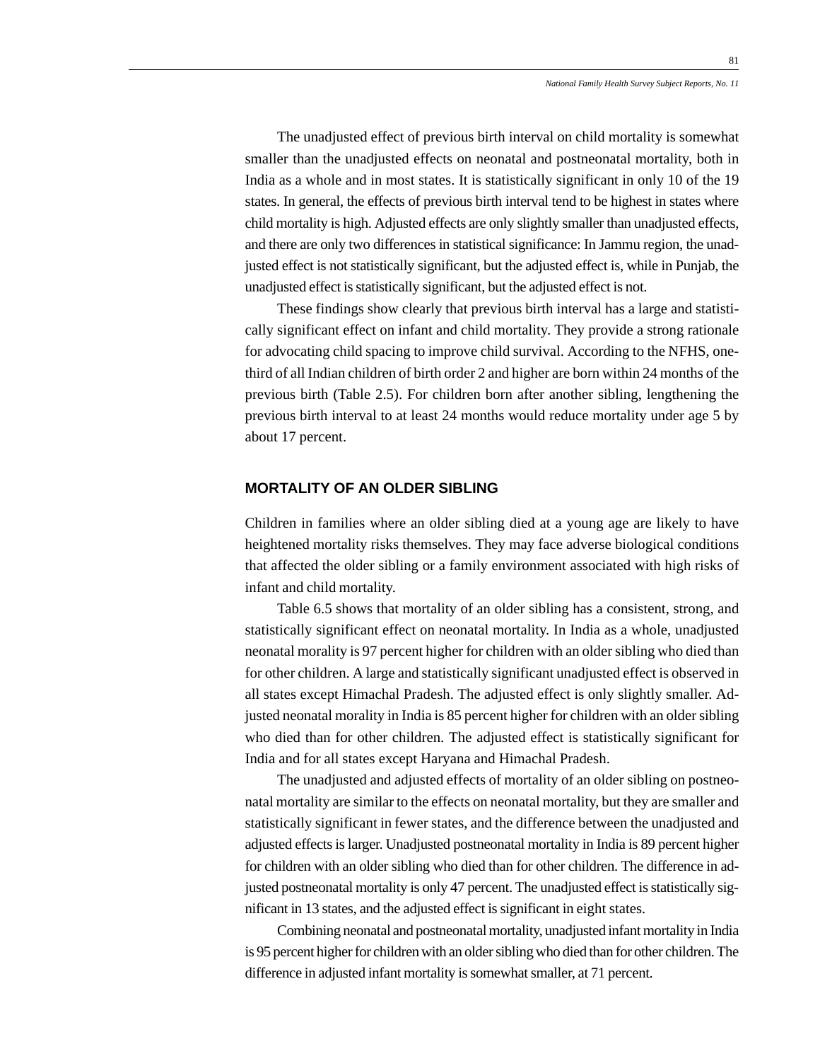The unadjusted effect of previous birth interval on child mortality is somewhat smaller than the unadjusted effects on neonatal and postneonatal mortality, both in India as a whole and in most states. It is statistically significant in only 10 of the 19 states. In general, the effects of previous birth interval tend to be highest in states where child mortality is high. Adjusted effects are only slightly smaller than unadjusted effects, and there are only two differences in statistical significance: In Jammu region, the unadjusted effect is not statistically significant, but the adjusted effect is, while in Punjab, the unadjusted effect is statistically significant, but the adjusted effect is not.

These findings show clearly that previous birth interval has a large and statistically significant effect on infant and child mortality. They provide a strong rationale for advocating child spacing to improve child survival. According to the NFHS, one-third of all Indian children of birth order 2 and higher are born within 24 months of the previous birth (Table 2.5). For children born after another sibling, lengthening the previous birth interval to at least 24 months would reduce mortality under age 5 by about 17 percent.

## MORTALITY OF AN OLDER SIBLING

Children in families where an older sibling died at a young age are likely to have heightened mortality risks themselves. They may face adverse biological conditions that affected the older sibling or a family environment associated with high risks of infant and child mortality.

Table 6.5 shows that mortality of an older sibling has a consistent, strong, and statistically significant effect on neonatal mortality. In India as a whole, unadjusted neonatal morality is 97 percent higher for children with an older sibling who died than for other children. A large and statistically significant unadjusted effect is observed in all states except Himachal Pradesh. The adjusted effect is only slightly smaller. Adjusted neonatal morality in India is 85 percent higher for children with an older sibling who died than for other children. The adjusted effect is statistically significant for India and for all states except Haryana and Himachal Pradesh.

The unadjusted and adjusted effects of mortality of an older sibling on postneonatal mortality are similar to the effects on neonatal mortality, but they are smaller and statistically significant in fewer states, and the difference between the unadjusted and adjusted effects is larger. Unadjusted postneonatal mortality in India is 89 percent higher for children with an older sibling who died than for other children. The difference in adjusted postneonatal mortality is only 47 percent. The unadjusted effect is statistically significant in 13 states, and the adjusted effect is significant in eight states.

Combining neonatal and postneonatal mortality, unadjusted infant mortality in India is 95 percent higher for children with an older sibling who died than for other children. The difference in adjusted infant mortality is somewhat smaller, at 71 percent.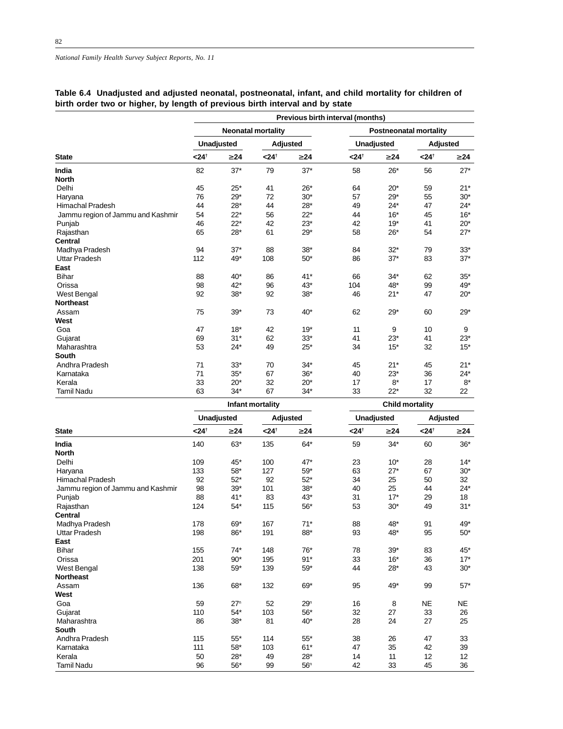*National Family Health Survey Subject Reports, No. 11*

**Table 6.4 Unadjusted and adjusted neonatal, postneonatal, infant, and child mortality for children of birth order two or higher, by length of previous birth interval and by state**

| | Previous birth interval (months) | | | | | | | |
|---|---|---|---|---|---|---|---|---|
| | Neonatal mortality | | | | Postneonatal mortality | | | |
| | Unadjusted | | Adjusted | | Unadjusted | | Adjusted | |
| State | <24† | ≥24 | <24† | ≥24 | <24† | ≥24 | <24† | ≥24 |
| **India** | 82 | 37* | 79 | 37* | 58 | 26* | 56 | 27* |
| **North** | | | | | | | | |
| Delhi | 45 | 25* | 41 | 26* | 64 | 20* | 59 | 21* |
| Haryana | 76 | 29* | 72 | 30* | 57 | 29* | 55 | 30* |
| Himachal Pradesh | 44 | 28* | 44 | 28* | 49 | 24* | 47 | 24* |
| Jammu region of Jammu and Kashmir | 54 | 22* | 56 | 22* | 44 | 16* | 45 | 16* |
| Punjab | 46 | 22* | 42 | 23* | 42 | 19* | 41 | 20* |
| Rajasthan | 65 | 28* | 61 | 29* | 58 | 26* | 54 | 27* |
| **Central** | | | | | | | | |
| Madhya Pradesh | 94 | 37* | 88 | 38* | 84 | 32* | 79 | 33* |
| Uttar Pradesh | 112 | 49* | 108 | 50* | 86 | 37* | 83 | 37* |
| **East** | | | | | | | | |
| Bihar | 88 | 40* | 86 | 41* | 66 | 34* | 62 | 35* |
| Orissa | 98 | 42* | 96 | 43* | 104 | 48* | 99 | 49* |
| West Bengal | 92 | 38* | 92 | 38* | 46 | 21* | 47 | 20* |
| **Northeast** | | | | | | | | |
| Assam | 75 | 39* | 73 | 40* | 62 | 29* | 60 | 29* |
| **West** | | | | | | | | |
| Goa | 47 | 18* | 42 | 19* | 11 | 9 | 10 | 9 |
| Gujarat | 69 | 31* | 62 | 33* | 41 | 23* | 41 | 23* |
| Maharashtra | 53 | 24* | 49 | 25* | 34 | 15* | 32 | 15* |
| **South** | | | | | | | | |
| Andhra Pradesh | 71 | 33* | 70 | 34* | 45 | 21* | 45 | 21* |
| Karnataka | 71 | 35* | 67 | 36* | 40 | 23* | 36 | 24* |
| Kerala | 33 | 20* | 32 | 20* | 17 | 8* | 17 | 8* |
| Tamil Nadu | 63 | 34* | 67 | 34* | 33 | 22* | 32 | 22 |

| | Infant mortality | | | | Child mortality | | | |
|---|---|---|---|---|---|---|---|---|
| | Unadjusted | | Adjusted | | Unadjusted | | Adjusted | |
| State | <24† | ≥24 | <24† | ≥24 | <24† | ≥24 | <24† | ≥24 |
| **India** | 140 | 63* | 135 | 64* | 59 | 34* | 60 | 36* |
| **North** | | | | | | | | |
| Delhi | 109 | 45* | 100 | 47* | 23 | 10* | 28 | 14* |
| Haryana | 133 | 58* | 127 | 59* | 63 | 27* | 67 | 30* |
| Himachal Pradesh | 92 | 52* | 92 | 52* | 34 | 25 | 50 | 32 |
| Jammu region of Jammu and Kashmir | 98 | 39* | 101 | 38* | 40 | 25 | 44 | 24* |
| Punjab | 88 | 41* | 83 | 43* | 31 | 17* | 29 | 18 |
| Rajasthan | 124 | 54* | 115 | 56* | 53 | 30* | 49 | 31* |
| **Central** | | | | | | | | |
| Madhya Pradesh | 178 | 69* | 167 | 71* | 88 | 48* | 91 | 49* |
| Uttar Pradesh | 198 | 86* | 191 | 88* | 93 | 48* | 95 | 50* |
| **East** | | | | | | | | |
| Bihar | 155 | 74* | 148 | 76* | 78 | 39* | 83 | 45* |
| Orissa | 201 | 90* | 195 | 91* | 33 | 16* | 36 | 17* |
| West Bengal | 138 | 59* | 139 | 59* | 44 | 28* | 43 | 30* |
| **Northeast** | | | | | | | | |
| Assam | 136 | 68* | 132 | 69* | 95 | 49* | 99 | 57* |
| **West** | | | | | | | | |
| Goa | 59 | 27n | 52 | 29n | 16 | 8 | NE | NE |
| Gujarat | 110 | 54* | 103 | 56* | 32 | 27 | 33 | 26 |
| Maharashtra | 86 | 38* | 81 | 40* | 28 | 24 | 27 | 25 |
| **South** | | | | | | | | |
| Andhra Pradesh | 115 | 55* | 114 | 55* | 38 | 26 | 47 | 33 |
| Karnataka | 111 | 58* | 103 | 61* | 47 | 35 | 42 | 39 |
| Kerala | 50 | 28* | 49 | 28* | 14 | 11 | 12 | 12 |
| Tamil Nadu | 96 | 56* | 99 | 56n | 42 | 33 | 45 | 36 |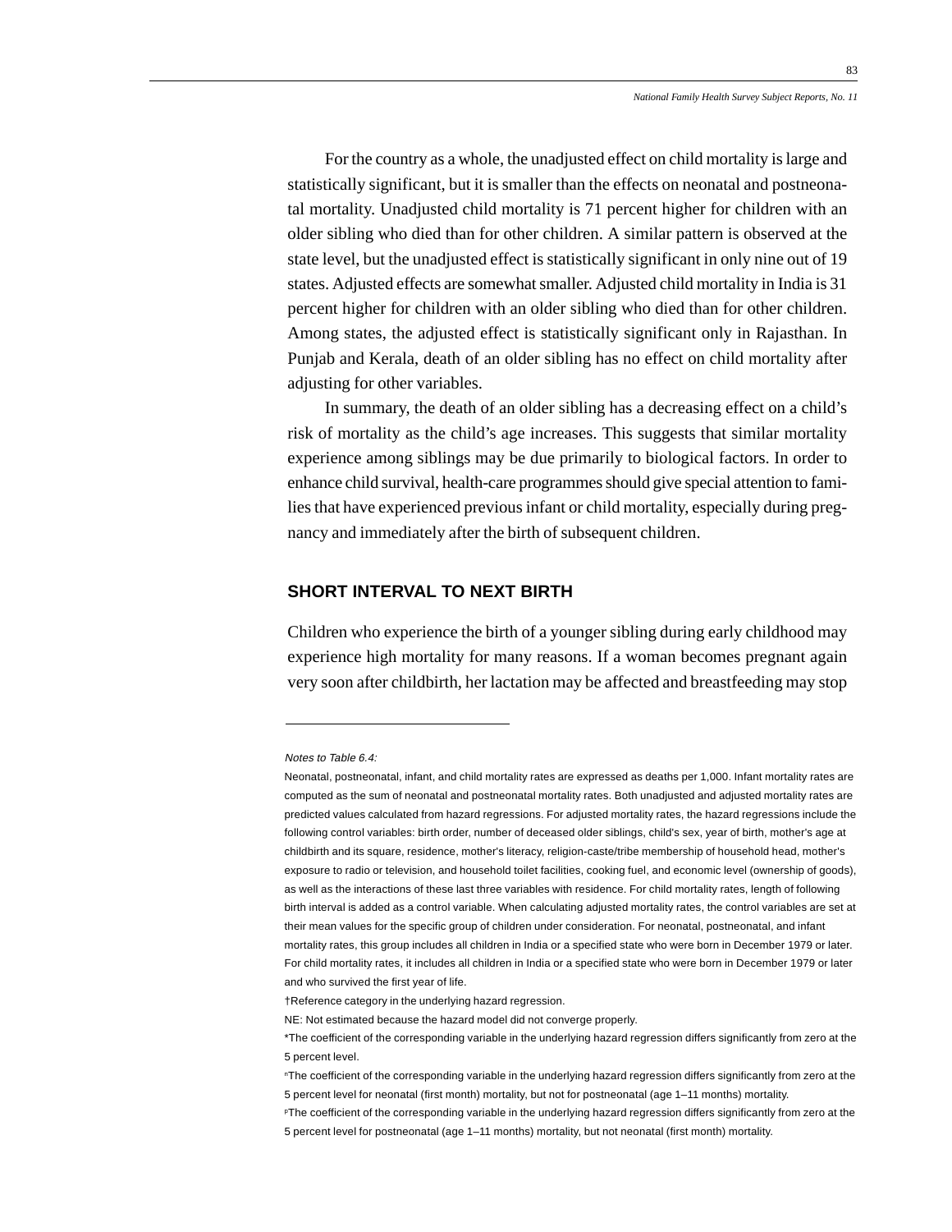For the country as a whole, the unadjusted effect on child mortality is large and statistically significant, but it is smaller than the effects on neonatal and postneonatal mortality. Unadjusted child mortality is 71 percent higher for children with an older sibling who died than for other children. A similar pattern is observed at the state level, but the unadjusted effect is statistically significant in only nine out of 19 states. Adjusted effects are somewhat smaller. Adjusted child mortality in India is 31 percent higher for children with an older sibling who died than for other children. Among states, the adjusted effect is statistically significant only in Rajasthan. In Punjab and Kerala, death of an older sibling has no effect on child mortality after adjusting for other variables.

In summary, the death of an older sibling has a decreasing effect on a child's risk of mortality as the child's age increases. This suggests that similar mortality experience among siblings may be due primarily to biological factors. In order to enhance child survival, health-care programmes should give special attention to families that have experienced previous infant or child mortality, especially during pregnancy and immediately after the birth of subsequent children.

## SHORT INTERVAL TO NEXT BIRTH

Children who experience the birth of a younger sibling during early childhood may experience high mortality for many reasons. If a woman becomes pregnant again very soon after childbirth, her lactation may be affected and breastfeeding may stop

---

*Notes to Table 6.4:*

Neonatal, postneonatal, infant, and child mortality rates are expressed as deaths per 1,000. Infant mortality rates are computed as the sum of neonatal and postneonatal mortality rates. Both unadjusted and adjusted mortality rates are predicted values calculated from hazard regressions. For adjusted mortality rates, the hazard regressions include the following control variables: birth order, number of deceased older siblings, child's sex, year of birth, mother's age at childbirth and its square, residence, mother's literacy, religion-caste/tribe membership of household head, mother's exposure to radio or television, and household toilet facilities, cooking fuel, and economic level (ownership of goods), as well as the interactions of these last three variables with residence. For child mortality rates, length of following birth interval is added as a control variable. When calculating adjusted mortality rates, the control variables are set at their mean values for the specific group of children under consideration. For neonatal, postneonatal, and infant mortality rates, this group includes all children in India or a specified state who were born in December 1979 or later. For child mortality rates, it includes all children in India or a specified state who were born in December 1979 or later and who survived the first year of life.

†Reference category in the underlying hazard regression.

NE: Not estimated because the hazard model did not converge properly.

*The coefficient of the corresponding variable in the underlying hazard regression differs significantly from zero at the 5 percent level.

[n]The coefficient of the corresponding variable in the underlying hazard regression differs significantly from zero at the 5 percent level for neonatal (first month) mortality, but not for postneonatal (age 1–11 months) mortality.

[p]The coefficient of the corresponding variable in the underlying hazard regression differs significantly from zero at the 5 percent level for postneonatal (age 1–11 months) mortality, but not neonatal (first month) mortality.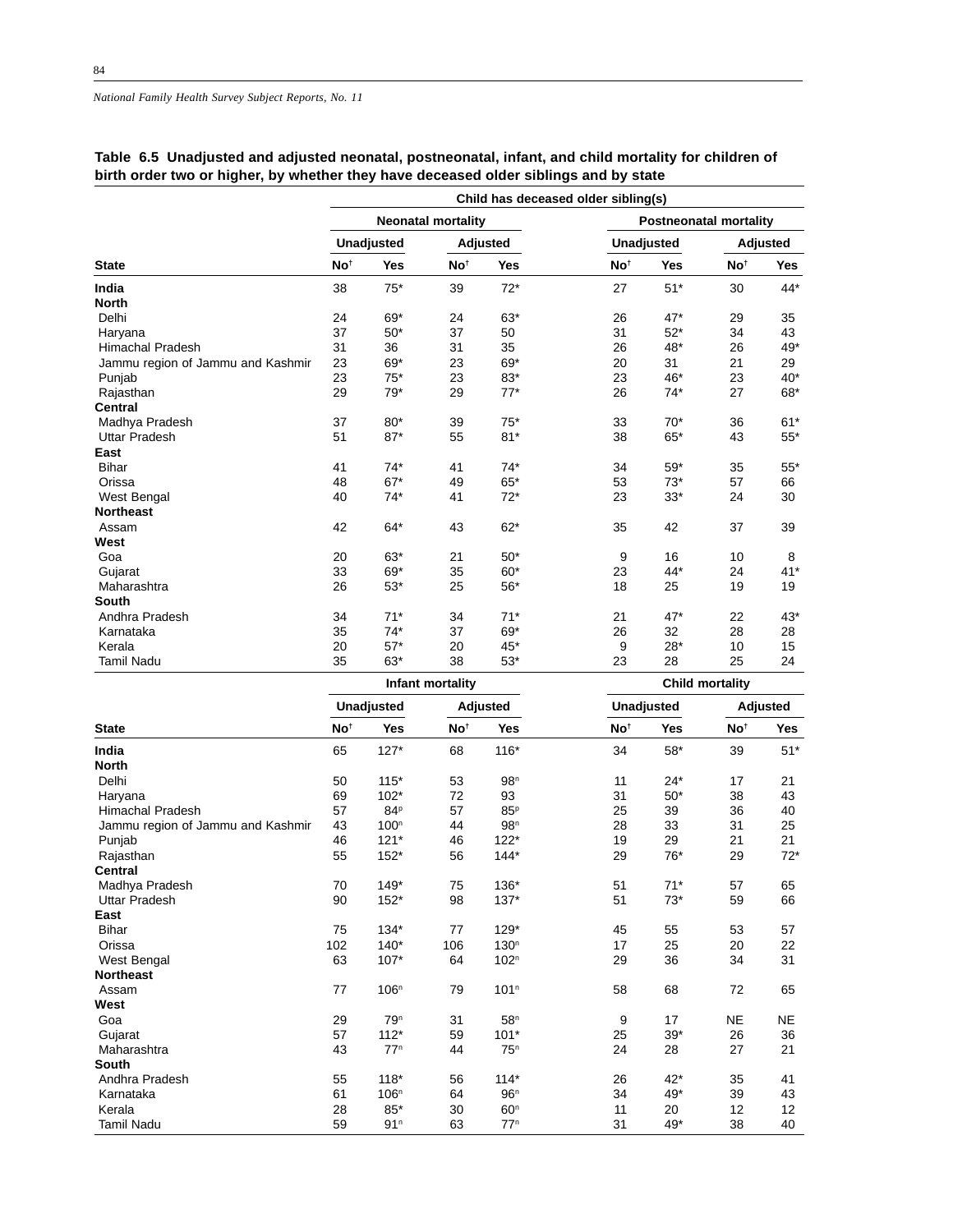**Table 6.5 Unadjusted and adjusted neonatal, postneonatal, infant, and child mortality for children of birth order two or higher, by whether they have deceased older siblings and by state**

| | Child has deceased older sibling(s) | | | | | | | |
|---|---|---|---|---|---|---|---|---|
| | Neonatal mortality | | | | Postneonatal mortality | | | |
| | Unadjusted | | Adjusted | | Unadjusted | | Adjusted | |
| State | No† | Yes | No† | Yes | No† | Yes | No† | Yes |
| **India** | 38 | 75* | 39 | 72* | 27 | 51* | 30 | 44* |
| **North** | | | | | | | | |
| Delhi | 24 | 69* | 24 | 63* | 26 | 47* | 29 | 35 |
| Haryana | 37 | 50* | 37 | 50 | 31 | 52* | 34 | 43 |
| Himachal Pradesh | 31 | 36 | 31 | 35 | 26 | 48* | 26 | 49* |
| Jammu region of Jammu and Kashmir | 23 | 69* | 23 | 69* | 20 | 31 | 21 | 29 |
| Punjab | 23 | 75* | 23 | 83* | 23 | 46* | 23 | 40* |
| Rajasthan | 29 | 79* | 29 | 77* | 26 | 74* | 27 | 68* |
| **Central** | | | | | | | | |
| Madhya Pradesh | 37 | 80* | 39 | 75* | 33 | 70* | 36 | 61* |
| Uttar Pradesh | 51 | 87* | 55 | 81* | 38 | 65* | 43 | 55* |
| **East** | | | | | | | | |
| Bihar | 41 | 74* | 41 | 74* | 34 | 59* | 35 | 55* |
| Orissa | 48 | 67* | 49 | 65* | 53 | 73* | 57 | 66 |
| West Bengal | 40 | 74* | 41 | 72* | 23 | 33* | 24 | 30 |
| **Northeast** | | | | | | | | |
| Assam | 42 | 64* | 43 | 62* | 35 | 42 | 37 | 39 |
| **West** | | | | | | | | |
| Goa | 20 | 63* | 21 | 50* | 9 | 16 | 10 | 8 |
| Gujarat | 33 | 69* | 35 | 60* | 23 | 44* | 24 | 41* |
| Maharashtra | 26 | 53* | 25 | 56* | 18 | 25 | 19 | 19 |
| **South** | | | | | | | | |
| Andhra Pradesh | 34 | 71* | 34 | 71* | 21 | 47* | 22 | 43* |
| Karnataka | 35 | 74* | 37 | 69* | 26 | 32 | 28 | 28 |
| Kerala | 20 | 57* | 20 | 45* | 9 | 28* | 10 | 15 |
| Tamil Nadu | 35 | 63* | 38 | 53* | 23 | 28 | 25 | 24 |

| | Infant mortality | | | | Child mortality | | | |
|---|---|---|---|---|---|---|---|---|
| | Unadjusted | | Adjusted | | Unadjusted | | Adjusted | |
| State | No† | Yes | No† | Yes | No† | Yes | No† | Yes |
| **India** | 65 | 127* | 68 | 116* | 34 | 58* | 39 | 51* |
| **North** | | | | | | | | |
| Delhi | 50 | 115* | 53 | 98n | 11 | 24* | 17 | 21 |
| Haryana | 69 | 102* | 72 | 93 | 31 | 50* | 38 | 43 |
| Himachal Pradesh | 57 | 84p | 57 | 85p | 25 | 39 | 36 | 40 |
| Jammu region of Jammu and Kashmir | 43 | 100n | 44 | 98n | 28 | 33 | 31 | 25 |
| Punjab | 46 | 121* | 46 | 122* | 19 | 29 | 21 | 21 |
| Rajasthan | 55 | 152* | 56 | 144* | 29 | 76* | 29 | 72* |
| **Central** | | | | | | | | |
| Madhya Pradesh | 70 | 149* | 75 | 136* | 51 | 71* | 57 | 65 |
| Uttar Pradesh | 90 | 152* | 98 | 137* | 51 | 73* | 59 | 66 |
| **East** | | | | | | | | |
| Bihar | 75 | 134* | 77 | 129* | 45 | 55 | 53 | 57 |
| Orissa | 102 | 140* | 106 | 130n | 17 | 25 | 20 | 22 |
| West Bengal | 63 | 107* | 64 | 102n | 29 | 36 | 34 | 31 |
| **Northeast** | | | | | | | | |
| Assam | 77 | 106n | 79 | 101n | 58 | 68 | 72 | 65 |
| **West** | | | | | | | | |
| Goa | 29 | 79n | 31 | 58n | 9 | 17 | NE | NE |
| Gujarat | 57 | 112* | 59 | 101* | 25 | 39* | 26 | 36 |
| Maharashtra | 43 | 77n | 44 | 75n | 24 | 28 | 27 | 21 |
| **South** | | | | | | | | |
| Andhra Pradesh | 55 | 118* | 56 | 114* | 26 | 42* | 35 | 41 |
| Karnataka | 61 | 106n | 64 | 96n | 34 | 49* | 39 | 43 |
| Kerala | 28 | 85* | 30 | 60n | 11 | 20 | 12 | 12 |
| Tamil Nadu | 59 | 91n | 63 | 77n | 31 | 49* | 38 | 40 |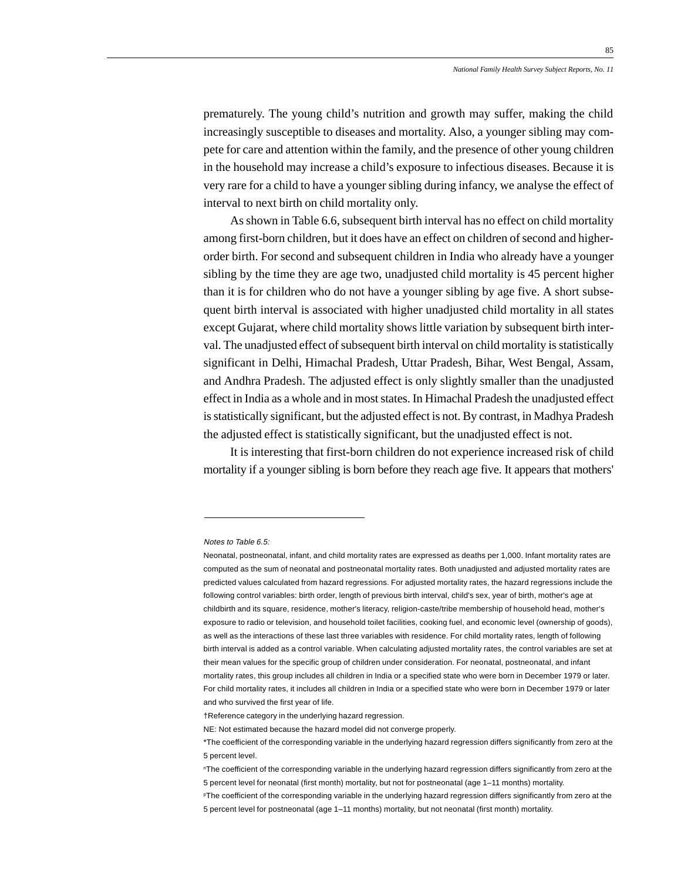prematurely. The young child's nutrition and growth may suffer, making the child increasingly susceptible to diseases and mortality. Also, a younger sibling may compete for care and attention within the family, and the presence of other young children in the household may increase a child's exposure to infectious diseases. Because it is very rare for a child to have a younger sibling during infancy, we analyse the effect of interval to next birth on child mortality only.

As shown in Table 6.6, subsequent birth interval has no effect on child mortality among first-born children, but it does have an effect on children of second and higher-order birth. For second and subsequent children in India who already have a younger sibling by the time they are age two, unadjusted child mortality is 45 percent higher than it is for children who do not have a younger sibling by age five. A short subsequent birth interval is associated with higher unadjusted child mortality in all states except Gujarat, where child mortality shows little variation by subsequent birth interval. The unadjusted effect of subsequent birth interval on child mortality is statistically significant in Delhi, Himachal Pradesh, Uttar Pradesh, Bihar, West Bengal, Assam, and Andhra Pradesh. The adjusted effect is only slightly smaller than the unadjusted effect in India as a whole and in most states. In Himachal Pradesh the unadjusted effect is statistically significant, but the adjusted effect is not. By contrast, in Madhya Pradesh the adjusted effect is statistically significant, but the unadjusted effect is not.

It is interesting that first-born children do not experience increased risk of child mortality if a younger sibling is born before they reach age five. It appears that mothers'

---

*Notes to Table 6.5:*

Neonatal, postneonatal, infant, and child mortality rates are expressed as deaths per 1,000. Infant mortality rates are computed as the sum of neonatal and postneonatal mortality rates. Both unadjusted and adjusted mortality rates are predicted values calculated from hazard regressions. For adjusted mortality rates, the hazard regressions include the following control variables: birth order, length of previous birth interval, child's sex, year of birth, mother's age at childbirth and its square, residence, mother's literacy, religion-caste/tribe membership of household head, mother's exposure to radio or television, and household toilet facilities, cooking fuel, and economic level (ownership of goods), as well as the interactions of these last three variables with residence. For child mortality rates, length of following birth interval is added as a control variable. When calculating adjusted mortality rates, the control variables are set at their mean values for the specific group of children under consideration. For neonatal, postneonatal, and infant mortality rates, this group includes all children in India or a specified state who were born in December 1979 or later. For child mortality rates, it includes all children in India or a specified state who were born in December 1979 or later and who survived the first year of life.

†Reference category in the underlying hazard regression.

NE: Not estimated because the hazard model did not converge properly.

*The coefficient of the corresponding variable in the underlying hazard regression differs significantly from zero at the 5 percent level.

[n]The coefficient of the corresponding variable in the underlying hazard regression differs significantly from zero at the 5 percent level for neonatal (first month) mortality, but not for postneonatal (age 1–11 months) mortality.

[p]The coefficient of the corresponding variable in the underlying hazard regression differs significantly from zero at the 5 percent level for postneonatal (age 1–11 months) mortality, but not neonatal (first month) mortality.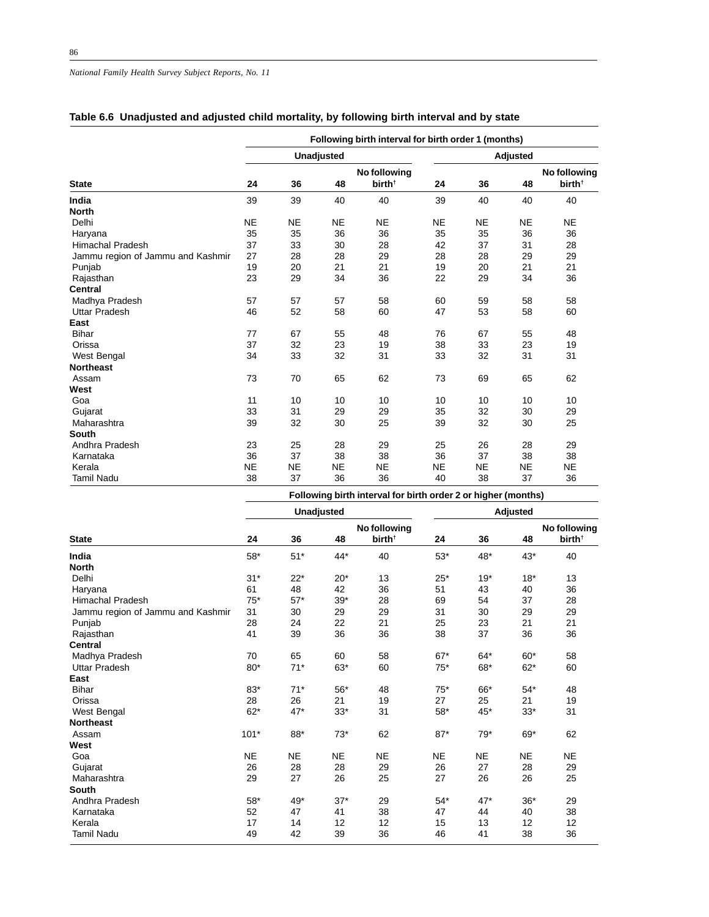## Table 6.6 Unadjusted and adjusted child mortality, by following birth interval and by state

| State | Following birth interval for birth order 1 (months) | | | | | | | |
|---|---|---|---|---|---|---|---|---|
| | Unadjusted | | | | Adjusted | | | |
| | 24 | 36 | 48 | No following birth† | 24 | 36 | 48 | No following birth† |
| **India** | 39 | 39 | 40 | 40 | 39 | 40 | 40 | 40 |
| **North** | | | | | | | | |
| Delhi | NE | NE | NE | NE | NE | NE | NE | NE |
| Haryana | 35 | 35 | 36 | 36 | 35 | 35 | 36 | 36 |
| Himachal Pradesh | 37 | 33 | 30 | 28 | 42 | 37 | 31 | 28 |
| Jammu region of Jammu and Kashmir | 27 | 28 | 28 | 29 | 28 | 28 | 29 | 29 |
| Punjab | 19 | 20 | 21 | 21 | 19 | 20 | 21 | 21 |
| Rajasthan | 23 | 29 | 34 | 36 | 22 | 29 | 34 | 36 |
| **Central** | | | | | | | | |
| Madhya Pradesh | 57 | 57 | 57 | 58 | 60 | 59 | 58 | 58 |
| Uttar Pradesh | 46 | 52 | 58 | 60 | 47 | 53 | 58 | 60 |
| **East** | | | | | | | | |
| Bihar | 77 | 67 | 55 | 48 | 76 | 67 | 55 | 48 |
| Orissa | 37 | 32 | 23 | 19 | 38 | 33 | 23 | 19 |
| West Bengal | 34 | 33 | 32 | 31 | 33 | 32 | 31 | 31 |
| **Northeast** | | | | | | | | |
| Assam | 73 | 70 | 65 | 62 | 73 | 69 | 65 | 62 |
| **West** | | | | | | | | |
| Goa | 11 | 10 | 10 | 10 | 10 | 10 | 10 | 10 |
| Gujarat | 33 | 31 | 29 | 29 | 35 | 32 | 30 | 29 |
| Maharashtra | 39 | 32 | 30 | 25 | 39 | 32 | 30 | 25 |
| **South** | | | | | | | | |
| Andhra Pradesh | 23 | 25 | 28 | 29 | 25 | 26 | 28 | 29 |
| Karnataka | 36 | 37 | 38 | 38 | 36 | 37 | 38 | 38 |
| Kerala | NE | NE | NE | NE | NE | NE | NE | NE |
| Tamil Nadu | 38 | 37 | 36 | 36 | 40 | 38 | 37 | 36 |

| State | Following birth interval for birth order 2 or higher (months) | | | | | | | |
|---|---|---|---|---|---|---|---|---|
| | Unadjusted | | | | Adjusted | | | |
| | 24 | 36 | 48 | No following birth† | 24 | 36 | 48 | No following birth† |
| **India** | 58* | 51* | 44* | 40 | 53* | 48* | 43* | 40 |
| **North** | | | | | | | | |
| Delhi | 31* | 22* | 20* | 13 | 25* | 19* | 18* | 13 |
| Haryana | 61 | 48 | 42 | 36 | 51 | 43 | 40 | 36 |
| Himachal Pradesh | 75* | 57* | 39* | 28 | 69 | 54 | 37 | 28 |
| Jammu region of Jammu and Kashmir | 31 | 30 | 29 | 29 | 31 | 30 | 29 | 29 |
| Punjab | 28 | 24 | 22 | 21 | 25 | 23 | 21 | 21 |
| Rajasthan | 41 | 39 | 36 | 36 | 38 | 37 | 36 | 36 |
| **Central** | | | | | | | | |
| Madhya Pradesh | 70 | 65 | 60 | 58 | 67* | 64* | 60* | 58 |
| Uttar Pradesh | 80* | 71* | 63* | 60 | 75* | 68* | 62* | 60 |
| **East** | | | | | | | | |
| Bihar | 83* | 71* | 56* | 48 | 75* | 66* | 54* | 48 |
| Orissa | 28 | 26 | 21 | 19 | 27 | 25 | 21 | 19 |
| West Bengal | 62* | 47* | 33* | 31 | 58* | 45* | 33* | 31 |
| **Northeast** | | | | | | | | |
| Assam | 101* | 88* | 73* | 62 | 87* | 79* | 69* | 62 |
| **West** | | | | | | | | |
| Goa | NE | NE | NE | NE | NE | NE | NE | NE |
| Gujarat | 26 | 28 | 28 | 29 | 26 | 27 | 28 | 29 |
| Maharashtra | 29 | 27 | 26 | 25 | 27 | 26 | 26 | 25 |
| **South** | | | | | | | | |
| Andhra Pradesh | 58* | 49* | 37* | 29 | 54* | 47* | 36* | 29 |
| Karnataka | 52 | 47 | 41 | 38 | 47 | 44 | 40 | 38 |
| Kerala | 17 | 14 | 12 | 12 | 15 | 13 | 12 | 12 |
| Tamil Nadu | 49 | 42 | 39 | 36 | 46 | 41 | 38 | 36 |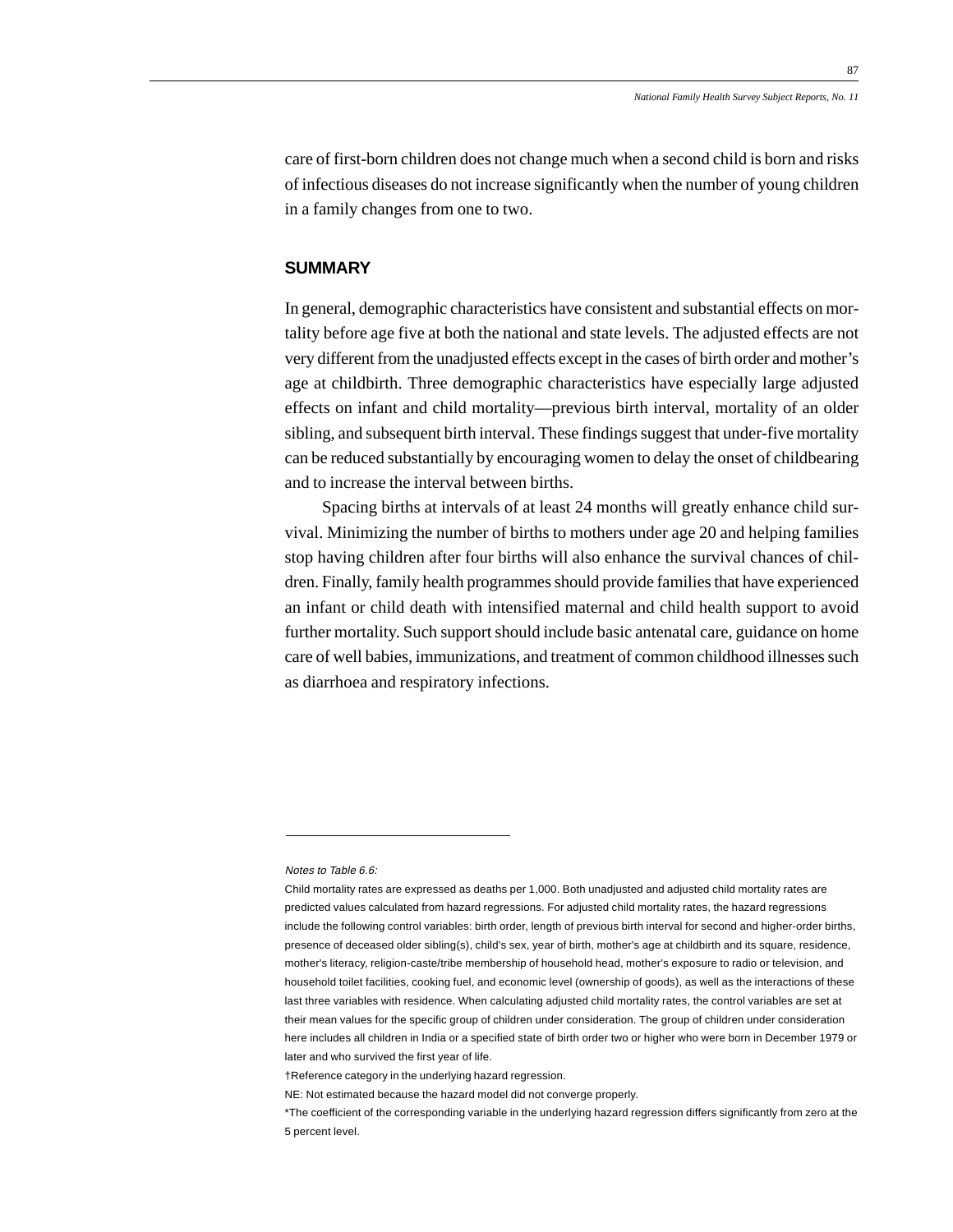care of first-born children does not change much when a second child is born and risks of infectious diseases do not increase significantly when the number of young children in a family changes from one to two.

## SUMMARY

In general, demographic characteristics have consistent and substantial effects on mortality before age five at both the national and state levels. The adjusted effects are not very different from the unadjusted effects except in the cases of birth order and mother's age at childbirth. Three demographic characteristics have especially large adjusted effects on infant and child mortality—previous birth interval, mortality of an older sibling, and subsequent birth interval. These findings suggest that under-five mortality can be reduced substantially by encouraging women to delay the onset of childbearing and to increase the interval between births.

Spacing births at intervals of at least 24 months will greatly enhance child survival. Minimizing the number of births to mothers under age 20 and helping families stop having children after four births will also enhance the survival chances of children. Finally, family health programmes should provide families that have experienced an infant or child death with intensified maternal and child health support to avoid further mortality. Such support should include basic antenatal care, guidance on home care of well babies, immunizations, and treatment of common childhood illnesses such as diarrhoea and respiratory infections.

---

*Notes to Table 6.6:*

Child mortality rates are expressed as deaths per 1,000. Both unadjusted and adjusted child mortality rates are predicted values calculated from hazard regressions. For adjusted child mortality rates, the hazard regressions include the following control variables: birth order, length of previous birth interval for second and higher-order births, presence of deceased older sibling(s), child's sex, year of birth, mother's age at childbirth and its square, residence, mother's literacy, religion-caste/tribe membership of household head, mother's exposure to radio or television, and household toilet facilities, cooking fuel, and economic level (ownership of goods), as well as the interactions of these last three variables with residence. When calculating adjusted child mortality rates, the control variables are set at their mean values for the specific group of children under consideration. The group of children under consideration here includes all children in India or a specified state of birth order two or higher who were born in December 1979 or later and who survived the first year of life.

†Reference category in the underlying hazard regression.

NE: Not estimated because the hazard model did not converge properly.

*The coefficient of the corresponding variable in the underlying hazard regression differs significantly from zero at the 5 percent level.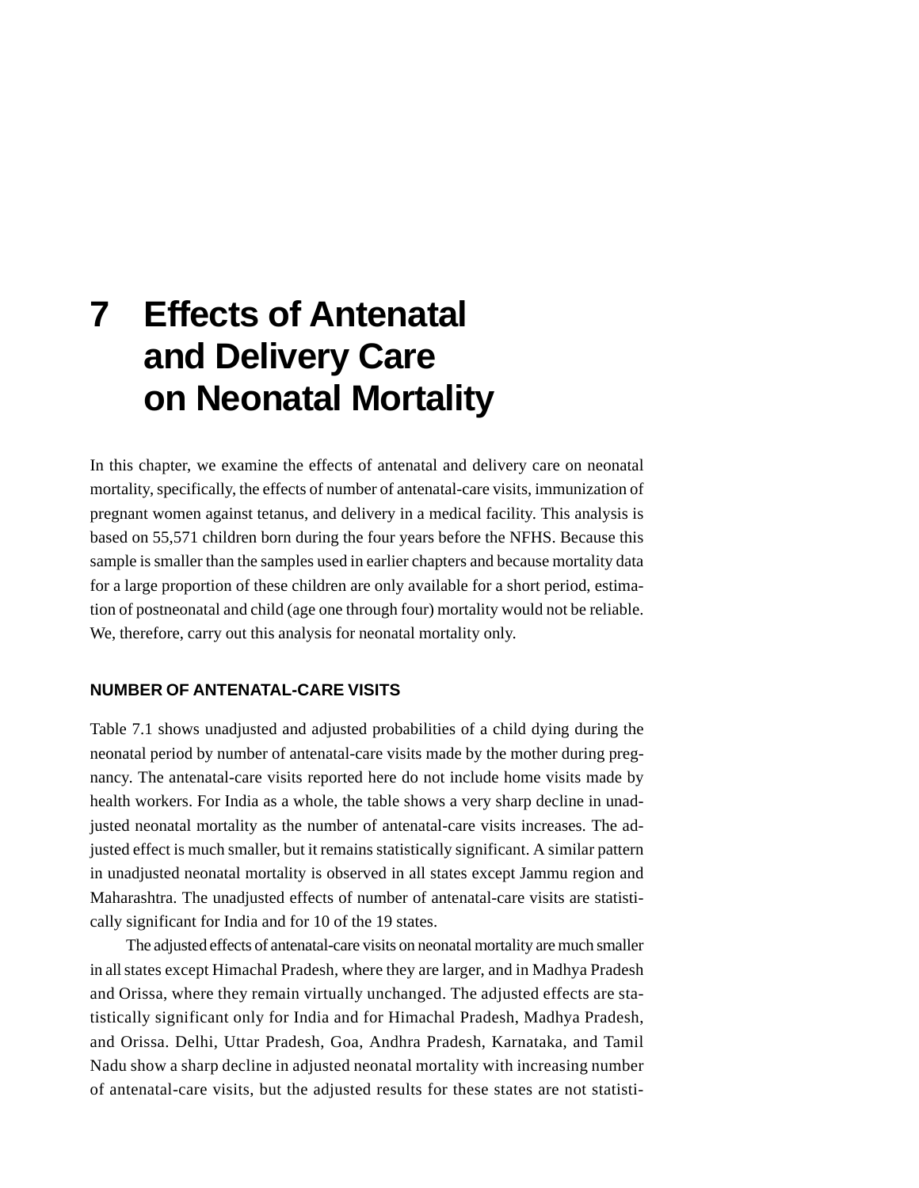# 7 Effects of Antenatal and Delivery Care on Neonatal Mortality

In this chapter, we examine the effects of antenatal and delivery care on neonatal mortality, specifically, the effects of number of antenatal-care visits, immunization of pregnant women against tetanus, and delivery in a medical facility. This analysis is based on 55,571 children born during the four years before the NFHS. Because this sample is smaller than the samples used in earlier chapters and because mortality data for a large proportion of these children are only available for a short period, estimation of postneonatal and child (age one through four) mortality would not be reliable. We, therefore, carry out this analysis for neonatal mortality only.

## NUMBER OF ANTENATAL-CARE VISITS

Table 7.1 shows unadjusted and adjusted probabilities of a child dying during the neonatal period by number of antenatal-care visits made by the mother during pregnancy. The antenatal-care visits reported here do not include home visits made by health workers. For India as a whole, the table shows a very sharp decline in unadjusted neonatal mortality as the number of antenatal-care visits increases. The adjusted effect is much smaller, but it remains statistically significant. A similar pattern in unadjusted neonatal mortality is observed in all states except Jammu region and Maharashtra. The unadjusted effects of number of antenatal-care visits are statistically significant for India and for 10 of the 19 states.

The adjusted effects of antenatal-care visits on neonatal mortality are much smaller in all states except Himachal Pradesh, where they are larger, and in Madhya Pradesh and Orissa, where they remain virtually unchanged. The adjusted effects are statistically significant only for India and for Himachal Pradesh, Madhya Pradesh, and Orissa. Delhi, Uttar Pradesh, Goa, Andhra Pradesh, Karnataka, and Tamil Nadu show a sharp decline in adjusted neonatal mortality with increasing number of antenatal-care visits, but the adjusted results for these states are not statisti-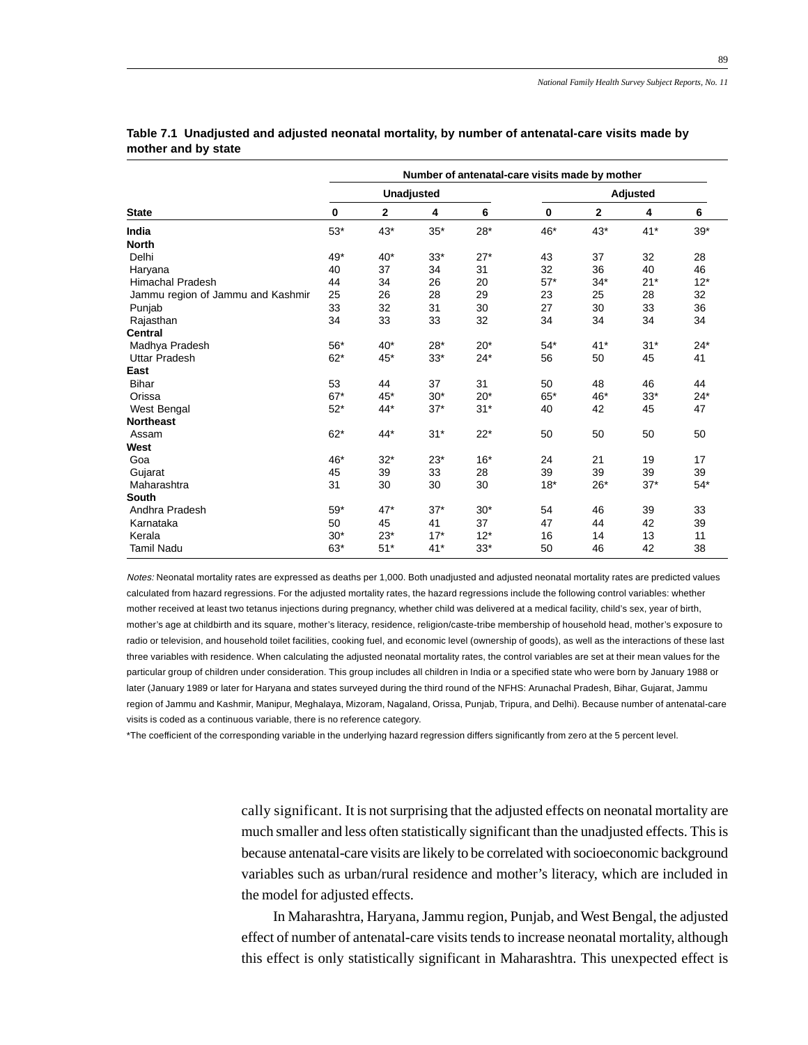**Table 7.1 Unadjusted and adjusted neonatal mortality, by number of antenatal-care visits made by mother and by state**

| State | Number of antenatal-care visits made by mother | | | | | | | |
|---|---|---|---|---|---|---|---|---|
| | Unadjusted | | | | Adjusted | | | |
| | 0 | 2 | 4 | 6 | 0 | 2 | 4 | 6 |
| **India** | 53* | 43* | 35* | 28* | 46* | 43* | 41* | 39* |
| **North** | | | | | | | | |
| Delhi | 49* | 40* | 33* | 27* | 43 | 37 | 32 | 28 |
| Haryana | 40 | 37 | 34 | 31 | 32 | 36 | 40 | 46 |
| Himachal Pradesh | 44 | 34 | 26 | 20 | 57* | 34* | 21* | 12* |
| Jammu region of Jammu and Kashmir | 25 | 26 | 28 | 29 | 23 | 25 | 28 | 32 |
| Punjab | 33 | 32 | 31 | 30 | 27 | 30 | 33 | 36 |
| Rajasthan | 34 | 33 | 33 | 32 | 34 | 34 | 34 | 34 |
| **Central** | | | | | | | | |
| Madhya Pradesh | 56* | 40* | 28* | 20* | 54* | 41* | 31* | 24* |
| Uttar Pradesh | 62* | 45* | 33* | 24* | 56 | 50 | 45 | 41 |
| **East** | | | | | | | | |
| Bihar | 53 | 44 | 37 | 31 | 50 | 48 | 46 | 44 |
| Orissa | 67* | 45* | 30* | 20* | 65* | 46* | 33* | 24* |
| West Bengal | 52* | 44* | 37* | 31* | 40 | 42 | 45 | 47 |
| **Northeast** | | | | | | | | |
| Assam | 62* | 44* | 31* | 22* | 50 | 50 | 50 | 50 |
| **West** | | | | | | | | |
| Goa | 46* | 32* | 23* | 16* | 24 | 21 | 19 | 17 |
| Gujarat | 45 | 39 | 33 | 28 | 39 | 39 | 39 | 39 |
| Maharashtra | 31 | 30 | 30 | 30 | 18* | 26* | 37* | 54* |
| **South** | | | | | | | | |
| Andhra Pradesh | 59* | 47* | 37* | 30* | 54 | 46 | 39 | 33 |
| Karnataka | 50 | 45 | 41 | 37 | 47 | 44 | 42 | 39 |
| Kerala | 30* | 23* | 17* | 12* | 16 | 14 | 13 | 11 |
| Tamil Nadu | 63* | 51* | 41* | 33* | 50 | 46 | 42 | 38 |

*Notes:* Neonatal mortality rates are expressed as deaths per 1,000. Both unadjusted and adjusted neonatal mortality rates are predicted values calculated from hazard regressions. For the adjusted mortality rates, the hazard regressions include the following control variables: whether mother received at least two tetanus injections during pregnancy, whether child was delivered at a medical facility, child's sex, year of birth, mother's age at childbirth and its square, mother's literacy, residence, religion/caste-tribe membership of household head, mother's exposure to radio or television, and household toilet facilities, cooking fuel, and economic level (ownership of goods), as well as the interactions of these last three variables with residence. When calculating the adjusted neonatal mortality rates, the control variables are set at their mean values for the particular group of children under consideration. This group includes all children in India or a specified state who were born by January 1988 or later (January 1989 or later for Haryana and states surveyed during the third round of the NFHS: Arunachal Pradesh, Bihar, Gujarat, Jammu region of Jammu and Kashmir, Manipur, Meghalaya, Mizoram, Nagaland, Orissa, Punjab, Tripura, and Delhi). Because number of antenatal-care visits is coded as a continuous variable, there is no reference category.

*The coefficient of the corresponding variable in the underlying hazard regression differs significantly from zero at the 5 percent level.

cally significant. It is not surprising that the adjusted effects on neonatal mortality are much smaller and less often statistically significant than the unadjusted effects. This is because antenatal-care visits are likely to be correlated with socioeconomic background variables such as urban/rural residence and mother's literacy, which are included in the model for adjusted effects.

In Maharashtra, Haryana, Jammu region, Punjab, and West Bengal, the adjusted effect of number of antenatal-care visits tends to increase neonatal mortality, although this effect is only statistically significant in Maharashtra. This unexpected effect is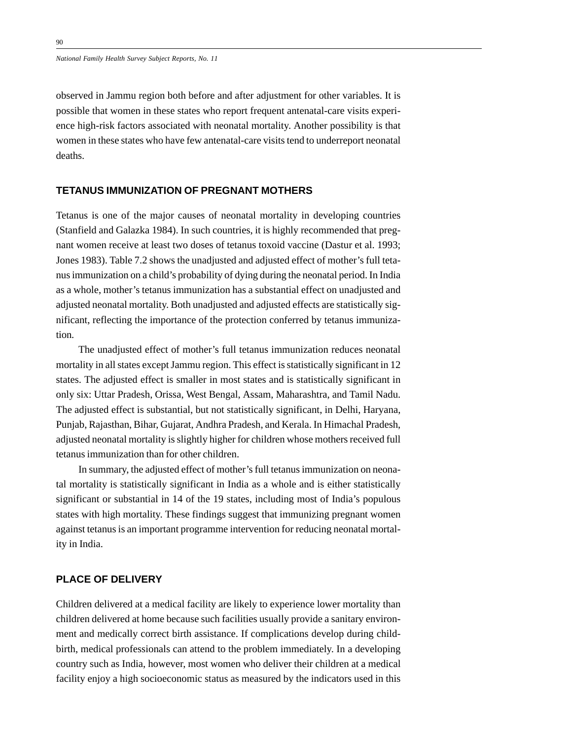observed in Jammu region both before and after adjustment for other variables. It is possible that women in these states who report frequent antenatal-care visits experience high-risk factors associated with neonatal mortality. Another possibility is that women in these states who have few antenatal-care visits tend to underreport neonatal deaths.

## TETANUS IMMUNIZATION OF PREGNANT MOTHERS

Tetanus is one of the major causes of neonatal mortality in developing countries (Stanfield and Galazka 1984). In such countries, it is highly recommended that pregnant women receive at least two doses of tetanus toxoid vaccine (Dastur et al. 1993; Jones 1983). Table 7.2 shows the unadjusted and adjusted effect of mother's full tetanus immunization on a child's probability of dying during the neonatal period. In India as a whole, mother's tetanus immunization has a substantial effect on unadjusted and adjusted neonatal mortality. Both unadjusted and adjusted effects are statistically significant, reflecting the importance of the protection conferred by tetanus immunization.

The unadjusted effect of mother's full tetanus immunization reduces neonatal mortality in all states except Jammu region. This effect is statistically significant in 12 states. The adjusted effect is smaller in most states and is statistically significant in only six: Uttar Pradesh, Orissa, West Bengal, Assam, Maharashtra, and Tamil Nadu. The adjusted effect is substantial, but not statistically significant, in Delhi, Haryana, Punjab, Rajasthan, Bihar, Gujarat, Andhra Pradesh, and Kerala. In Himachal Pradesh, adjusted neonatal mortality is slightly higher for children whose mothers received full tetanus immunization than for other children.

In summary, the adjusted effect of mother's full tetanus immunization on neonatal mortality is statistically significant in India as a whole and is either statistically significant or substantial in 14 of the 19 states, including most of India's populous states with high mortality. These findings suggest that immunizing pregnant women against tetanus is an important programme intervention for reducing neonatal mortality in India.

## PLACE OF DELIVERY

Children delivered at a medical facility are likely to experience lower mortality than children delivered at home because such facilities usually provide a sanitary environment and medically correct birth assistance. If complications develop during childbirth, medical professionals can attend to the problem immediately. In a developing country such as India, however, most women who deliver their children at a medical facility enjoy a high socioeconomic status as measured by the indicators used in this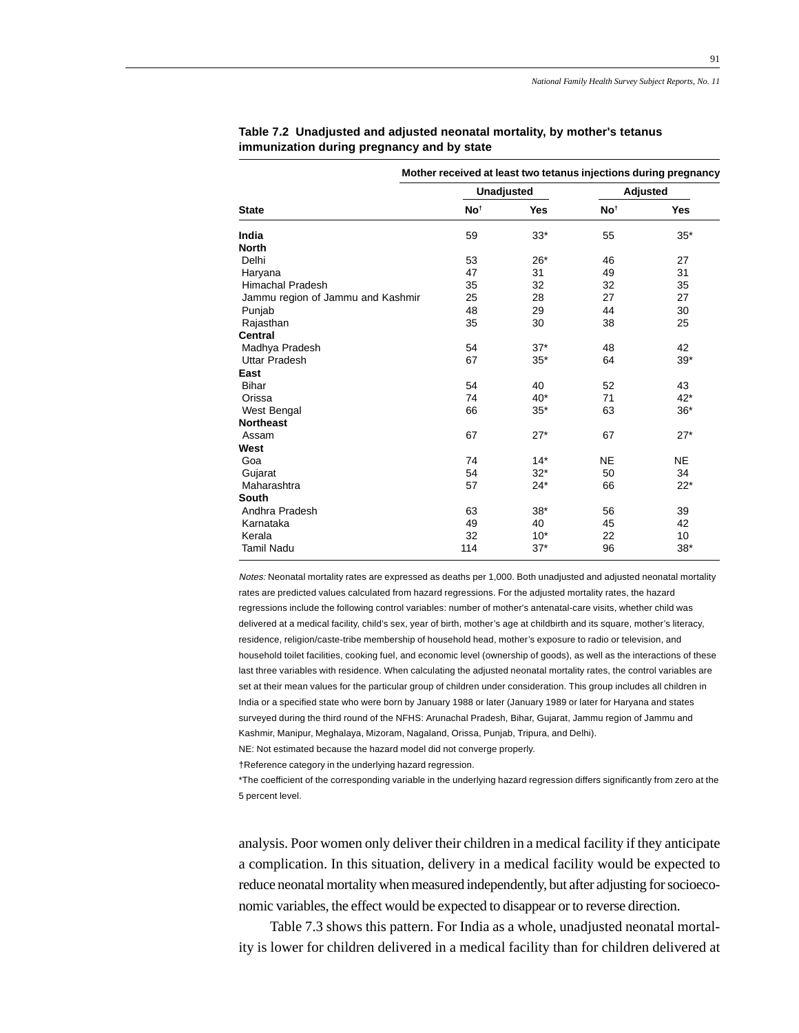**Table 7.2 Unadjusted and adjusted neonatal mortality, by mother's tetanus immunization during pregnancy and by state**

| | Mother received at least two tetanus injections during pregnancy | | | |
|---|---|---|---|---|
| | Unadjusted | | Adjusted | |
| State | No† | Yes | No† | Yes |
| **India** | 59 | 33* | 55 | 35* |
| **North** | | | | |
| Delhi | 53 | 26* | 46 | 27 |
| Haryana | 47 | 31 | 49 | 31 |
| Himachal Pradesh | 35 | 32 | 32 | 35 |
| Jammu region of Jammu and Kashmir | 25 | 28 | 27 | 27 |
| Punjab | 48 | 29 | 44 | 30 |
| Rajasthan | 35 | 30 | 38 | 25 |
| **Central** | | | | |
| Madhya Pradesh | 54 | 37* | 48 | 42 |
| Uttar Pradesh | 67 | 35* | 64 | 39* |
| **East** | | | | |
| Bihar | 54 | 40 | 52 | 43 |
| Orissa | 74 | 40* | 71 | 42* |
| West Bengal | 66 | 35* | 63 | 36* |
| **Northeast** | | | | |
| Assam | 67 | 27* | 67 | 27* |
| **West** | | | | |
| Goa | 74 | 14* | NE | NE |
| Gujarat | 54 | 32* | 50 | 34 |
| Maharashtra | 57 | 24* | 66 | 22* |
| **South** | | | | |
| Andhra Pradesh | 63 | 38* | 56 | 39 |
| Karnataka | 49 | 40 | 45 | 42 |
| Kerala | 32 | 10* | 22 | 10 |
| Tamil Nadu | 114 | 37* | 96 | 38* |

*Notes:* Neonatal mortality rates are expressed as deaths per 1,000. Both unadjusted and adjusted neonatal mortality rates are predicted values calculated from hazard regressions. For the adjusted mortality rates, the hazard regressions include the following control variables: number of mother's antenatal-care visits, whether child was delivered at a medical facility, child's sex, year of birth, mother's age at childbirth and its square, mother's literacy, residence, religion/caste-tribe membership of household head, mother's exposure to radio or television, and household toilet facilities, cooking fuel, and economic level (ownership of goods), as well as the interactions of these last three variables with residence. When calculating the adjusted neonatal mortality rates, the control variables are set at their mean values for the particular group of children under consideration. This group includes all children in India or a specified state who were born by January 1988 or later (January 1989 or later for Haryana and states surveyed during the third round of the NFHS: Arunachal Pradesh, Bihar, Gujarat, Jammu region of Jammu and Kashmir, Manipur, Meghalaya, Mizoram, Nagaland, Orissa, Punjab, Tripura, and Delhi).

NE: Not estimated because the hazard model did not converge properly.

†Reference category in the underlying hazard regression.

*The coefficient of the corresponding variable in the underlying hazard regression differs significantly from zero at the 5 percent level.

analysis. Poor women only deliver their children in a medical facility if they anticipate a complication. In this situation, delivery in a medical facility would be expected to reduce neonatal mortality when measured independently, but after adjusting for socioeconomic variables, the effect would be expected to disappear or to reverse direction.

Table 7.3 shows this pattern. For India as a whole, unadjusted neonatal mortality is lower for children delivered in a medical facility than for children delivered at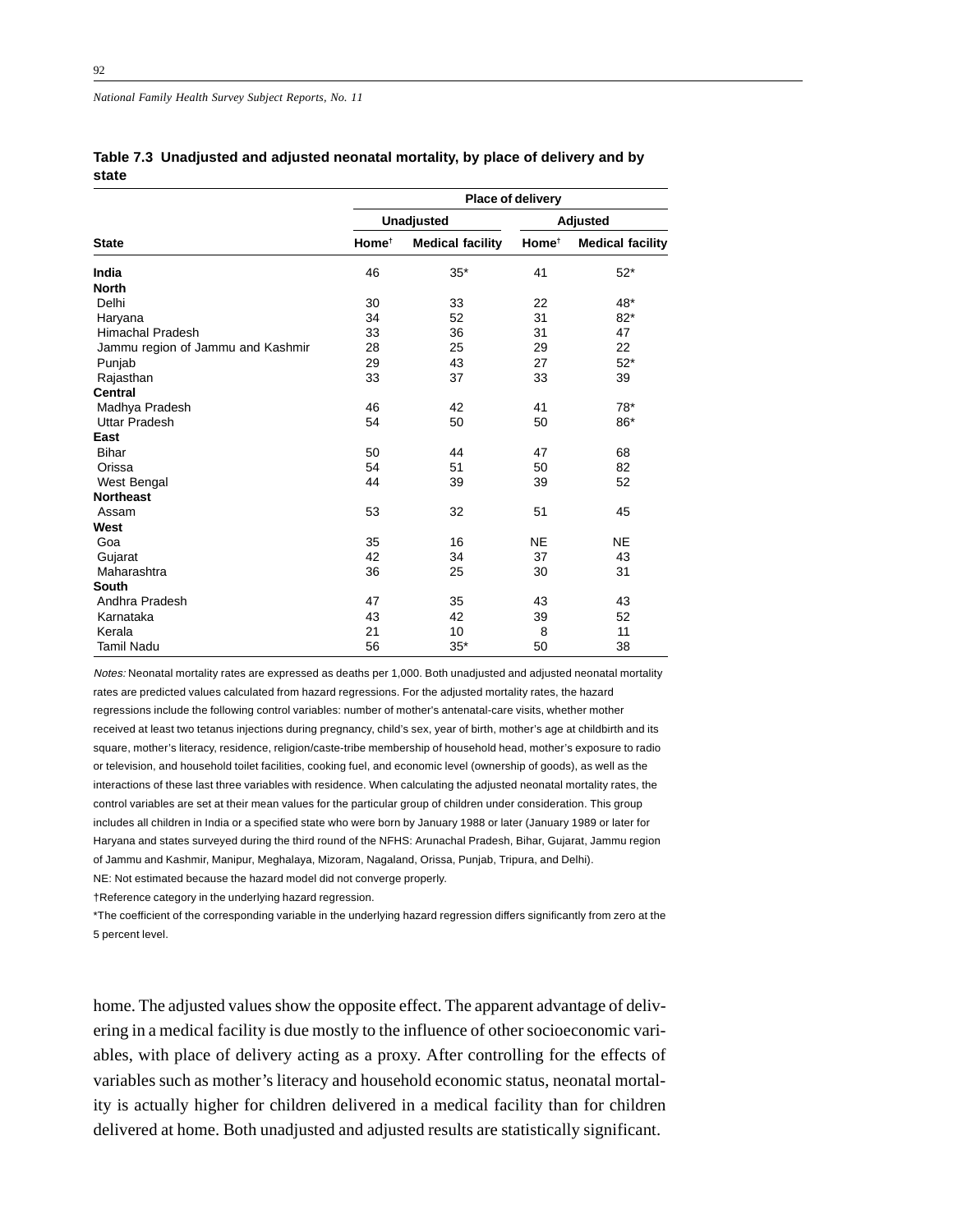**Table 7.3 Unadjusted and adjusted neonatal mortality, by place of delivery and by state**

| | Place of delivery | | | |
|---|---|---|---|---|
| | Unadjusted | | Adjusted | |
| State | Home† | Medical facility | Home† | Medical facility |
| **India** | 46 | 35* | 41 | 52* |
| **North** | | | | |
| Delhi | 30 | 33 | 22 | 48* |
| Haryana | 34 | 52 | 31 | 82* |
| Himachal Pradesh | 33 | 36 | 31 | 47 |
| Jammu region of Jammu and Kashmir | 28 | 25 | 29 | 22 |
| Punjab | 29 | 43 | 27 | 52* |
| Rajasthan | 33 | 37 | 33 | 39 |
| **Central** | | | | |
| Madhya Pradesh | 46 | 42 | 41 | 78* |
| Uttar Pradesh | 54 | 50 | 50 | 86* |
| **East** | | | | |
| Bihar | 50 | 44 | 47 | 68 |
| Orissa | 54 | 51 | 50 | 82 |
| West Bengal | 44 | 39 | 39 | 52 |
| **Northeast** | | | | |
| Assam | 53 | 32 | 51 | 45 |
| **West** | | | | |
| Goa | 35 | 16 | NE | NE |
| Gujarat | 42 | 34 | 37 | 43 |
| Maharashtra | 36 | 25 | 30 | 31 |
| **South** | | | | |
| Andhra Pradesh | 47 | 35 | 43 | 43 |
| Karnataka | 43 | 42 | 39 | 52 |
| Kerala | 21 | 10 | 8 | 11 |
| Tamil Nadu | 56 | 35* | 50 | 38 |

*Notes:* Neonatal mortality rates are expressed as deaths per 1,000. Both unadjusted and adjusted neonatal mortality rates are predicted values calculated from hazard regressions. For the adjusted mortality rates, the hazard regressions include the following control variables: number of mother's antenatal-care visits, whether mother received at least two tetanus injections during pregnancy, child's sex, year of birth, mother's age at childbirth and its square, mother's literacy, residence, religion/caste-tribe membership of household head, mother's exposure to radio or television, and household toilet facilities, cooking fuel, and economic level (ownership of goods), as well as the interactions of these last three variables with residence. When calculating the adjusted neonatal mortality rates, the control variables are set at their mean values for the particular group of children under consideration. This group includes all children in India or a specified state who were born by January 1988 or later (January 1989 or later for Haryana and states surveyed during the third round of the NFHS: Arunachal Pradesh, Bihar, Gujarat, Jammu region of Jammu and Kashmir, Manipur, Meghalaya, Mizoram, Nagaland, Orissa, Punjab, Tripura, and Delhi).

NE: Not estimated because the hazard model did not converge properly.

†Reference category in the underlying hazard regression.

*The coefficient of the corresponding variable in the underlying hazard regression differs significantly from zero at the 5 percent level.

home. The adjusted values show the opposite effect. The apparent advantage of delivering in a medical facility is due mostly to the influence of other socioeconomic variables, with place of delivery acting as a proxy. After controlling for the effects of variables such as mother's literacy and household economic status, neonatal mortality is actually higher for children delivered in a medical facility than for children delivered at home. Both unadjusted and adjusted results are statistically significant.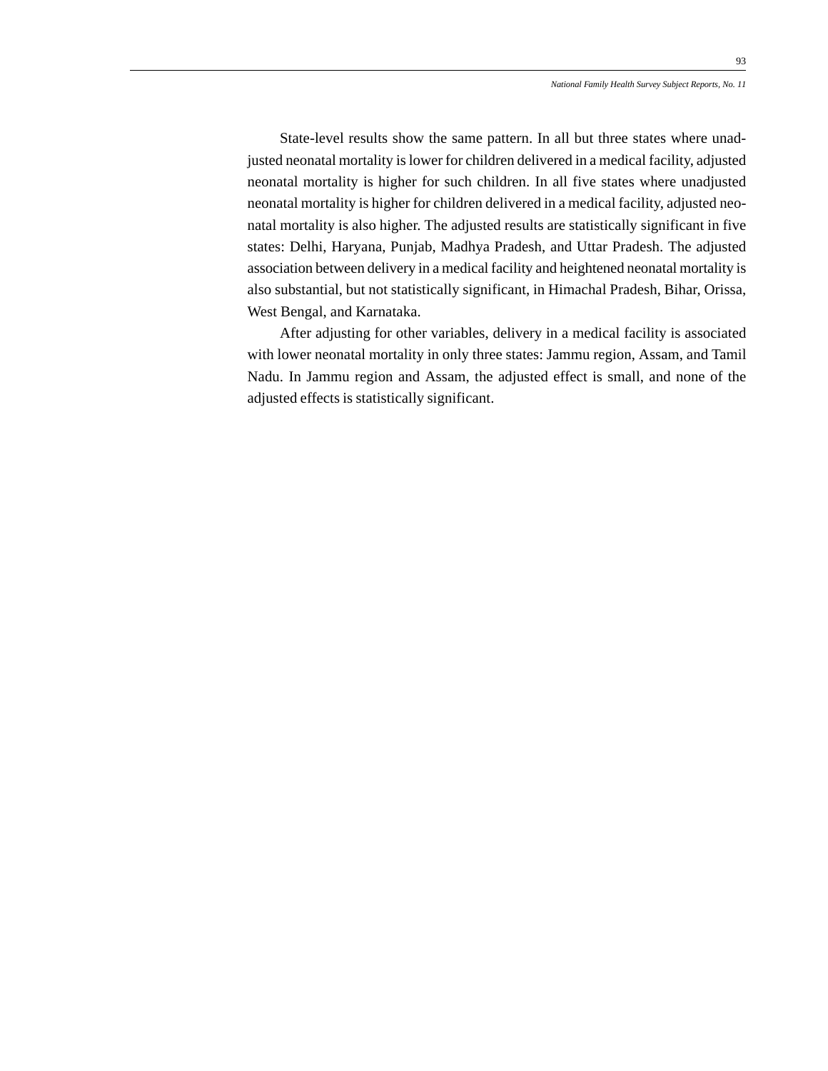State-level results show the same pattern. In all but three states where unadjusted neonatal mortality is lower for children delivered in a medical facility, adjusted neonatal mortality is higher for such children. In all five states where unadjusted neonatal mortality is higher for children delivered in a medical facility, adjusted neonatal mortality is also higher. The adjusted results are statistically significant in five states: Delhi, Haryana, Punjab, Madhya Pradesh, and Uttar Pradesh. The adjusted association between delivery in a medical facility and heightened neonatal mortality is also substantial, but not statistically significant, in Himachal Pradesh, Bihar, Orissa, West Bengal, and Karnataka.

After adjusting for other variables, delivery in a medical facility is associated with lower neonatal mortality in only three states: Jammu region, Assam, and Tamil Nadu. In Jammu region and Assam, the adjusted effect is small, and none of the adjusted effects is statistically significant.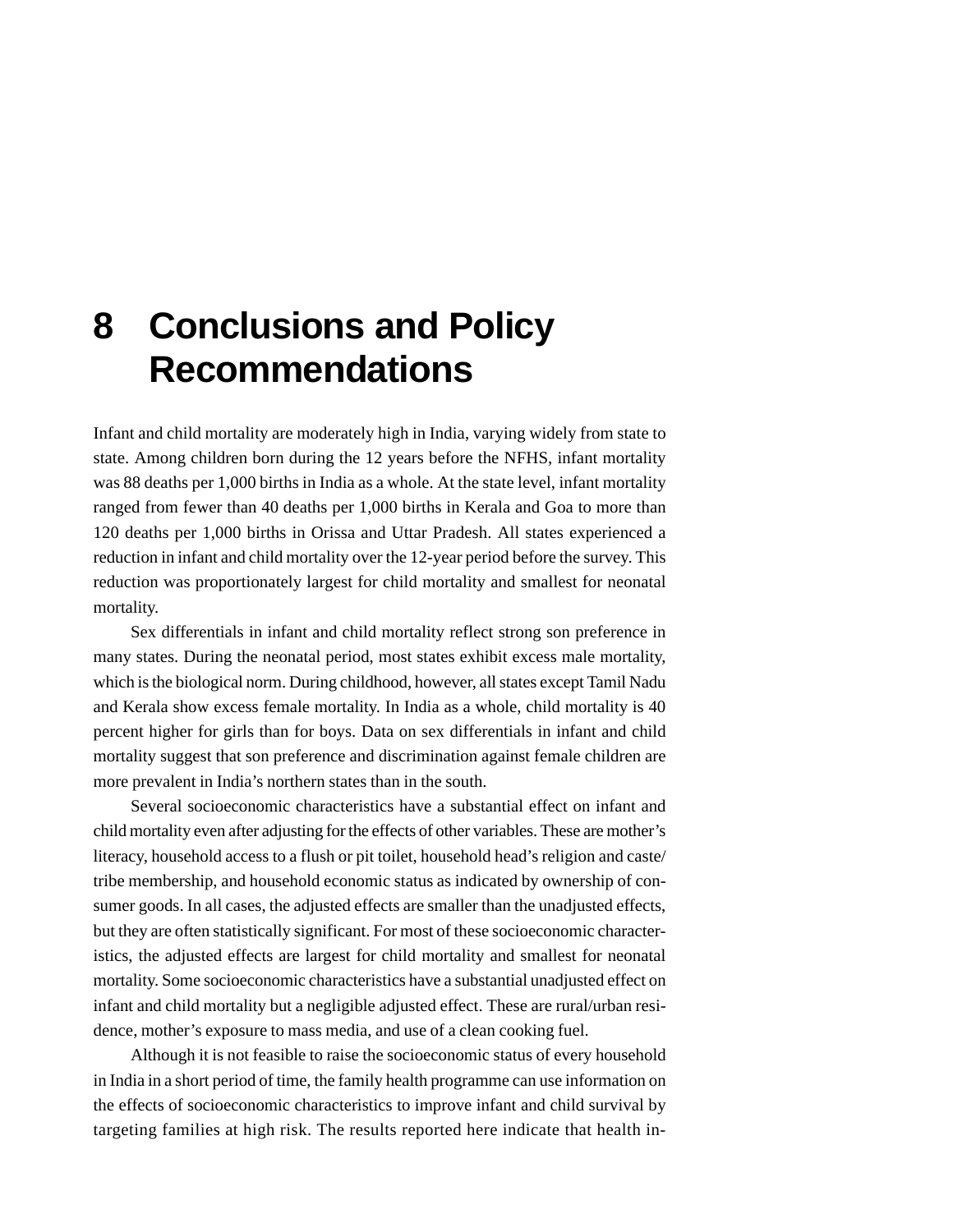# 8 Conclusions and Policy Recommendations

Infant and child mortality are moderately high in India, varying widely from state to state. Among children born during the 12 years before the NFHS, infant mortality was 88 deaths per 1,000 births in India as a whole. At the state level, infant mortality ranged from fewer than 40 deaths per 1,000 births in Kerala and Goa to more than 120 deaths per 1,000 births in Orissa and Uttar Pradesh. All states experienced a reduction in infant and child mortality over the 12-year period before the survey. This reduction was proportionately largest for child mortality and smallest for neonatal mortality.

Sex differentials in infant and child mortality reflect strong son preference in many states. During the neonatal period, most states exhibit excess male mortality, which is the biological norm. During childhood, however, all states except Tamil Nadu and Kerala show excess female mortality. In India as a whole, child mortality is 40 percent higher for girls than for boys. Data on sex differentials in infant and child mortality suggest that son preference and discrimination against female children are more prevalent in India's northern states than in the south.

Several socioeconomic characteristics have a substantial effect on infant and child mortality even after adjusting for the effects of other variables. These are mother's literacy, household access to a flush or pit toilet, household head's religion and caste/tribe membership, and household economic status as indicated by ownership of consumer goods. In all cases, the adjusted effects are smaller than the unadjusted effects, but they are often statistically significant. For most of these socioeconomic characteristics, the adjusted effects are largest for child mortality and smallest for neonatal mortality. Some socioeconomic characteristics have a substantial unadjusted effect on infant and child mortality but a negligible adjusted effect. These are rural/urban residence, mother's exposure to mass media, and use of a clean cooking fuel.

Although it is not feasible to raise the socioeconomic status of every household in India in a short period of time, the family health programme can use information on the effects of socioeconomic characteristics to improve infant and child survival by targeting families at high risk. The results reported here indicate that health in-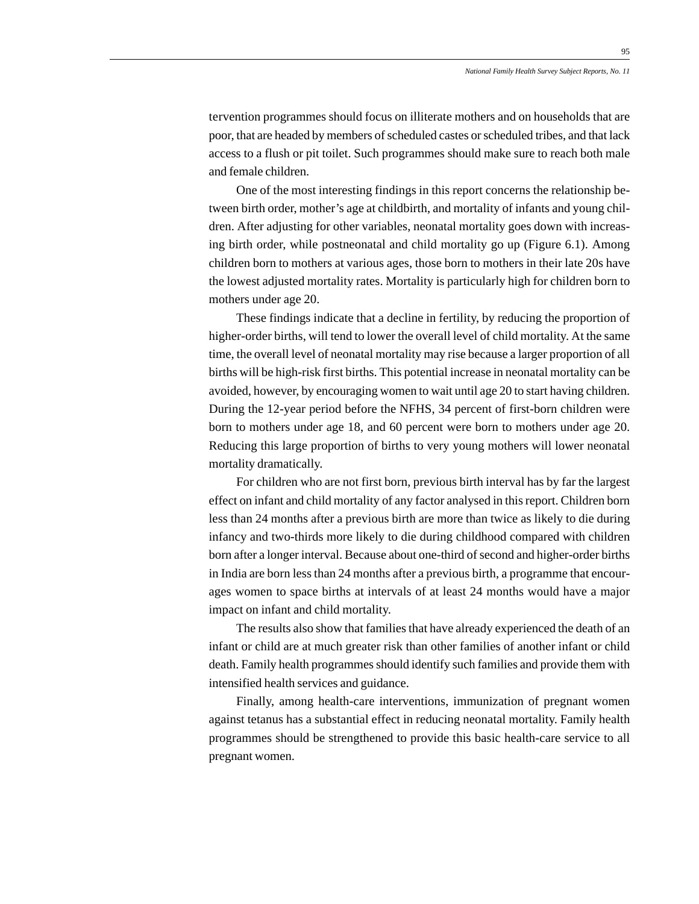tervention programmes should focus on illiterate mothers and on households that are poor, that are headed by members of scheduled castes or scheduled tribes, and that lack access to a flush or pit toilet. Such programmes should make sure to reach both male and female children.

One of the most interesting findings in this report concerns the relationship between birth order, mother's age at childbirth, and mortality of infants and young children. After adjusting for other variables, neonatal mortality goes down with increasing birth order, while postneonatal and child mortality go up (Figure 6.1). Among children born to mothers at various ages, those born to mothers in their late 20s have the lowest adjusted mortality rates. Mortality is particularly high for children born to mothers under age 20.

These findings indicate that a decline in fertility, by reducing the proportion of higher-order births, will tend to lower the overall level of child mortality. At the same time, the overall level of neonatal mortality may rise because a larger proportion of all births will be high-risk first births. This potential increase in neonatal mortality can be avoided, however, by encouraging women to wait until age 20 to start having children. During the 12-year period before the NFHS, 34 percent of first-born children were born to mothers under age 18, and 60 percent were born to mothers under age 20. Reducing this large proportion of births to very young mothers will lower neonatal mortality dramatically.

For children who are not first born, previous birth interval has by far the largest effect on infant and child mortality of any factor analysed in this report. Children born less than 24 months after a previous birth are more than twice as likely to die during infancy and two-thirds more likely to die during childhood compared with children born after a longer interval. Because about one-third of second and higher-order births in India are born less than 24 months after a previous birth, a programme that encourages women to space births at intervals of at least 24 months would have a major impact on infant and child mortality.

The results also show that families that have already experienced the death of an infant or child are at much greater risk than other families of another infant or child death. Family health programmes should identify such families and provide them with intensified health services and guidance.

Finally, among health-care interventions, immunization of pregnant women against tetanus has a substantial effect in reducing neonatal mortality. Family health programmes should be strengthened to provide this basic health-care service to all pregnant women.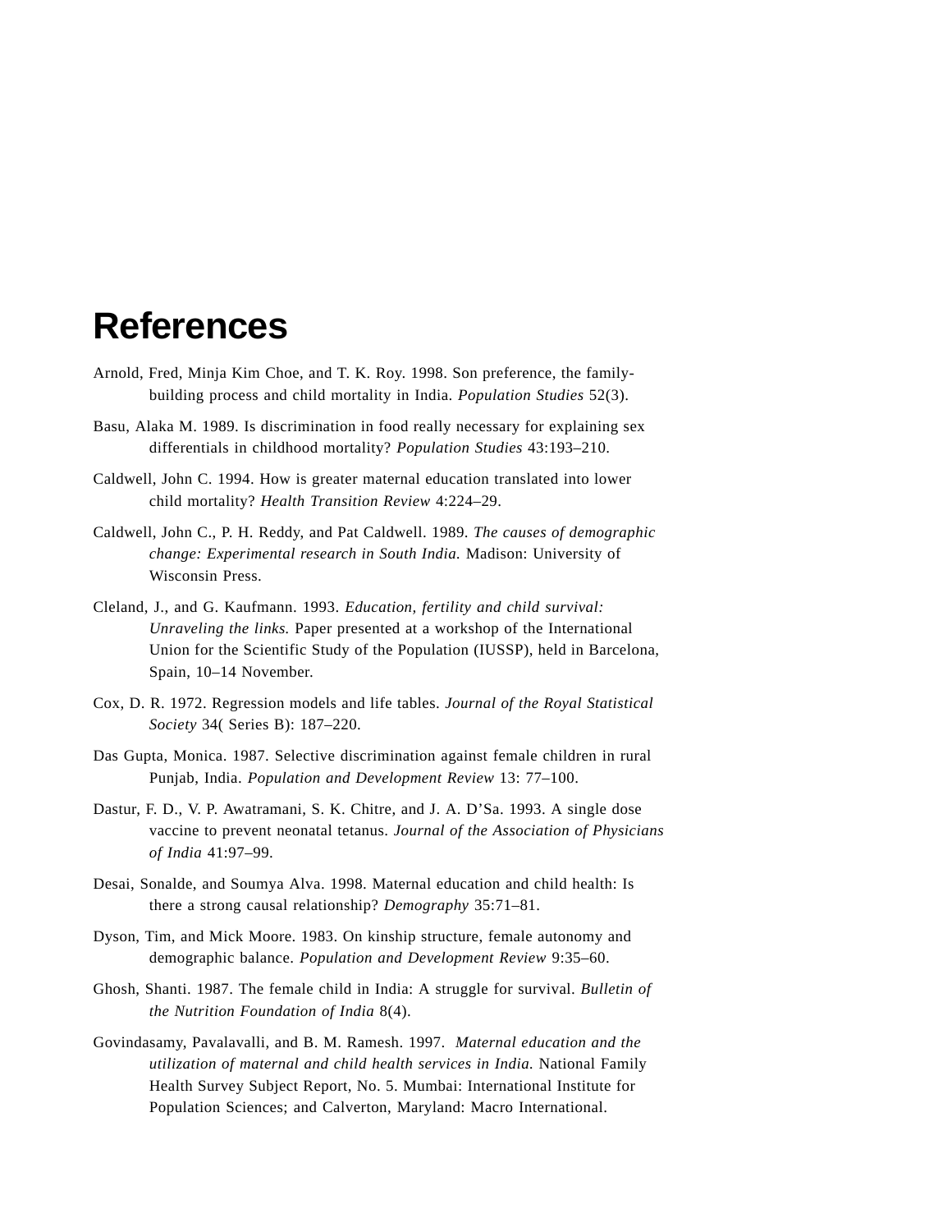# References

Arnold, Fred, Minja Kim Choe, and T. K. Roy. 1998. Son preference, the family-building process and child mortality in India. *Population Studies* 52(3).

Basu, Alaka M. 1989. Is discrimination in food really necessary for explaining sex differentials in childhood mortality? *Population Studies* 43:193–210.

Caldwell, John C. 1994. How is greater maternal education translated into lower child mortality? *Health Transition Review* 4:224–29.

Caldwell, John C., P. H. Reddy, and Pat Caldwell. 1989. *The causes of demographic change: Experimental research in South India.* Madison: University of Wisconsin Press.

Cleland, J., and G. Kaufmann. 1993. *Education, fertility and child survival: Unraveling the links.* Paper presented at a workshop of the International Union for the Scientific Study of the Population (IUSSP), held in Barcelona, Spain, 10–14 November.

Cox, D. R. 1972. Regression models and life tables. *Journal of the Royal Statistical Society* 34( Series B): 187–220.

Das Gupta, Monica. 1987. Selective discrimination against female children in rural Punjab, India. *Population and Development Review* 13: 77–100.

Dastur, F. D., V. P. Awatramani, S. K. Chitre, and J. A. D'Sa. 1993. A single dose vaccine to prevent neonatal tetanus. *Journal of the Association of Physicians of India* 41:97–99.

Desai, Sonalde, and Soumya Alva. 1998. Maternal education and child health: Is there a strong causal relationship? *Demography* 35:71–81.

Dyson, Tim, and Mick Moore. 1983. On kinship structure, female autonomy and demographic balance. *Population and Development Review* 9:35–60.

Ghosh, Shanti. 1987. The female child in India: A struggle for survival. *Bulletin of the Nutrition Foundation of India* 8(4).

Govindasamy, Pavalavalli, and B. M. Ramesh. 1997. *Maternal education and the utilization of maternal and child health services in India.* National Family Health Survey Subject Report, No. 5. Mumbai: International Institute for Population Sciences; and Calverton, Maryland: Macro International.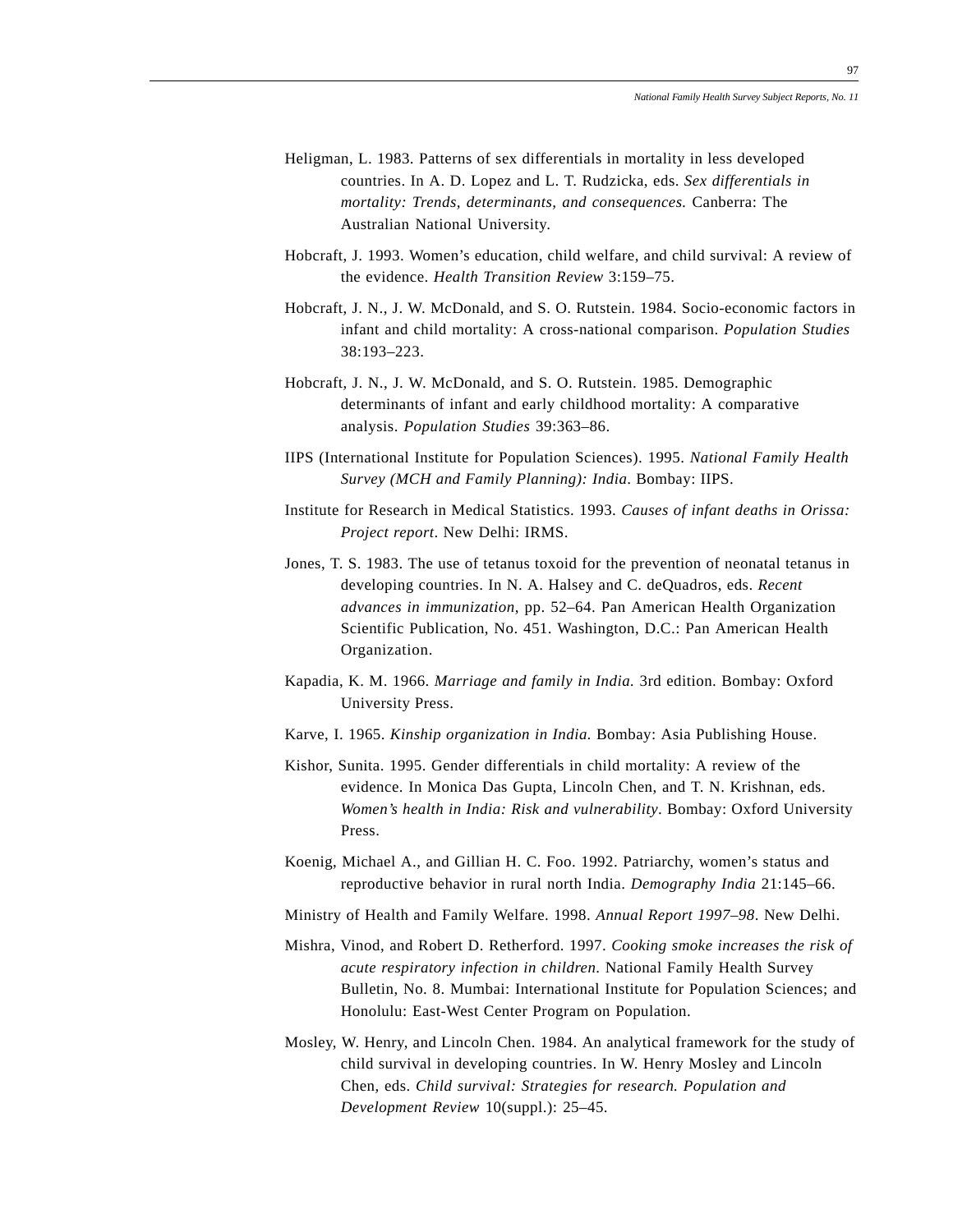Heligman, L. 1983. Patterns of sex differentials in mortality in less developed countries. In A. D. Lopez and L. T. Rudzicka, eds. *Sex differentials in mortality: Trends, determinants, and consequences.* Canberra: The Australian National University.

Hobcraft, J. 1993. Women's education, child welfare, and child survival: A review of the evidence. *Health Transition Review* 3:159–75.

Hobcraft, J. N., J. W. McDonald, and S. O. Rutstein. 1984. Socio-economic factors in infant and child mortality: A cross-national comparison. *Population Studies* 38:193–223.

Hobcraft, J. N., J. W. McDonald, and S. O. Rutstein. 1985. Demographic determinants of infant and early childhood mortality: A comparative analysis. *Population Studies* 39:363–86.

IIPS (International Institute for Population Sciences). 1995. *National Family Health Survey (MCH and Family Planning): India*. Bombay: IIPS.

Institute for Research in Medical Statistics. 1993. *Causes of infant deaths in Orissa: Project report*. New Delhi: IRMS.

Jones, T. S. 1983. The use of tetanus toxoid for the prevention of neonatal tetanus in developing countries. In N. A. Halsey and C. deQuadros, eds. *Recent advances in immunization*, pp. 52–64. Pan American Health Organization Scientific Publication, No. 451. Washington, D.C.: Pan American Health Organization.

Kapadia, K. M. 1966. *Marriage and family in India.* 3rd edition. Bombay: Oxford University Press.

Karve, I. 1965. *Kinship organization in India.* Bombay: Asia Publishing House.

Kishor, Sunita. 1995. Gender differentials in child mortality: A review of the evidence. In Monica Das Gupta, Lincoln Chen, and T. N. Krishnan, eds. *Women's health in India: Risk and vulnerability*. Bombay: Oxford University Press.

Koenig, Michael A., and Gillian H. C. Foo. 1992. Patriarchy, women's status and reproductive behavior in rural north India. *Demography India* 21:145–66.

Ministry of Health and Family Welfare. 1998. *Annual Report 1997–98*. New Delhi.

Mishra, Vinod, and Robert D. Retherford. 1997. *Cooking smoke increases the risk of acute respiratory infection in children*. National Family Health Survey Bulletin, No. 8. Mumbai: International Institute for Population Sciences; and Honolulu: East-West Center Program on Population.

Mosley, W. Henry, and Lincoln Chen. 1984. An analytical framework for the study of child survival in developing countries. In W. Henry Mosley and Lincoln Chen, eds. *Child survival: Strategies for research. Population and Development Review* 10(suppl.): 25–45.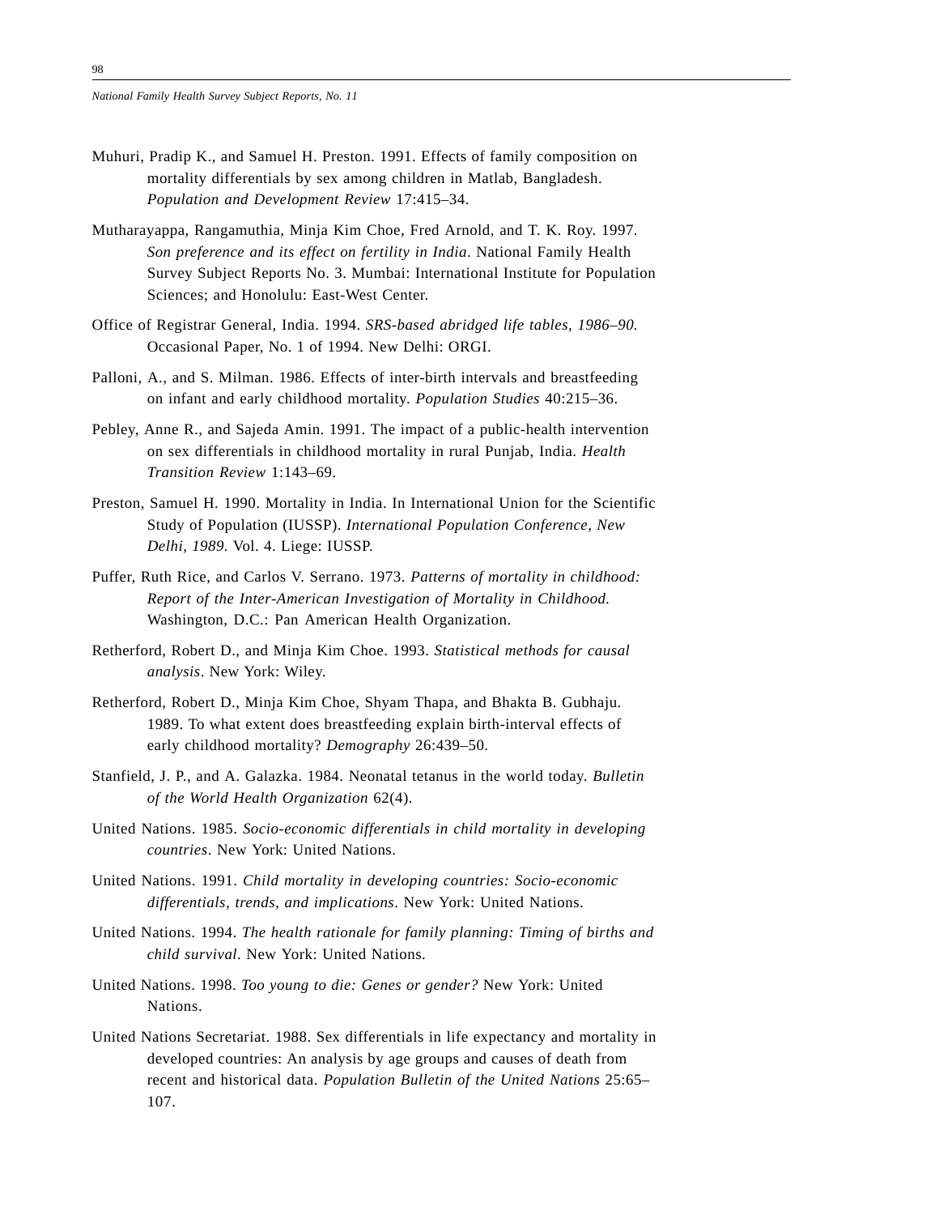Muhuri, Pradip K., and Samuel H. Preston. 1991. Effects of family composition on mortality differentials by sex among children in Matlab, Bangladesh. *Population and Development Review* 17:415–34.

Mutharayappa, Rangamuthia, Minja Kim Choe, Fred Arnold, and T. K. Roy. 1997. *Son preference and its effect on fertility in India*. National Family Health Survey Subject Reports No. 3. Mumbai: International Institute for Population Sciences; and Honolulu: East-West Center.

Office of Registrar General, India. 1994. *SRS-based abridged life tables, 1986–90.* Occasional Paper, No. 1 of 1994. New Delhi: ORGI.

Palloni, A., and S. Milman. 1986. Effects of inter-birth intervals and breastfeeding on infant and early childhood mortality. *Population Studies* 40:215–36.

Pebley, Anne R., and Sajeda Amin. 1991. The impact of a public-health intervention on sex differentials in childhood mortality in rural Punjab, India. *Health Transition Review* 1:143–69.

Preston, Samuel H. 1990. Mortality in India. In International Union for the Scientific Study of Population (IUSSP). *International Population Conference, New Delhi, 1989.* Vol. 4. Liege: IUSSP.

Puffer, Ruth Rice, and Carlos V. Serrano. 1973. *Patterns of mortality in childhood: Report of the Inter-American Investigation of Mortality in Childhood.* Washington, D.C.: Pan American Health Organization.

Retherford, Robert D., and Minja Kim Choe. 1993. *Statistical methods for causal analysis*. New York: Wiley.

Retherford, Robert D., Minja Kim Choe, Shyam Thapa, and Bhakta B. Gubhaju. 1989. To what extent does breastfeeding explain birth-interval effects of early childhood mortality? *Demography* 26:439–50.

Stanfield, J. P., and A. Galazka. 1984. Neonatal tetanus in the world today. *Bulletin of the World Health Organization* 62(4).

United Nations. 1985. *Socio-economic differentials in child mortality in developing countries*. New York: United Nations.

United Nations. 1991. *Child mortality in developing countries: Socio-economic differentials, trends, and implications*. New York: United Nations.

United Nations. 1994. *The health rationale for family planning: Timing of births and child survival*. New York: United Nations.

United Nations. 1998. *Too young to die: Genes or gender?* New York: United Nations.

United Nations Secretariat. 1988. Sex differentials in life expectancy and mortality in developed countries: An analysis by age groups and causes of death from recent and historical data. *Population Bulletin of the United Nations* 25:65–107.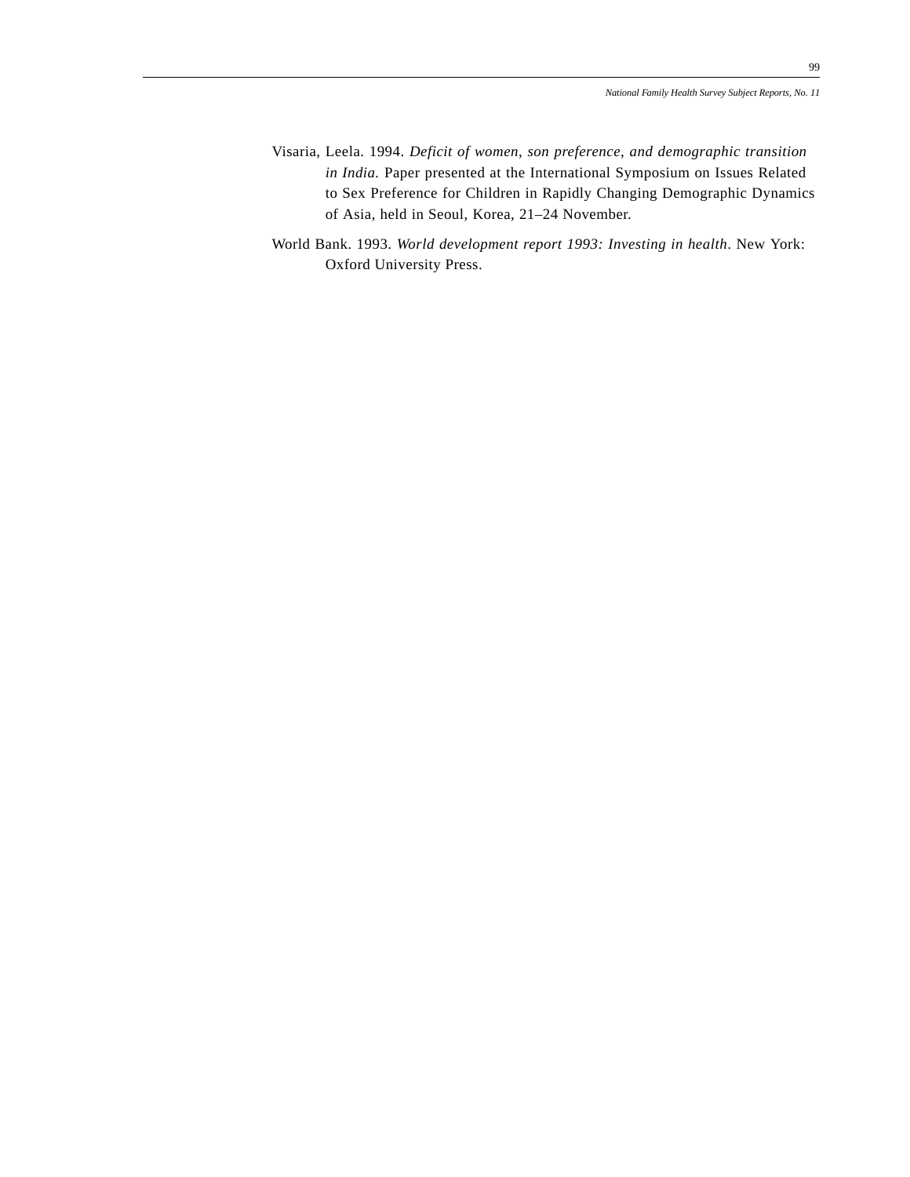Visaria, Leela. 1994. *Deficit of women, son preference, and demographic transition in India.* Paper presented at the International Symposium on Issues Related to Sex Preference for Children in Rapidly Changing Demographic Dynamics of Asia, held in Seoul, Korea, 21–24 November.

World Bank. 1993. *World development report 1993: Investing in health*. New York: Oxford University Press.